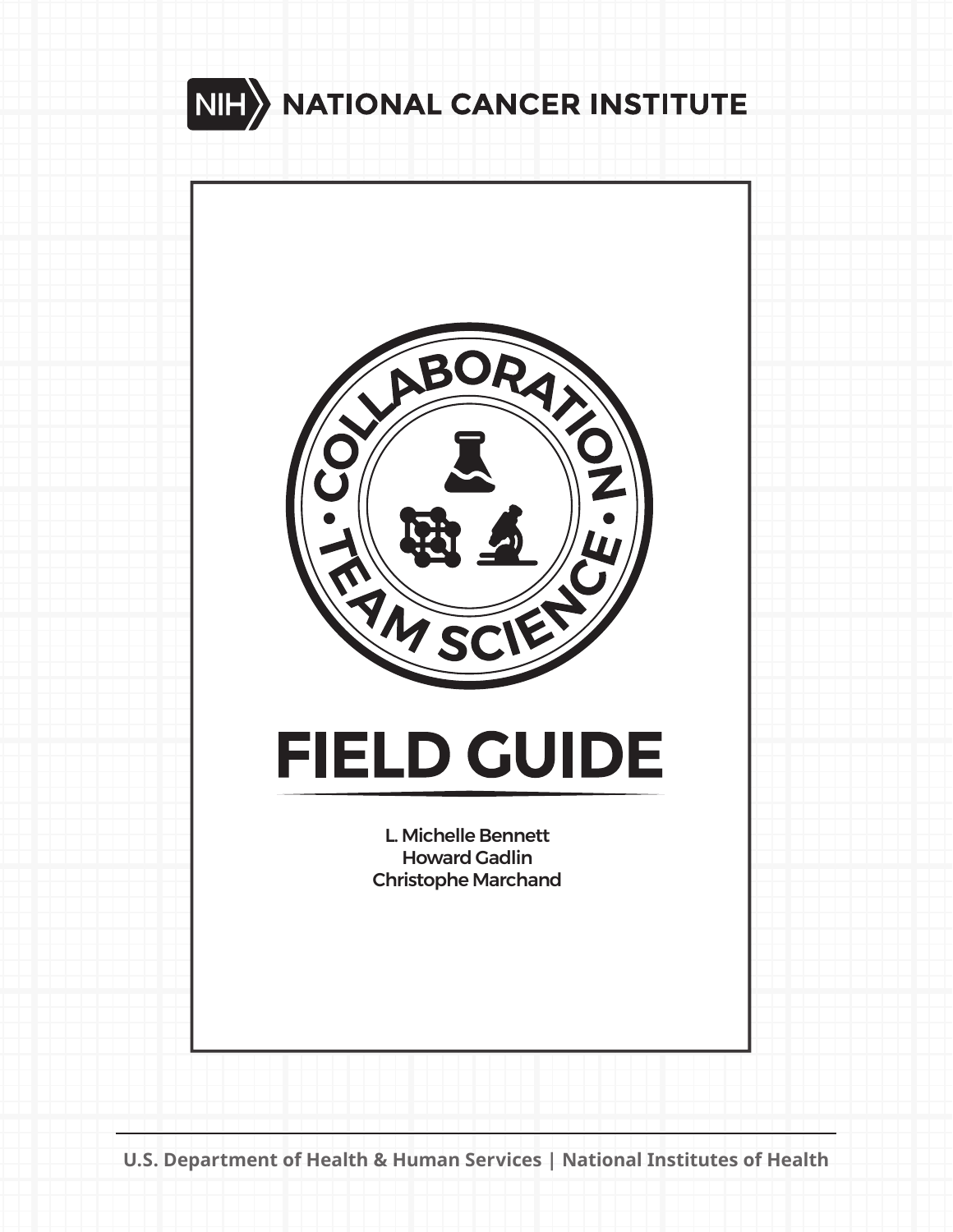NIH NATIONAL CANCER INSTITUTE

COLLABORATION • TEAM SCIENCE •

# FIELD GUIDE

L. Michelle Bennett
Howard Gadlin
Christophe Marchand

U.S. Department of Health & Human Services | National Institutes of Health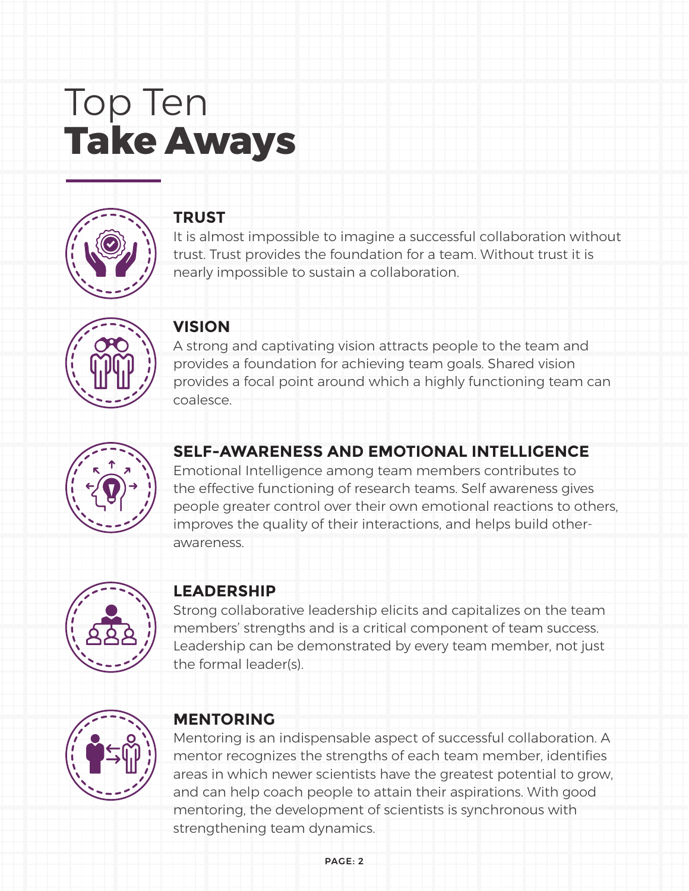# Top Ten **Take Aways**

## TRUST

It is almost impossible to imagine a successful collaboration without trust. Trust provides the foundation for a team. Without trust it is nearly impossible to sustain a collaboration.

## VISION

A strong and captivating vision attracts people to the team and provides a foundation for achieving team goals. Shared vision provides a focal point around which a highly functioning team can coalesce.

## SELF-AWARENESS AND EMOTIONAL INTELLIGENCE

Emotional Intelligence among team members contributes to the effective functioning of research teams. Self awareness gives people greater control over their own emotional reactions to others, improves the quality of their interactions, and helps build other-awareness.

## LEADERSHIP

Strong collaborative leadership elicits and capitalizes on the team members' strengths and is a critical component of team success. Leadership can be demonstrated by every team member, not just the formal leader(s).

## MENTORING

Mentoring is an indispensable aspect of successful collaboration. A mentor recognizes the strengths of each team member, identifies areas in which newer scientists have the greatest potential to grow, and can help coach people to attain their aspirations. With good mentoring, the development of scientists is synchronous with strengthening team dynamics.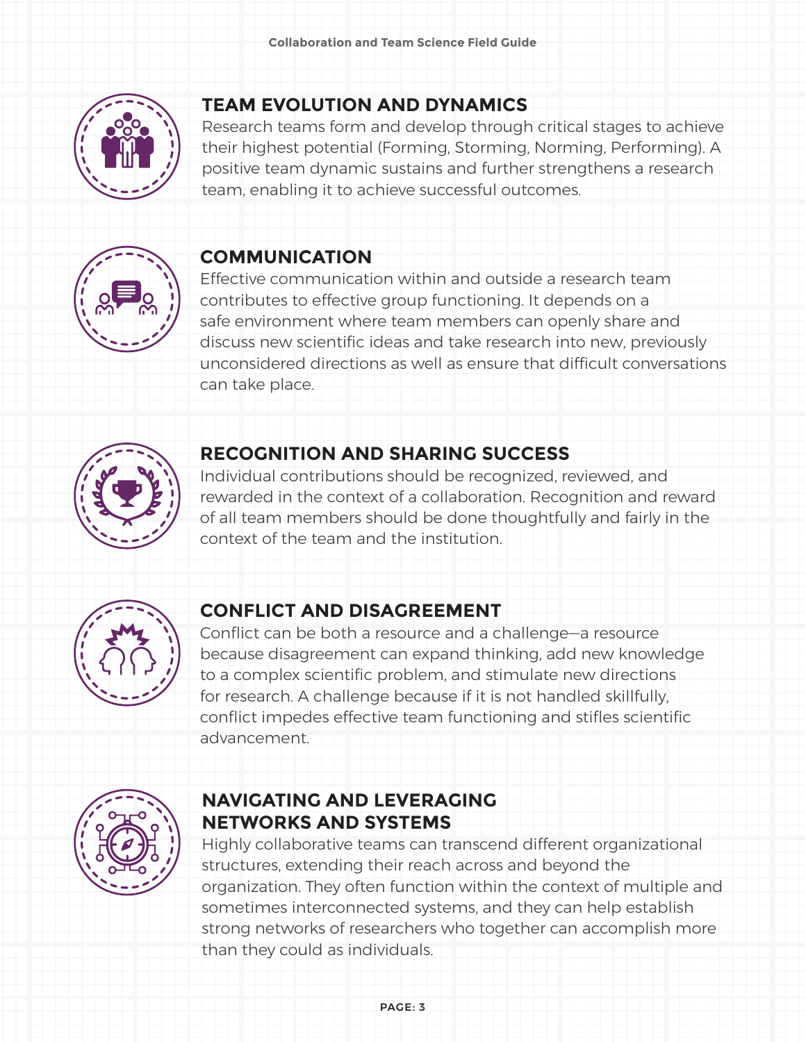## TEAM EVOLUTION AND DYNAMICS

Research teams form and develop through critical stages to achieve their highest potential (Forming, Storming, Norming, Performing). A positive team dynamic sustains and further strengthens a research team, enabling it to achieve successful outcomes.

## COMMUNICATION

Effective communication within and outside a research team contributes to effective group functioning. It depends on a safe environment where team members can openly share and discuss new scientific ideas and take research into new, previously unconsidered directions as well as ensure that difficult conversations can take place.

## RECOGNITION AND SHARING SUCCESS

Individual contributions should be recognized, reviewed, and rewarded in the context of a collaboration. Recognition and reward of all team members should be done thoughtfully and fairly in the context of the team and the institution.

## CONFLICT AND DISAGREEMENT

Conflict can be both a resource and a challenge—a resource because disagreement can expand thinking, add new knowledge to a complex scientific problem, and stimulate new directions for research. A challenge because if it is not handled skillfully, conflict impedes effective team functioning and stifles scientific advancement.

## NAVIGATING AND LEVERAGING NETWORKS AND SYSTEMS

Highly collaborative teams can transcend different organizational structures, extending their reach across and beyond the organization. They often function within the context of multiple and sometimes interconnected systems, and they can help establish strong networks of researchers who together can accomplish more than they could as individuals.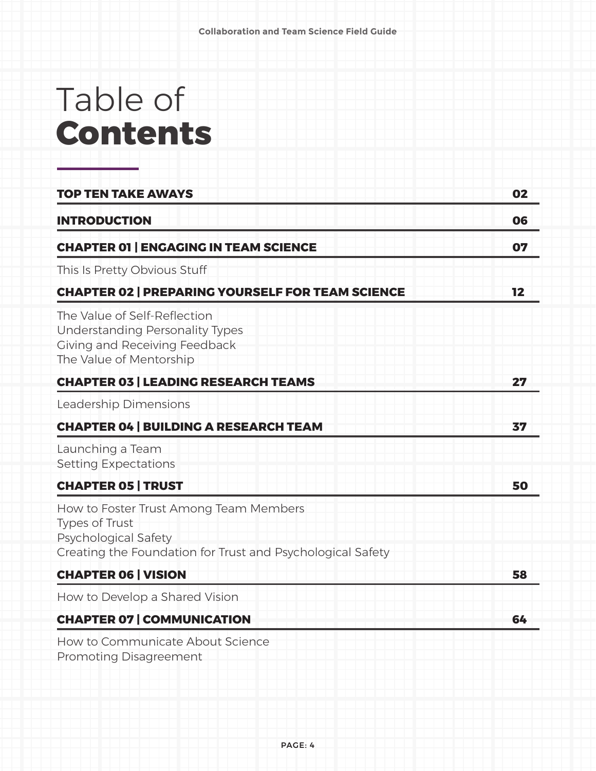# Table of **Contents**

| | |
|---|---|
| **TOP TEN TAKE AWAYS** | **02** |
| **INTRODUCTION** | **06** |
| **CHAPTER 01 \| ENGAGING IN TEAM SCIENCE** | **07** |
| This Is Pretty Obvious Stuff | |
| **CHAPTER 02 \| PREPARING YOURSELF FOR TEAM SCIENCE** | **12** |
| The Value of Self-Reflection<br>Understanding Personality Types<br>Giving and Receiving Feedback<br>The Value of Mentorship | |
| **CHAPTER 03 \| LEADING RESEARCH TEAMS** | **27** |
| Leadership Dimensions | |
| **CHAPTER 04 \| BUILDING A RESEARCH TEAM** | **37** |
| Launching a Team<br>Setting Expectations | |
| **CHAPTER 05 \| TRUST** | **50** |
| How to Foster Trust Among Team Members<br>Types of Trust<br>Psychological Safety<br>Creating the Foundation for Trust and Psychological Safety | |
| **CHAPTER 06 \| VISION** | **58** |
| How to Develop a Shared Vision | |
| **CHAPTER 07 \| COMMUNICATION** | **64** |
| How to Communicate About Science<br>Promoting Disagreement | |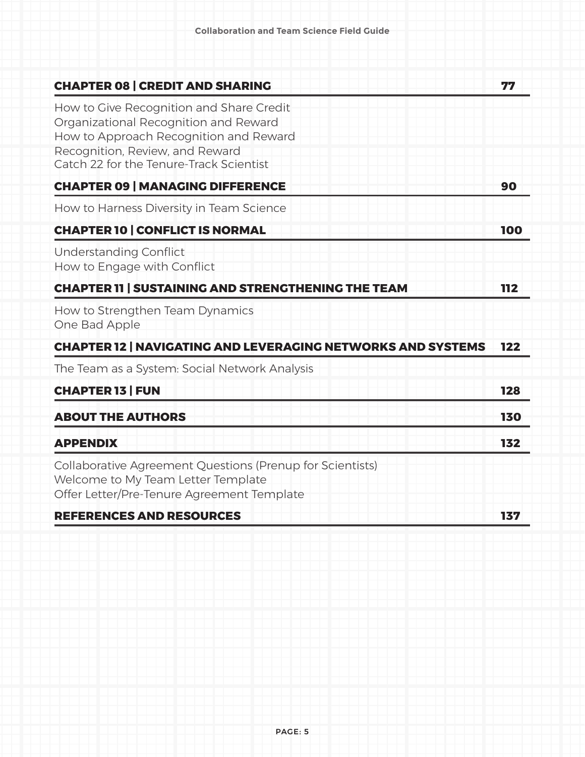| | |
|---|---|
| **CHAPTER 08 \| CREDIT AND SHARING** | **77** |
| How to Give Recognition and Share Credit<br>Organizational Recognition and Reward<br>How to Approach Recognition and Reward<br>Recognition, Review, and Reward<br>Catch 22 for the Tenure-Track Scientist | |
| **CHAPTER 09 \| MANAGING DIFFERENCE** | **90** |
| How to Harness Diversity in Team Science | |
| **CHAPTER 10 \| CONFLICT IS NORMAL** | **100** |
| Understanding Conflict<br>How to Engage with Conflict | |
| **CHAPTER 11 \| SUSTAINING AND STRENGTHENING THE TEAM** | **112** |
| How to Strengthen Team Dynamics<br>One Bad Apple | |
| **CHAPTER 12 \| NAVIGATING AND LEVERAGING NETWORKS AND SYSTEMS** | **122** |
| The Team as a System: Social Network Analysis | |
| **CHAPTER 13 \| FUN** | **128** |
| **ABOUT THE AUTHORS** | **130** |
| **APPENDIX** | **132** |
| Collaborative Agreement Questions (Prenup for Scientists)<br>Welcome to My Team Letter Template<br>Offer Letter/Pre-Tenure Agreement Template | |
| **REFERENCES AND RESOURCES** | **137** |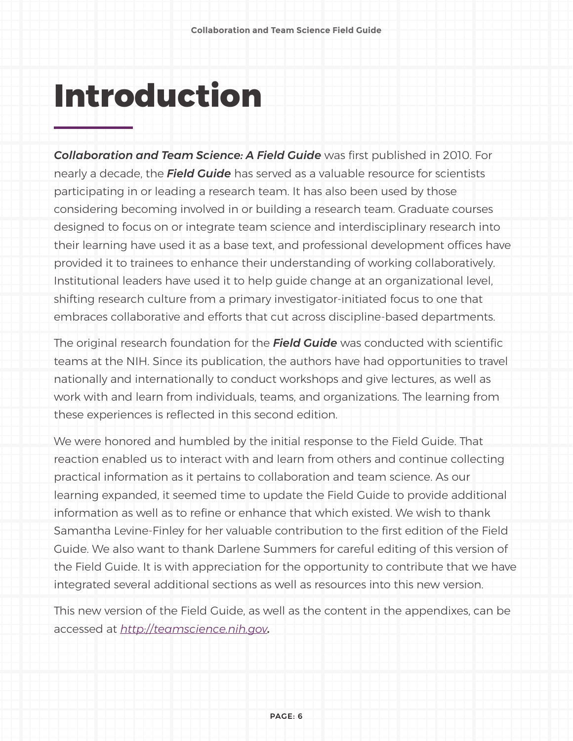# Introduction

***Collaboration and Team Science: A Field Guide*** was first published in 2010. For nearly a decade, the ***Field Guide*** has served as a valuable resource for scientists participating in or leading a research team. It has also been used by those considering becoming involved in or building a research team. Graduate courses designed to focus on or integrate team science and interdisciplinary research into their learning have used it as a base text, and professional development offices have provided it to trainees to enhance their understanding of working collaboratively. Institutional leaders have used it to help guide change at an organizational level, shifting research culture from a primary investigator-initiated focus to one that embraces collaborative and efforts that cut across discipline-based departments.

The original research foundation for the ***Field Guide*** was conducted with scientific teams at the NIH. Since its publication, the authors have had opportunities to travel nationally and internationally to conduct workshops and give lectures, as well as work with and learn from individuals, teams, and organizations. The learning from these experiences is reflected in this second edition.

We were honored and humbled by the initial response to the Field Guide. That reaction enabled us to interact with and learn from others and continue collecting practical information as it pertains to collaboration and team science. As our learning expanded, it seemed time to update the Field Guide to provide additional information as well as to refine or enhance that which existed. We wish to thank Samantha Levine-Finley for her valuable contribution to the first edition of the Field Guide. We also want to thank Darlene Summers for careful editing of this version of the Field Guide. It is with appreciation for the opportunity to contribute that we have integrated several additional sections as well as resources into this new version.

This new version of the Field Guide, as well as the content in the appendixes, can be accessed at *http://teamscience.nih.gov*.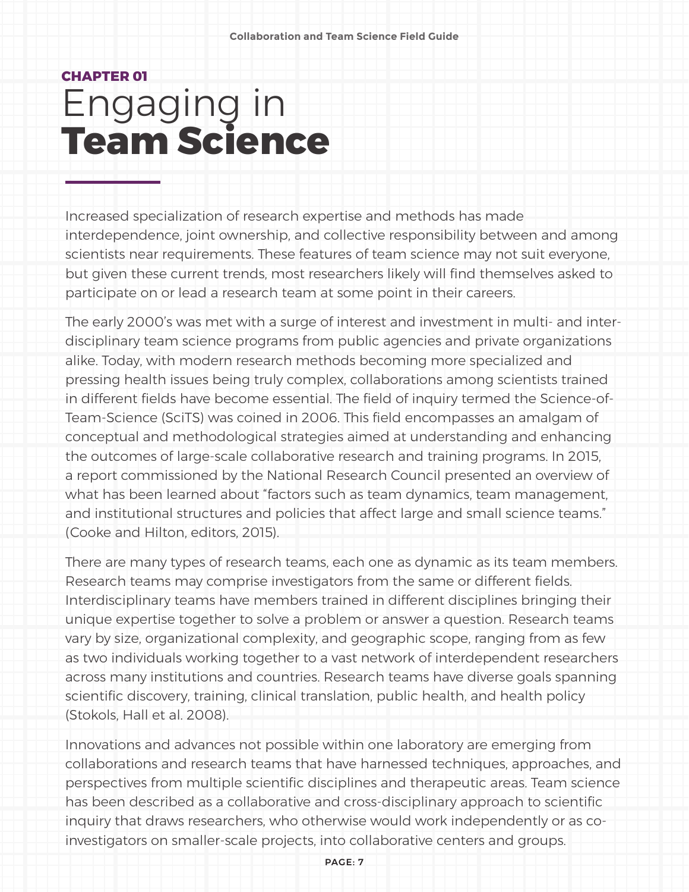CHAPTER 01

# Engaging in **Team Science**

Increased specialization of research expertise and methods has made interdependence, joint ownership, and collective responsibility between and among scientists near requirements. These features of team science may not suit everyone, but given these current trends, most researchers likely will find themselves asked to participate on or lead a research team at some point in their careers.

The early 2000's was met with a surge of interest and investment in multi- and inter-disciplinary team science programs from public agencies and private organizations alike. Today, with modern research methods becoming more specialized and pressing health issues being truly complex, collaborations among scientists trained in different fields have become essential. The field of inquiry termed the Science-of-Team-Science (SciTS) was coined in 2006. This field encompasses an amalgam of conceptual and methodological strategies aimed at understanding and enhancing the outcomes of large-scale collaborative research and training programs. In 2015, a report commissioned by the National Research Council presented an overview of what has been learned about "factors such as team dynamics, team management, and institutional structures and policies that affect large and small science teams." (Cooke and Hilton, editors, 2015).

There are many types of research teams, each one as dynamic as its team members. Research teams may comprise investigators from the same or different fields. Interdisciplinary teams have members trained in different disciplines bringing their unique expertise together to solve a problem or answer a question. Research teams vary by size, organizational complexity, and geographic scope, ranging from as few as two individuals working together to a vast network of interdependent researchers across many institutions and countries. Research teams have diverse goals spanning scientific discovery, training, clinical translation, public health, and health policy (Stokols, Hall et al. 2008).

Innovations and advances not possible within one laboratory are emerging from collaborations and research teams that have harnessed techniques, approaches, and perspectives from multiple scientific disciplines and therapeutic areas. Team science has been described as a collaborative and cross-disciplinary approach to scientific inquiry that draws researchers, who otherwise would work independently or as co-investigators on smaller-scale projects, into collaborative centers and groups.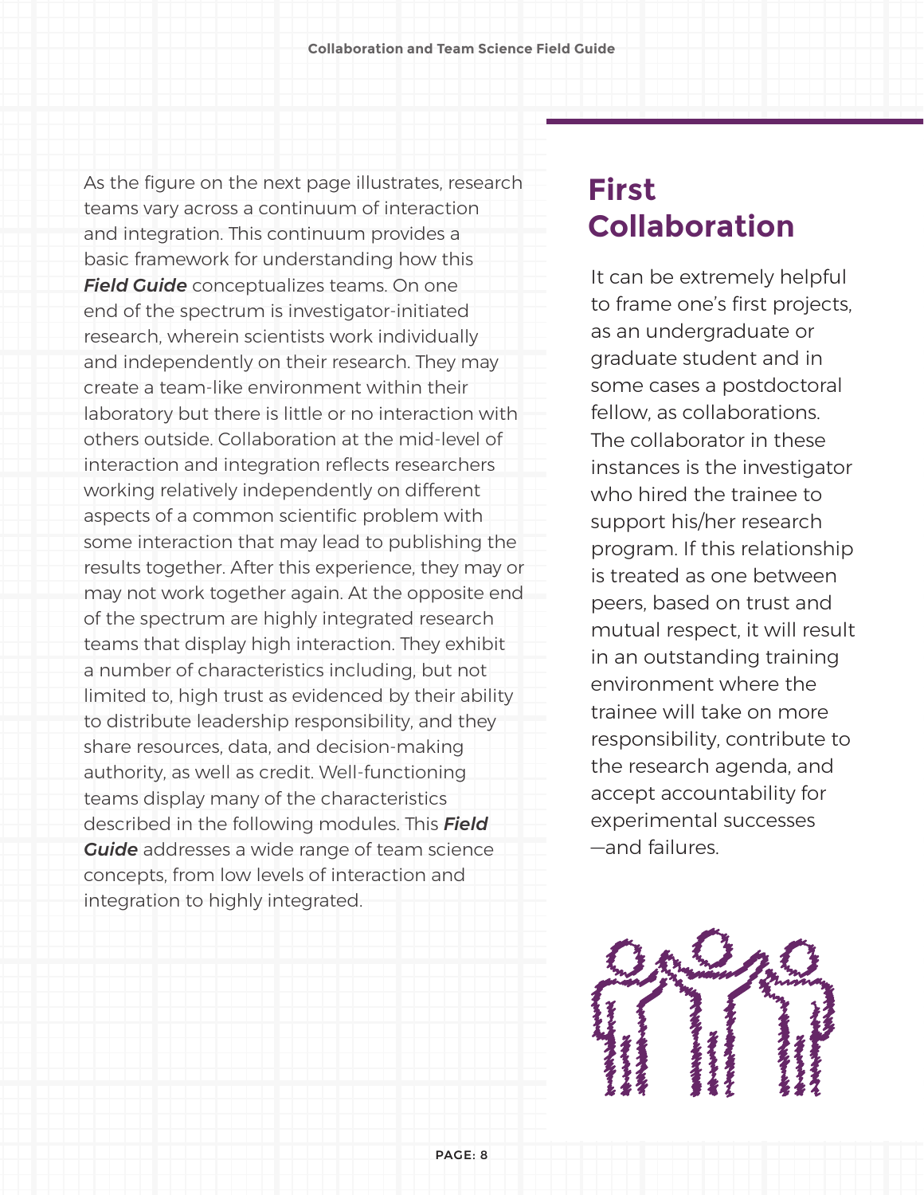As the figure on the next page illustrates, research teams vary across a continuum of interaction and integration. This continuum provides a basic framework for understanding how this ***Field Guide*** conceptualizes teams. On one end of the spectrum is investigator-initiated research, wherein scientists work individually and independently on their research. They may create a team-like environment within their laboratory but there is little or no interaction with others outside. Collaboration at the mid-level of interaction and integration reflects researchers working relatively independently on different aspects of a common scientific problem with some interaction that may lead to publishing the results together. After this experience, they may or may not work together again. At the opposite end of the spectrum are highly integrated research teams that display high interaction. They exhibit a number of characteristics including, but not limited to, high trust as evidenced by their ability to distribute leadership responsibility, and they share resources, data, and decision-making authority, as well as credit. Well-functioning teams display many of the characteristics described in the following modules. This ***Field Guide*** addresses a wide range of team science concepts, from low levels of interaction and integration to highly integrated.

## First Collaboration

It can be extremely helpful to frame one's first projects, as an undergraduate or graduate student and in some cases a postdoctoral fellow, as collaborations. The collaborator in these instances is the investigator who hired the trainee to support his/her research program. If this relationship is treated as one between peers, based on trust and mutual respect, it will result in an outstanding training environment where the trainee will take on more responsibility, contribute to the research agenda, and accept accountability for experimental successes —and failures.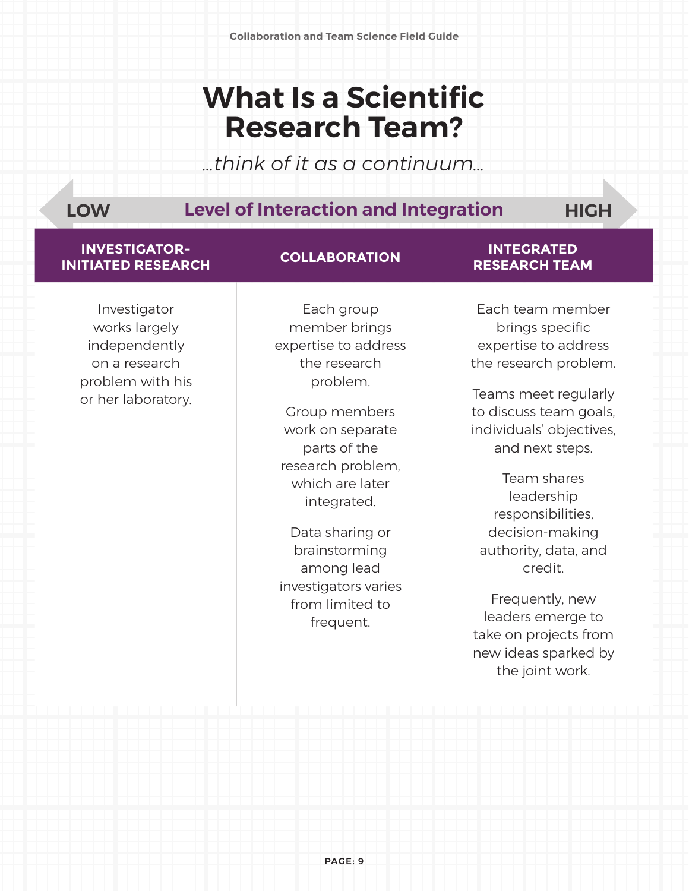# What Is a Scientific Research Team?

*...think of it as a continuum...*

LOW — **Level of Interaction and Integration** — HIGH

| INVESTIGATOR-INITIATED RESEARCH | COLLABORATION | INTEGRATED RESEARCH TEAM |
|---|---|---|
| Investigator works largely independently on a research problem with his or her laboratory. | Each group member brings expertise to address the research problem.<br><br>Group members work on separate parts of the research problem, which are later integrated.<br><br>Data sharing or brainstorming among lead investigators varies from limited to frequent. | Each team member brings specific expertise to address the research problem.<br><br>Teams meet regularly to discuss team goals, individuals' objectives, and next steps.<br><br>Team shares leadership responsibilities, decision-making authority, data, and credit.<br><br>Frequently, new leaders emerge to take on projects from new ideas sparked by the joint work. |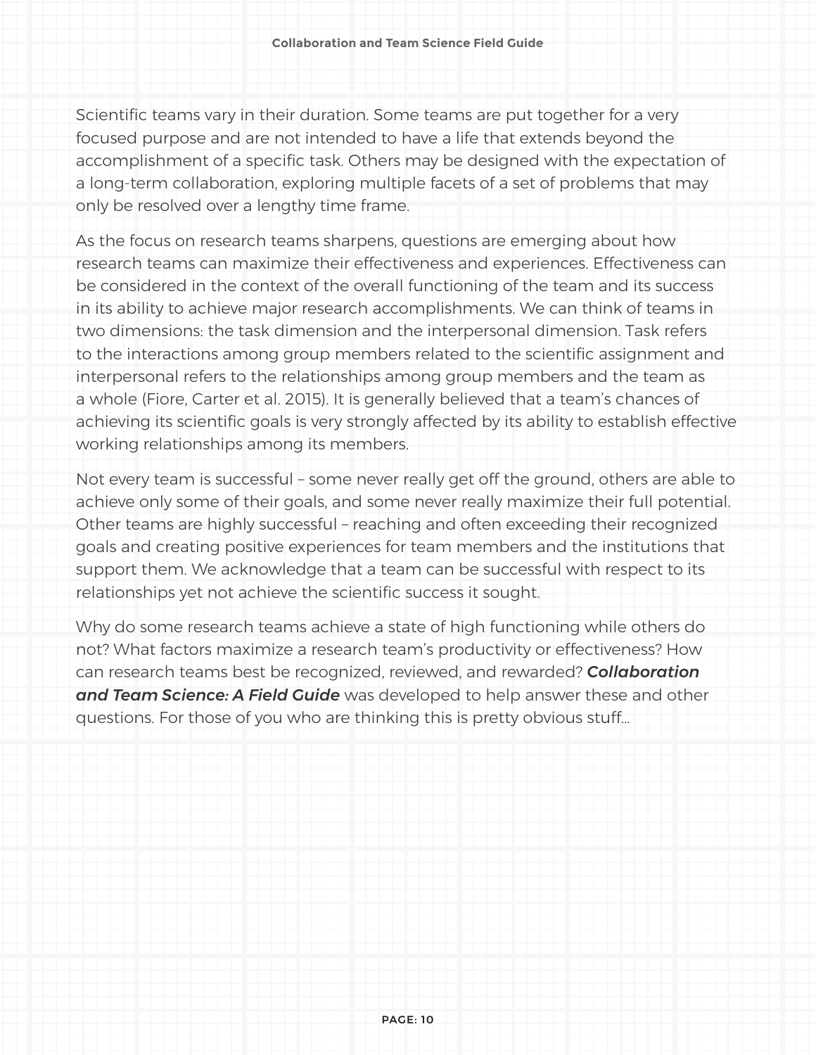Scientific teams vary in their duration. Some teams are put together for a very focused purpose and are not intended to have a life that extends beyond the accomplishment of a specific task. Others may be designed with the expectation of a long-term collaboration, exploring multiple facets of a set of problems that may only be resolved over a lengthy time frame.

As the focus on research teams sharpens, questions are emerging about how research teams can maximize their effectiveness and experiences. Effectiveness can be considered in the context of the overall functioning of the team and its success in its ability to achieve major research accomplishments. We can think of teams in two dimensions: the task dimension and the interpersonal dimension. Task refers to the interactions among group members related to the scientific assignment and interpersonal refers to the relationships among group members and the team as a whole (Fiore, Carter et al. 2015). It is generally believed that a team's chances of achieving its scientific goals is very strongly affected by its ability to establish effective working relationships among its members.

Not every team is successful – some never really get off the ground, others are able to achieve only some of their goals, and some never really maximize their full potential. Other teams are highly successful – reaching and often exceeding their recognized goals and creating positive experiences for team members and the institutions that support them. We acknowledge that a team can be successful with respect to its relationships yet not achieve the scientific success it sought.

Why do some research teams achieve a state of high functioning while others do not? What factors maximize a research team's productivity or effectiveness? How can research teams best be recognized, reviewed, and rewarded? ***Collaboration and Team Science: A Field Guide*** was developed to help answer these and other questions. For those of you who are thinking this is pretty obvious stuff...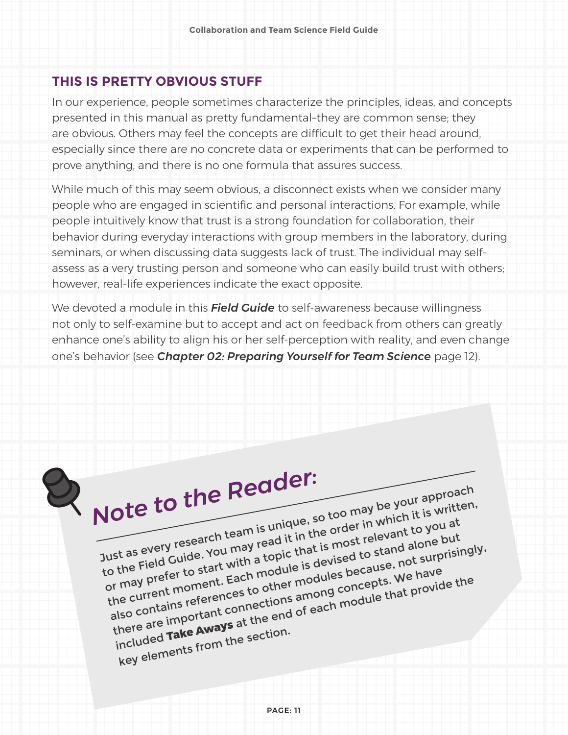## THIS IS PRETTY OBVIOUS STUFF

In our experience, people sometimes characterize the principles, ideas, and concepts presented in this manual as pretty fundamental–they are common sense; they are obvious. Others may feel the concepts are difficult to get their head around, especially since there are no concrete data or experiments that can be performed to prove anything, and there is no one formula that assures success.

While much of this may seem obvious, a disconnect exists when we consider many people who are engaged in scientific and personal interactions. For example, while people intuitively know that trust is a strong foundation for collaboration, their behavior during everyday interactions with group members in the laboratory, during seminars, or when discussing data suggests lack of trust. The individual may self-assess as a very trusting person and someone who can easily build trust with others; however, real-life experiences indicate the exact opposite.

We devoted a module in this ***Field Guide*** to self-awareness because willingness not only to self-examine but to accept and act on feedback from others can greatly enhance one's ability to align his or her self-perception with reality, and even change one's behavior (see ***Chapter 02: Preparing Yourself for Team Science*** page 12).

### Note to the Reader:

Just as every research team is unique, so too may be your approach to the Field Guide. You may read it in the order in which it is written, or may prefer to start with a topic that is most relevant to you at the current moment. Each module is devised to stand alone but also contains references to other modules because, not surprisingly, there are important connections among concepts. We have included **Take Aways** at the end of each module that provide the key elements from the section.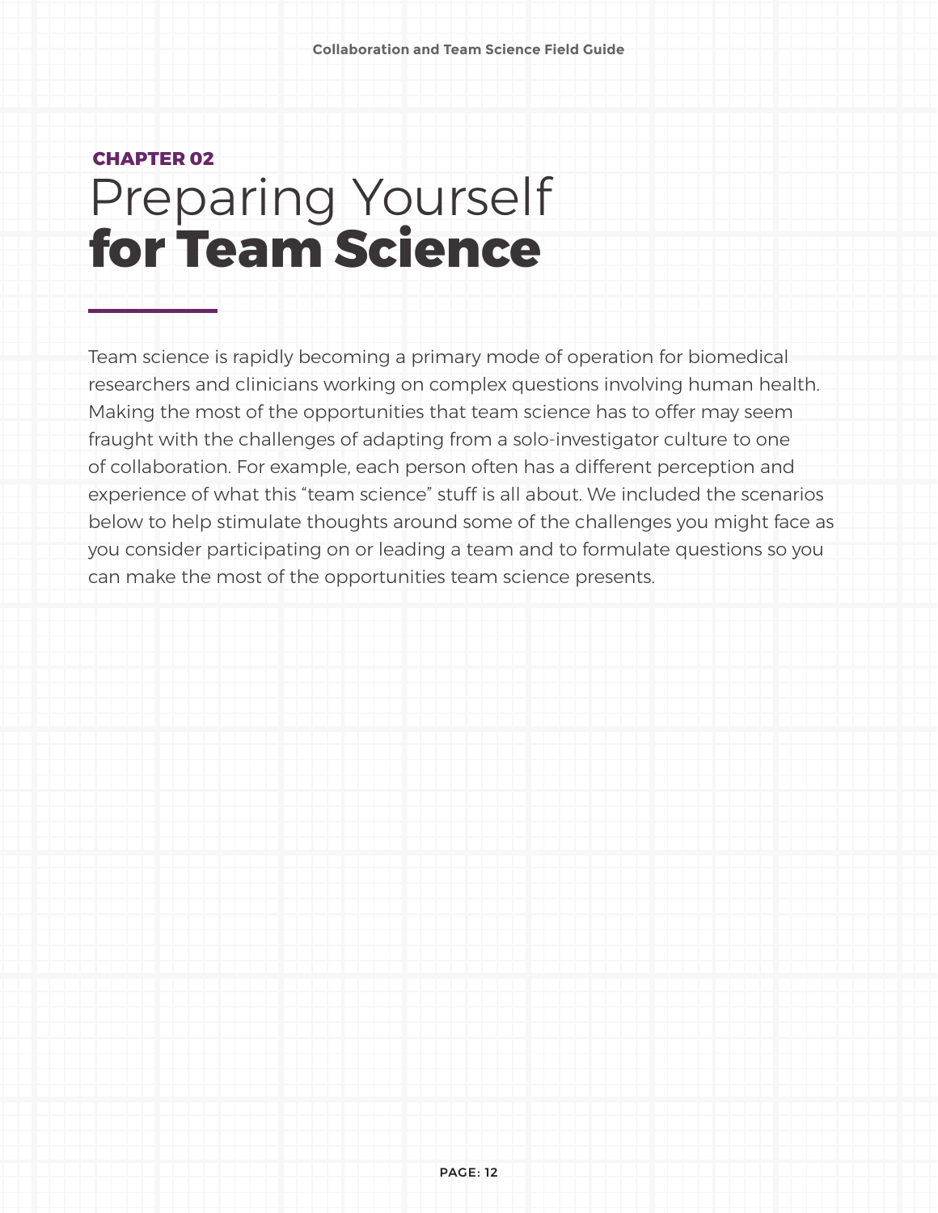**CHAPTER 02**

# Preparing Yourself **for Team Science**

Team science is rapidly becoming a primary mode of operation for biomedical researchers and clinicians working on complex questions involving human health. Making the most of the opportunities that team science has to offer may seem fraught with the challenges of adapting from a solo-investigator culture to one of collaboration. For example, each person often has a different perception and experience of what this "team science" stuff is all about. We included the scenarios below to help stimulate thoughts around some of the challenges you might face as you consider participating on or leading a team and to formulate questions so you can make the most of the opportunities team science presents.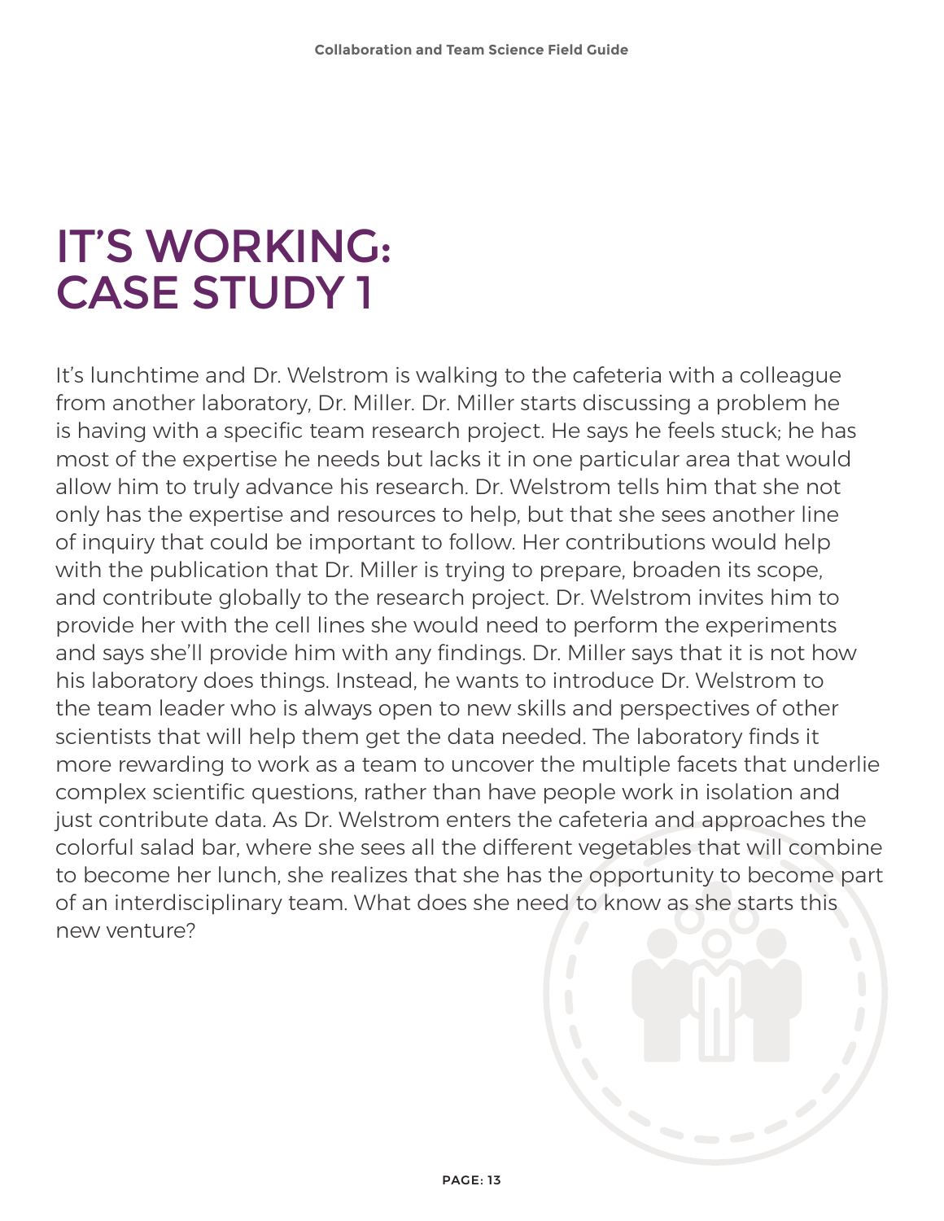# IT'S WORKING: CASE STUDY 1

It's lunchtime and Dr. Welstrom is walking to the cafeteria with a colleague from another laboratory, Dr. Miller. Dr. Miller starts discussing a problem he is having with a specific team research project. He says he feels stuck; he has most of the expertise he needs but lacks it in one particular area that would allow him to truly advance his research. Dr. Welstrom tells him that she not only has the expertise and resources to help, but that she sees another line of inquiry that could be important to follow. Her contributions would help with the publication that Dr. Miller is trying to prepare, broaden its scope, and contribute globally to the research project. Dr. Welstrom invites him to provide her with the cell lines she would need to perform the experiments and says she'll provide him with any findings. Dr. Miller says that it is not how his laboratory does things. Instead, he wants to introduce Dr. Welstrom to the team leader who is always open to new skills and perspectives of other scientists that will help them get the data needed. The laboratory finds it more rewarding to work as a team to uncover the multiple facets that underlie complex scientific questions, rather than have people work in isolation and just contribute data. As Dr. Welstrom enters the cafeteria and approaches the colorful salad bar, where she sees all the different vegetables that will combine to become her lunch, she realizes that she has the opportunity to become part of an interdisciplinary team. What does she need to know as she starts this new venture?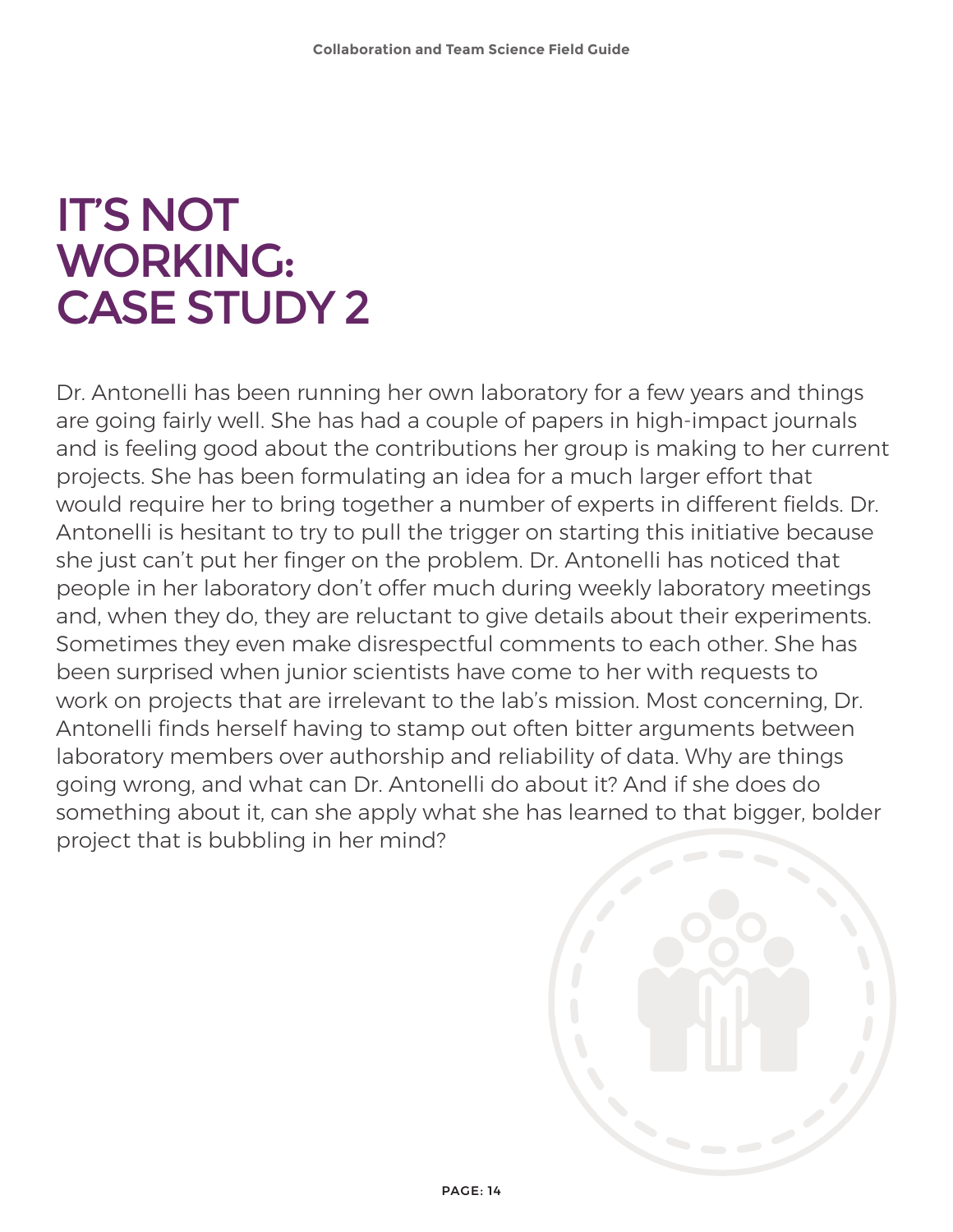# IT'S NOT WORKING: CASE STUDY 2

Dr. Antonelli has been running her own laboratory for a few years and things are going fairly well. She has had a couple of papers in high-impact journals and is feeling good about the contributions her group is making to her current projects. She has been formulating an idea for a much larger effort that would require her to bring together a number of experts in different fields. Dr. Antonelli is hesitant to try to pull the trigger on starting this initiative because she just can't put her finger on the problem. Dr. Antonelli has noticed that people in her laboratory don't offer much during weekly laboratory meetings and, when they do, they are reluctant to give details about their experiments. Sometimes they even make disrespectful comments to each other. She has been surprised when junior scientists have come to her with requests to work on projects that are irrelevant to the lab's mission. Most concerning, Dr. Antonelli finds herself having to stamp out often bitter arguments between laboratory members over authorship and reliability of data. Why are things going wrong, and what can Dr. Antonelli do about it? And if she does do something about it, can she apply what she has learned to that bigger, bolder project that is bubbling in her mind?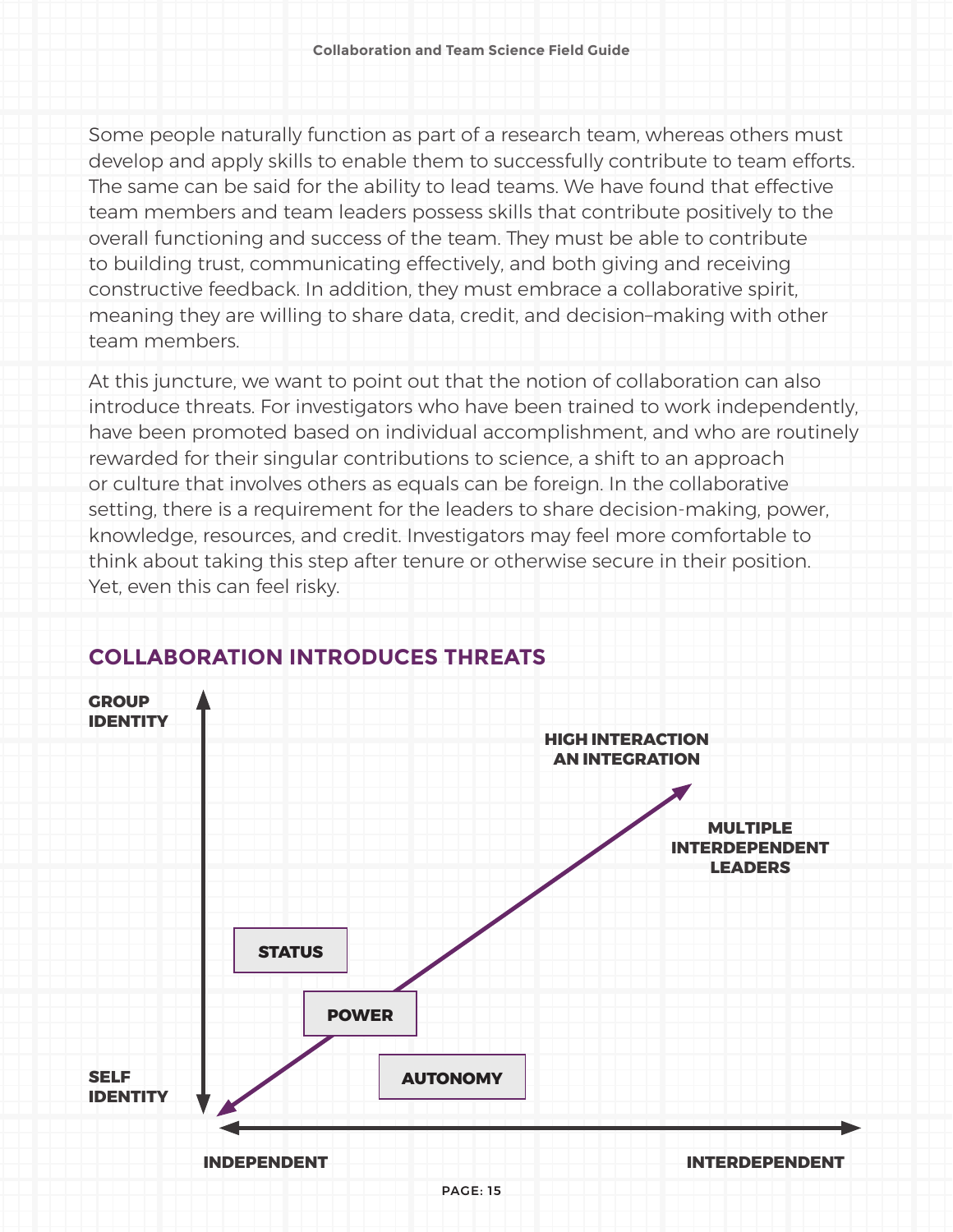Some people naturally function as part of a research team, whereas others must develop and apply skills to enable them to successfully contribute to team efforts. The same can be said for the ability to lead teams. We have found that effective team members and team leaders possess skills that contribute positively to the overall functioning and success of the team. They must be able to contribute to building trust, communicating effectively, and both giving and receiving constructive feedback. In addition, they must embrace a collaborative spirit, meaning they are willing to share data, credit, and decision–making with other team members.

At this juncture, we want to point out that the notion of collaboration can also introduce threats. For investigators who have been trained to work independently, have been promoted based on individual accomplishment, and who are routinely rewarded for their singular contributions to science, a shift to an approach or culture that involves others as equals can be foreign. In the collaborative setting, there is a requirement for the leaders to share decision-making, power, knowledge, resources, and credit. Investigators may feel more comfortable to think about taking this step after tenure or otherwise secure in their position. Yet, even this can feel risky.

## COLLABORATION INTRODUCES THREATS

**GROUP IDENTITY**

**HIGH INTERACTION AN INTEGRATION**

**MULTIPLE INTERDEPENDENT LEADERS**

**STATUS**

**POWER**

**AUTONOMY**

**SELF IDENTITY**

**INDEPENDENT**

**INTERDEPENDENT**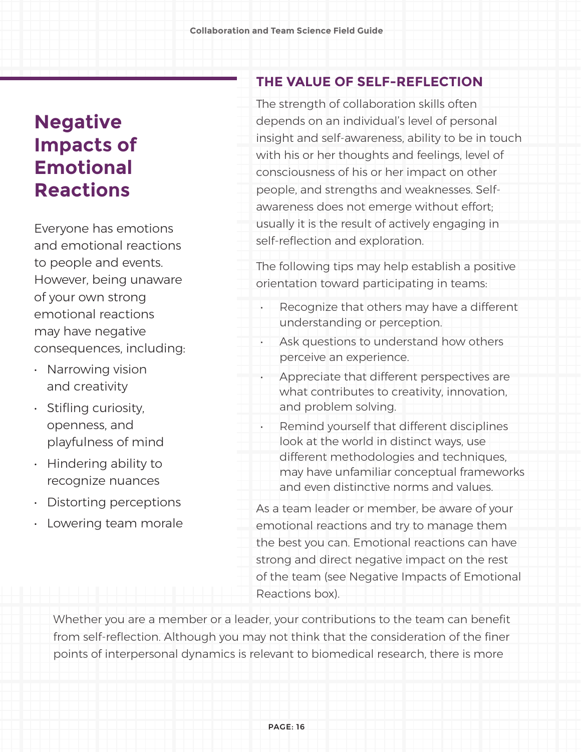## THE VALUE OF SELF-REFLECTION

The strength of collaboration skills often depends on an individual's level of personal insight and self-awareness, ability to be in touch with his or her thoughts and feelings, level of consciousness of his or her impact on other people, and strengths and weaknesses. Self-awareness does not emerge without effort; usually it is the result of actively engaging in self-reflection and exploration.

The following tips may help establish a positive orientation toward participating in teams:

- Recognize that others may have a different understanding or perception.
- Ask questions to understand how others perceive an experience.
- Appreciate that different perspectives are what contributes to creativity, innovation, and problem solving.
- Remind yourself that different disciplines look at the world in distinct ways, use different methodologies and techniques, may have unfamiliar conceptual frameworks and even distinctive norms and values.

As a team leader or member, be aware of your emotional reactions and try to manage them the best you can. Emotional reactions can have strong and direct negative impact on the rest of the team (see Negative Impacts of Emotional Reactions box).

## Negative Impacts of Emotional Reactions

Everyone has emotions and emotional reactions to people and events. However, being unaware of your own strong emotional reactions may have negative consequences, including:

- Narrowing vision and creativity
- Stifling curiosity, openness, and playfulness of mind
- Hindering ability to recognize nuances
- Distorting perceptions
- Lowering team morale

Whether you are a member or a leader, your contributions to the team can benefit from self-reflection. Although you may not think that the consideration of the finer points of interpersonal dynamics is relevant to biomedical research, there is more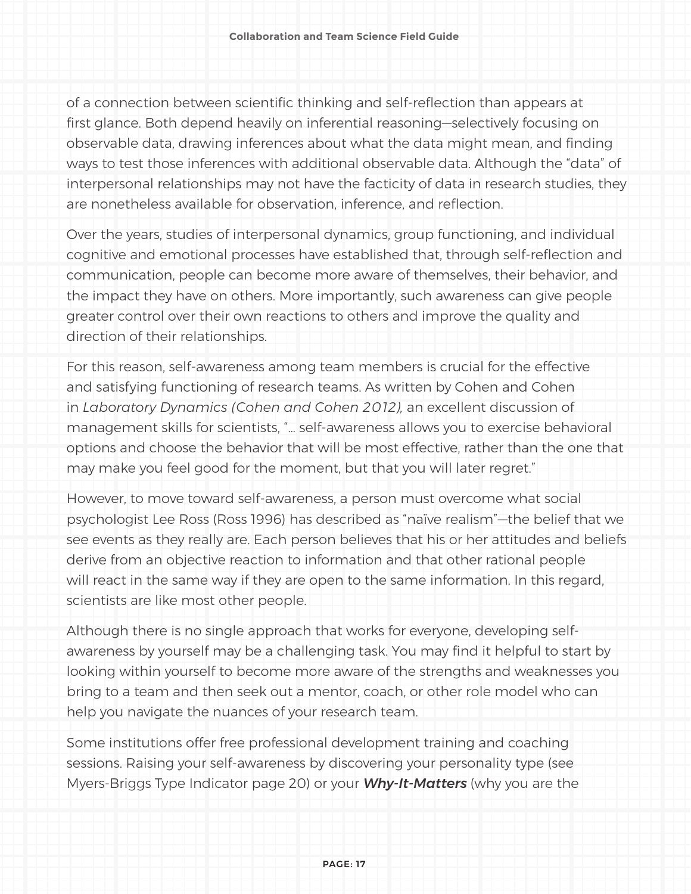of a connection between scientific thinking and self-reflection than appears at first glance. Both depend heavily on inferential reasoning—selectively focusing on observable data, drawing inferences about what the data might mean, and finding ways to test those inferences with additional observable data. Although the "data" of interpersonal relationships may not have the facticity of data in research studies, they are nonetheless available for observation, inference, and reflection.

Over the years, studies of interpersonal dynamics, group functioning, and individual cognitive and emotional processes have established that, through self-reflection and communication, people can become more aware of themselves, their behavior, and the impact they have on others. More importantly, such awareness can give people greater control over their own reactions to others and improve the quality and direction of their relationships.

For this reason, self-awareness among team members is crucial for the effective and satisfying functioning of research teams. As written by Cohen and Cohen in *Laboratory Dynamics (Cohen and Cohen 2012),* an excellent discussion of management skills for scientists, "… self-awareness allows you to exercise behavioral options and choose the behavior that will be most effective, rather than the one that may make you feel good for the moment, but that you will later regret."

However, to move toward self-awareness, a person must overcome what social psychologist Lee Ross (Ross 1996) has described as "naïve realism"—the belief that we see events as they really are. Each person believes that his or her attitudes and beliefs derive from an objective reaction to information and that other rational people will react in the same way if they are open to the same information. In this regard, scientists are like most other people.

Although there is no single approach that works for everyone, developing self-awareness by yourself may be a challenging task. You may find it helpful to start by looking within yourself to become more aware of the strengths and weaknesses you bring to a team and then seek out a mentor, coach, or other role model who can help you navigate the nuances of your research team.

Some institutions offer free professional development training and coaching sessions. Raising your self-awareness by discovering your personality type (see Myers-Briggs Type Indicator page 20) or your ***Why-It-Matters*** (why you are the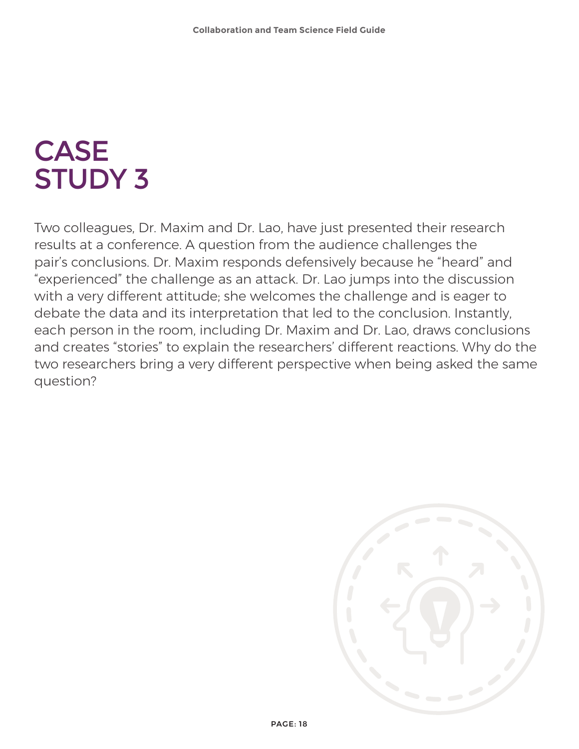# CASE STUDY 3

Two colleagues, Dr. Maxim and Dr. Lao, have just presented their research results at a conference. A question from the audience challenges the pair's conclusions. Dr. Maxim responds defensively because he "heard" and "experienced" the challenge as an attack. Dr. Lao jumps into the discussion with a very different attitude; she welcomes the challenge and is eager to debate the data and its interpretation that led to the conclusion. Instantly, each person in the room, including Dr. Maxim and Dr. Lao, draws conclusions and creates "stories" to explain the researchers' different reactions. Why do the two researchers bring a very different perspective when being asked the same question?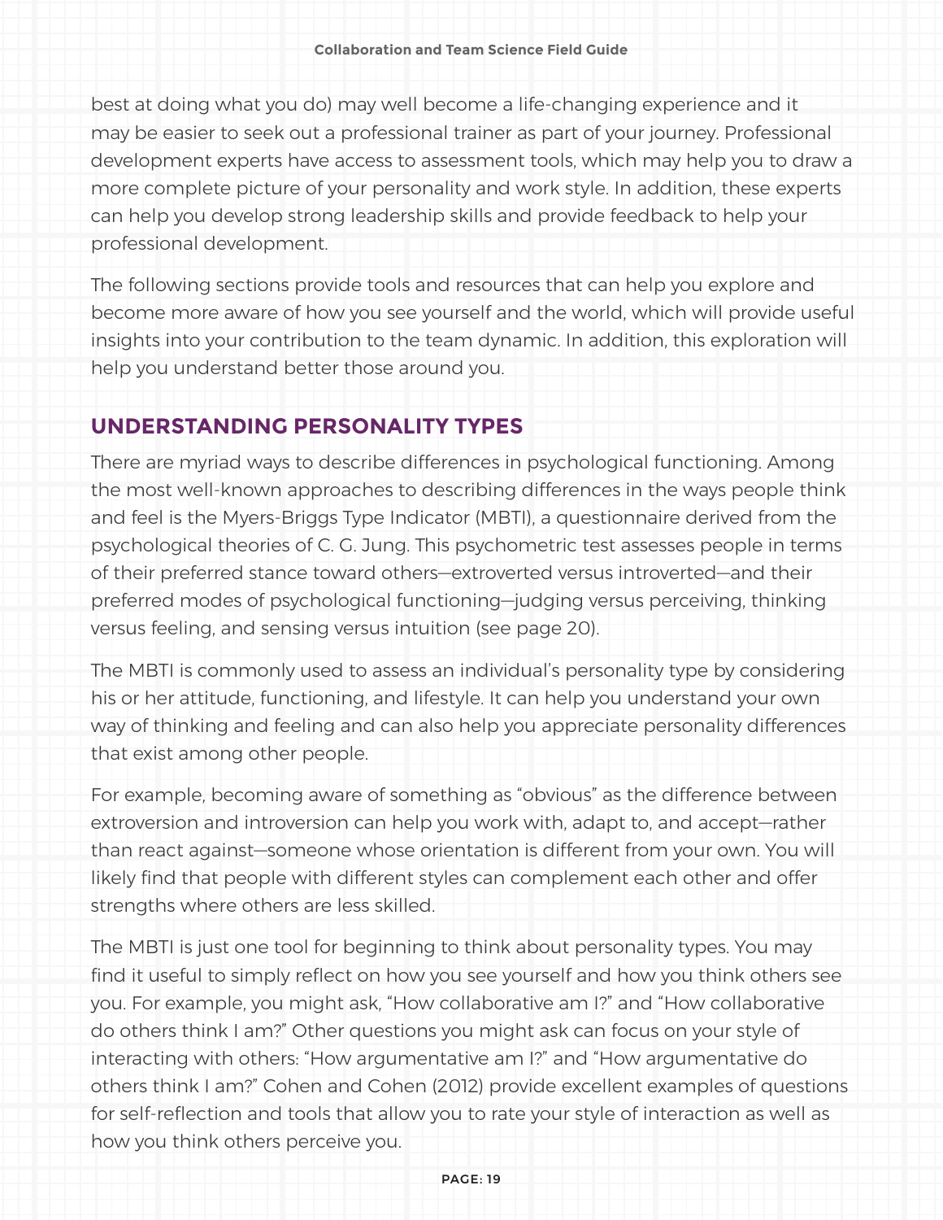best at doing what you do) may well become a life-changing experience and it may be easier to seek out a professional trainer as part of your journey. Professional development experts have access to assessment tools, which may help you to draw a more complete picture of your personality and work style. In addition, these experts can help you develop strong leadership skills and provide feedback to help your professional development.

The following sections provide tools and resources that can help you explore and become more aware of how you see yourself and the world, which will provide useful insights into your contribution to the team dynamic. In addition, this exploration will help you understand better those around you.

## UNDERSTANDING PERSONALITY TYPES

There are myriad ways to describe differences in psychological functioning. Among the most well-known approaches to describing differences in the ways people think and feel is the Myers-Briggs Type Indicator (MBTI), a questionnaire derived from the psychological theories of C. G. Jung. This psychometric test assesses people in terms of their preferred stance toward others—extroverted versus introverted—and their preferred modes of psychological functioning—judging versus perceiving, thinking versus feeling, and sensing versus intuition (see page 20).

The MBTI is commonly used to assess an individual's personality type by considering his or her attitude, functioning, and lifestyle. It can help you understand your own way of thinking and feeling and can also help you appreciate personality differences that exist among other people.

For example, becoming aware of something as "obvious" as the difference between extroversion and introversion can help you work with, adapt to, and accept—rather than react against—someone whose orientation is different from your own. You will likely find that people with different styles can complement each other and offer strengths where others are less skilled.

The MBTI is just one tool for beginning to think about personality types. You may find it useful to simply reflect on how you see yourself and how you think others see you. For example, you might ask, "How collaborative am I?" and "How collaborative do others think I am?" Other questions you might ask can focus on your style of interacting with others: "How argumentative am I?" and "How argumentative do others think I am?" Cohen and Cohen (2012) provide excellent examples of questions for self-reflection and tools that allow you to rate your style of interaction as well as how you think others perceive you.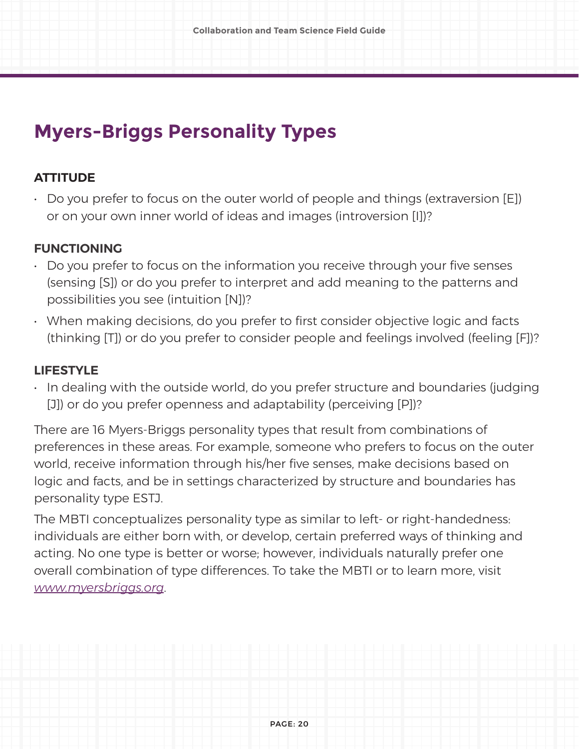# Myers-Briggs Personality Types

## ATTITUDE

- Do you prefer to focus on the outer world of people and things (extraversion [E]) or on your own inner world of ideas and images (introversion [I])?

## FUNCTIONING

- Do you prefer to focus on the information you receive through your five senses (sensing [S]) or do you prefer to interpret and add meaning to the patterns and possibilities you see (intuition [N])?
- When making decisions, do you prefer to first consider objective logic and facts (thinking [T]) or do you prefer to consider people and feelings involved (feeling [F])?

## LIFESTYLE

- In dealing with the outside world, do you prefer structure and boundaries (judging [J]) or do you prefer openness and adaptability (perceiving [P])?

There are 16 Myers-Briggs personality types that result from combinations of preferences in these areas. For example, someone who prefers to focus on the outer world, receive information through his/her five senses, make decisions based on logic and facts, and be in settings characterized by structure and boundaries has personality type ESTJ.

The MBTI conceptualizes personality type as similar to left- or right-handedness: individuals are either born with, or develop, certain preferred ways of thinking and acting. No one type is better or worse; however, individuals naturally prefer one overall combination of type differences. To take the MBTI or to learn more, visit *www.myersbriggs.org*.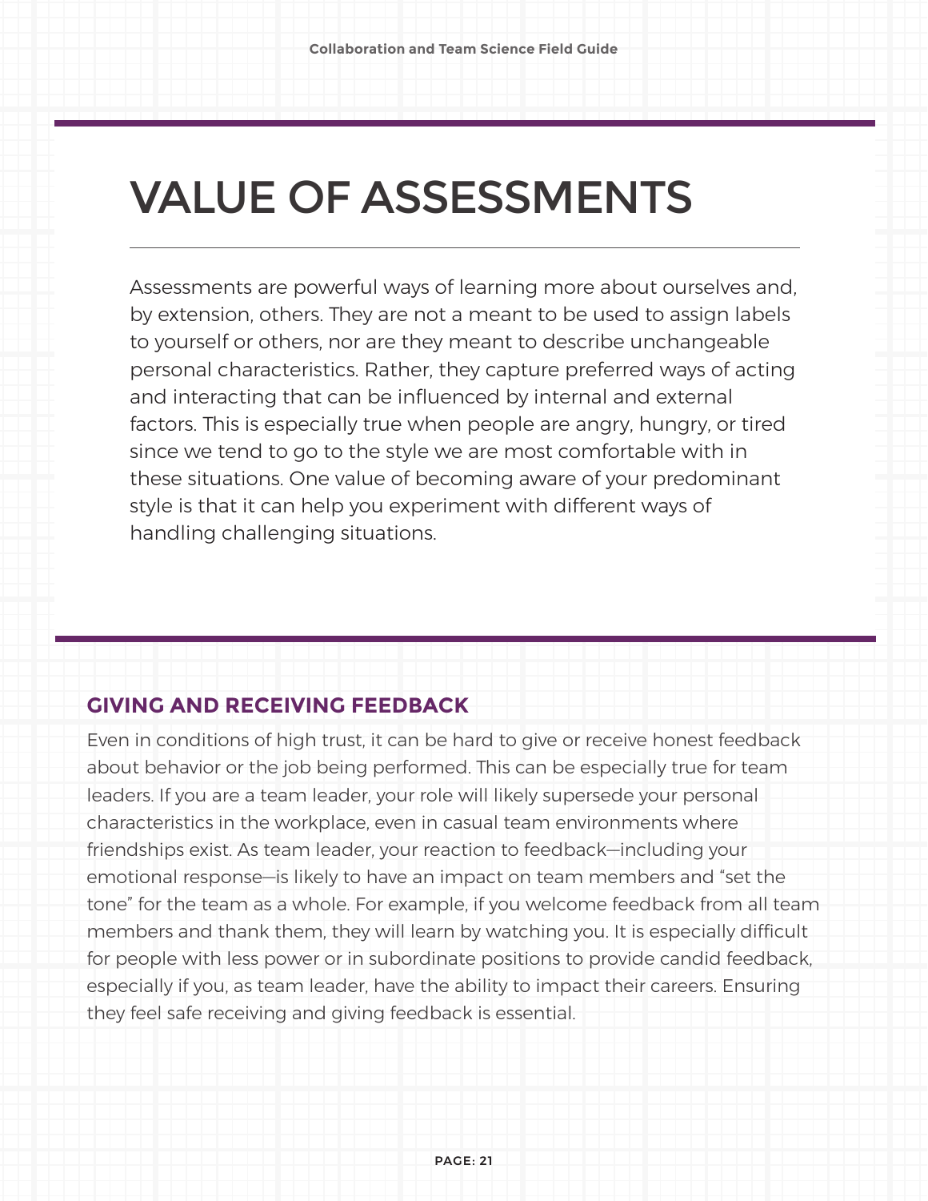# VALUE OF ASSESSMENTS

Assessments are powerful ways of learning more about ourselves and, by extension, others. They are not a meant to be used to assign labels to yourself or others, nor are they meant to describe unchangeable personal characteristics. Rather, they capture preferred ways of acting and interacting that can be influenced by internal and external factors. This is especially true when people are angry, hungry, or tired since we tend to go to the style we are most comfortable with in these situations. One value of becoming aware of your predominant style is that it can help you experiment with different ways of handling challenging situations.

## GIVING AND RECEIVING FEEDBACK

Even in conditions of high trust, it can be hard to give or receive honest feedback about behavior or the job being performed. This can be especially true for team leaders. If you are a team leader, your role will likely supersede your personal characteristics in the workplace, even in casual team environments where friendships exist. As team leader, your reaction to feedback—including your emotional response—is likely to have an impact on team members and "set the tone" for the team as a whole. For example, if you welcome feedback from all team members and thank them, they will learn by watching you. It is especially difficult for people with less power or in subordinate positions to provide candid feedback, especially if you, as team leader, have the ability to impact their careers. Ensuring they feel safe receiving and giving feedback is essential.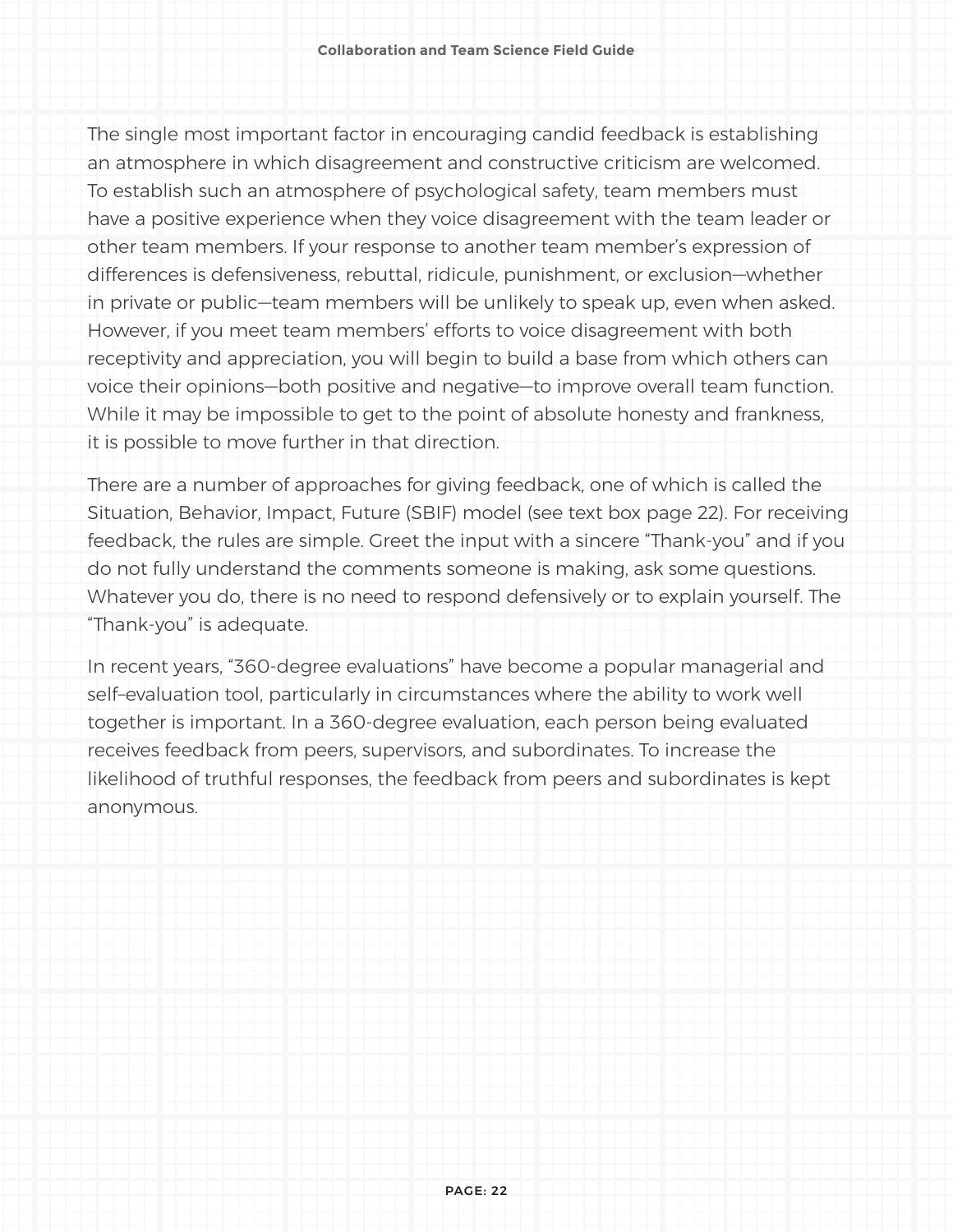The single most important factor in encouraging candid feedback is establishing an atmosphere in which disagreement and constructive criticism are welcomed. To establish such an atmosphere of psychological safety, team members must have a positive experience when they voice disagreement with the team leader or other team members. If your response to another team member's expression of differences is defensiveness, rebuttal, ridicule, punishment, or exclusion—whether in private or public—team members will be unlikely to speak up, even when asked. However, if you meet team members' efforts to voice disagreement with both receptivity and appreciation, you will begin to build a base from which others can voice their opinions—both positive and negative—to improve overall team function. While it may be impossible to get to the point of absolute honesty and frankness, it is possible to move further in that direction.

There are a number of approaches for giving feedback, one of which is called the Situation, Behavior, Impact, Future (SBIF) model (see text box page 22). For receiving feedback, the rules are simple. Greet the input with a sincere "Thank-you" and if you do not fully understand the comments someone is making, ask some questions. Whatever you do, there is no need to respond defensively or to explain yourself. The "Thank-you" is adequate.

In recent years, "360-degree evaluations" have become a popular managerial and self–evaluation tool, particularly in circumstances where the ability to work well together is important. In a 360-degree evaluation, each person being evaluated receives feedback from peers, supervisors, and subordinates. To increase the likelihood of truthful responses, the feedback from peers and subordinates is kept anonymous.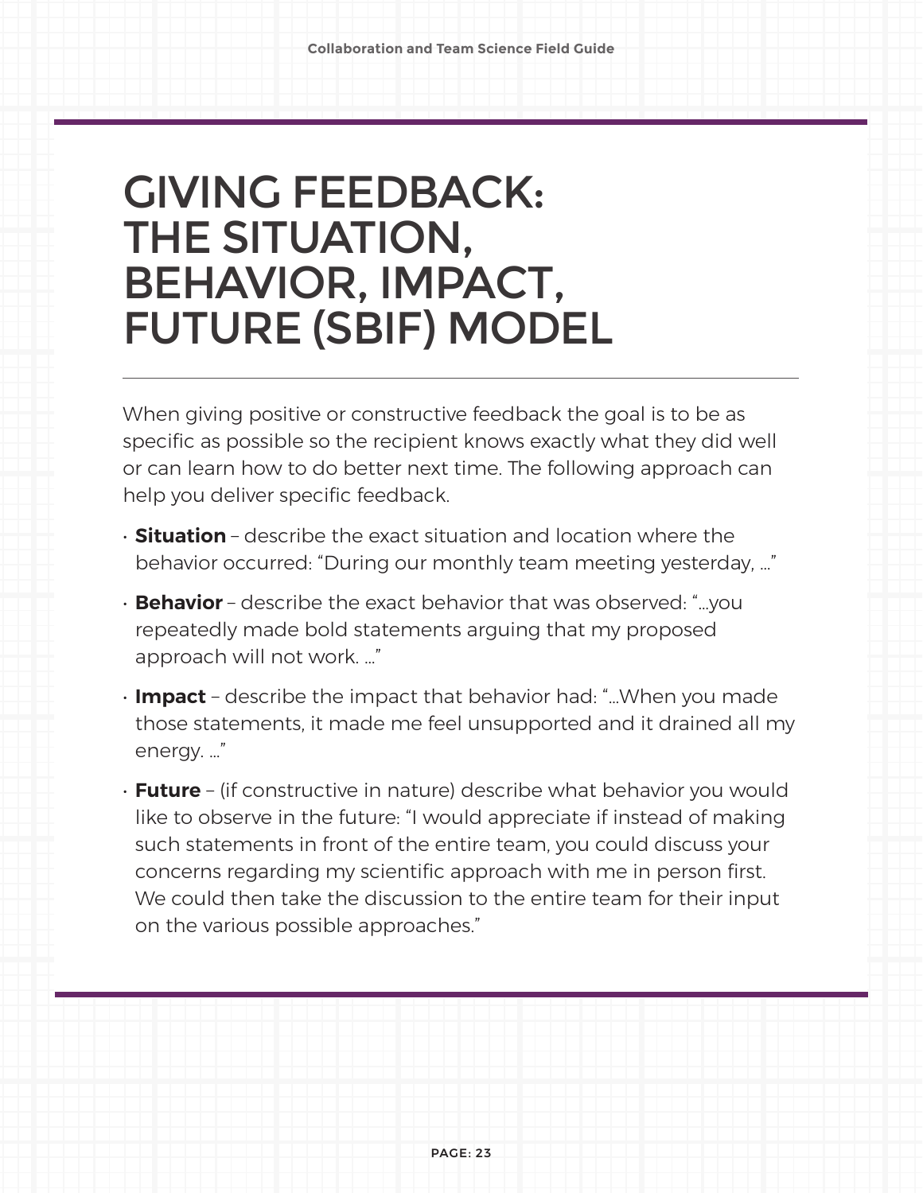# GIVING FEEDBACK: THE SITUATION, BEHAVIOR, IMPACT, FUTURE (SBIF) MODEL

When giving positive or constructive feedback the goal is to be as specific as possible so the recipient knows exactly what they did well or can learn how to do better next time. The following approach can help you deliver specific feedback.

- **Situation** – describe the exact situation and location where the behavior occurred: "During our monthly team meeting yesterday, ..."
- **Behavior** – describe the exact behavior that was observed: "...you repeatedly made bold statements arguing that my proposed approach will not work. ..."
- **Impact** – describe the impact that behavior had: "...When you made those statements, it made me feel unsupported and it drained all my energy. ..."
- **Future** – (if constructive in nature) describe what behavior you would like to observe in the future: "I would appreciate if instead of making such statements in front of the entire team, you could discuss your concerns regarding my scientific approach with me in person first. We could then take the discussion to the entire team for their input on the various possible approaches."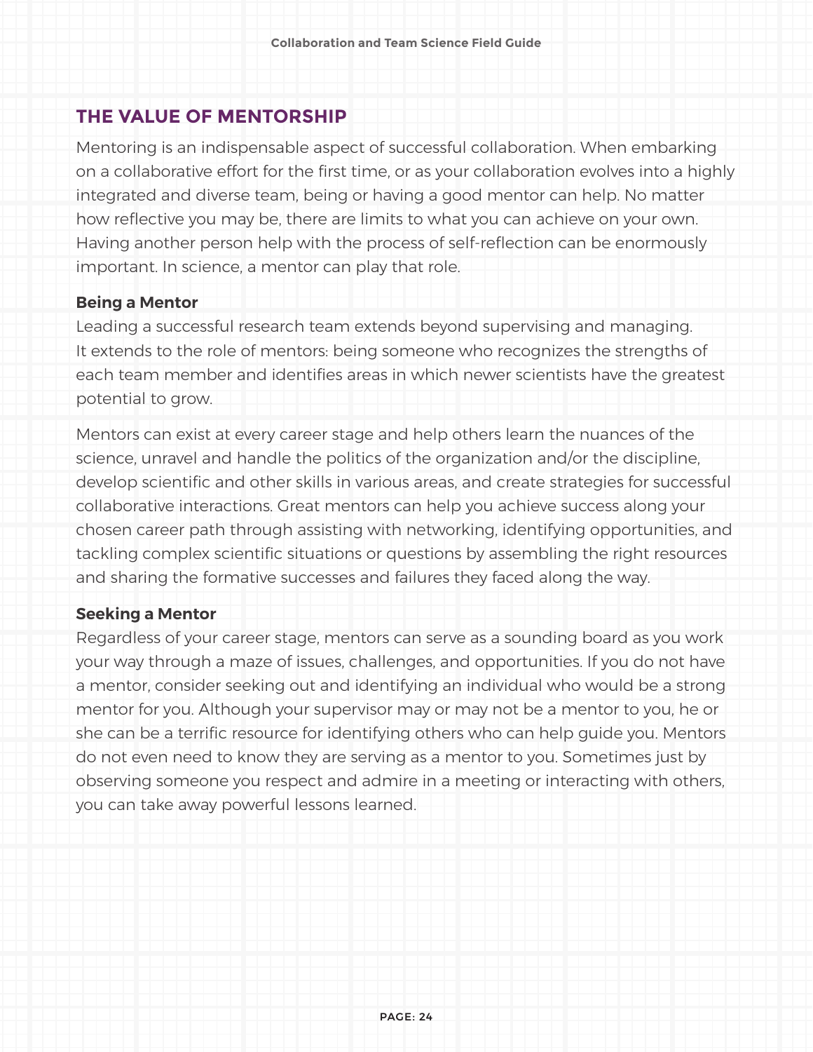## THE VALUE OF MENTORSHIP

Mentoring is an indispensable aspect of successful collaboration. When embarking on a collaborative effort for the first time, or as your collaboration evolves into a highly integrated and diverse team, being or having a good mentor can help. No matter how reflective you may be, there are limits to what you can achieve on your own. Having another person help with the process of self-reflection can be enormously important. In science, a mentor can play that role.

### Being a Mentor

Leading a successful research team extends beyond supervising and managing. It extends to the role of mentors: being someone who recognizes the strengths of each team member and identifies areas in which newer scientists have the greatest potential to grow.

Mentors can exist at every career stage and help others learn the nuances of the science, unravel and handle the politics of the organization and/or the discipline, develop scientific and other skills in various areas, and create strategies for successful collaborative interactions. Great mentors can help you achieve success along your chosen career path through assisting with networking, identifying opportunities, and tackling complex scientific situations or questions by assembling the right resources and sharing the formative successes and failures they faced along the way.

### Seeking a Mentor

Regardless of your career stage, mentors can serve as a sounding board as you work your way through a maze of issues, challenges, and opportunities. If you do not have a mentor, consider seeking out and identifying an individual who would be a strong mentor for you. Although your supervisor may or may not be a mentor to you, he or she can be a terrific resource for identifying others who can help guide you. Mentors do not even need to know they are serving as a mentor to you. Sometimes just by observing someone you respect and admire in a meeting or interacting with others, you can take away powerful lessons learned.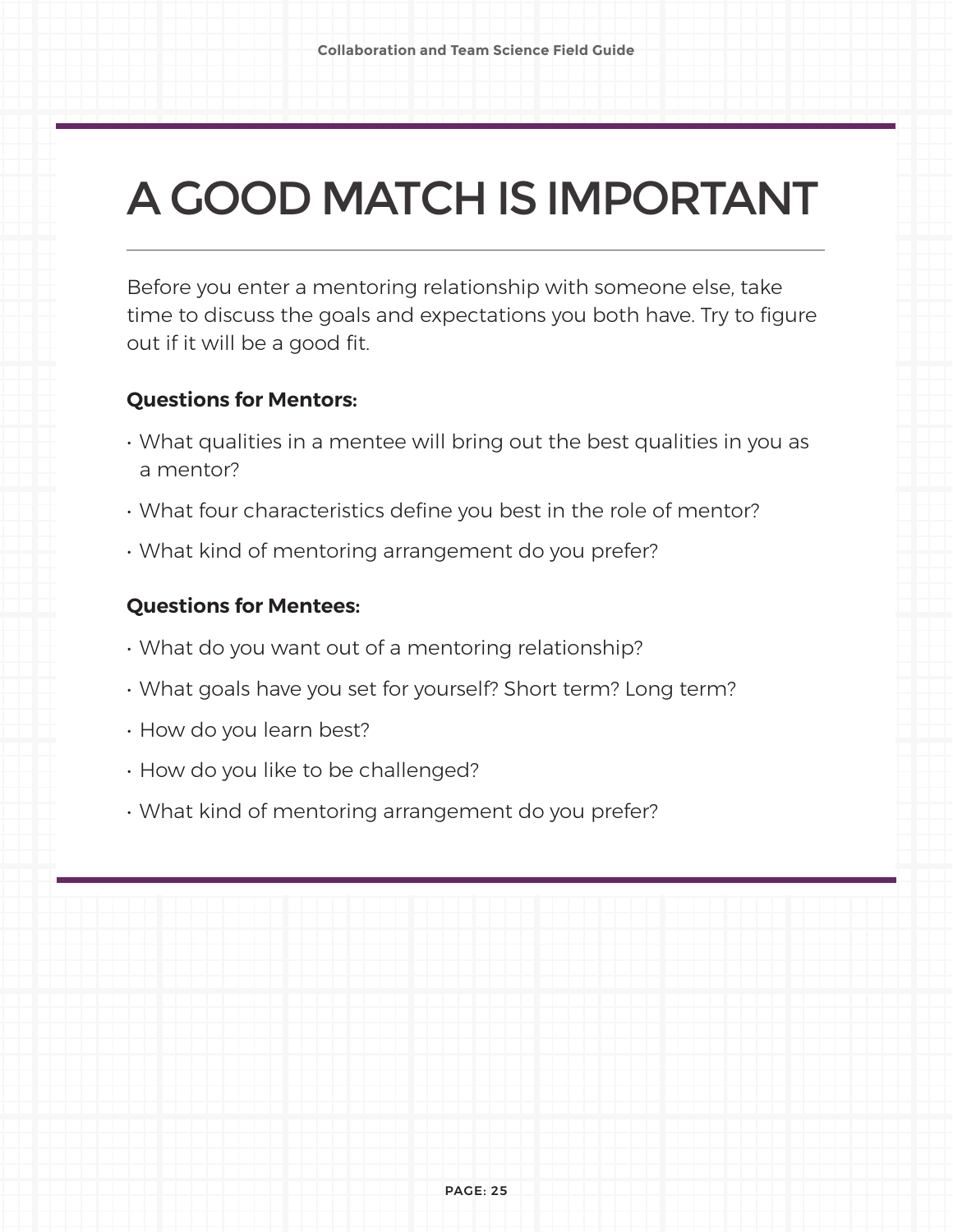# A GOOD MATCH IS IMPORTANT

Before you enter a mentoring relationship with someone else, take time to discuss the goals and expectations you both have. Try to figure out if it will be a good fit.

**Questions for Mentors:**

- What qualities in a mentee will bring out the best qualities in you as a mentor?
- What four characteristics define you best in the role of mentor?
- What kind of mentoring arrangement do you prefer?

**Questions for Mentees:**

- What do you want out of a mentoring relationship?
- What goals have you set for yourself? Short term? Long term?
- How do you learn best?
- How do you like to be challenged?
- What kind of mentoring arrangement do you prefer?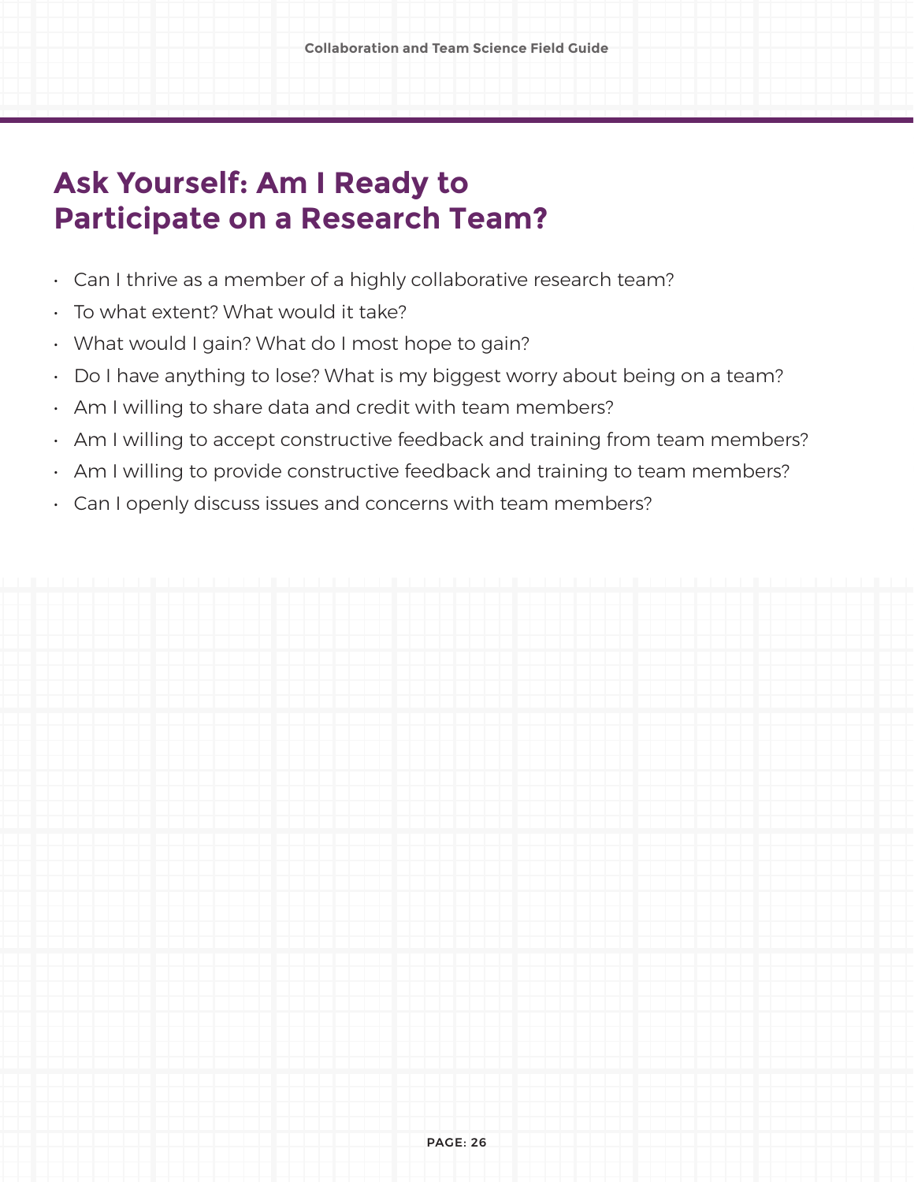## Ask Yourself: Am I Ready to Participate on a Research Team?

- Can I thrive as a member of a highly collaborative research team?
- To what extent? What would it take?
- What would I gain? What do I most hope to gain?
- Do I have anything to lose? What is my biggest worry about being on a team?
- Am I willing to share data and credit with team members?
- Am I willing to accept constructive feedback and training from team members?
- Am I willing to provide constructive feedback and training to team members?
- Can I openly discuss issues and concerns with team members?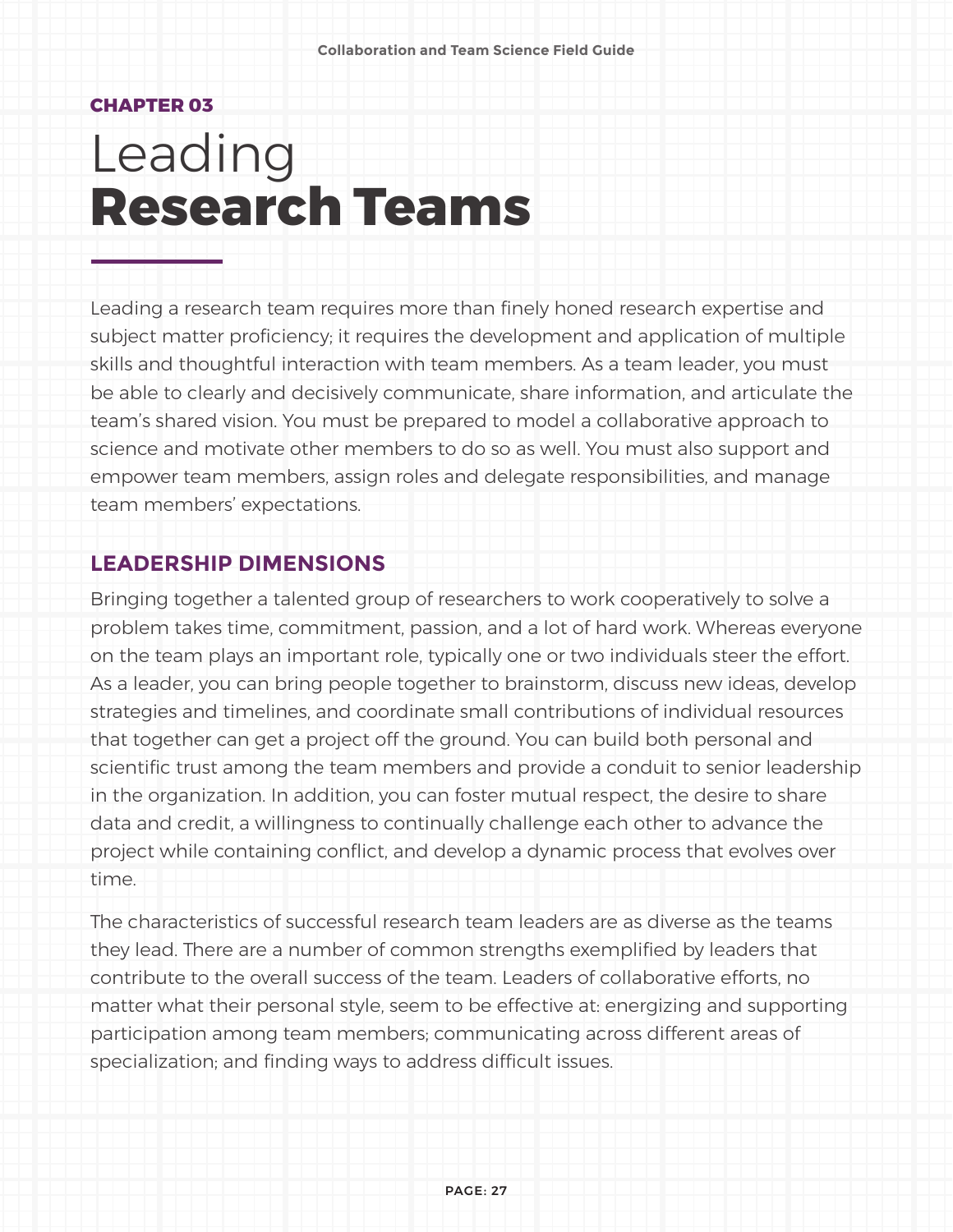CHAPTER 03

# Leading **Research Teams**

Leading a research team requires more than finely honed research expertise and subject matter proficiency; it requires the development and application of multiple skills and thoughtful interaction with team members. As a team leader, you must be able to clearly and decisively communicate, share information, and articulate the team's shared vision. You must be prepared to model a collaborative approach to science and motivate other members to do so as well. You must also support and empower team members, assign roles and delegate responsibilities, and manage team members' expectations.

## LEADERSHIP DIMENSIONS

Bringing together a talented group of researchers to work cooperatively to solve a problem takes time, commitment, passion, and a lot of hard work. Whereas everyone on the team plays an important role, typically one or two individuals steer the effort. As a leader, you can bring people together to brainstorm, discuss new ideas, develop strategies and timelines, and coordinate small contributions of individual resources that together can get a project off the ground. You can build both personal and scientific trust among the team members and provide a conduit to senior leadership in the organization. In addition, you can foster mutual respect, the desire to share data and credit, a willingness to continually challenge each other to advance the project while containing conflict, and develop a dynamic process that evolves over time.

The characteristics of successful research team leaders are as diverse as the teams they lead. There are a number of common strengths exemplified by leaders that contribute to the overall success of the team. Leaders of collaborative efforts, no matter what their personal style, seem to be effective at: energizing and supporting participation among team members; communicating across different areas of specialization; and finding ways to address difficult issues.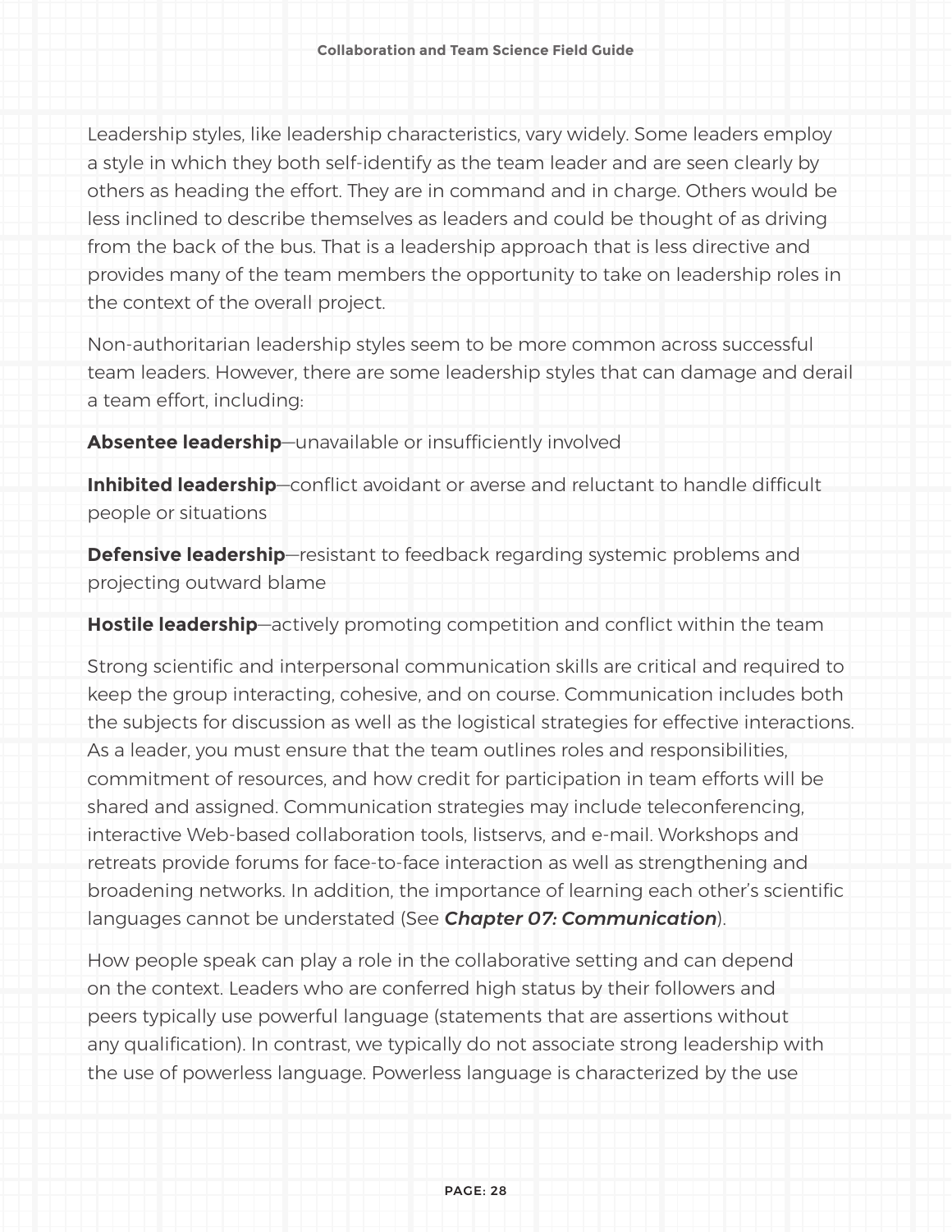Leadership styles, like leadership characteristics, vary widely. Some leaders employ a style in which they both self-identify as the team leader and are seen clearly by others as heading the effort. They are in command and in charge. Others would be less inclined to describe themselves as leaders and could be thought of as driving from the back of the bus. That is a leadership approach that is less directive and provides many of the team members the opportunity to take on leadership roles in the context of the overall project.

Non-authoritarian leadership styles seem to be more common across successful team leaders. However, there are some leadership styles that can damage and derail a team effort, including:

**Absentee leadership**—unavailable or insufficiently involved

**Inhibited leadership**—conflict avoidant or averse and reluctant to handle difficult people or situations

**Defensive leadership**—resistant to feedback regarding systemic problems and projecting outward blame

**Hostile leadership**—actively promoting competition and conflict within the team

Strong scientific and interpersonal communication skills are critical and required to keep the group interacting, cohesive, and on course. Communication includes both the subjects for discussion as well as the logistical strategies for effective interactions. As a leader, you must ensure that the team outlines roles and responsibilities, commitment of resources, and how credit for participation in team efforts will be shared and assigned. Communication strategies may include teleconferencing, interactive Web-based collaboration tools, listservs, and e-mail. Workshops and retreats provide forums for face-to-face interaction as well as strengthening and broadening networks. In addition, the importance of learning each other's scientific languages cannot be understated (See ***Chapter 07: Communication***).

How people speak can play a role in the collaborative setting and can depend on the context. Leaders who are conferred high status by their followers and peers typically use powerful language (statements that are assertions without any qualification). In contrast, we typically do not associate strong leadership with the use of powerless language. Powerless language is characterized by the use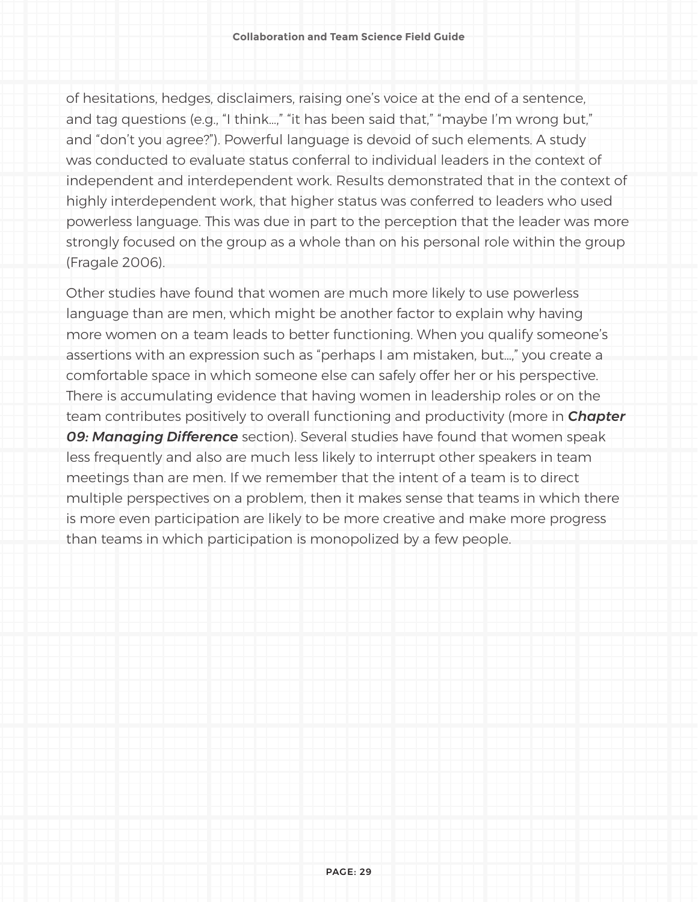of hesitations, hedges, disclaimers, raising one's voice at the end of a sentence, and tag questions (e.g., "I think...," "it has been said that," "maybe I'm wrong but," and "don't you agree?"). Powerful language is devoid of such elements. A study was conducted to evaluate status conferral to individual leaders in the context of independent and interdependent work. Results demonstrated that in the context of highly interdependent work, that higher status was conferred to leaders who used powerless language. This was due in part to the perception that the leader was more strongly focused on the group as a whole than on his personal role within the group (Fragale 2006).

Other studies have found that women are much more likely to use powerless language than are men, which might be another factor to explain why having more women on a team leads to better functioning. When you qualify someone's assertions with an expression such as "perhaps I am mistaken, but...," you create a comfortable space in which someone else can safely offer her or his perspective. There is accumulating evidence that having women in leadership roles or on the team contributes positively to overall functioning and productivity (more in ***Chapter 09: Managing Difference*** section). Several studies have found that women speak less frequently and also are much less likely to interrupt other speakers in team meetings than are men. If we remember that the intent of a team is to direct multiple perspectives on a problem, then it makes sense that teams in which there is more even participation are likely to be more creative and make more progress than teams in which participation is monopolized by a few people.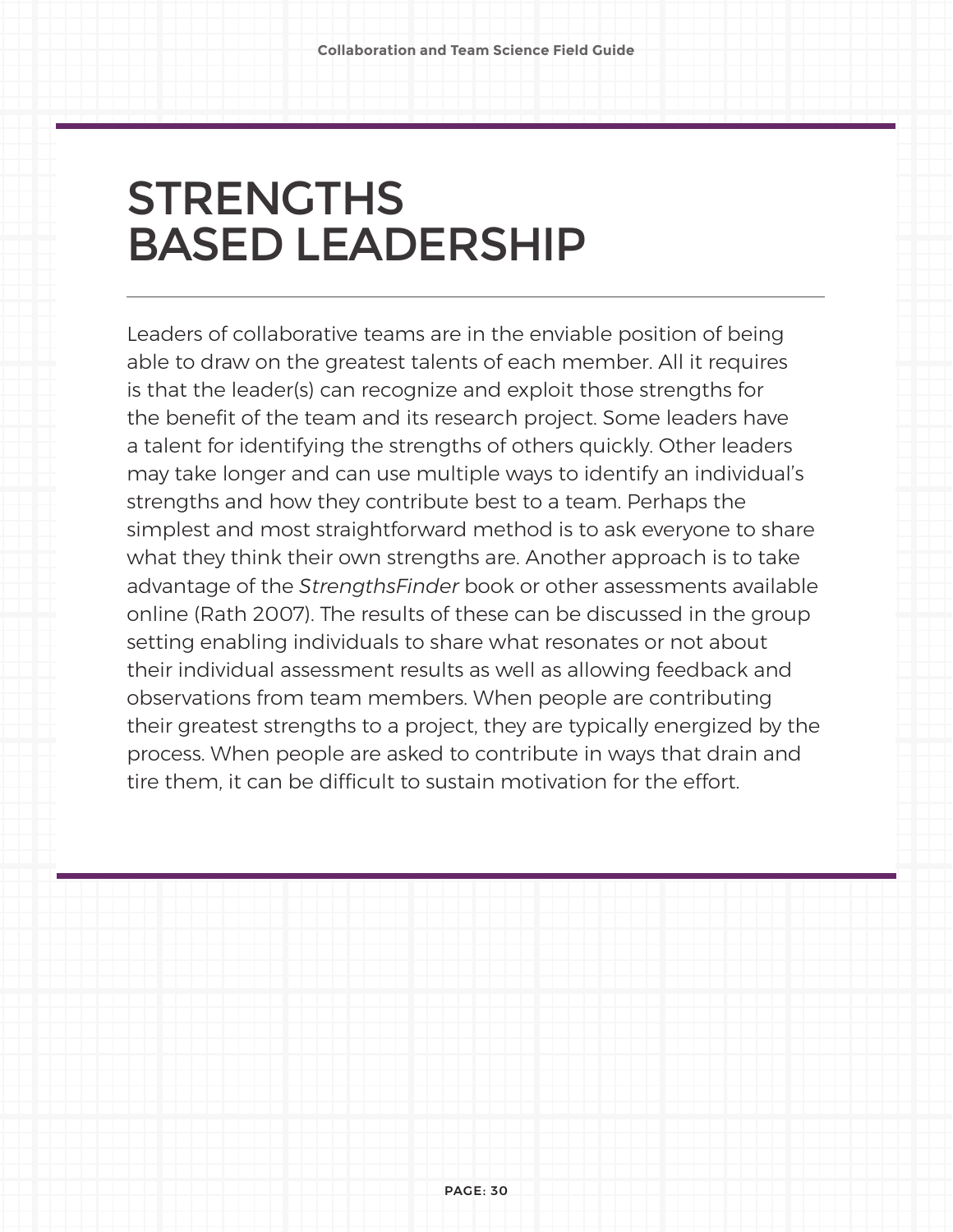# STRENGTHS BASED LEADERSHIP

Leaders of collaborative teams are in the enviable position of being able to draw on the greatest talents of each member. All it requires is that the leader(s) can recognize and exploit those strengths for the benefit of the team and its research project. Some leaders have a talent for identifying the strengths of others quickly. Other leaders may take longer and can use multiple ways to identify an individual's strengths and how they contribute best to a team. Perhaps the simplest and most straightforward method is to ask everyone to share what they think their own strengths are. Another approach is to take advantage of the *StrengthsFinder* book or other assessments available online (Rath 2007). The results of these can be discussed in the group setting enabling individuals to share what resonates or not about their individual assessment results as well as allowing feedback and observations from team members. When people are contributing their greatest strengths to a project, they are typically energized by the process. When people are asked to contribute in ways that drain and tire them, it can be difficult to sustain motivation for the effort.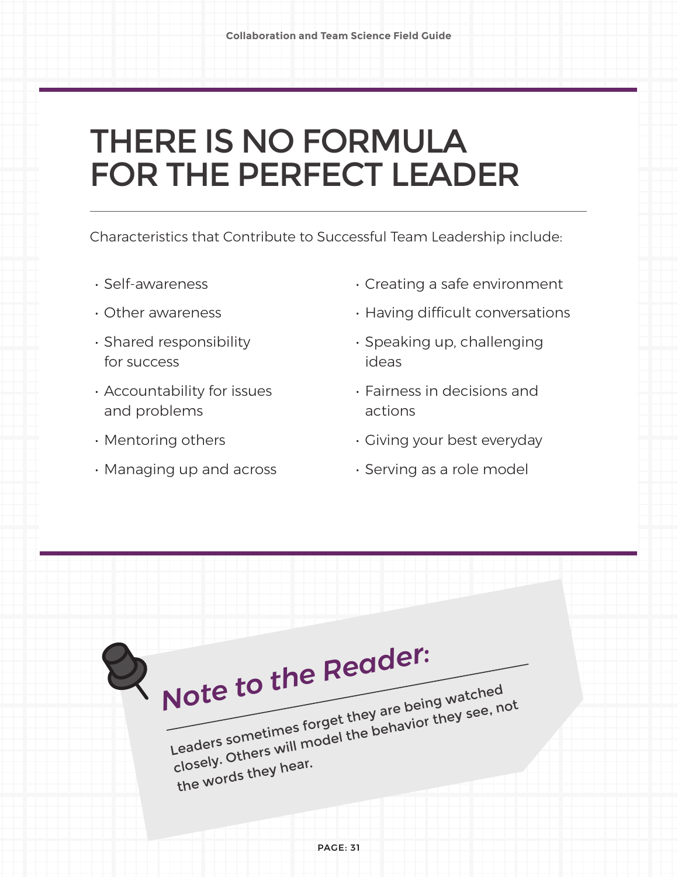# THERE IS NO FORMULA FOR THE PERFECT LEADER

Characteristics that Contribute to Successful Team Leadership include:

- Self-awareness
- Other awareness
- Shared responsibility for success
- Accountability for issues and problems
- Mentoring others
- Managing up and across
- Creating a safe environment
- Having difficult conversations
- Speaking up, challenging ideas
- Fairness in decisions and actions
- Giving your best everyday
- Serving as a role model

## Note to the Reader:

Leaders sometimes forget they are being watched closely. Others will model the behavior they see, not the words they hear.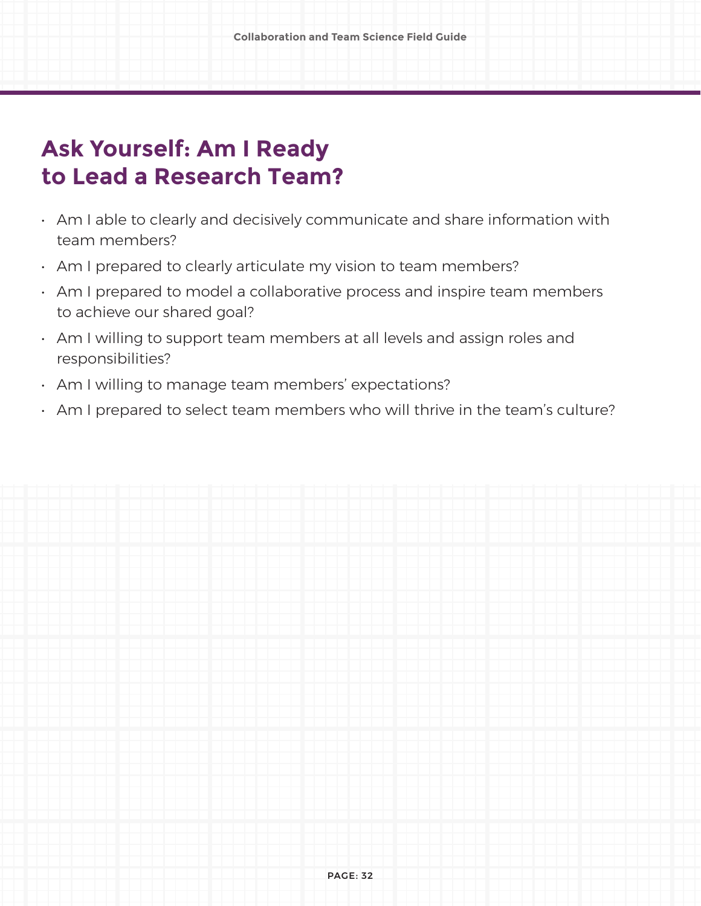# Ask Yourself: Am I Ready to Lead a Research Team?

- Am I able to clearly and decisively communicate and share information with team members?
- Am I prepared to clearly articulate my vision to team members?
- Am I prepared to model a collaborative process and inspire team members to achieve our shared goal?
- Am I willing to support team members at all levels and assign roles and responsibilities?
- Am I willing to manage team members' expectations?
- Am I prepared to select team members who will thrive in the team's culture?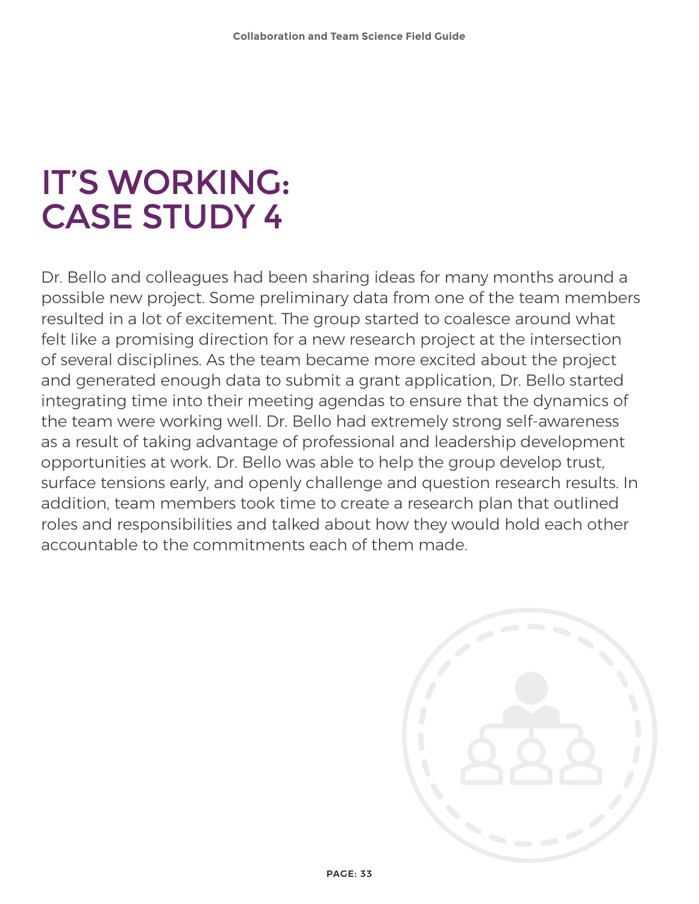# IT'S WORKING: CASE STUDY 4

Dr. Bello and colleagues had been sharing ideas for many months around a possible new project. Some preliminary data from one of the team members resulted in a lot of excitement. The group started to coalesce around what felt like a promising direction for a new research project at the intersection of several disciplines. As the team became more excited about the project and generated enough data to submit a grant application, Dr. Bello started integrating time into their meeting agendas to ensure that the dynamics of the team were working well. Dr. Bello had extremely strong self-awareness as a result of taking advantage of professional and leadership development opportunities at work. Dr. Bello was able to help the group develop trust, surface tensions early, and openly challenge and question research results. In addition, team members took time to create a research plan that outlined roles and responsibilities and talked about how they would hold each other accountable to the commitments each of them made.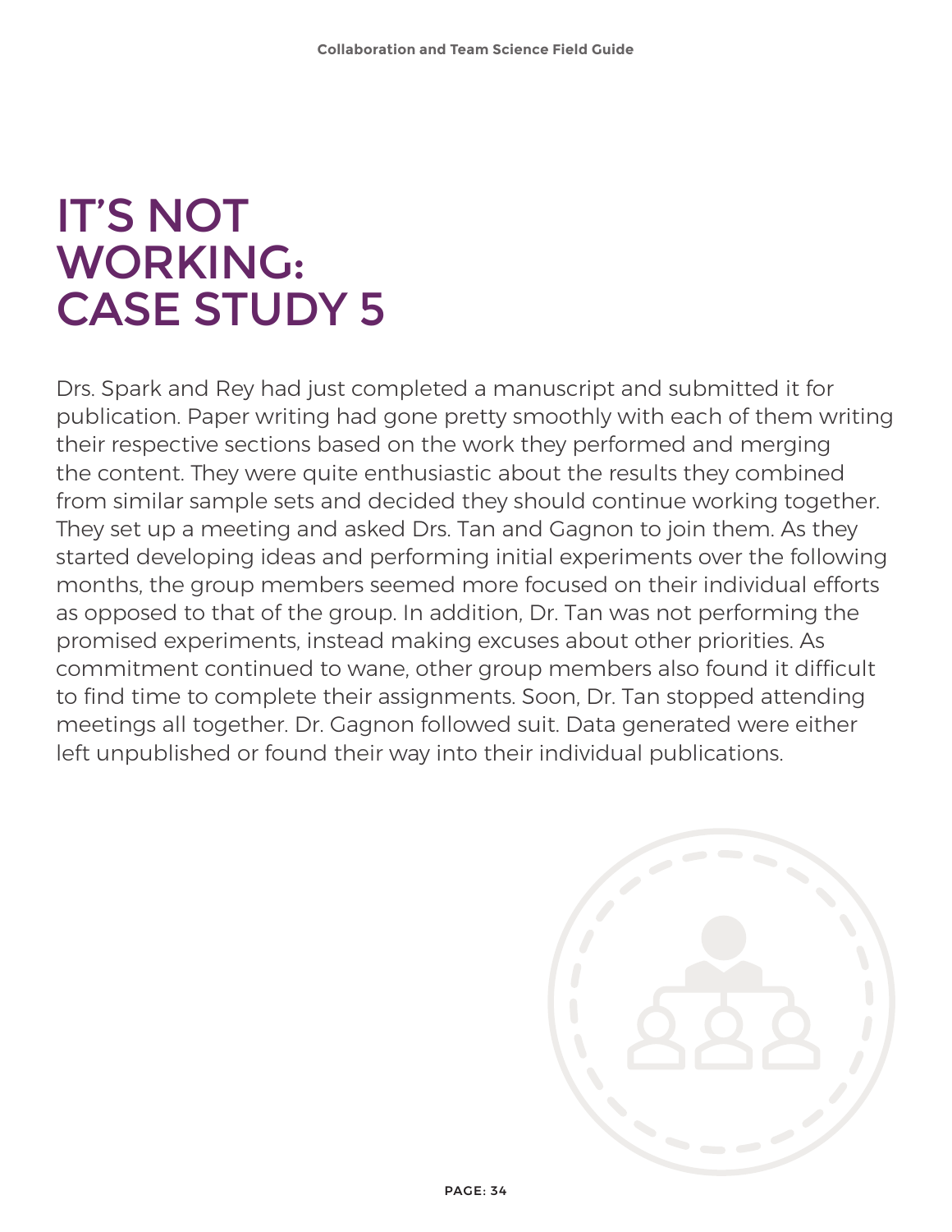# IT'S NOT WORKING: CASE STUDY 5

Drs. Spark and Rey had just completed a manuscript and submitted it for publication. Paper writing had gone pretty smoothly with each of them writing their respective sections based on the work they performed and merging the content. They were quite enthusiastic about the results they combined from similar sample sets and decided they should continue working together. They set up a meeting and asked Drs. Tan and Gagnon to join them. As they started developing ideas and performing initial experiments over the following months, the group members seemed more focused on their individual efforts as opposed to that of the group. In addition, Dr. Tan was not performing the promised experiments, instead making excuses about other priorities. As commitment continued to wane, other group members also found it difficult to find time to complete their assignments. Soon, Dr. Tan stopped attending meetings all together. Dr. Gagnon followed suit. Data generated were either left unpublished or found their way into their individual publications.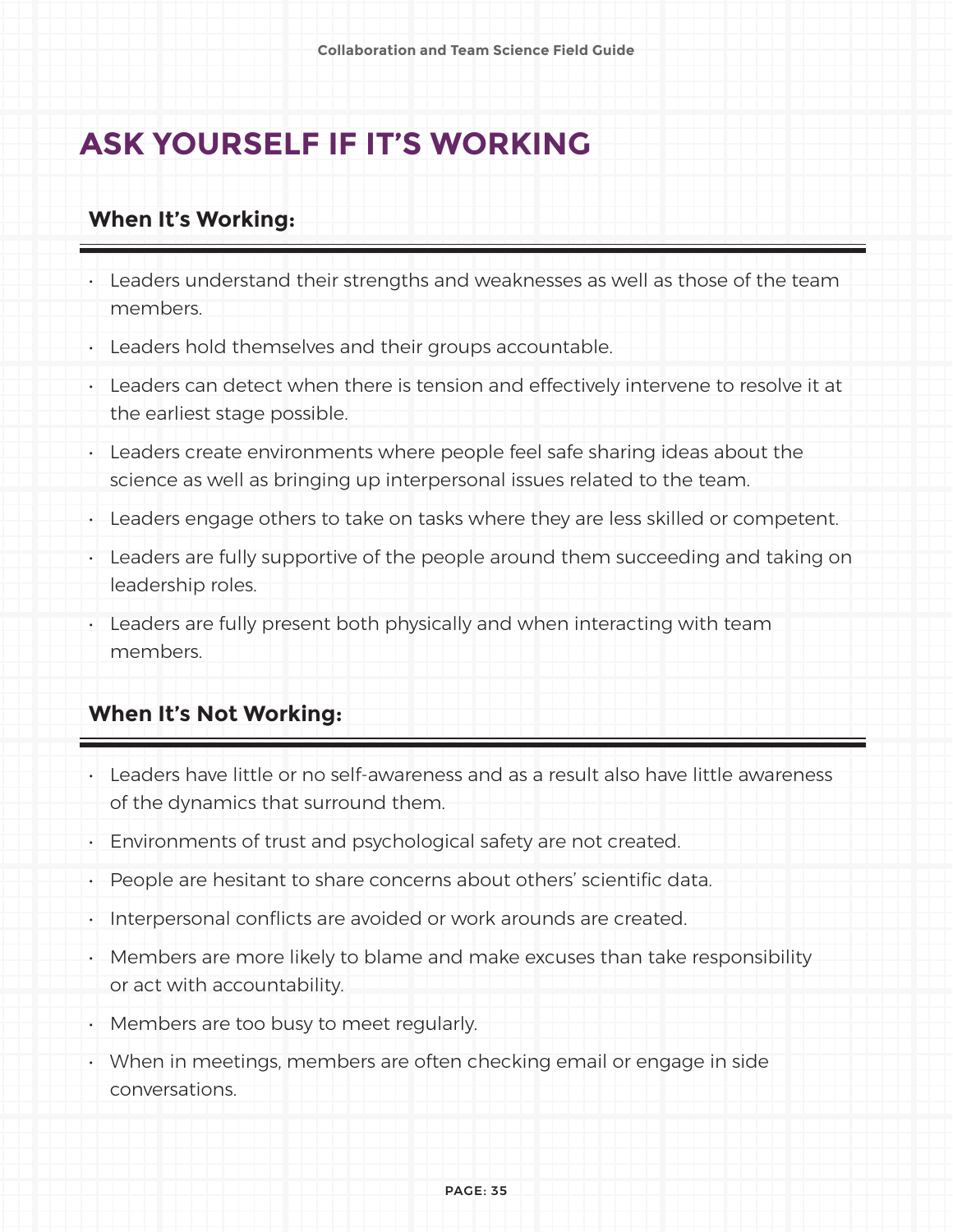## ASK YOURSELF IF IT'S WORKING

### When It's Working:

- Leaders understand their strengths and weaknesses as well as those of the team members.
- Leaders hold themselves and their groups accountable.
- Leaders can detect when there is tension and effectively intervene to resolve it at the earliest stage possible.
- Leaders create environments where people feel safe sharing ideas about the science as well as bringing up interpersonal issues related to the team.
- Leaders engage others to take on tasks where they are less skilled or competent.
- Leaders are fully supportive of the people around them succeeding and taking on leadership roles.
- Leaders are fully present both physically and when interacting with team members.

### When It's Not Working:

- Leaders have little or no self-awareness and as a result also have little awareness of the dynamics that surround them.
- Environments of trust and psychological safety are not created.
- People are hesitant to share concerns about others' scientific data.
- Interpersonal conflicts are avoided or work arounds are created.
- Members are more likely to blame and make excuses than take responsibility or act with accountability.
- Members are too busy to meet regularly.
- When in meetings, members are often checking email or engage in side conversations.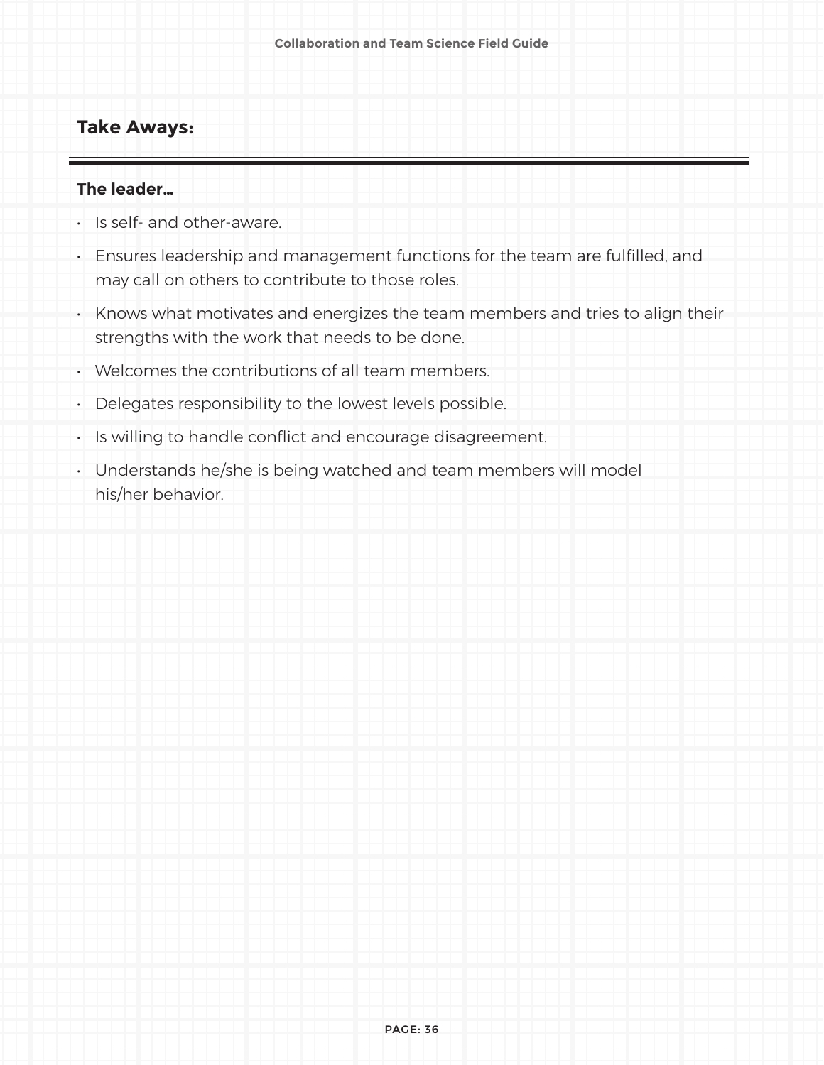## Take Aways:

**The leader…**

- Is self- and other-aware.
- Ensures leadership and management functions for the team are fulfilled, and may call on others to contribute to those roles.
- Knows what motivates and energizes the team members and tries to align their strengths with the work that needs to be done.
- Welcomes the contributions of all team members.
- Delegates responsibility to the lowest levels possible.
- Is willing to handle conflict and encourage disagreement.
- Understands he/she is being watched and team members will model his/her behavior.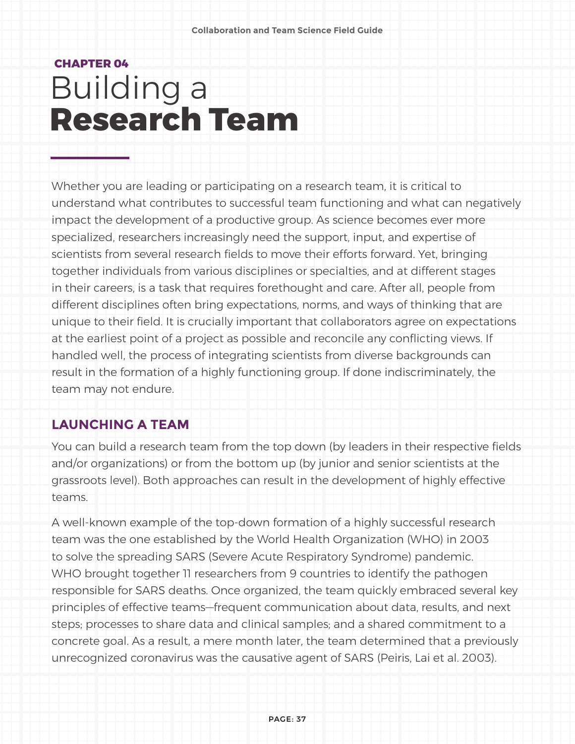**CHAPTER 04**

# Building a **Research Team**

Whether you are leading or participating on a research team, it is critical to understand what contributes to successful team functioning and what can negatively impact the development of a productive group. As science becomes ever more specialized, researchers increasingly need the support, input, and expertise of scientists from several research fields to move their efforts forward. Yet, bringing together individuals from various disciplines or specialties, and at different stages in their careers, is a task that requires forethought and care. After all, people from different disciplines often bring expectations, norms, and ways of thinking that are unique to their field. It is crucially important that collaborators agree on expectations at the earliest point of a project as possible and reconcile any conflicting views. If handled well, the process of integrating scientists from diverse backgrounds can result in the formation of a highly functioning group. If done indiscriminately, the team may not endure.

## LAUNCHING A TEAM

You can build a research team from the top down (by leaders in their respective fields and/or organizations) or from the bottom up (by junior and senior scientists at the grassroots level). Both approaches can result in the development of highly effective teams.

A well-known example of the top-down formation of a highly successful research team was the one established by the World Health Organization (WHO) in 2003 to solve the spreading SARS (Severe Acute Respiratory Syndrome) pandemic. WHO brought together 11 researchers from 9 countries to identify the pathogen responsible for SARS deaths. Once organized, the team quickly embraced several key principles of effective teams—frequent communication about data, results, and next steps; processes to share data and clinical samples; and a shared commitment to a concrete goal. As a result, a mere month later, the team determined that a previously unrecognized coronavirus was the causative agent of SARS (Peiris, Lai et al. 2003).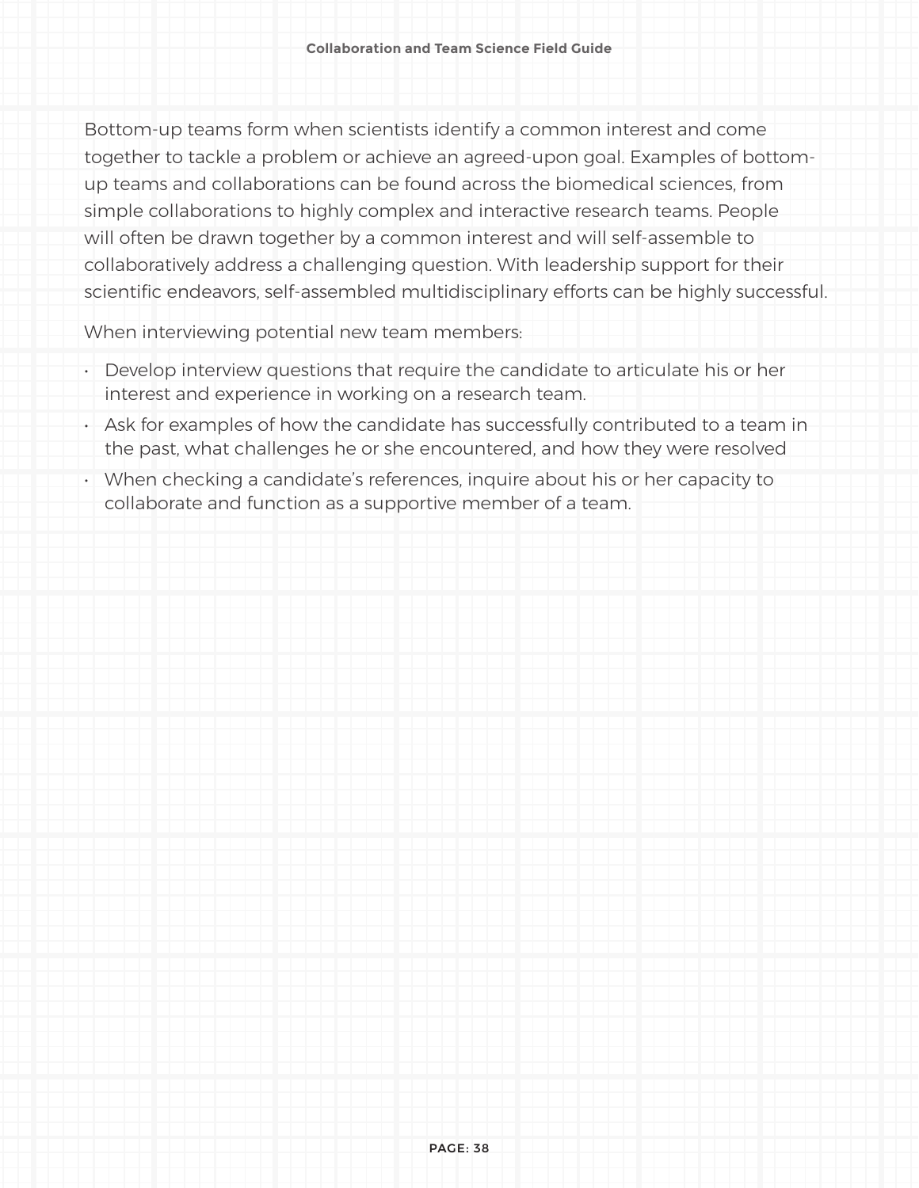Bottom-up teams form when scientists identify a common interest and come together to tackle a problem or achieve an agreed-upon goal. Examples of bottom-up teams and collaborations can be found across the biomedical sciences, from simple collaborations to highly complex and interactive research teams. People will often be drawn together by a common interest and will self-assemble to collaboratively address a challenging question. With leadership support for their scientific endeavors, self-assembled multidisciplinary efforts can be highly successful.

When interviewing potential new team members:

- Develop interview questions that require the candidate to articulate his or her interest and experience in working on a research team.
- Ask for examples of how the candidate has successfully contributed to a team in the past, what challenges he or she encountered, and how they were resolved
- When checking a candidate's references, inquire about his or her capacity to collaborate and function as a supportive member of a team.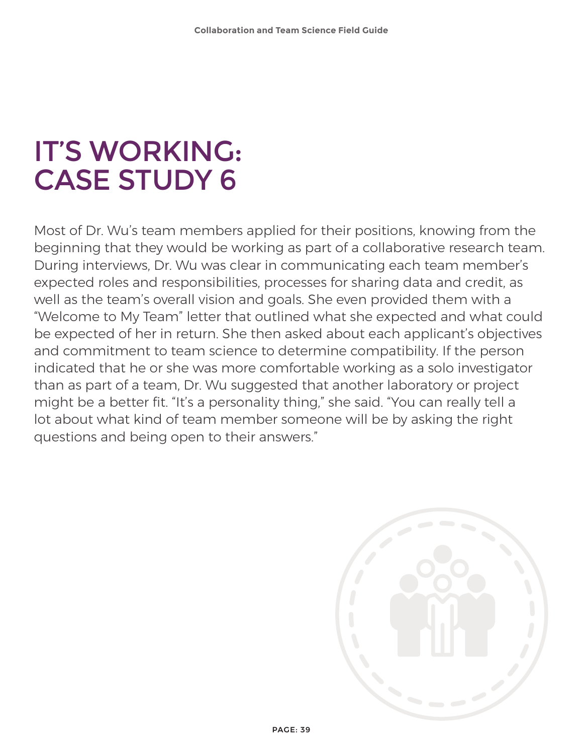# IT'S WORKING: CASE STUDY 6

Most of Dr. Wu's team members applied for their positions, knowing from the beginning that they would be working as part of a collaborative research team. During interviews, Dr. Wu was clear in communicating each team member's expected roles and responsibilities, processes for sharing data and credit, as well as the team's overall vision and goals. She even provided them with a "Welcome to My Team" letter that outlined what she expected and what could be expected of her in return. She then asked about each applicant's objectives and commitment to team science to determine compatibility. If the person indicated that he or she was more comfortable working as a solo investigator than as part of a team, Dr. Wu suggested that another laboratory or project might be a better fit. "It's a personality thing," she said. "You can really tell a lot about what kind of team member someone will be by asking the right questions and being open to their answers."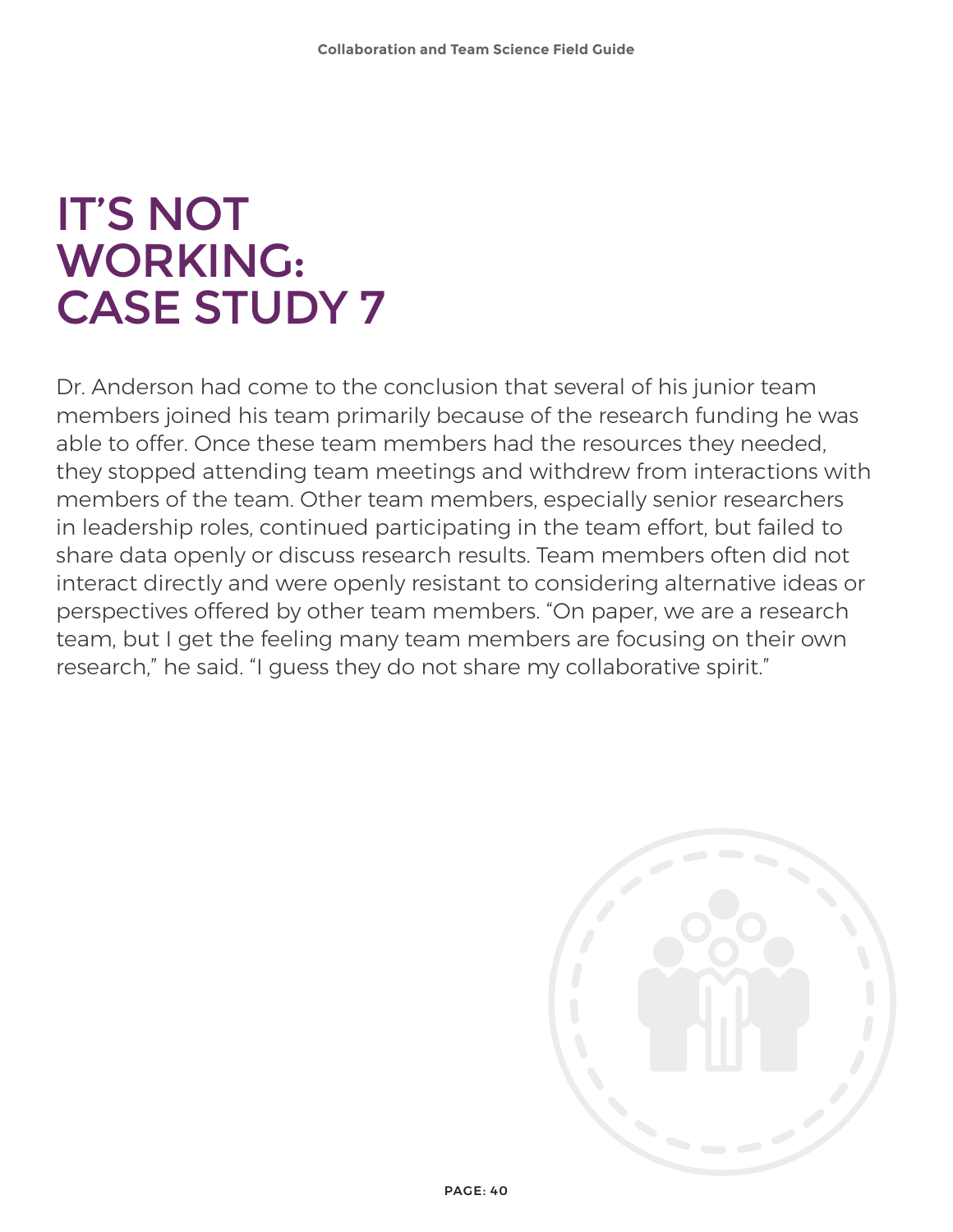# IT'S NOT WORKING: CASE STUDY 7

Dr. Anderson had come to the conclusion that several of his junior team members joined his team primarily because of the research funding he was able to offer. Once these team members had the resources they needed, they stopped attending team meetings and withdrew from interactions with members of the team. Other team members, especially senior researchers in leadership roles, continued participating in the team effort, but failed to share data openly or discuss research results. Team members often did not interact directly and were openly resistant to considering alternative ideas or perspectives offered by other team members. "On paper, we are a research team, but I get the feeling many team members are focusing on their own research," he said. "I guess they do not share my collaborative spirit."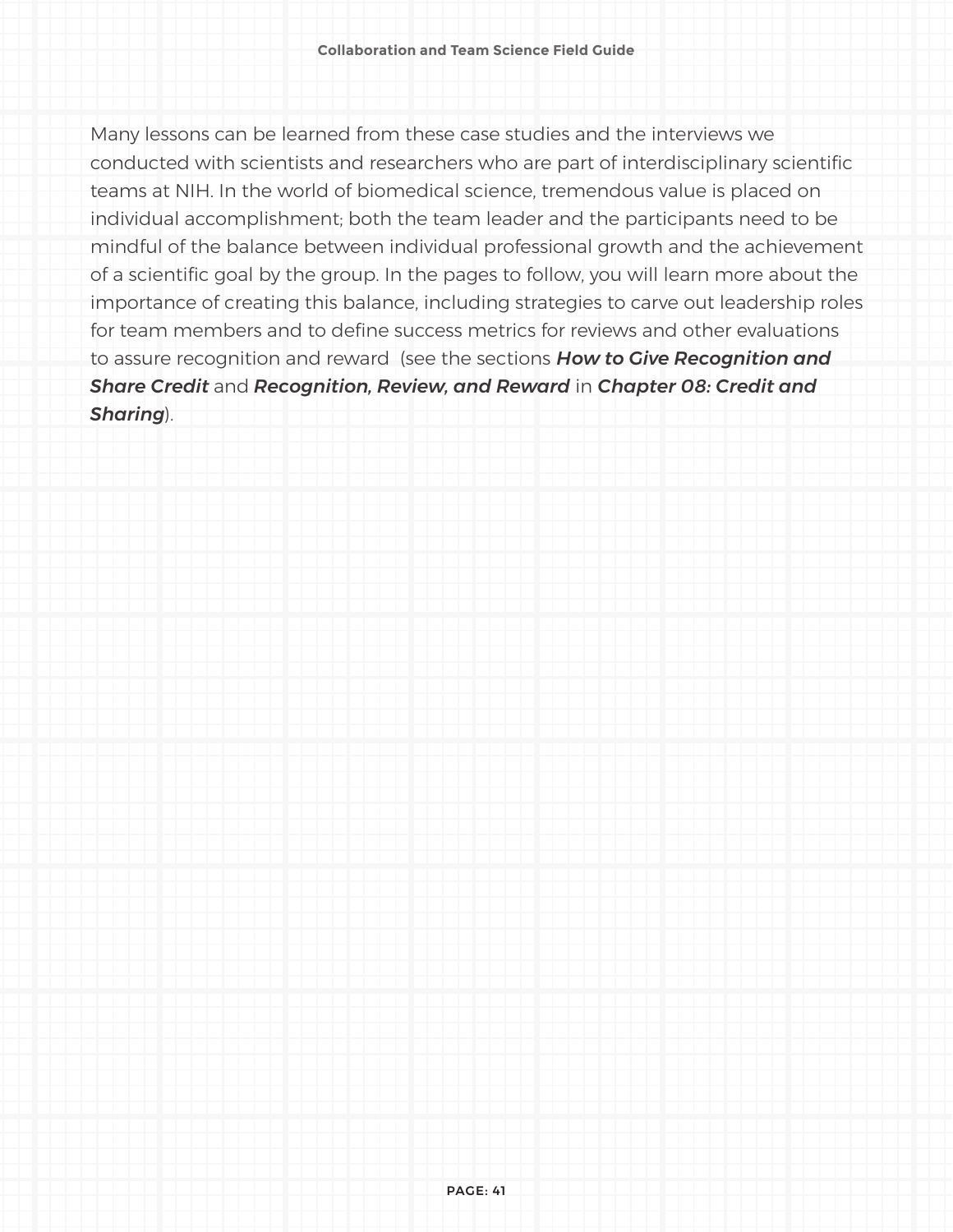Many lessons can be learned from these case studies and the interviews we conducted with scientists and researchers who are part of interdisciplinary scientific teams at NIH. In the world of biomedical science, tremendous value is placed on individual accomplishment; both the team leader and the participants need to be mindful of the balance between individual professional growth and the achievement of a scientific goal by the group. In the pages to follow, you will learn more about the importance of creating this balance, including strategies to carve out leadership roles for team members and to define success metrics for reviews and other evaluations to assure recognition and reward (see the sections ***How to Give Recognition and Share Credit*** and ***Recognition, Review, and Reward*** in ***Chapter 08: Credit and Sharing***).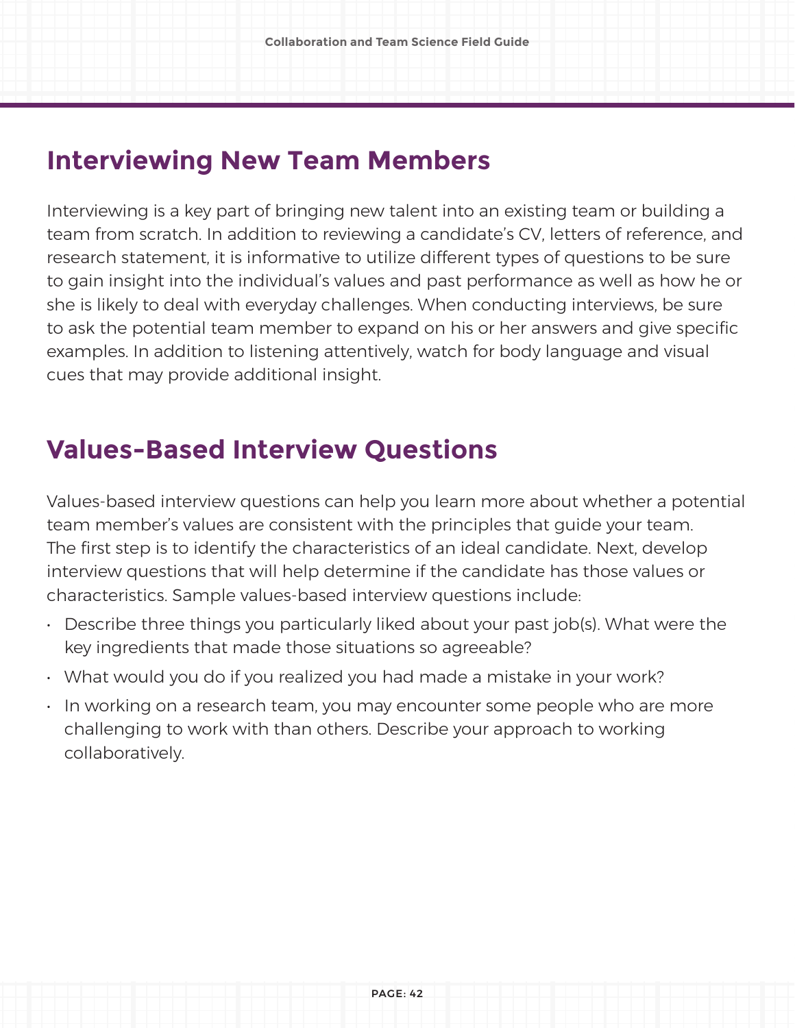## Interviewing New Team Members

Interviewing is a key part of bringing new talent into an existing team or building a team from scratch. In addition to reviewing a candidate's CV, letters of reference, and research statement, it is informative to utilize different types of questions to be sure to gain insight into the individual's values and past performance as well as how he or she is likely to deal with everyday challenges. When conducting interviews, be sure to ask the potential team member to expand on his or her answers and give specific examples. In addition to listening attentively, watch for body language and visual cues that may provide additional insight.

## Values-Based Interview Questions

Values-based interview questions can help you learn more about whether a potential team member's values are consistent with the principles that guide your team. The first step is to identify the characteristics of an ideal candidate. Next, develop interview questions that will help determine if the candidate has those values or characteristics. Sample values-based interview questions include:

- Describe three things you particularly liked about your past job(s). What were the key ingredients that made those situations so agreeable?
- What would you do if you realized you had made a mistake in your work?
- In working on a research team, you may encounter some people who are more challenging to work with than others. Describe your approach to working collaboratively.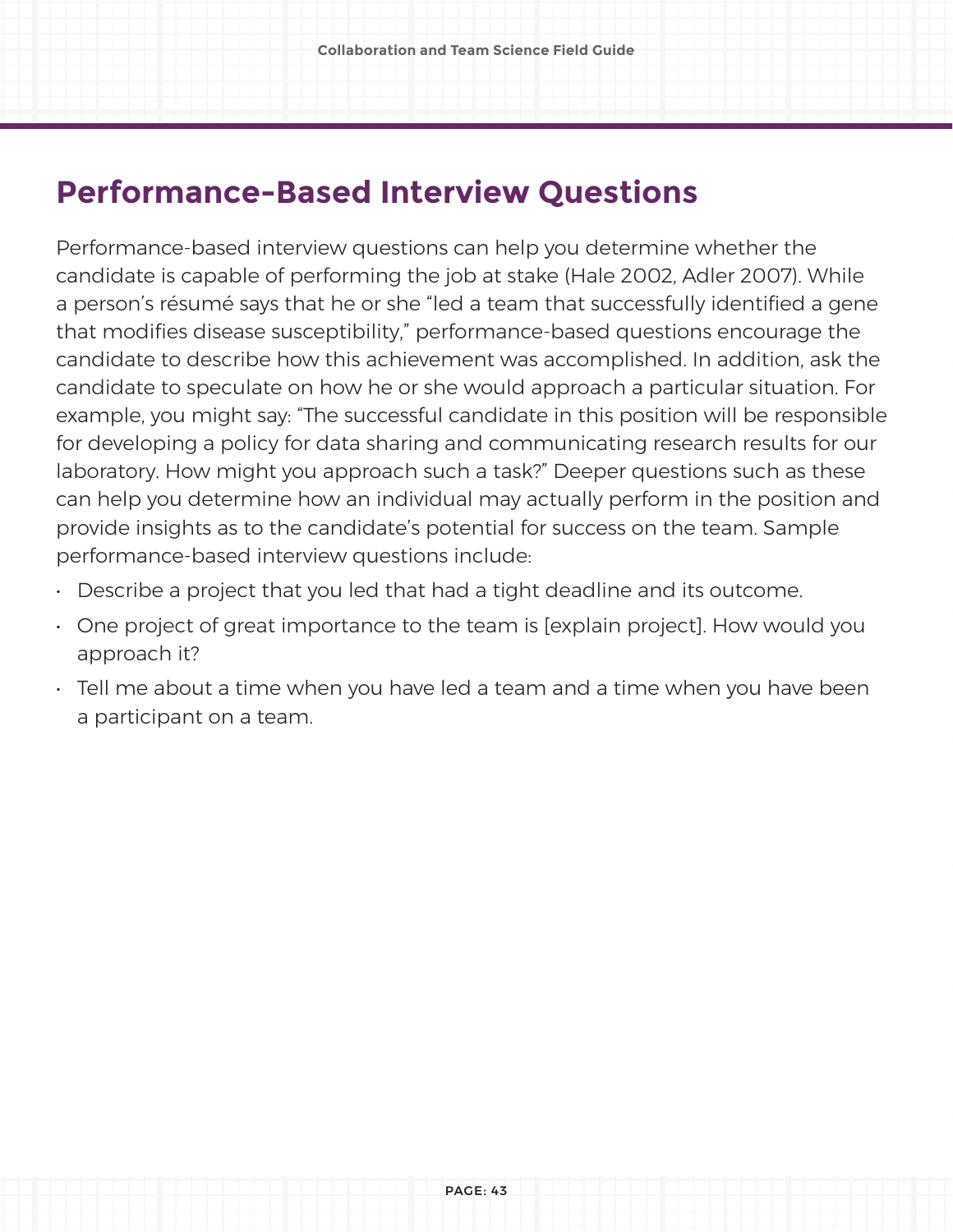## Performance-Based Interview Questions

Performance-based interview questions can help you determine whether the candidate is capable of performing the job at stake (Hale 2002, Adler 2007). While a person's résumé says that he or she "led a team that successfully identified a gene that modifies disease susceptibility," performance-based questions encourage the candidate to describe how this achievement was accomplished. In addition, ask the candidate to speculate on how he or she would approach a particular situation. For example, you might say: "The successful candidate in this position will be responsible for developing a policy for data sharing and communicating research results for our laboratory. How might you approach such a task?" Deeper questions such as these can help you determine how an individual may actually perform in the position and provide insights as to the candidate's potential for success on the team. Sample performance-based interview questions include:

- Describe a project that you led that had a tight deadline and its outcome.
- One project of great importance to the team is [explain project]. How would you approach it?
- Tell me about a time when you have led a team and a time when you have been a participant on a team.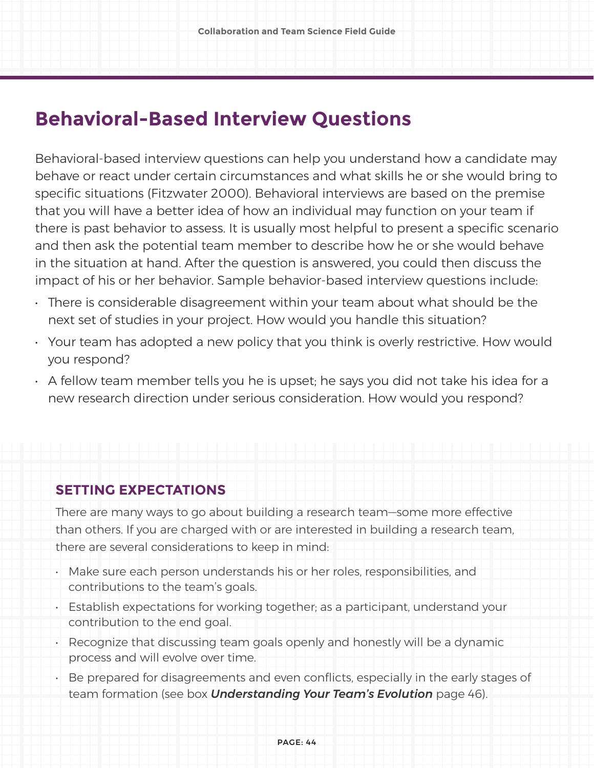## Behavioral-Based Interview Questions

Behavioral-based interview questions can help you understand how a candidate may behave or react under certain circumstances and what skills he or she would bring to specific situations (Fitzwater 2000). Behavioral interviews are based on the premise that you will have a better idea of how an individual may function on your team if there is past behavior to assess. It is usually most helpful to present a specific scenario and then ask the potential team member to describe how he or she would behave in the situation at hand. After the question is answered, you could then discuss the impact of his or her behavior. Sample behavior-based interview questions include:

- There is considerable disagreement within your team about what should be the next set of studies in your project. How would you handle this situation?
- Your team has adopted a new policy that you think is overly restrictive. How would you respond?
- A fellow team member tells you he is upset; he says you did not take his idea for a new research direction under serious consideration. How would you respond?

### SETTING EXPECTATIONS

There are many ways to go about building a research team—some more effective than others. If you are charged with or are interested in building a research team, there are several considerations to keep in mind:

- Make sure each person understands his or her roles, responsibilities, and contributions to the team's goals.
- Establish expectations for working together; as a participant, understand your contribution to the end goal.
- Recognize that discussing team goals openly and honestly will be a dynamic process and will evolve over time.
- Be prepared for disagreements and even conflicts, especially in the early stages of team formation (see box ***Understanding Your Team's Evolution*** page 46).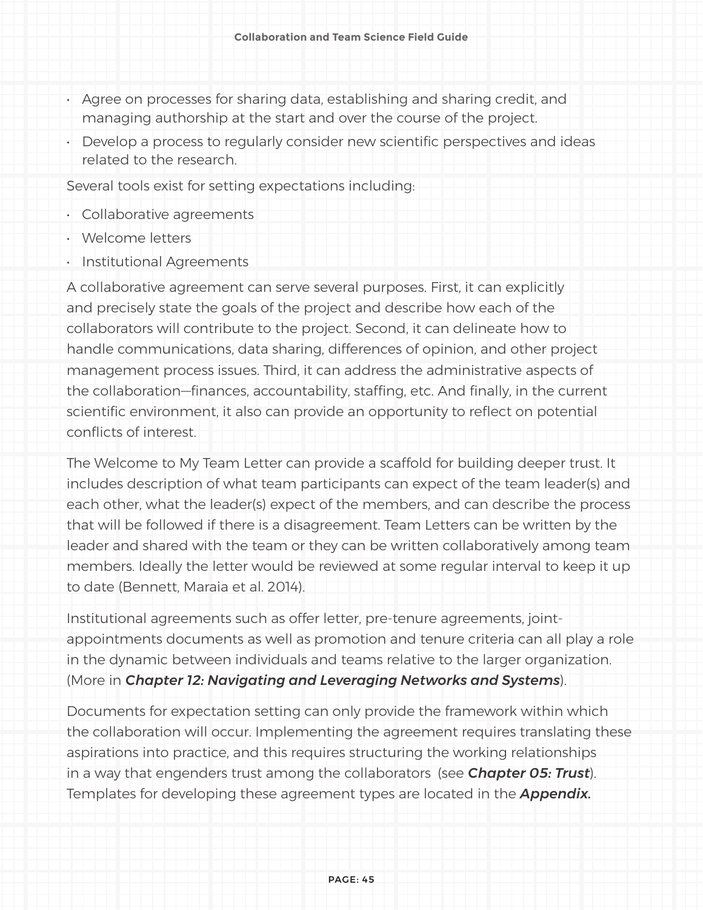- Agree on processes for sharing data, establishing and sharing credit, and managing authorship at the start and over the course of the project.
- Develop a process to regularly consider new scientific perspectives and ideas related to the research.

Several tools exist for setting expectations including:

- Collaborative agreements
- Welcome letters
- Institutional Agreements

A collaborative agreement can serve several purposes. First, it can explicitly and precisely state the goals of the project and describe how each of the collaborators will contribute to the project. Second, it can delineate how to handle communications, data sharing, differences of opinion, and other project management process issues. Third, it can address the administrative aspects of the collaboration—finances, accountability, staffing, etc. And finally, in the current scientific environment, it also can provide an opportunity to reflect on potential conflicts of interest.

The Welcome to My Team Letter can provide a scaffold for building deeper trust. It includes description of what team participants can expect of the team leader(s) and each other, what the leader(s) expect of the members, and can describe the process that will be followed if there is a disagreement. Team Letters can be written by the leader and shared with the team or they can be written collaboratively among team members. Ideally the letter would be reviewed at some regular interval to keep it up to date (Bennett, Maraia et al. 2014).

Institutional agreements such as offer letter, pre-tenure agreements, joint-appointments documents as well as promotion and tenure criteria can all play a role in the dynamic between individuals and teams relative to the larger organization. (More in ***Chapter 12: Navigating and Leveraging Networks and Systems***).

Documents for expectation setting can only provide the framework within which the collaboration will occur. Implementing the agreement requires translating these aspirations into practice, and this requires structuring the working relationships in a way that engenders trust among the collaborators (see ***Chapter 05: Trust***). Templates for developing these agreement types are located in the ***Appendix.***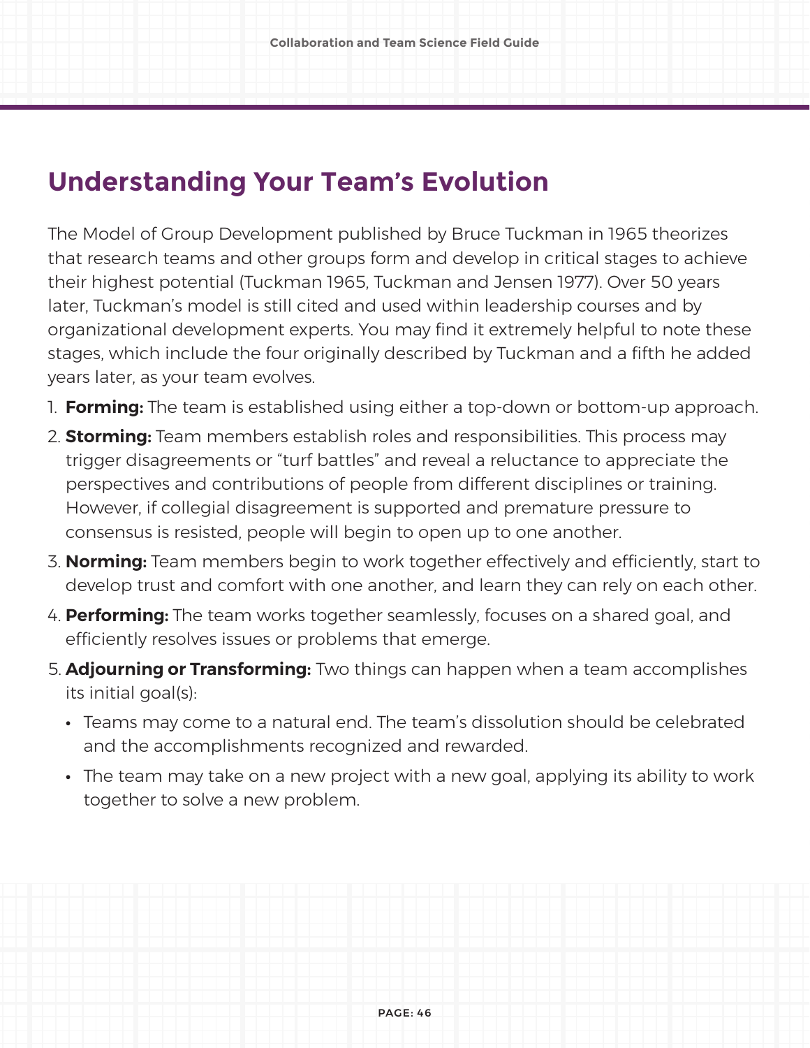## Understanding Your Team's Evolution

The Model of Group Development published by Bruce Tuckman in 1965 theorizes that research teams and other groups form and develop in critical stages to achieve their highest potential (Tuckman 1965, Tuckman and Jensen 1977). Over 50 years later, Tuckman's model is still cited and used within leadership courses and by organizational development experts. You may find it extremely helpful to note these stages, which include the four originally described by Tuckman and a fifth he added years later, as your team evolves.

1. **Forming:** The team is established using either a top-down or bottom-up approach.
2. **Storming:** Team members establish roles and responsibilities. This process may trigger disagreements or "turf battles" and reveal a reluctance to appreciate the perspectives and contributions of people from different disciplines or training. However, if collegial disagreement is supported and premature pressure to consensus is resisted, people will begin to open up to one another.
3. **Norming:** Team members begin to work together effectively and efficiently, start to develop trust and comfort with one another, and learn they can rely on each other.
4. **Performing:** The team works together seamlessly, focuses on a shared goal, and efficiently resolves issues or problems that emerge.
5. **Adjourning or Transforming:** Two things can happen when a team accomplishes its initial goal(s):
   - Teams may come to a natural end. The team's dissolution should be celebrated and the accomplishments recognized and rewarded.
   - The team may take on a new project with a new goal, applying its ability to work together to solve a new problem.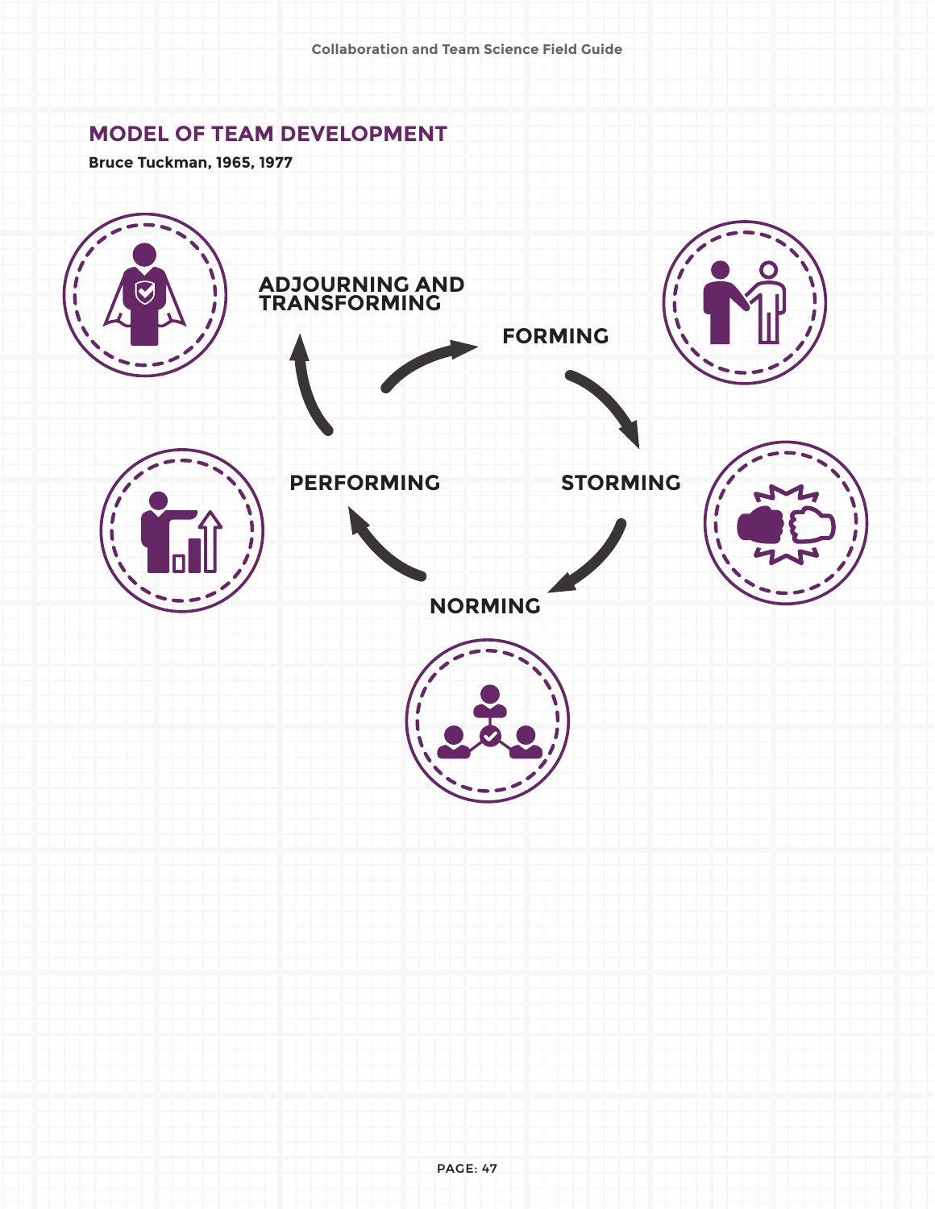## MODEL OF TEAM DEVELOPMENT

**Bruce Tuckman, 1965, 1977**

FORMING

STORMING

NORMING

PERFORMING

ADJOURNING AND TRANSFORMING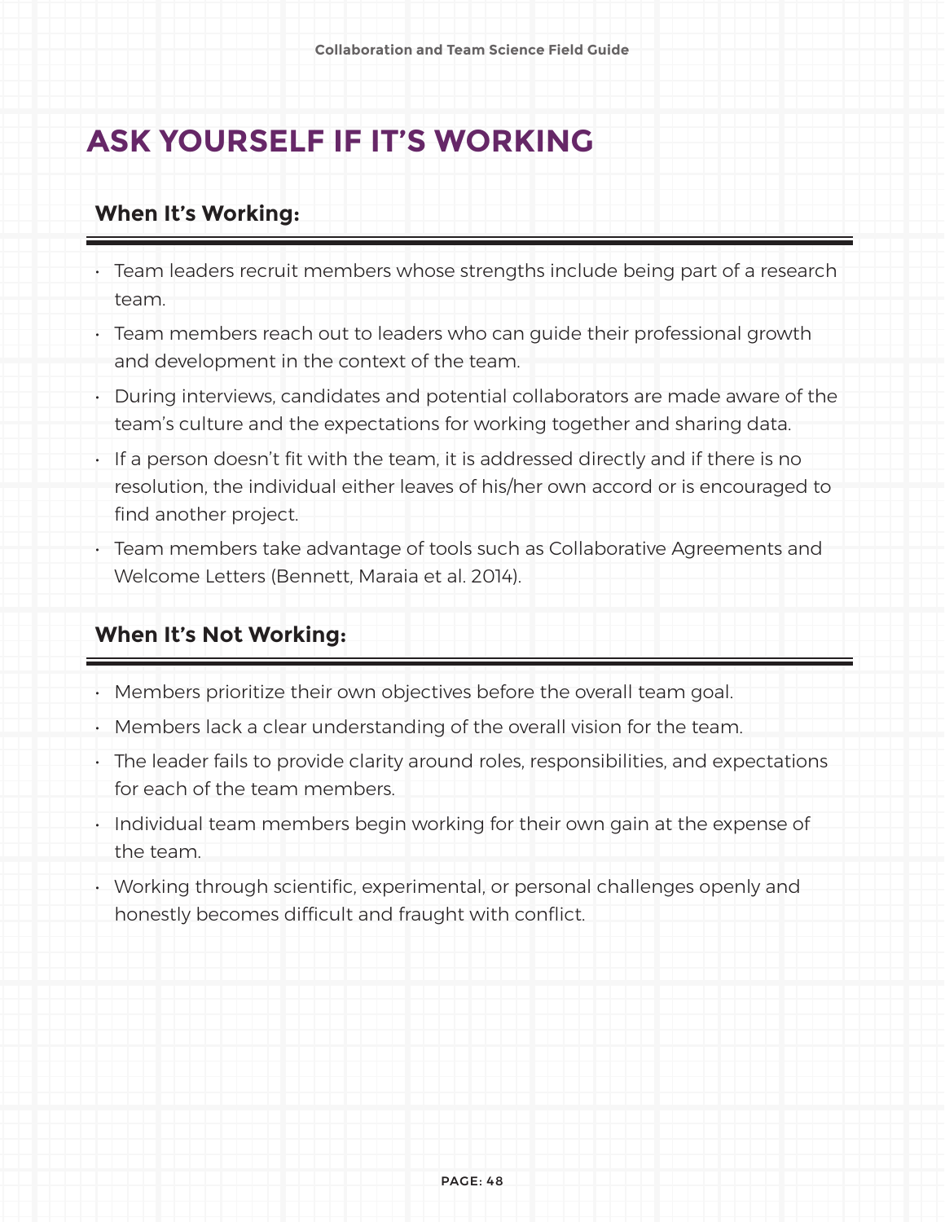# ASK YOURSELF IF IT'S WORKING

## When It's Working:

- Team leaders recruit members whose strengths include being part of a research team.
- Team members reach out to leaders who can guide their professional growth and development in the context of the team.
- During interviews, candidates and potential collaborators are made aware of the team's culture and the expectations for working together and sharing data.
- If a person doesn't fit with the team, it is addressed directly and if there is no resolution, the individual either leaves of his/her own accord or is encouraged to find another project.
- Team members take advantage of tools such as Collaborative Agreements and Welcome Letters (Bennett, Maraia et al. 2014).

## When It's Not Working:

- Members prioritize their own objectives before the overall team goal.
- Members lack a clear understanding of the overall vision for the team.
- The leader fails to provide clarity around roles, responsibilities, and expectations for each of the team members.
- Individual team members begin working for their own gain at the expense of the team.
- Working through scientific, experimental, or personal challenges openly and honestly becomes difficult and fraught with conflict.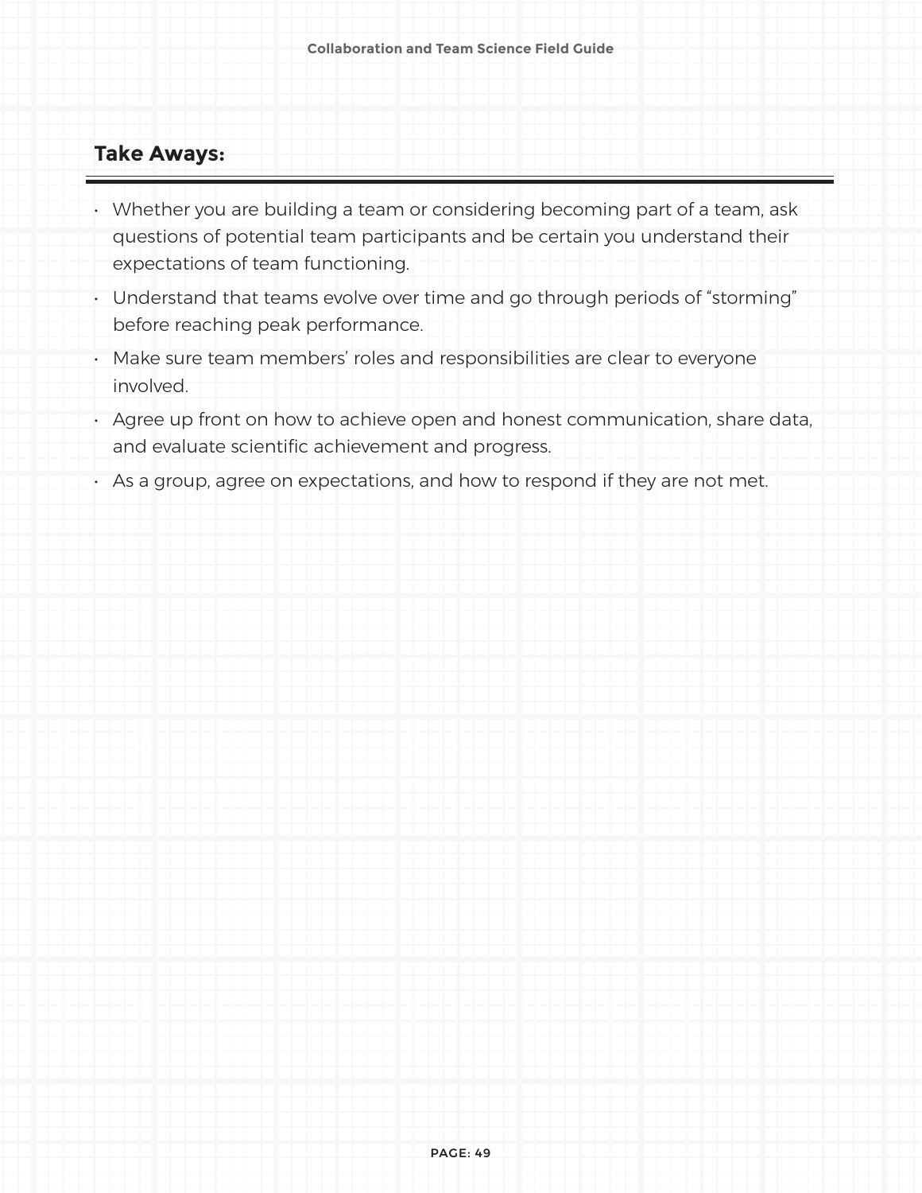## Take Aways:

- Whether you are building a team or considering becoming part of a team, ask questions of potential team participants and be certain you understand their expectations of team functioning.
- Understand that teams evolve over time and go through periods of "storming" before reaching peak performance.
- Make sure team members' roles and responsibilities are clear to everyone involved.
- Agree up front on how to achieve open and honest communication, share data, and evaluate scientific achievement and progress.
- As a group, agree on expectations, and how to respond if they are not met.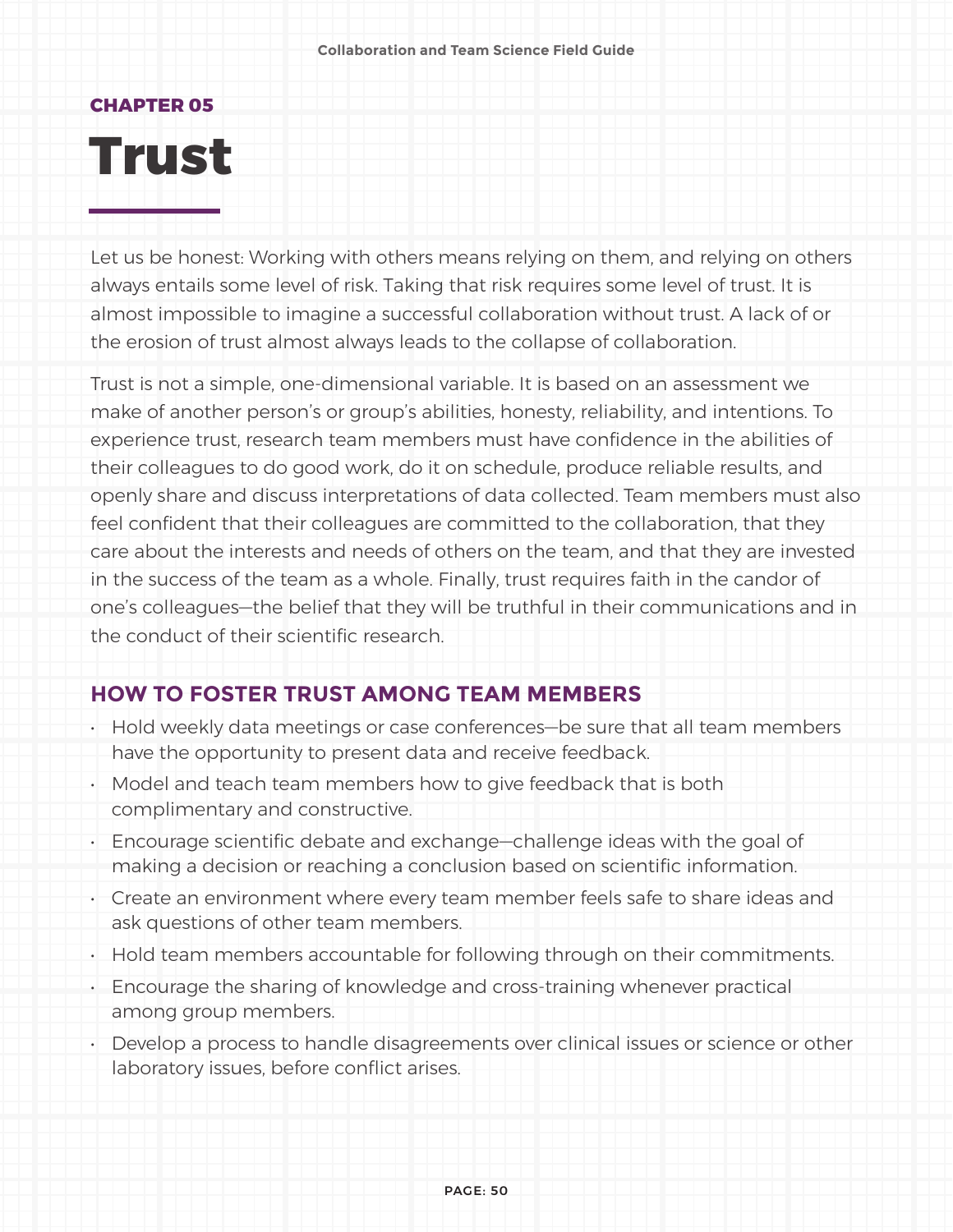CHAPTER 05

# Trust

Let us be honest: Working with others means relying on them, and relying on others always entails some level of risk. Taking that risk requires some level of trust. It is almost impossible to imagine a successful collaboration without trust. A lack of or the erosion of trust almost always leads to the collapse of collaboration.

Trust is not a simple, one-dimensional variable. It is based on an assessment we make of another person's or group's abilities, honesty, reliability, and intentions. To experience trust, research team members must have confidence in the abilities of their colleagues to do good work, do it on schedule, produce reliable results, and openly share and discuss interpretations of data collected. Team members must also feel confident that their colleagues are committed to the collaboration, that they care about the interests and needs of others on the team, and that they are invested in the success of the team as a whole. Finally, trust requires faith in the candor of one's colleagues—the belief that they will be truthful in their communications and in the conduct of their scientific research.

## HOW TO FOSTER TRUST AMONG TEAM MEMBERS

- Hold weekly data meetings or case conferences—be sure that all team members have the opportunity to present data and receive feedback.
- Model and teach team members how to give feedback that is both complimentary and constructive.
- Encourage scientific debate and exchange—challenge ideas with the goal of making a decision or reaching a conclusion based on scientific information.
- Create an environment where every team member feels safe to share ideas and ask questions of other team members.
- Hold team members accountable for following through on their commitments.
- Encourage the sharing of knowledge and cross-training whenever practical among group members.
- Develop a process to handle disagreements over clinical issues or science or other laboratory issues, before conflict arises.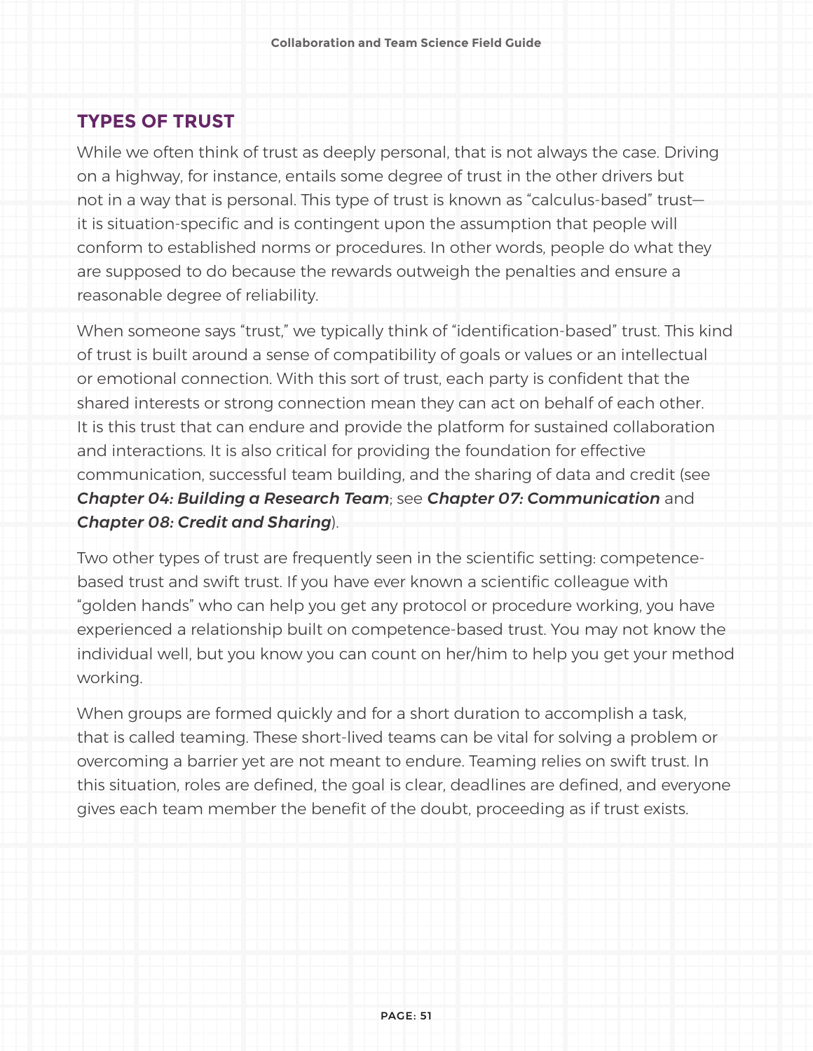## TYPES OF TRUST

While we often think of trust as deeply personal, that is not always the case. Driving on a highway, for instance, entails some degree of trust in the other drivers but not in a way that is personal. This type of trust is known as "calculus-based" trust—it is situation-specific and is contingent upon the assumption that people will conform to established norms or procedures. In other words, people do what they are supposed to do because the rewards outweigh the penalties and ensure a reasonable degree of reliability.

When someone says "trust," we typically think of "identification-based" trust. This kind of trust is built around a sense of compatibility of goals or values or an intellectual or emotional connection. With this sort of trust, each party is confident that the shared interests or strong connection mean they can act on behalf of each other. It is this trust that can endure and provide the platform for sustained collaboration and interactions. It is also critical for providing the foundation for effective communication, successful team building, and the sharing of data and credit (see ***Chapter 04: Building a Research Team***; see ***Chapter 07: Communication*** and ***Chapter 08: Credit and Sharing***).

Two other types of trust are frequently seen in the scientific setting: competence-based trust and swift trust. If you have ever known a scientific colleague with "golden hands" who can help you get any protocol or procedure working, you have experienced a relationship built on competence-based trust. You may not know the individual well, but you know you can count on her/him to help you get your method working.

When groups are formed quickly and for a short duration to accomplish a task, that is called teaming. These short-lived teams can be vital for solving a problem or overcoming a barrier yet are not meant to endure. Teaming relies on swift trust. In this situation, roles are defined, the goal is clear, deadlines are defined, and everyone gives each team member the benefit of the doubt, proceeding as if trust exists.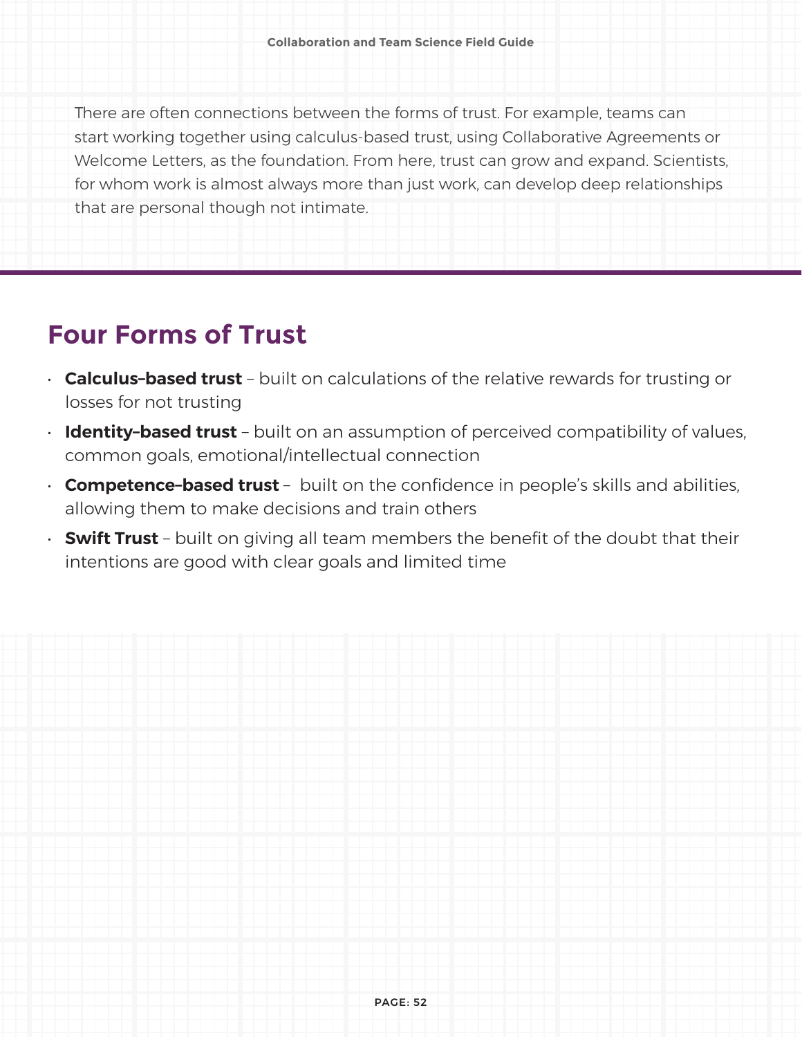There are often connections between the forms of trust. For example, teams can start working together using calculus-based trust, using Collaborative Agreements or Welcome Letters, as the foundation. From here, trust can grow and expand. Scientists, for whom work is almost always more than just work, can develop deep relationships that are personal though not intimate.

---

## Four Forms of Trust

- **Calculus–based trust** – built on calculations of the relative rewards for trusting or losses for not trusting
- **Identity–based trust** – built on an assumption of perceived compatibility of values, common goals, emotional/intellectual connection
- **Competence–based trust** – built on the confidence in people's skills and abilities, allowing them to make decisions and train others
- **Swift Trust** – built on giving all team members the benefit of the doubt that their intentions are good with clear goals and limited time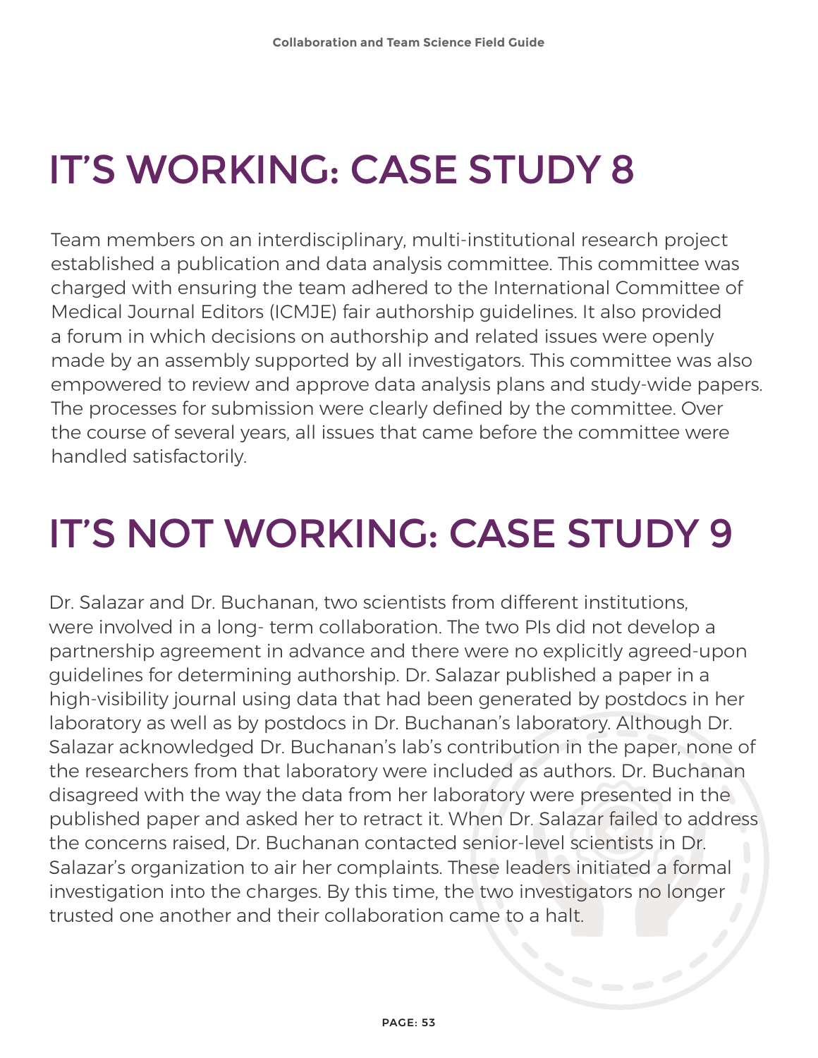# IT'S WORKING: CASE STUDY 8

Team members on an interdisciplinary, multi-institutional research project established a publication and data analysis committee. This committee was charged with ensuring the team adhered to the International Committee of Medical Journal Editors (ICMJE) fair authorship guidelines. It also provided a forum in which decisions on authorship and related issues were openly made by an assembly supported by all investigators. This committee was also empowered to review and approve data analysis plans and study-wide papers. The processes for submission were clearly defined by the committee. Over the course of several years, all issues that came before the committee were handled satisfactorily.

# IT'S NOT WORKING: CASE STUDY 9

Dr. Salazar and Dr. Buchanan, two scientists from different institutions, were involved in a long- term collaboration. The two PIs did not develop a partnership agreement in advance and there were no explicitly agreed-upon guidelines for determining authorship. Dr. Salazar published a paper in a high-visibility journal using data that had been generated by postdocs in her laboratory as well as by postdocs in Dr. Buchanan's laboratory. Although Dr. Salazar acknowledged Dr. Buchanan's lab's contribution in the paper, none of the researchers from that laboratory were included as authors. Dr. Buchanan disagreed with the way the data from her laboratory were presented in the published paper and asked her to retract it. When Dr. Salazar failed to address the concerns raised, Dr. Buchanan contacted senior-level scientists in Dr. Salazar's organization to air her complaints. These leaders initiated a formal investigation into the charges. By this time, the two investigators no longer trusted one another and their collaboration came to a halt.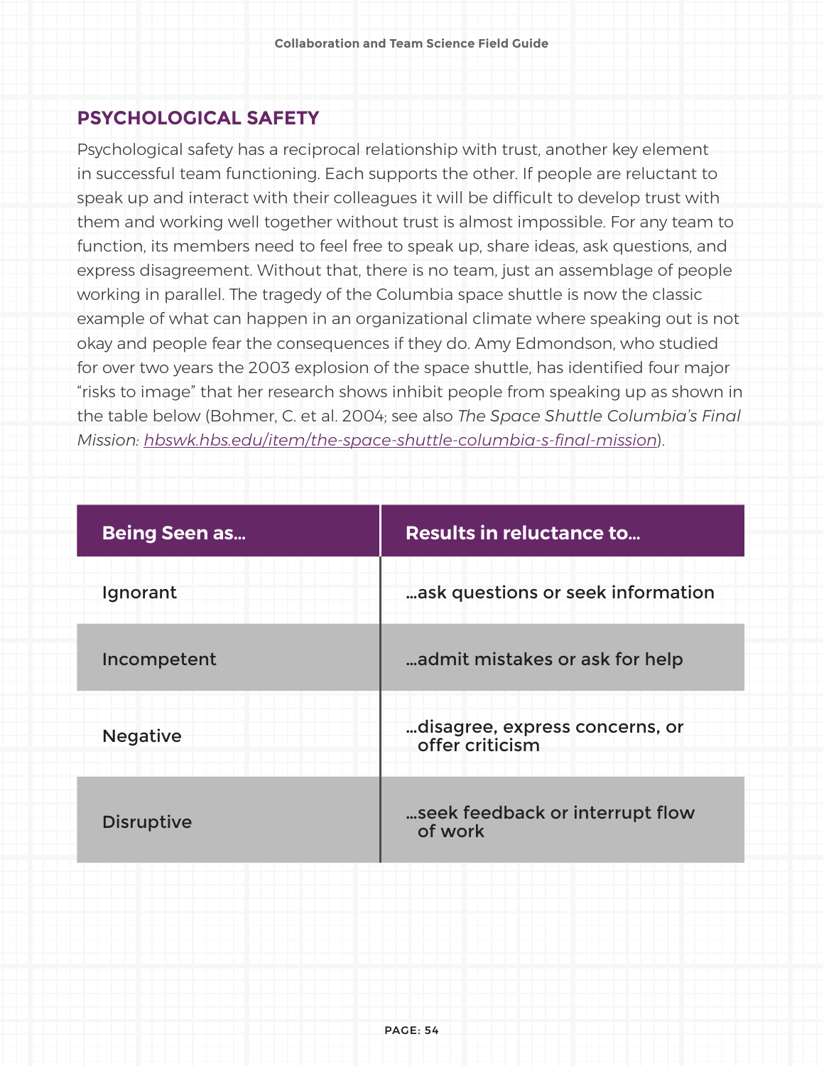## PSYCHOLOGICAL SAFETY

Psychological safety has a reciprocal relationship with trust, another key element in successful team functioning. Each supports the other. If people are reluctant to speak up and interact with their colleagues it will be difficult to develop trust with them and working well together without trust is almost impossible. For any team to function, its members need to feel free to speak up, share ideas, ask questions, and express disagreement. Without that, there is no team, just an assemblage of people working in parallel. The tragedy of the Columbia space shuttle is now the classic example of what can happen in an organizational climate where speaking out is not okay and people fear the consequences if they do. Amy Edmondson, who studied for over two years the 2003 explosion of the space shuttle, has identified four major "risks to image" that her research shows inhibit people from speaking up as shown in the table below (Bohmer, C. et al. 2004; see also *The Space Shuttle Columbia's Final Mission: hbswk.hbs.edu/item/the-space-shuttle-columbia-s-final-mission*).

| Being Seen as... | Results in reluctance to... |
|---|---|
| Ignorant | ...ask questions or seek information |
| Incompetent | ...admit mistakes or ask for help |
| Negative | ...disagree, express concerns, or offer criticism |
| Disruptive | ...seek feedback or interrupt flow of work |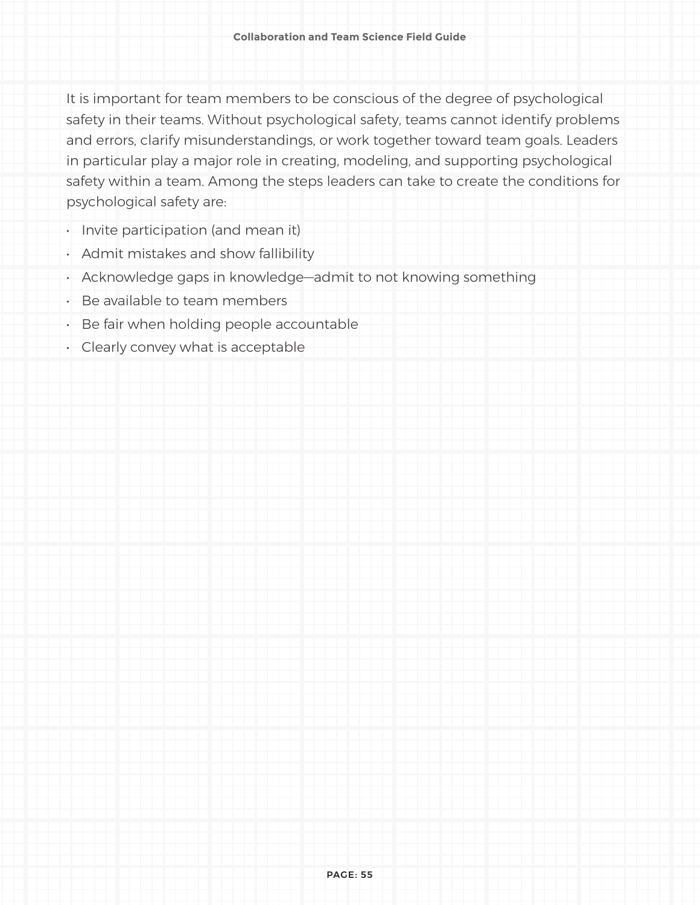It is important for team members to be conscious of the degree of psychological safety in their teams. Without psychological safety, teams cannot identify problems and errors, clarify misunderstandings, or work together toward team goals. Leaders in particular play a major role in creating, modeling, and supporting psychological safety within a team. Among the steps leaders can take to create the conditions for psychological safety are:

- Invite participation (and mean it)
- Admit mistakes and show fallibility
- Acknowledge gaps in knowledge—admit to not knowing something
- Be available to team members
- Be fair when holding people accountable
- Clearly convey what is acceptable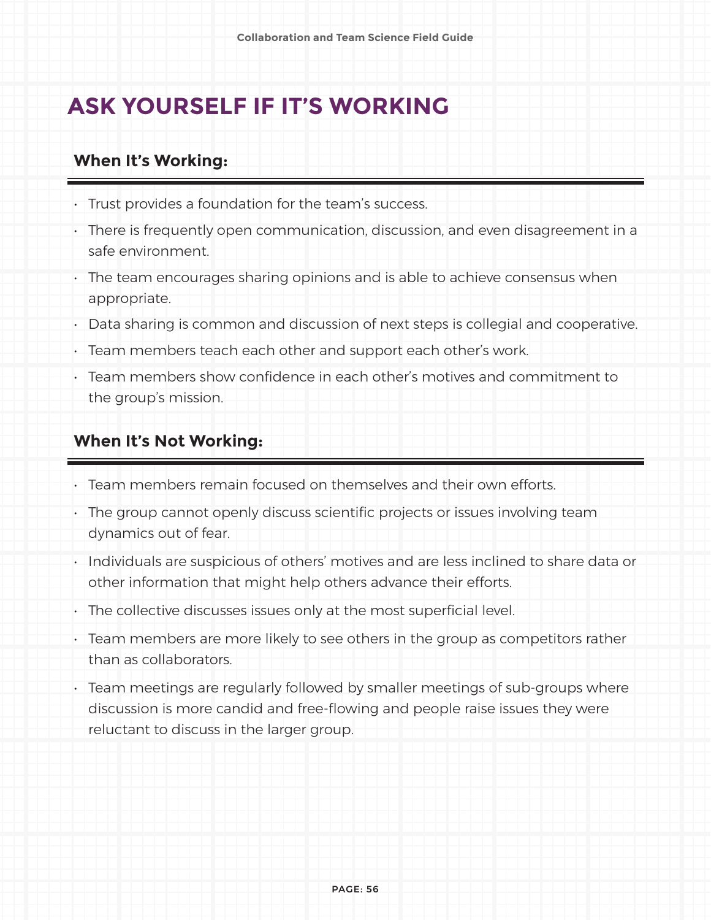# ASK YOURSELF IF IT'S WORKING

### When It's Working:

- Trust provides a foundation for the team's success.
- There is frequently open communication, discussion, and even disagreement in a safe environment.
- The team encourages sharing opinions and is able to achieve consensus when appropriate.
- Data sharing is common and discussion of next steps is collegial and cooperative.
- Team members teach each other and support each other's work.
- Team members show confidence in each other's motives and commitment to the group's mission.

### When It's Not Working:

- Team members remain focused on themselves and their own efforts.
- The group cannot openly discuss scientific projects or issues involving team dynamics out of fear.
- Individuals are suspicious of others' motives and are less inclined to share data or other information that might help others advance their efforts.
- The collective discusses issues only at the most superficial level.
- Team members are more likely to see others in the group as competitors rather than as collaborators.
- Team meetings are regularly followed by smaller meetings of sub-groups where discussion is more candid and free-flowing and people raise issues they were reluctant to discuss in the larger group.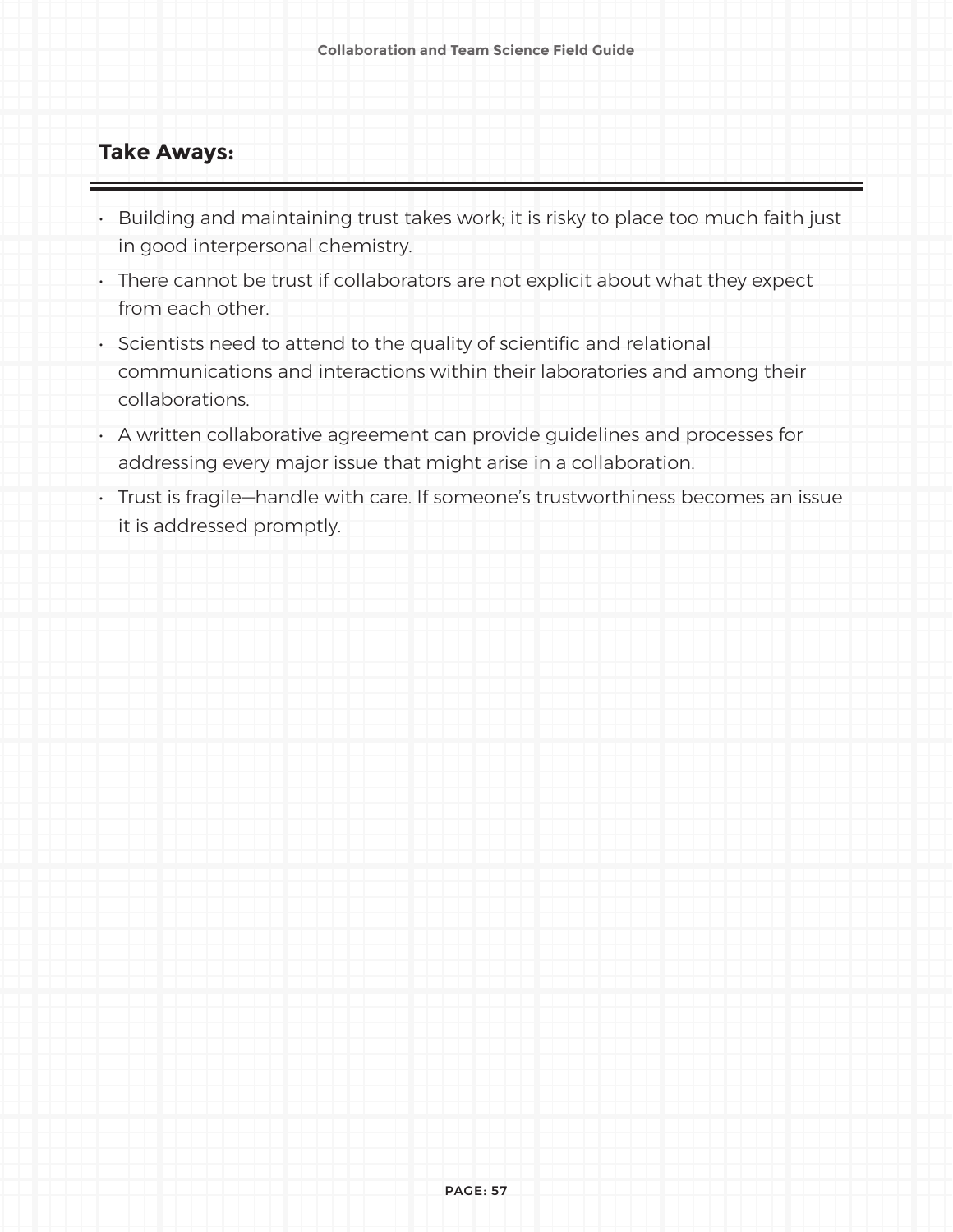## Take Aways:

- Building and maintaining trust takes work; it is risky to place too much faith just in good interpersonal chemistry.
- There cannot be trust if collaborators are not explicit about what they expect from each other.
- Scientists need to attend to the quality of scientific and relational communications and interactions within their laboratories and among their collaborations.
- A written collaborative agreement can provide guidelines and processes for addressing every major issue that might arise in a collaboration.
- Trust is fragile—handle with care. If someone's trustworthiness becomes an issue it is addressed promptly.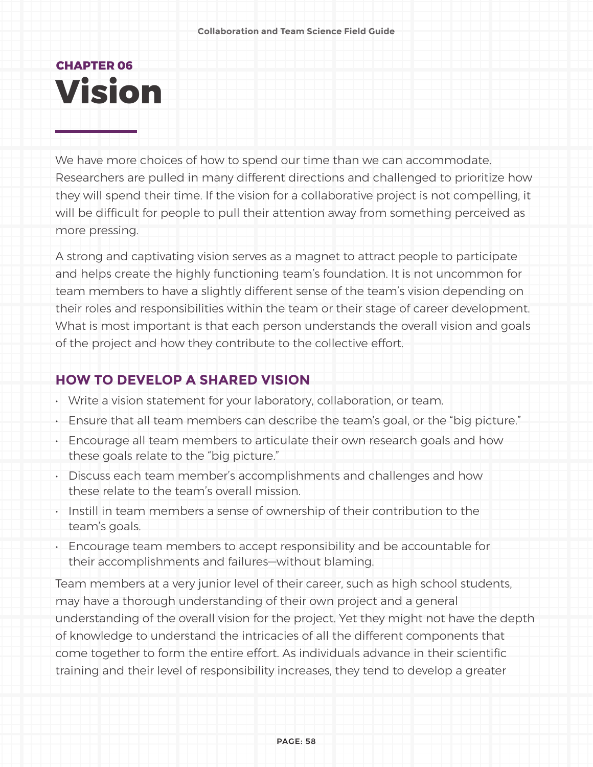CHAPTER 06

# Vision

We have more choices of how to spend our time than we can accommodate. Researchers are pulled in many different directions and challenged to prioritize how they will spend their time. If the vision for a collaborative project is not compelling, it will be difficult for people to pull their attention away from something perceived as more pressing.

A strong and captivating vision serves as a magnet to attract people to participate and helps create the highly functioning team's foundation. It is not uncommon for team members to have a slightly different sense of the team's vision depending on their roles and responsibilities within the team or their stage of career development. What is most important is that each person understands the overall vision and goals of the project and how they contribute to the collective effort.

## HOW TO DEVELOP A SHARED VISION

- Write a vision statement for your laboratory, collaboration, or team.
- Ensure that all team members can describe the team's goal, or the "big picture."
- Encourage all team members to articulate their own research goals and how these goals relate to the "big picture."
- Discuss each team member's accomplishments and challenges and how these relate to the team's overall mission.
- Instill in team members a sense of ownership of their contribution to the team's goals.
- Encourage team members to accept responsibility and be accountable for their accomplishments and failures—without blaming.

Team members at a very junior level of their career, such as high school students, may have a thorough understanding of their own project and a general understanding of the overall vision for the project. Yet they might not have the depth of knowledge to understand the intricacies of all the different components that come together to form the entire effort. As individuals advance in their scientific training and their level of responsibility increases, they tend to develop a greater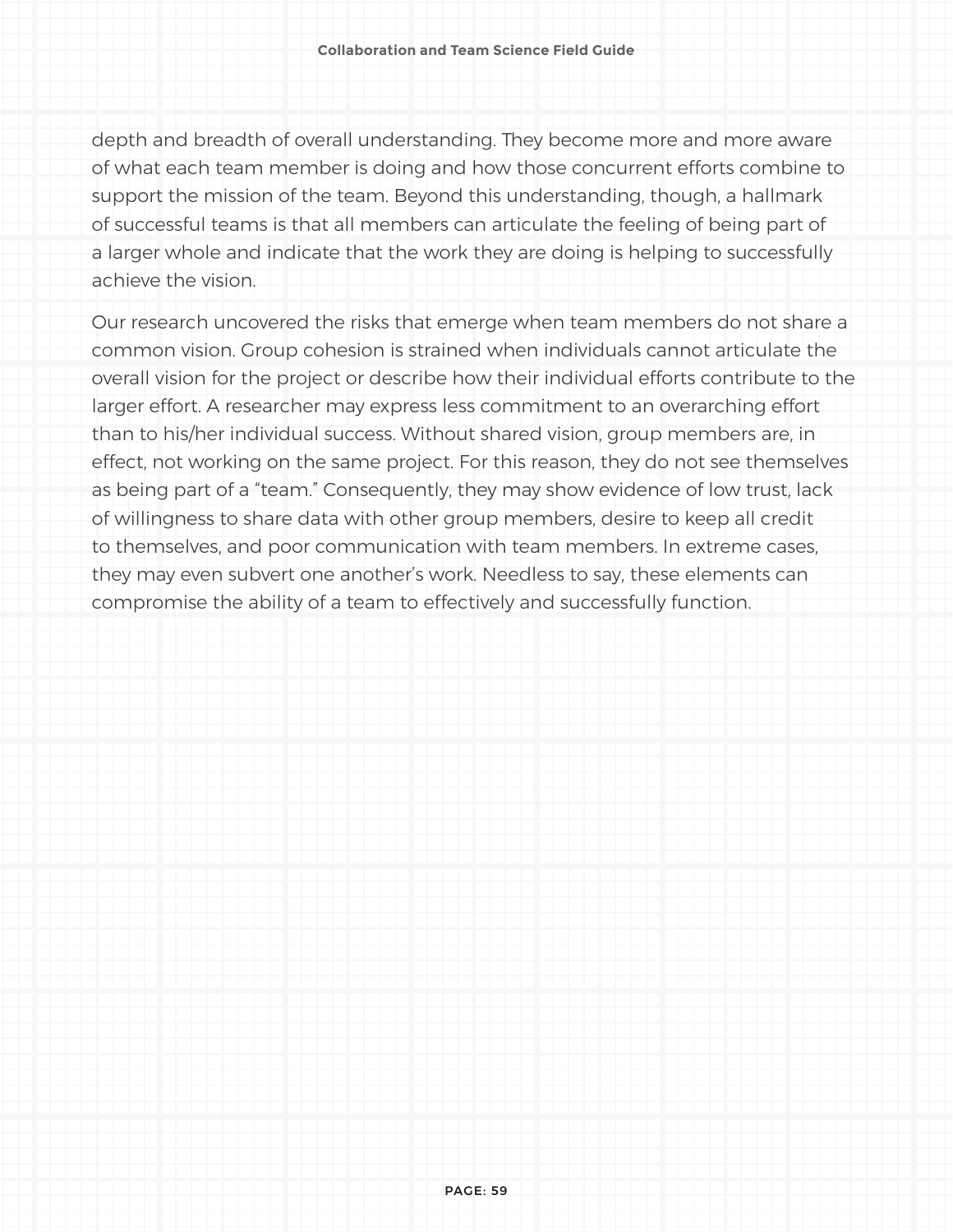depth and breadth of overall understanding. They become more and more aware of what each team member is doing and how those concurrent efforts combine to support the mission of the team. Beyond this understanding, though, a hallmark of successful teams is that all members can articulate the feeling of being part of a larger whole and indicate that the work they are doing is helping to successfully achieve the vision.

Our research uncovered the risks that emerge when team members do not share a common vision. Group cohesion is strained when individuals cannot articulate the overall vision for the project or describe how their individual efforts contribute to the larger effort. A researcher may express less commitment to an overarching effort than to his/her individual success. Without shared vision, group members are, in effect, not working on the same project. For this reason, they do not see themselves as being part of a "team." Consequently, they may show evidence of low trust, lack of willingness to share data with other group members, desire to keep all credit to themselves, and poor communication with team members. In extreme cases, they may even subvert one another's work. Needless to say, these elements can compromise the ability of a team to effectively and successfully function.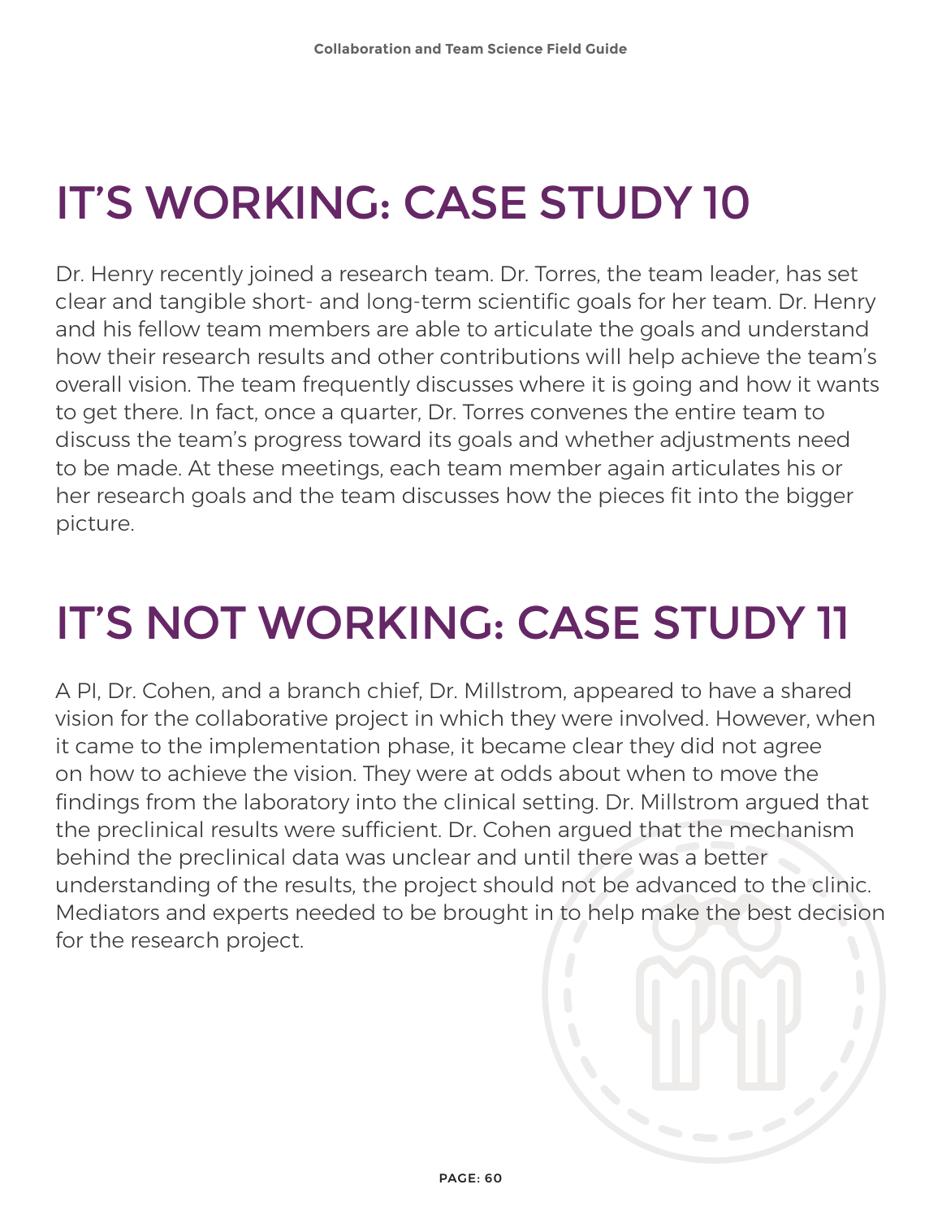# IT'S WORKING: CASE STUDY 10

Dr. Henry recently joined a research team. Dr. Torres, the team leader, has set clear and tangible short- and long-term scientific goals for her team. Dr. Henry and his fellow team members are able to articulate the goals and understand how their research results and other contributions will help achieve the team's overall vision. The team frequently discusses where it is going and how it wants to get there. In fact, once a quarter, Dr. Torres convenes the entire team to discuss the team's progress toward its goals and whether adjustments need to be made. At these meetings, each team member again articulates his or her research goals and the team discusses how the pieces fit into the bigger picture.

# IT'S NOT WORKING: CASE STUDY 11

A PI, Dr. Cohen, and a branch chief, Dr. Millstrom, appeared to have a shared vision for the collaborative project in which they were involved. However, when it came to the implementation phase, it became clear they did not agree on how to achieve the vision. They were at odds about when to move the findings from the laboratory into the clinical setting. Dr. Millstrom argued that the preclinical results were sufficient. Dr. Cohen argued that the mechanism behind the preclinical data was unclear and until there was a better understanding of the results, the project should not be advanced to the clinic. Mediators and experts needed to be brought in to help make the best decision for the research project.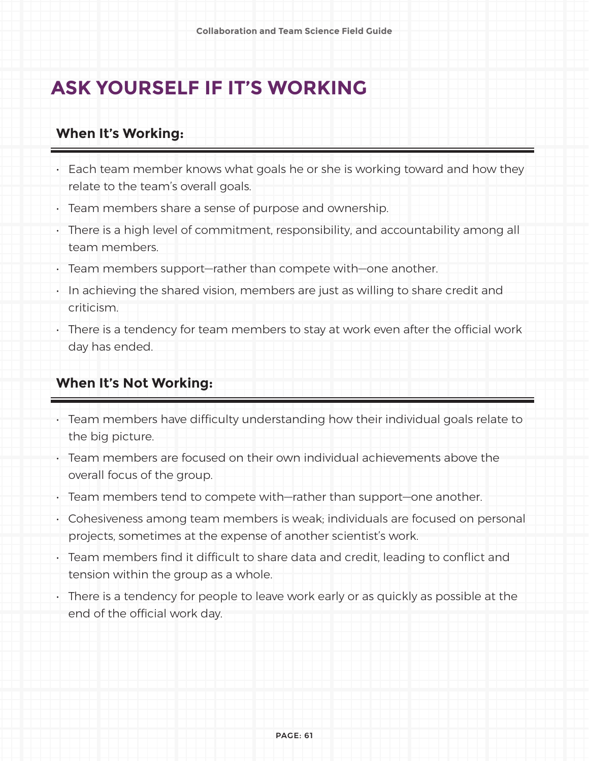# ASK YOURSELF IF IT'S WORKING

### When It's Working:

- Each team member knows what goals he or she is working toward and how they relate to the team's overall goals.
- Team members share a sense of purpose and ownership.
- There is a high level of commitment, responsibility, and accountability among all team members.
- Team members support—rather than compete with—one another.
- In achieving the shared vision, members are just as willing to share credit and criticism.
- There is a tendency for team members to stay at work even after the official work day has ended.

### When It's Not Working:

- Team members have difficulty understanding how their individual goals relate to the big picture.
- Team members are focused on their own individual achievements above the overall focus of the group.
- Team members tend to compete with—rather than support—one another.
- Cohesiveness among team members is weak; individuals are focused on personal projects, sometimes at the expense of another scientist's work.
- Team members find it difficult to share data and credit, leading to conflict and tension within the group as a whole.
- There is a tendency for people to leave work early or as quickly as possible at the end of the official work day.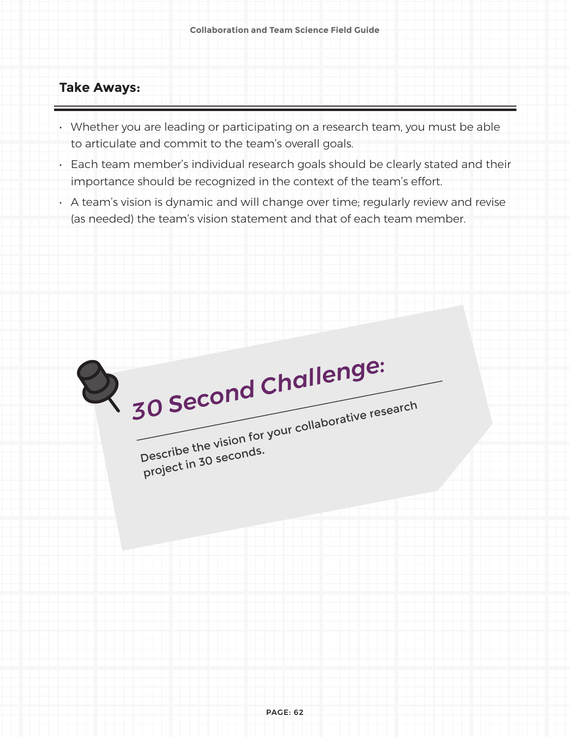## Take Aways:

- Whether you are leading or participating on a research team, you must be able to articulate and commit to the team's overall goals.
- Each team member's individual research goals should be clearly stated and their importance should be recognized in the context of the team's effort.
- A team's vision is dynamic and will change over time; regularly review and revise (as needed) the team's vision statement and that of each team member.

### 30 Second Challenge:

Describe the vision for your collaborative research project in 30 seconds.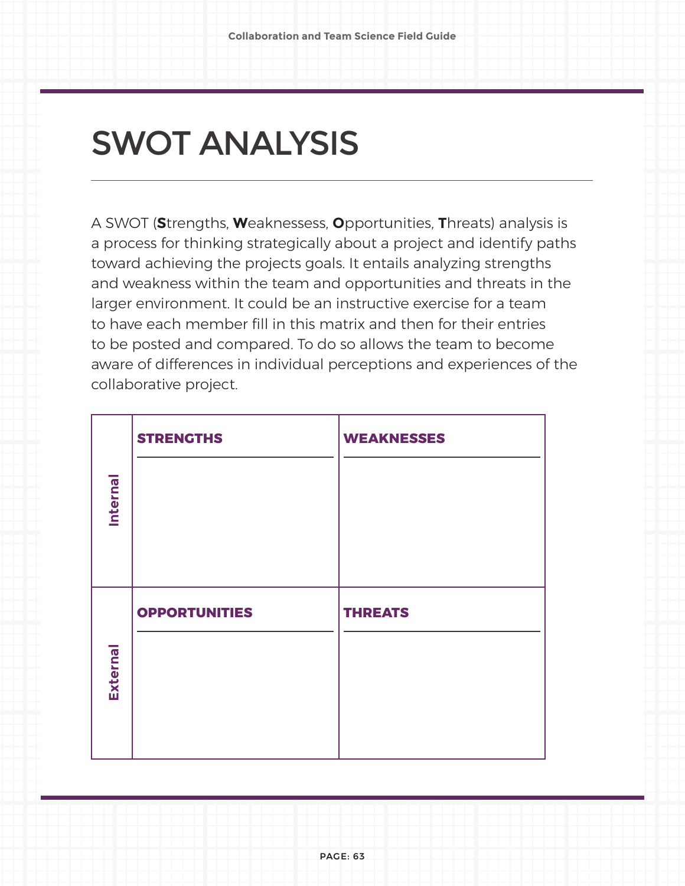# SWOT ANALYSIS

A SWOT (**S**trengths, **W**eaknessess, **O**pportunities, **T**hreats) analysis is a process for thinking strategically about a project and identify paths toward achieving the projects goals. It entails analyzing strengths and weakness within the team and opportunities and threats in the larger environment. It could be an instructive exercise for a team to have each member fill in this matrix and then for their entries to be posted and compared. To do so allows the team to become aware of differences in individual perceptions and experiences of the collaborative project.

| | | |
|---|---|---|
| **Internal** | **STRENGTHS** | **WEAKNESSES** |
| **External** | **OPPORTUNITIES** | **THREATS** |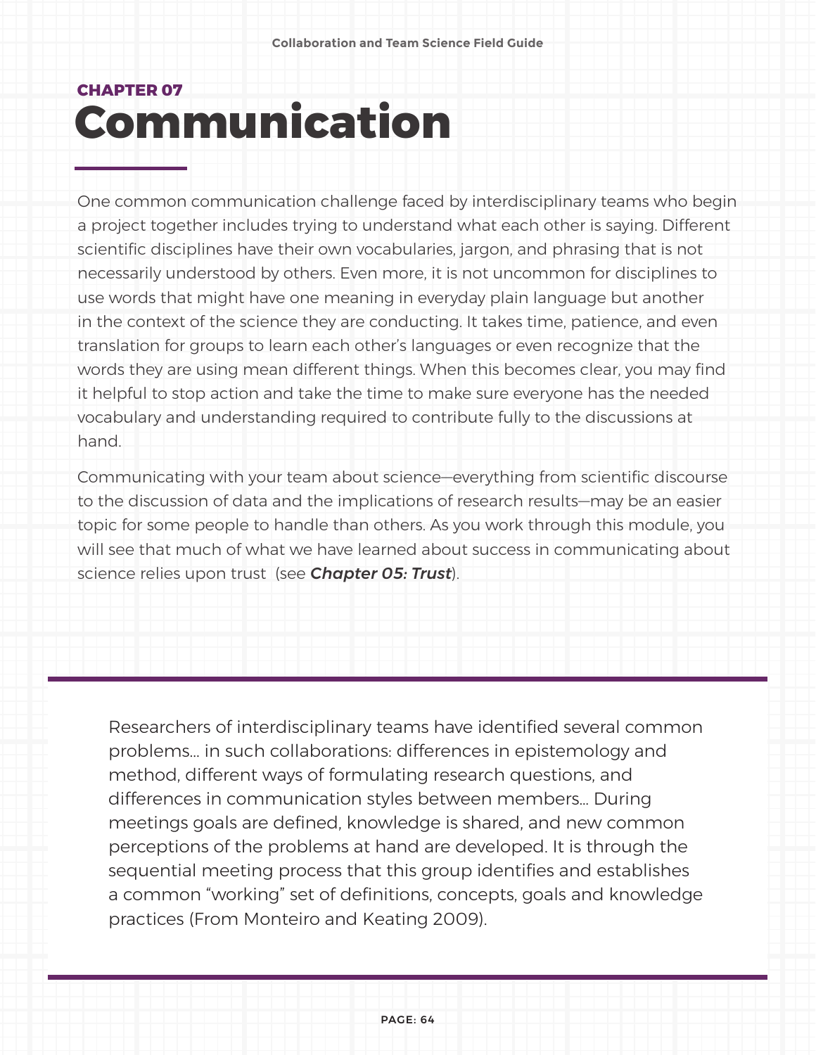CHAPTER 07

# Communication

One common communication challenge faced by interdisciplinary teams who begin a project together includes trying to understand what each other is saying. Different scientific disciplines have their own vocabularies, jargon, and phrasing that is not necessarily understood by others. Even more, it is not uncommon for disciplines to use words that might have one meaning in everyday plain language but another in the context of the science they are conducting. It takes time, patience, and even translation for groups to learn each other's languages or even recognize that the words they are using mean different things. When this becomes clear, you may find it helpful to stop action and take the time to make sure everyone has the needed vocabulary and understanding required to contribute fully to the discussions at hand.

Communicating with your team about science—everything from scientific discourse to the discussion of data and the implications of research results—may be an easier topic for some people to handle than others. As you work through this module, you will see that much of what we have learned about success in communicating about science relies upon trust (see ***Chapter 05: Trust***).

> Researchers of interdisciplinary teams have identified several common problems… in such collaborations: differences in epistemology and method, different ways of formulating research questions, and differences in communication styles between members… During meetings goals are defined, knowledge is shared, and new common perceptions of the problems at hand are developed. It is through the sequential meeting process that this group identifies and establishes a common "working" set of definitions, concepts, goals and knowledge practices (From Monteiro and Keating 2009).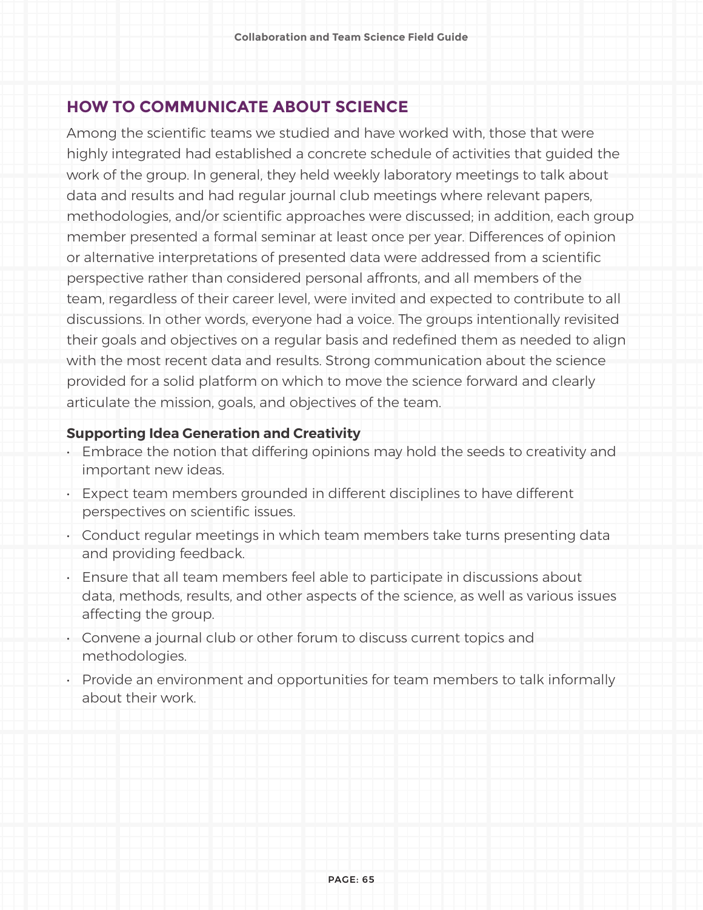## HOW TO COMMUNICATE ABOUT SCIENCE

Among the scientific teams we studied and have worked with, those that were highly integrated had established a concrete schedule of activities that guided the work of the group. In general, they held weekly laboratory meetings to talk about data and results and had regular journal club meetings where relevant papers, methodologies, and/or scientific approaches were discussed; in addition, each group member presented a formal seminar at least once per year. Differences of opinion or alternative interpretations of presented data were addressed from a scientific perspective rather than considered personal affronts, and all members of the team, regardless of their career level, were invited and expected to contribute to all discussions. In other words, everyone had a voice. The groups intentionally revisited their goals and objectives on a regular basis and redefined them as needed to align with the most recent data and results. Strong communication about the science provided for a solid platform on which to move the science forward and clearly articulate the mission, goals, and objectives of the team.

**Supporting Idea Generation and Creativity**

- Embrace the notion that differing opinions may hold the seeds to creativity and important new ideas.
- Expect team members grounded in different disciplines to have different perspectives on scientific issues.
- Conduct regular meetings in which team members take turns presenting data and providing feedback.
- Ensure that all team members feel able to participate in discussions about data, methods, results, and other aspects of the science, as well as various issues affecting the group.
- Convene a journal club or other forum to discuss current topics and methodologies.
- Provide an environment and opportunities for team members to talk informally about their work.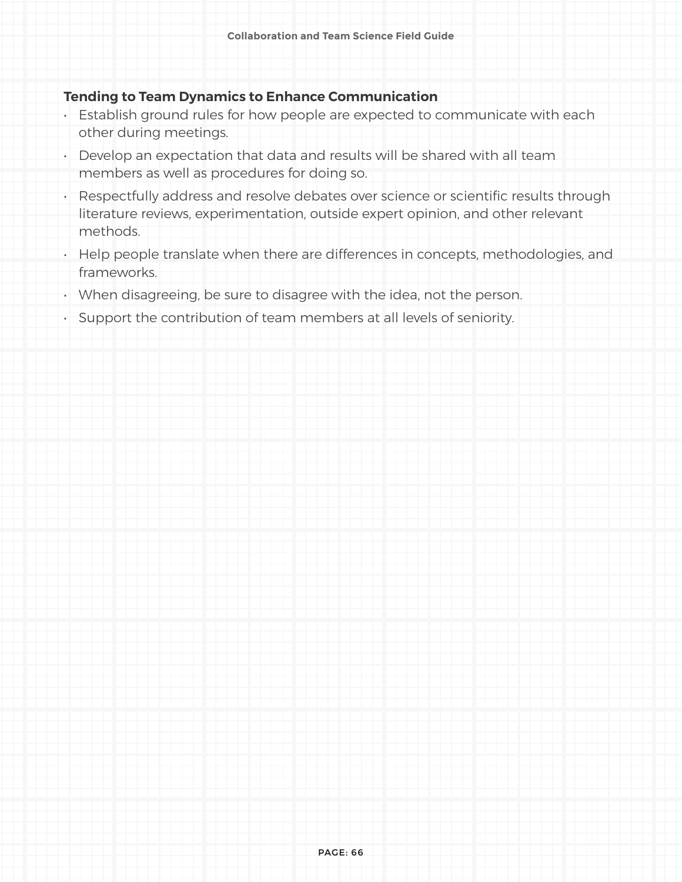### Tending to Team Dynamics to Enhance Communication

- Establish ground rules for how people are expected to communicate with each other during meetings.
- Develop an expectation that data and results will be shared with all team members as well as procedures for doing so.
- Respectfully address and resolve debates over science or scientific results through literature reviews, experimentation, outside expert opinion, and other relevant methods.
- Help people translate when there are differences in concepts, methodologies, and frameworks.
- When disagreeing, be sure to disagree with the idea, not the person.
- Support the contribution of team members at all levels of seniority.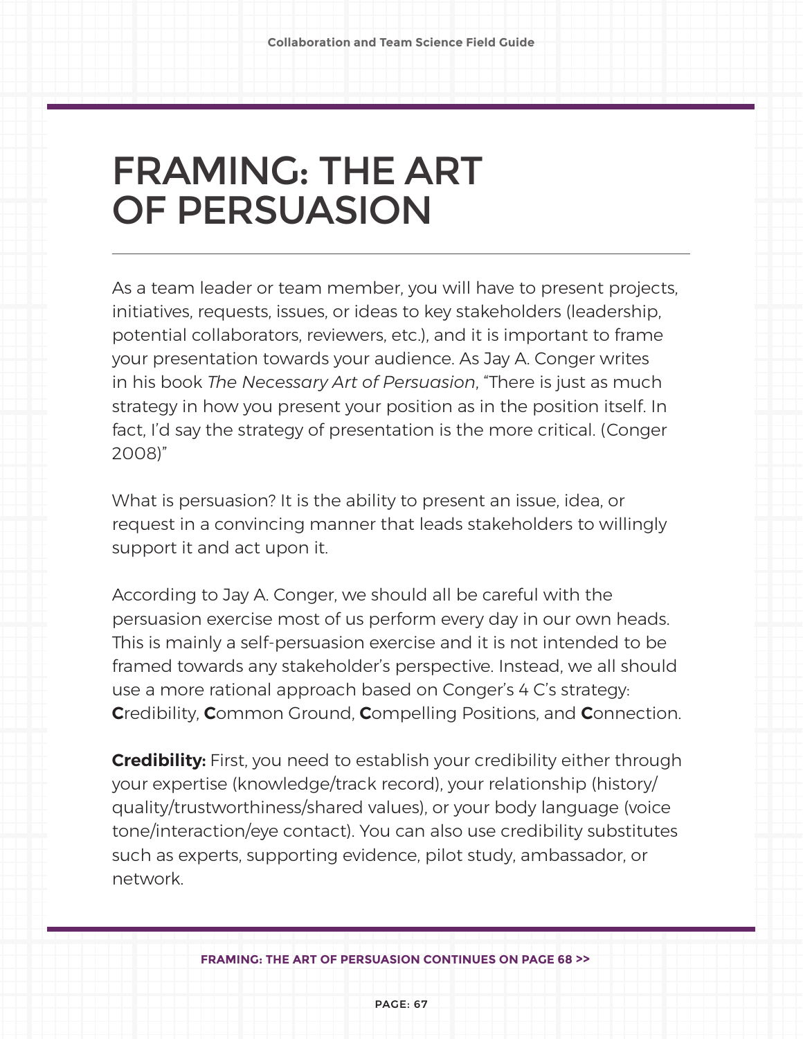# FRAMING: THE ART OF PERSUASION

As a team leader or team member, you will have to present projects, initiatives, requests, issues, or ideas to key stakeholders (leadership, potential collaborators, reviewers, etc.), and it is important to frame your presentation towards your audience. As Jay A. Conger writes in his book *The Necessary Art of Persuasion*, "There is just as much strategy in how you present your position as in the position itself. In fact, I'd say the strategy of presentation is the more critical. (Conger 2008)"

What is persuasion? It is the ability to present an issue, idea, or request in a convincing manner that leads stakeholders to willingly support it and act upon it.

According to Jay A. Conger, we should all be careful with the persuasion exercise most of us perform every day in our own heads. This is mainly a self-persuasion exercise and it is not intended to be framed towards any stakeholder's perspective. Instead, we all should use a more rational approach based on Conger's 4 C's strategy: **C**redibility, **C**ommon Ground, **C**ompelling Positions, and **C**onnection.

**Credibility:** First, you need to establish your credibility either through your expertise (knowledge/track record), your relationship (history/quality/trustworthiness/shared values), or your body language (voice tone/interaction/eye contact). You can also use credibility substitutes such as experts, supporting evidence, pilot study, ambassador, or network.

FRAMING: THE ART OF PERSUASION CONTINUES ON PAGE 68 >>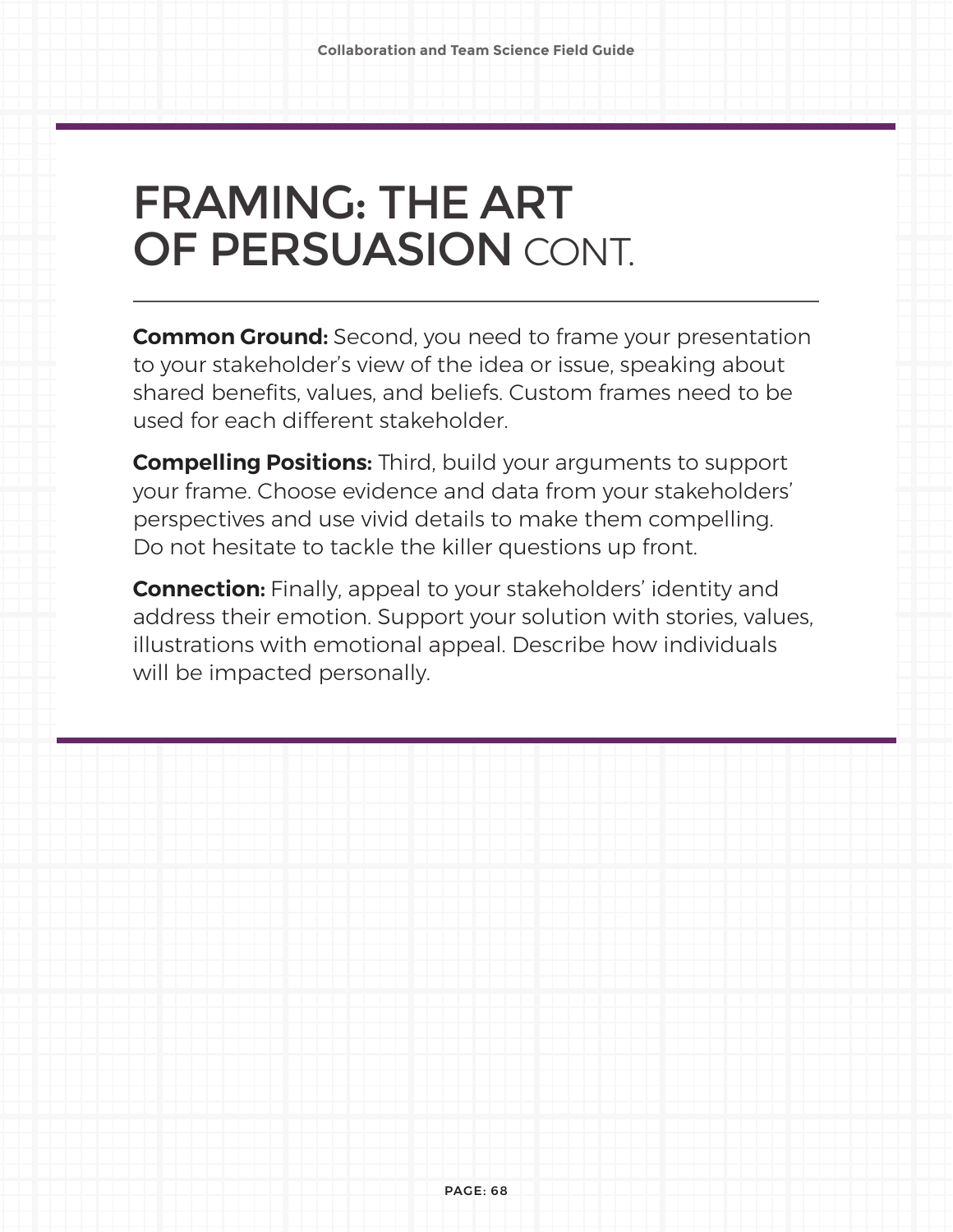# FRAMING: THE ART OF PERSUASION CONT.

**Common Ground:** Second, you need to frame your presentation to your stakeholder's view of the idea or issue, speaking about shared benefits, values, and beliefs. Custom frames need to be used for each different stakeholder.

**Compelling Positions:** Third, build your arguments to support your frame. Choose evidence and data from your stakeholders' perspectives and use vivid details to make them compelling. Do not hesitate to tackle the killer questions up front.

**Connection:** Finally, appeal to your stakeholders' identity and address their emotion. Support your solution with stories, values, illustrations with emotional appeal. Describe how individuals will be impacted personally.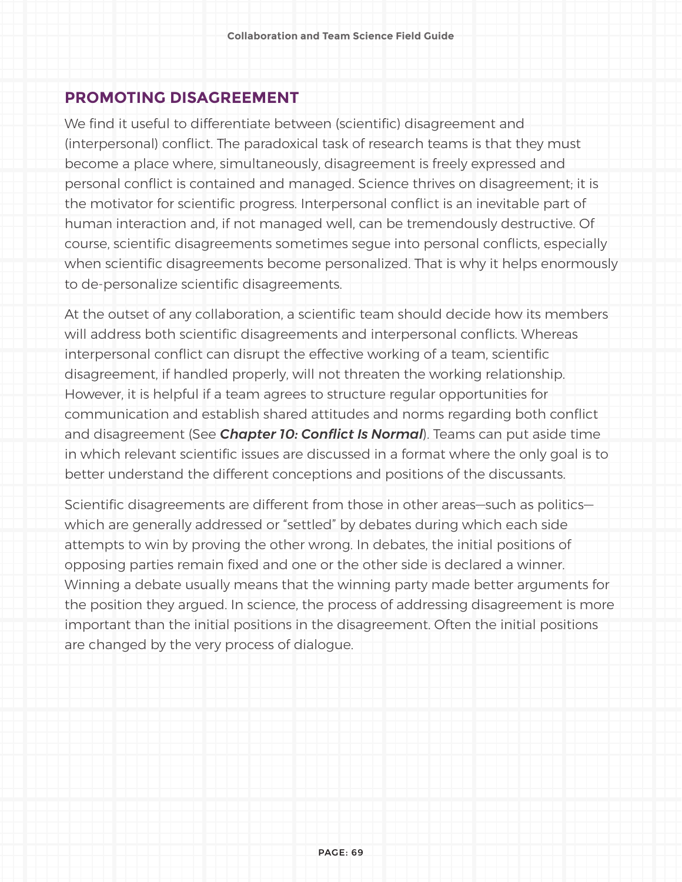## PROMOTING DISAGREEMENT

We find it useful to differentiate between (scientific) disagreement and (interpersonal) conflict. The paradoxical task of research teams is that they must become a place where, simultaneously, disagreement is freely expressed and personal conflict is contained and managed. Science thrives on disagreement; it is the motivator for scientific progress. Interpersonal conflict is an inevitable part of human interaction and, if not managed well, can be tremendously destructive. Of course, scientific disagreements sometimes segue into personal conflicts, especially when scientific disagreements become personalized. That is why it helps enormously to de-personalize scientific disagreements.

At the outset of any collaboration, a scientific team should decide how its members will address both scientific disagreements and interpersonal conflicts. Whereas interpersonal conflict can disrupt the effective working of a team, scientific disagreement, if handled properly, will not threaten the working relationship. However, it is helpful if a team agrees to structure regular opportunities for communication and establish shared attitudes and norms regarding both conflict and disagreement (See ***Chapter 10: Conflict Is Normal***). Teams can put aside time in which relevant scientific issues are discussed in a format where the only goal is to better understand the different conceptions and positions of the discussants.

Scientific disagreements are different from those in other areas—such as politics—which are generally addressed or "settled" by debates during which each side attempts to win by proving the other wrong. In debates, the initial positions of opposing parties remain fixed and one or the other side is declared a winner. Winning a debate usually means that the winning party made better arguments for the position they argued. In science, the process of addressing disagreement is more important than the initial positions in the disagreement. Often the initial positions are changed by the very process of dialogue.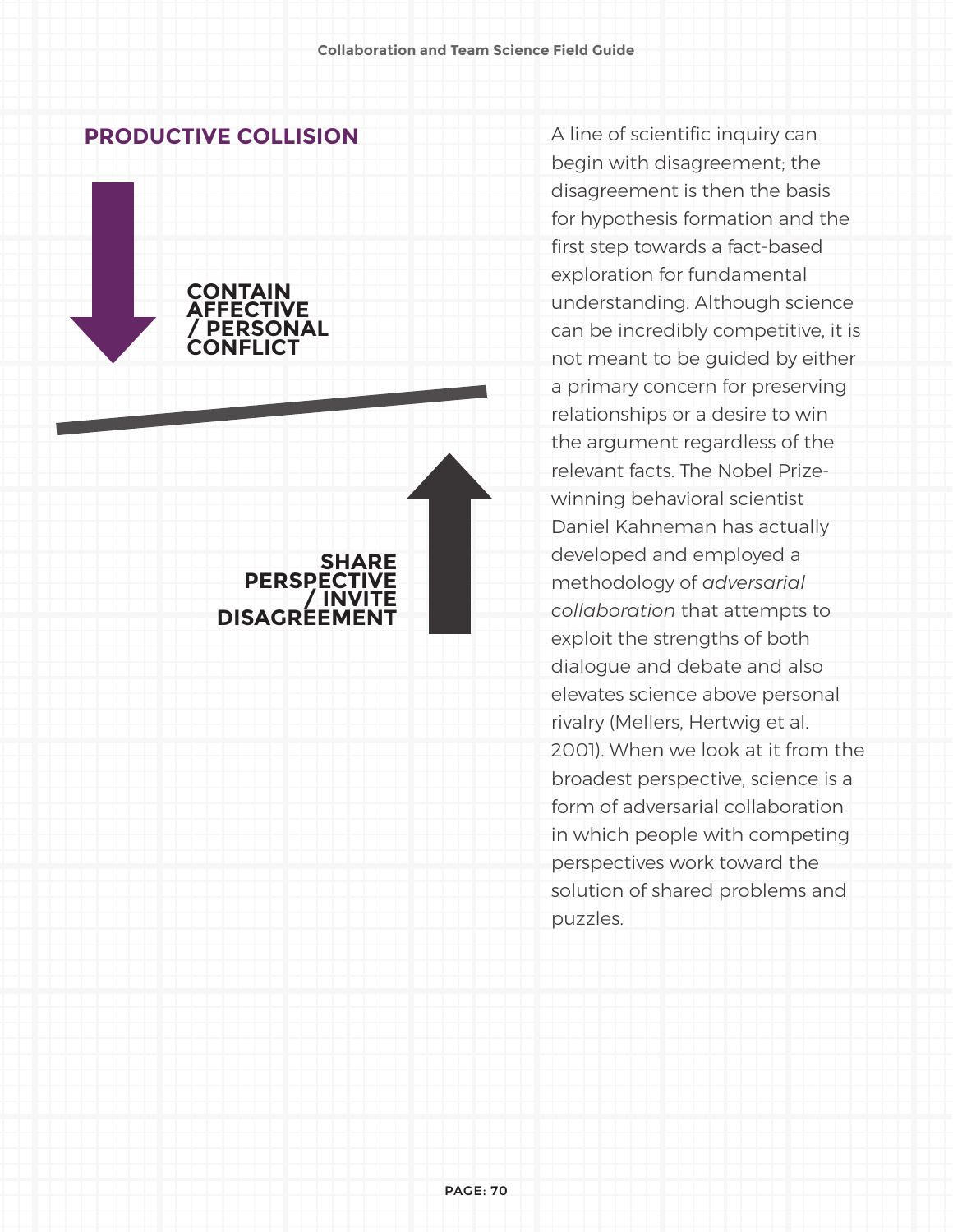## PRODUCTIVE COLLISION

**CONTAIN AFFECTIVE / PERSONAL CONFLICT**

**SHARE PERSPECTIVE / INVITE DISAGREEMENT**

A line of scientific inquiry can begin with disagreement; the disagreement is then the basis for hypothesis formation and the first step towards a fact-based exploration for fundamental understanding. Although science can be incredibly competitive, it is not meant to be guided by either a primary concern for preserving relationships or a desire to win the argument regardless of the relevant facts. The Nobel Prize-winning behavioral scientist Daniel Kahneman has actually developed and employed a methodology of *adversarial collaboration* that attempts to exploit the strengths of both dialogue and debate and also elevates science above personal rivalry (Mellers, Hertwig et al. 2001). When we look at it from the broadest perspective, science is a form of adversarial collaboration in which people with competing perspectives work toward the solution of shared problems and puzzles.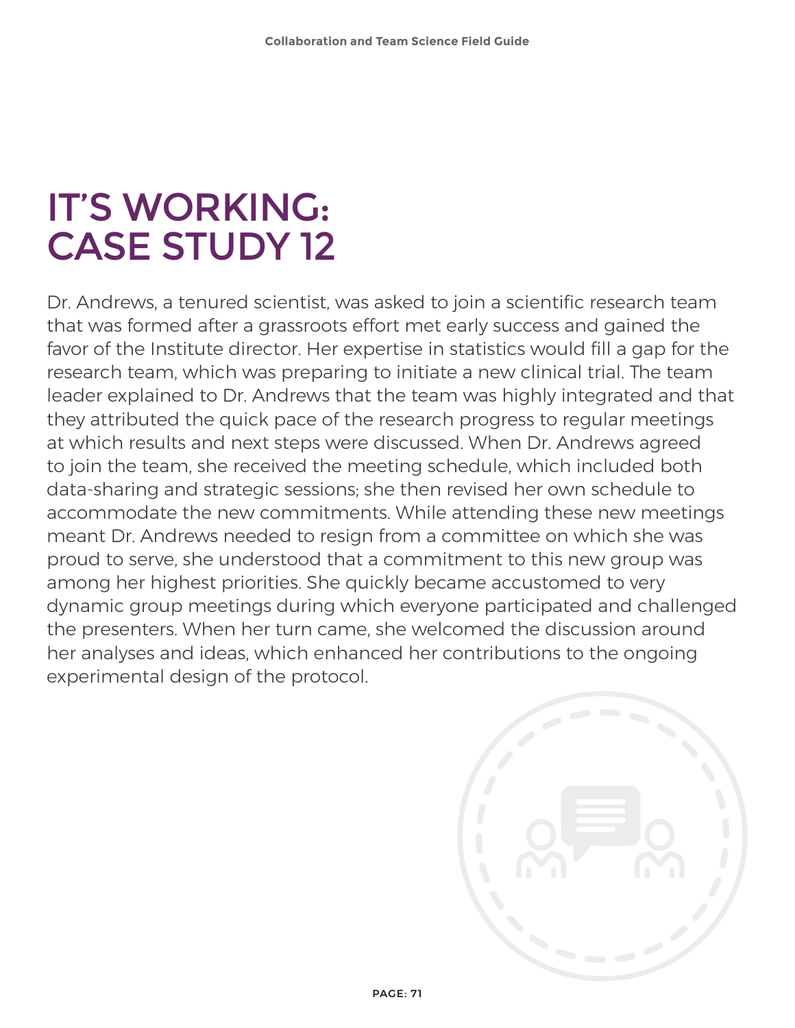# IT'S WORKING: CASE STUDY 12

Dr. Andrews, a tenured scientist, was asked to join a scientific research team that was formed after a grassroots effort met early success and gained the favor of the Institute director. Her expertise in statistics would fill a gap for the research team, which was preparing to initiate a new clinical trial. The team leader explained to Dr. Andrews that the team was highly integrated and that they attributed the quick pace of the research progress to regular meetings at which results and next steps were discussed. When Dr. Andrews agreed to join the team, she received the meeting schedule, which included both data-sharing and strategic sessions; she then revised her own schedule to accommodate the new commitments. While attending these new meetings meant Dr. Andrews needed to resign from a committee on which she was proud to serve, she understood that a commitment to this new group was among her highest priorities. She quickly became accustomed to very dynamic group meetings during which everyone participated and challenged the presenters. When her turn came, she welcomed the discussion around her analyses and ideas, which enhanced her contributions to the ongoing experimental design of the protocol.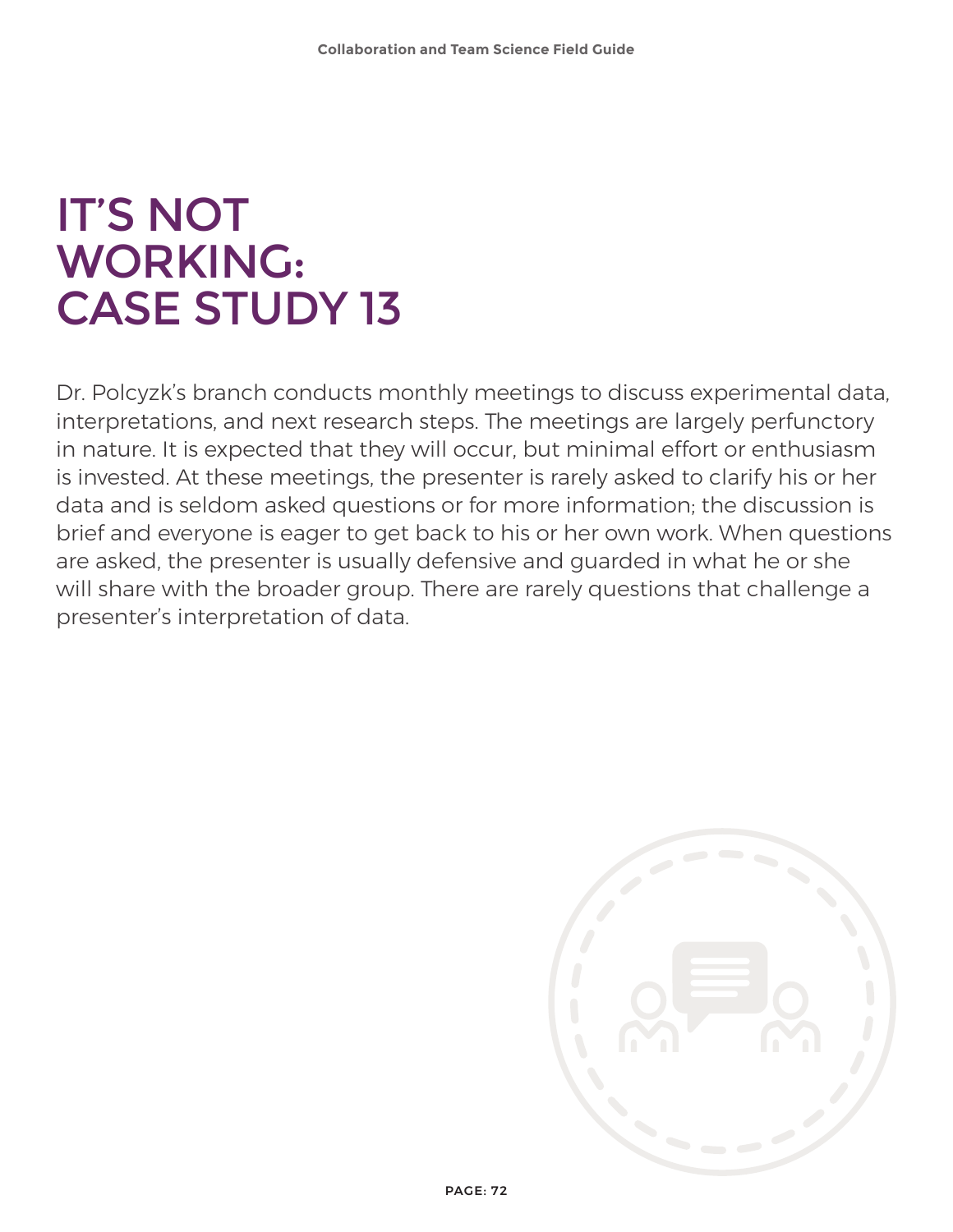# IT'S NOT WORKING: CASE STUDY 13

Dr. Polcyzk's branch conducts monthly meetings to discuss experimental data, interpretations, and next research steps. The meetings are largely perfunctory in nature. It is expected that they will occur, but minimal effort or enthusiasm is invested. At these meetings, the presenter is rarely asked to clarify his or her data and is seldom asked questions or for more information; the discussion is brief and everyone is eager to get back to his or her own work. When questions are asked, the presenter is usually defensive and guarded in what he or she will share with the broader group. There are rarely questions that challenge a presenter's interpretation of data.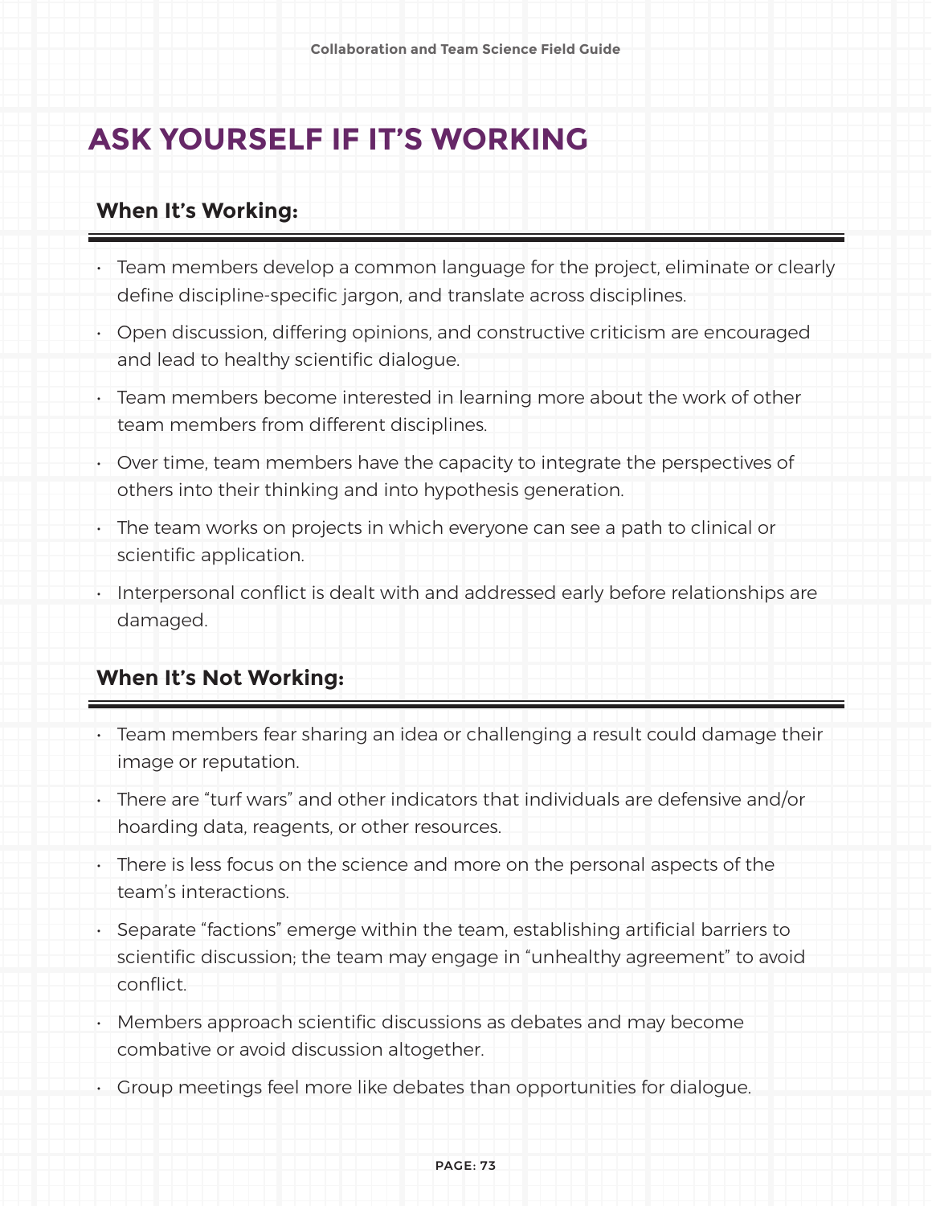# ASK YOURSELF IF IT'S WORKING

## When It's Working:

- Team members develop a common language for the project, eliminate or clearly define discipline-specific jargon, and translate across disciplines.
- Open discussion, differing opinions, and constructive criticism are encouraged and lead to healthy scientific dialogue.
- Team members become interested in learning more about the work of other team members from different disciplines.
- Over time, team members have the capacity to integrate the perspectives of others into their thinking and into hypothesis generation.
- The team works on projects in which everyone can see a path to clinical or scientific application.
- Interpersonal conflict is dealt with and addressed early before relationships are damaged.

## When It's Not Working:

- Team members fear sharing an idea or challenging a result could damage their image or reputation.
- There are "turf wars" and other indicators that individuals are defensive and/or hoarding data, reagents, or other resources.
- There is less focus on the science and more on the personal aspects of the team's interactions.
- Separate "factions" emerge within the team, establishing artificial barriers to scientific discussion; the team may engage in "unhealthy agreement" to avoid conflict.
- Members approach scientific discussions as debates and may become combative or avoid discussion altogether.
- Group meetings feel more like debates than opportunities for dialogue.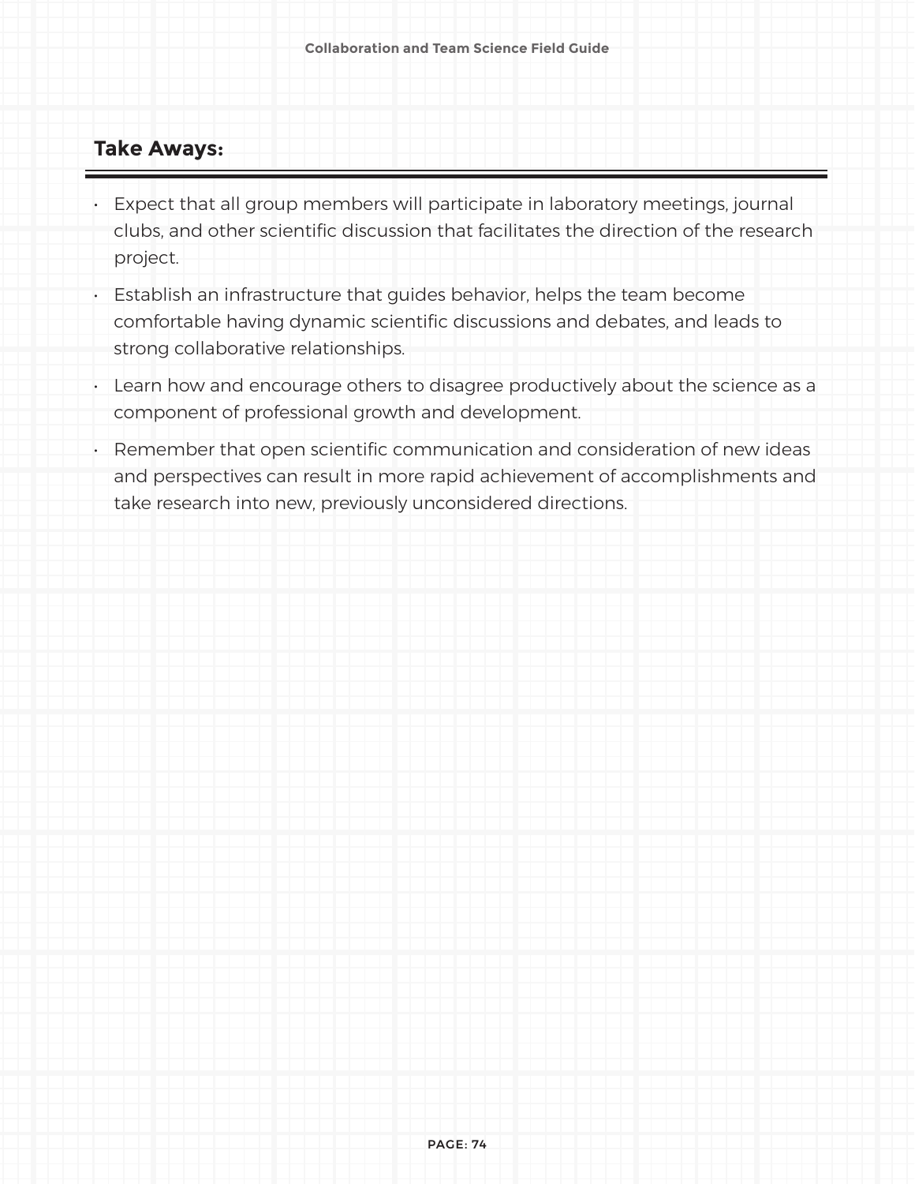## Take Aways:

- Expect that all group members will participate in laboratory meetings, journal clubs, and other scientific discussion that facilitates the direction of the research project.
- Establish an infrastructure that guides behavior, helps the team become comfortable having dynamic scientific discussions and debates, and leads to strong collaborative relationships.
- Learn how and encourage others to disagree productively about the science as a component of professional growth and development.
- Remember that open scientific communication and consideration of new ideas and perspectives can result in more rapid achievement of accomplishments and take research into new, previously unconsidered directions.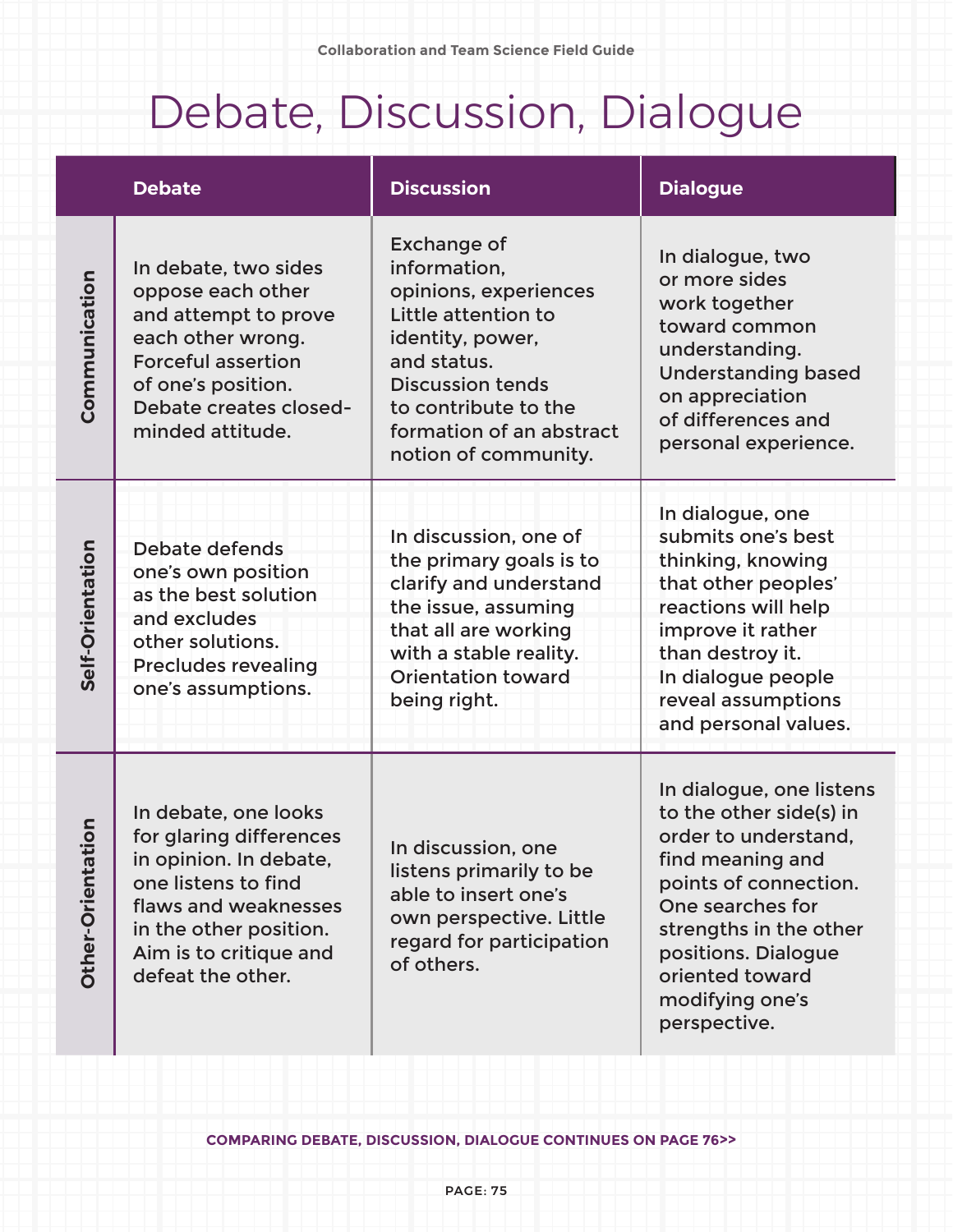# Debate, Discussion, Dialogue

| | Debate | Discussion | Dialogue |
|---|---|---|---|
| **Communication** | In debate, two sides oppose each other and attempt to prove each other wrong. Forceful assertion of one's position. Debate creates closed-minded attitude. | Exchange of information, opinions, experiences Little attention to identity, power, and status. Discussion tends to contribute to the formation of an abstract notion of community. | In dialogue, two or more sides work together toward common understanding. Understanding based on appreciation of differences and personal experience. |
| **Self-Orientation** | Debate defends one's own position as the best solution and excludes other solutions. Precludes revealing one's assumptions. | In discussion, one of the primary goals is to clarify and understand the issue, assuming that all are working with a stable reality. Orientation toward being right. | In dialogue, one submits one's best thinking, knowing that other peoples' reactions will help improve it rather than destroy it. In dialogue people reveal assumptions and personal values. |
| **Other-Orientation** | In debate, one looks for glaring differences in opinion. In debate, one listens to find flaws and weaknesses in the other position. Aim is to critique and defeat the other. | In discussion, one listens primarily to be able to insert one's own perspective. Little regard for participation of others. | In dialogue, one listens to the other side(s) in order to understand, find meaning and points of connection. One searches for strengths in the other positions. Dialogue oriented toward modifying one's perspective. |

**COMPARING DEBATE, DISCUSSION, DIALOGUE CONTINUES ON PAGE 76>>**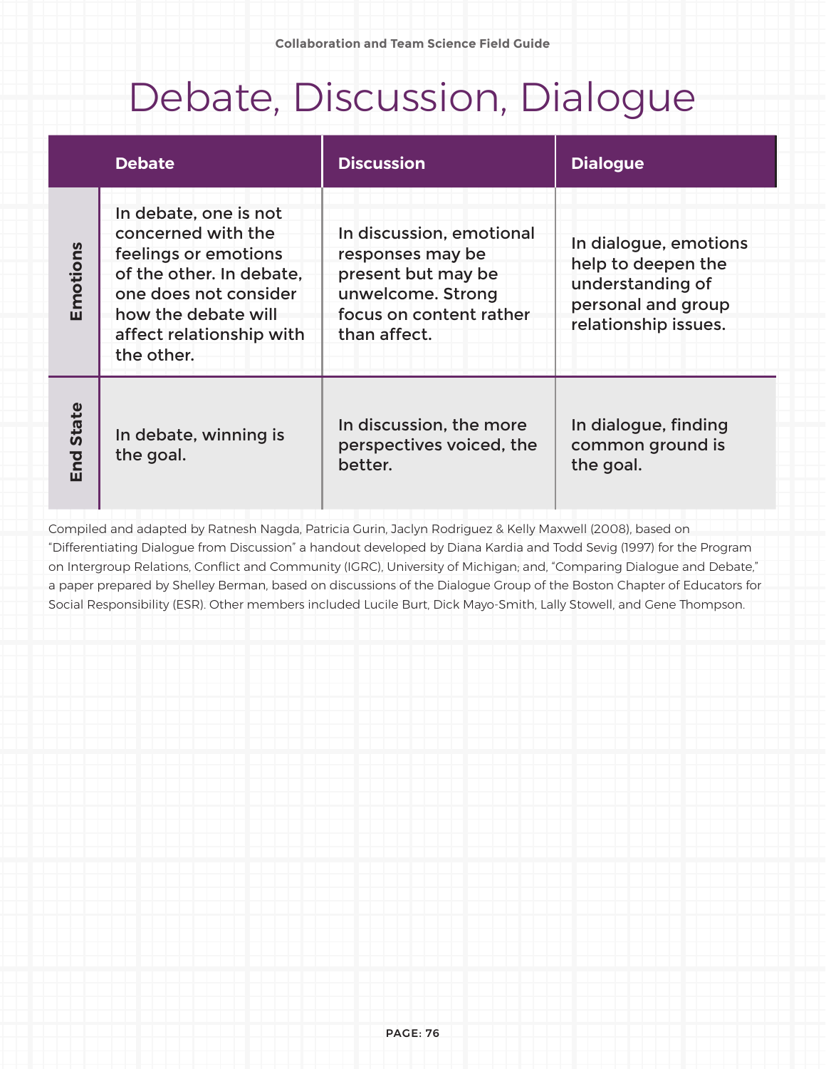# Debate, Discussion, Dialogue

| | Debate | Discussion | Dialogue |
|---|---|---|---|
| **Emotions** | In debate, one is not concerned with the feelings or emotions of the other. In debate, one does not consider how the debate will affect relationship with the other. | In discussion, emotional responses may be present but may be unwelcome. Strong focus on content rather than affect. | In dialogue, emotions help to deepen the understanding of personal and group relationship issues. |
| **End State** | In debate, winning is the goal. | In discussion, the more perspectives voiced, the better. | In dialogue, finding common ground is the goal. |

Compiled and adapted by Ratnesh Nagda, Patricia Gurin, Jaclyn Rodriguez & Kelly Maxwell (2008), based on "Differentiating Dialogue from Discussion" a handout developed by Diana Kardia and Todd Sevig (1997) for the Program on Intergroup Relations, Conflict and Community (IGRC), University of Michigan; and, "Comparing Dialogue and Debate," a paper prepared by Shelley Berman, based on discussions of the Dialogue Group of the Boston Chapter of Educators for Social Responsibility (ESR). Other members included Lucile Burt, Dick Mayo-Smith, Lally Stowell, and Gene Thompson.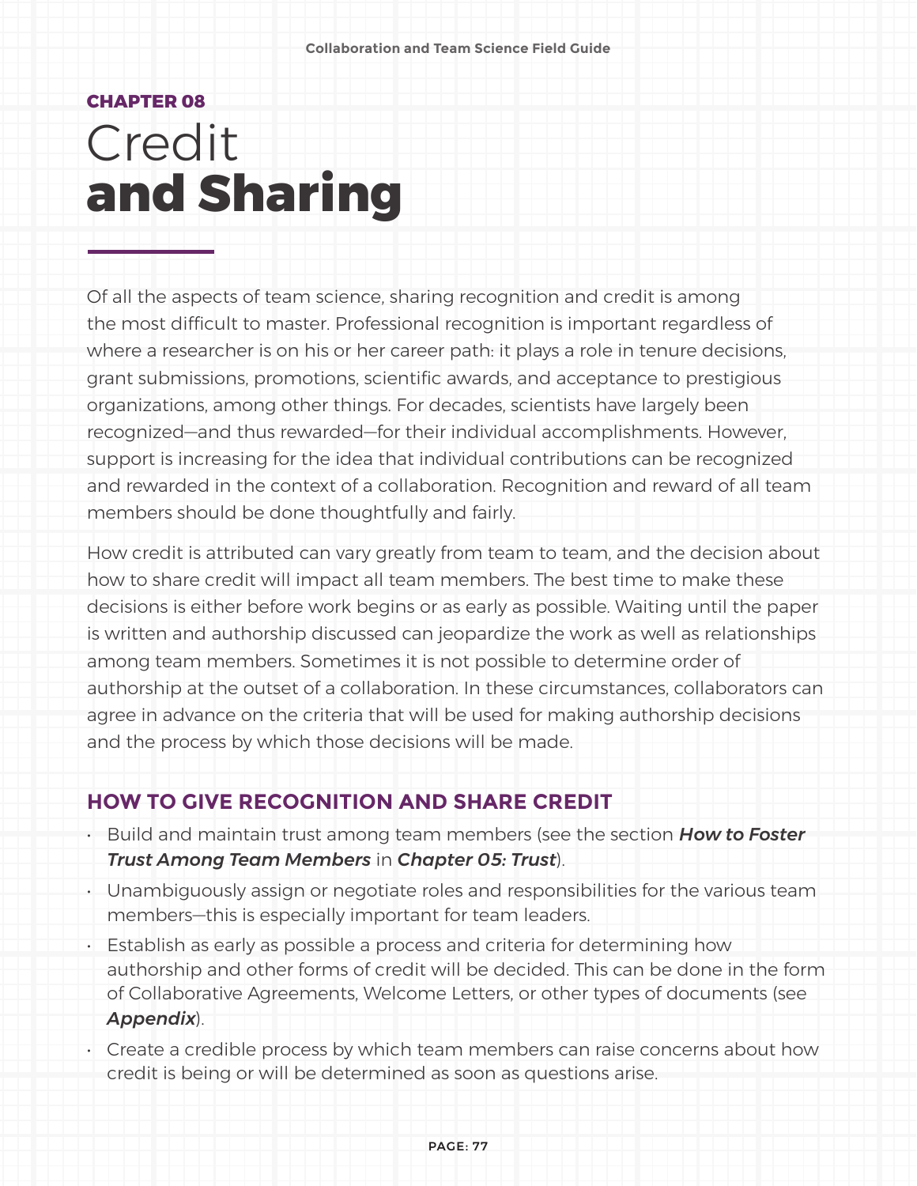CHAPTER 08

# Credit **and Sharing**

Of all the aspects of team science, sharing recognition and credit is among the most difficult to master. Professional recognition is important regardless of where a researcher is on his or her career path: it plays a role in tenure decisions, grant submissions, promotions, scientific awards, and acceptance to prestigious organizations, among other things. For decades, scientists have largely been recognized—and thus rewarded—for their individual accomplishments. However, support is increasing for the idea that individual contributions can be recognized and rewarded in the context of a collaboration. Recognition and reward of all team members should be done thoughtfully and fairly.

How credit is attributed can vary greatly from team to team, and the decision about how to share credit will impact all team members. The best time to make these decisions is either before work begins or as early as possible. Waiting until the paper is written and authorship discussed can jeopardize the work as well as relationships among team members. Sometimes it is not possible to determine order of authorship at the outset of a collaboration. In these circumstances, collaborators can agree in advance on the criteria that will be used for making authorship decisions and the process by which those decisions will be made.

## HOW TO GIVE RECOGNITION AND SHARE CREDIT

- Build and maintain trust among team members (see the section ***How to Foster Trust Among Team Members*** in ***Chapter 05: Trust***).
- Unambiguously assign or negotiate roles and responsibilities for the various team members—this is especially important for team leaders.
- Establish as early as possible a process and criteria for determining how authorship and other forms of credit will be decided. This can be done in the form of Collaborative Agreements, Welcome Letters, or other types of documents (see ***Appendix***).
- Create a credible process by which team members can raise concerns about how credit is being or will be determined as soon as questions arise.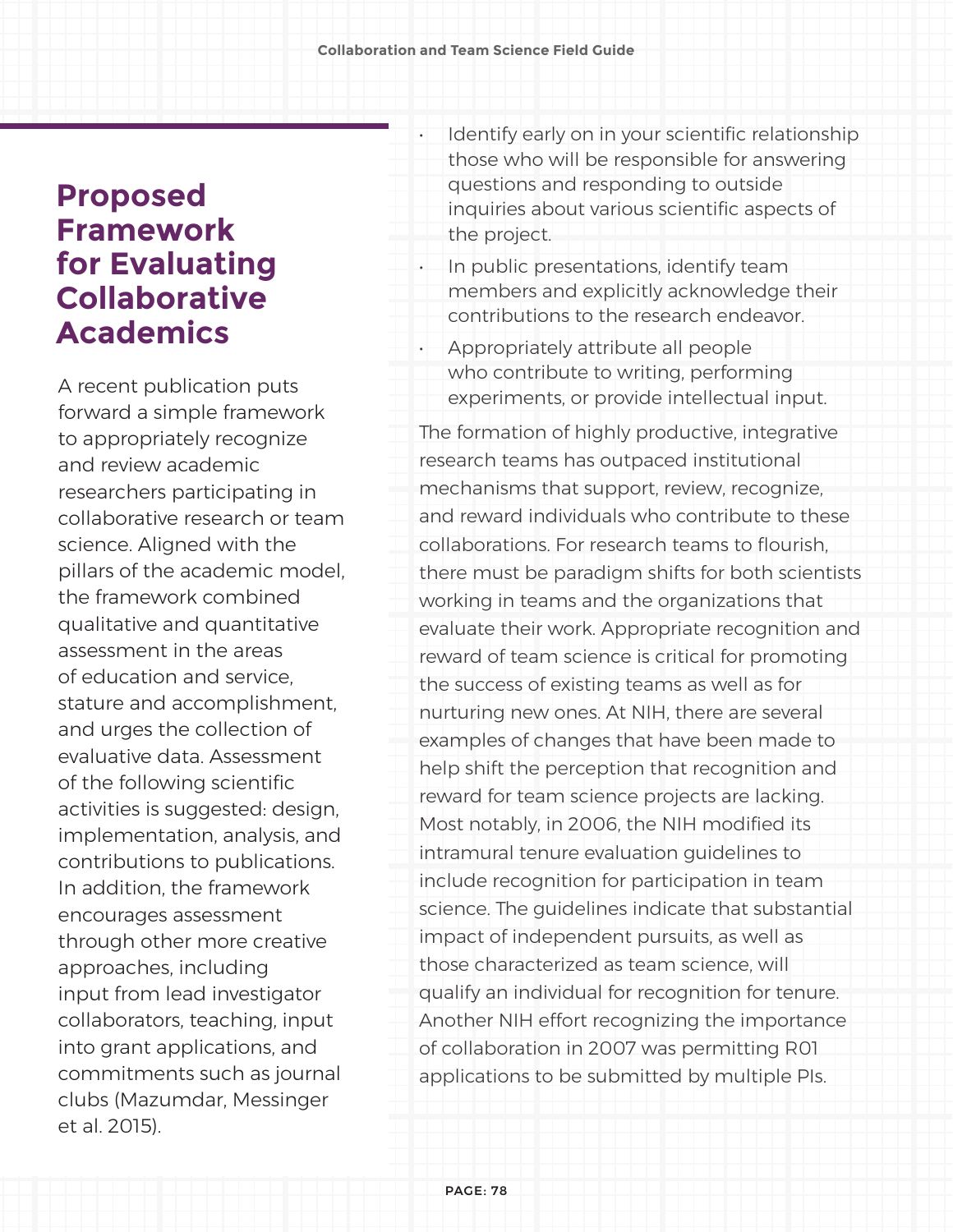## Proposed Framework for Evaluating Collaborative Academics

A recent publication puts forward a simple framework to appropriately recognize and review academic researchers participating in collaborative research or team science. Aligned with the pillars of the academic model, the framework combined qualitative and quantitative assessment in the areas of education and service, stature and accomplishment, and urges the collection of evaluative data. Assessment of the following scientific activities is suggested: design, implementation, analysis, and contributions to publications. In addition, the framework encourages assessment through other more creative approaches, including input from lead investigator collaborators, teaching, input into grant applications, and commitments such as journal clubs (Mazumdar, Messinger et al. 2015).

- Identify early on in your scientific relationship those who will be responsible for answering questions and responding to outside inquiries about various scientific aspects of the project.
- In public presentations, identify team members and explicitly acknowledge their contributions to the research endeavor.
- Appropriately attribute all people who contribute to writing, performing experiments, or provide intellectual input.

The formation of highly productive, integrative research teams has outpaced institutional mechanisms that support, review, recognize, and reward individuals who contribute to these collaborations. For research teams to flourish, there must be paradigm shifts for both scientists working in teams and the organizations that evaluate their work. Appropriate recognition and reward of team science is critical for promoting the success of existing teams as well as for nurturing new ones. At NIH, there are several examples of changes that have been made to help shift the perception that recognition and reward for team science projects are lacking. Most notably, in 2006, the NIH modified its intramural tenure evaluation guidelines to include recognition for participation in team science. The guidelines indicate that substantial impact of independent pursuits, as well as those characterized as team science, will qualify an individual for recognition for tenure. Another NIH effort recognizing the importance of collaboration in 2007 was permitting R01 applications to be submitted by multiple PIs.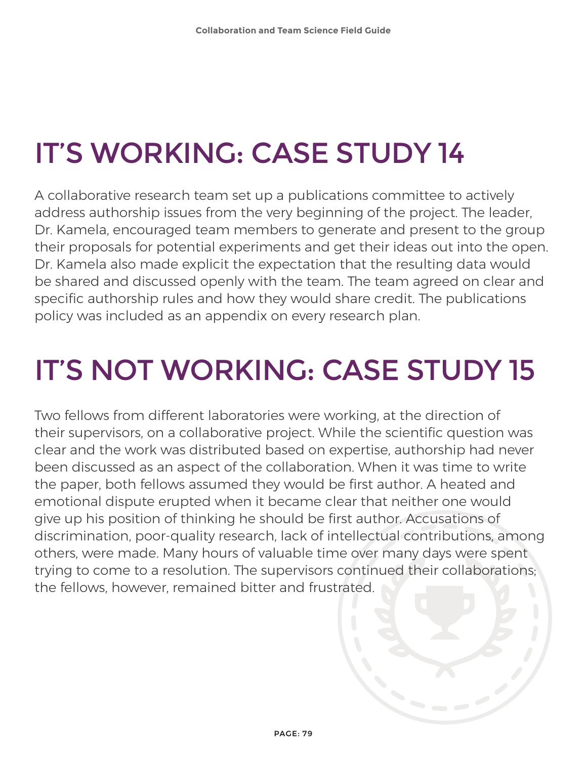# IT'S WORKING: CASE STUDY 14

A collaborative research team set up a publications committee to actively address authorship issues from the very beginning of the project. The leader, Dr. Kamela, encouraged team members to generate and present to the group their proposals for potential experiments and get their ideas out into the open. Dr. Kamela also made explicit the expectation that the resulting data would be shared and discussed openly with the team. The team agreed on clear and specific authorship rules and how they would share credit. The publications policy was included as an appendix on every research plan.

# IT'S NOT WORKING: CASE STUDY 15

Two fellows from different laboratories were working, at the direction of their supervisors, on a collaborative project. While the scientific question was clear and the work was distributed based on expertise, authorship had never been discussed as an aspect of the collaboration. When it was time to write the paper, both fellows assumed they would be first author. A heated and emotional dispute erupted when it became clear that neither one would give up his position of thinking he should be first author. Accusations of discrimination, poor-quality research, lack of intellectual contributions, among others, were made. Many hours of valuable time over many days were spent trying to come to a resolution. The supervisors continued their collaborations; the fellows, however, remained bitter and frustrated.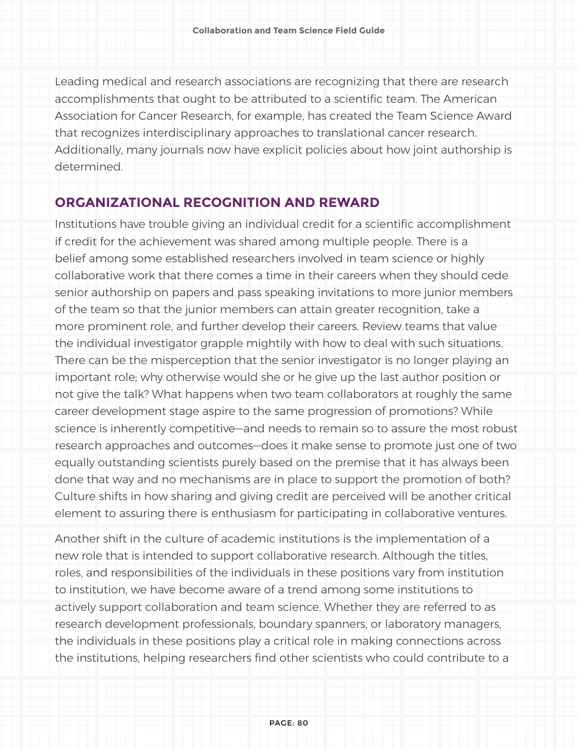Leading medical and research associations are recognizing that there are research accomplishments that ought to be attributed to a scientific team. The American Association for Cancer Research, for example, has created the Team Science Award that recognizes interdisciplinary approaches to translational cancer research. Additionally, many journals now have explicit policies about how joint authorship is determined.

## ORGANIZATIONAL RECOGNITION AND REWARD

Institutions have trouble giving an individual credit for a scientific accomplishment if credit for the achievement was shared among multiple people. There is a belief among some established researchers involved in team science or highly collaborative work that there comes a time in their careers when they should cede senior authorship on papers and pass speaking invitations to more junior members of the team so that the junior members can attain greater recognition, take a more prominent role, and further develop their careers. Review teams that value the individual investigator grapple mightily with how to deal with such situations. There can be the misperception that the senior investigator is no longer playing an important role; why otherwise would she or he give up the last author position or not give the talk? What happens when two team collaborators at roughly the same career development stage aspire to the same progression of promotions? While science is inherently competitive—and needs to remain so to assure the most robust research approaches and outcomes—does it make sense to promote just one of two equally outstanding scientists purely based on the premise that it has always been done that way and no mechanisms are in place to support the promotion of both? Culture shifts in how sharing and giving credit are perceived will be another critical element to assuring there is enthusiasm for participating in collaborative ventures.

Another shift in the culture of academic institutions is the implementation of a new role that is intended to support collaborative research. Although the titles, roles, and responsibilities of the individuals in these positions vary from institution to institution, we have become aware of a trend among some institutions to actively support collaboration and team science. Whether they are referred to as research development professionals, boundary spanners, or laboratory managers, the individuals in these positions play a critical role in making connections across the institutions, helping researchers find other scientists who could contribute to a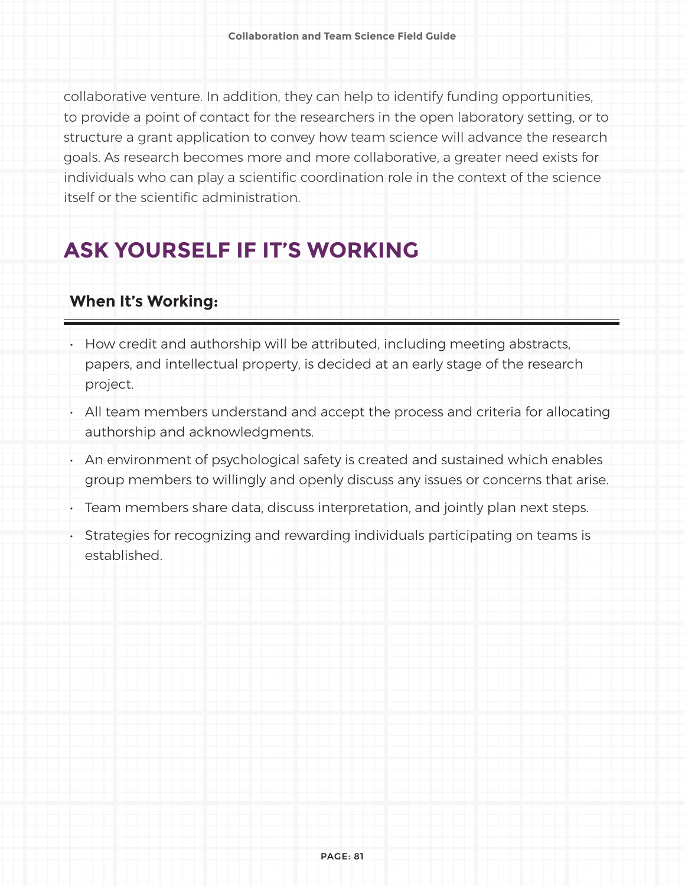collaborative venture. In addition, they can help to identify funding opportunities, to provide a point of contact for the researchers in the open laboratory setting, or to structure a grant application to convey how team science will advance the research goals. As research becomes more and more collaborative, a greater need exists for individuals who can play a scientific coordination role in the context of the science itself or the scientific administration.

## ASK YOURSELF IF IT'S WORKING

### When It's Working:

- How credit and authorship will be attributed, including meeting abstracts, papers, and intellectual property, is decided at an early stage of the research project.
- All team members understand and accept the process and criteria for allocating authorship and acknowledgments.
- An environment of psychological safety is created and sustained which enables group members to willingly and openly discuss any issues or concerns that arise.
- Team members share data, discuss interpretation, and jointly plan next steps.
- Strategies for recognizing and rewarding individuals participating on teams is established.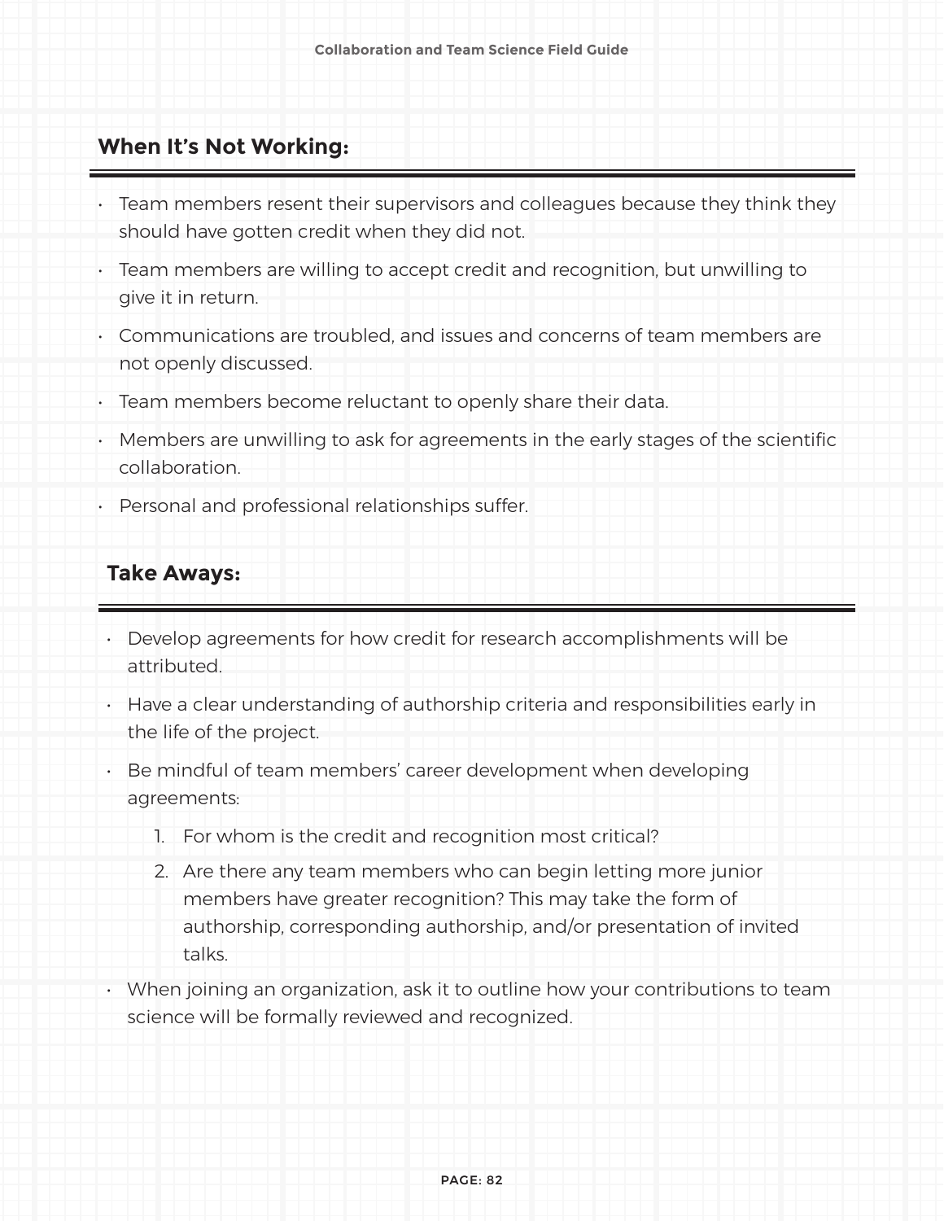## When It's Not Working:

- Team members resent their supervisors and colleagues because they think they should have gotten credit when they did not.
- Team members are willing to accept credit and recognition, but unwilling to give it in return.
- Communications are troubled, and issues and concerns of team members are not openly discussed.
- Team members become reluctant to openly share their data.
- Members are unwilling to ask for agreements in the early stages of the scientific collaboration.
- Personal and professional relationships suffer.

## Take Aways:

- Develop agreements for how credit for research accomplishments will be attributed.
- Have a clear understanding of authorship criteria and responsibilities early in the life of the project.
- Be mindful of team members' career development when developing agreements:
    1. For whom is the credit and recognition most critical?
    2. Are there any team members who can begin letting more junior members have greater recognition? This may take the form of authorship, corresponding authorship, and/or presentation of invited talks.
- When joining an organization, ask it to outline how your contributions to team science will be formally reviewed and recognized.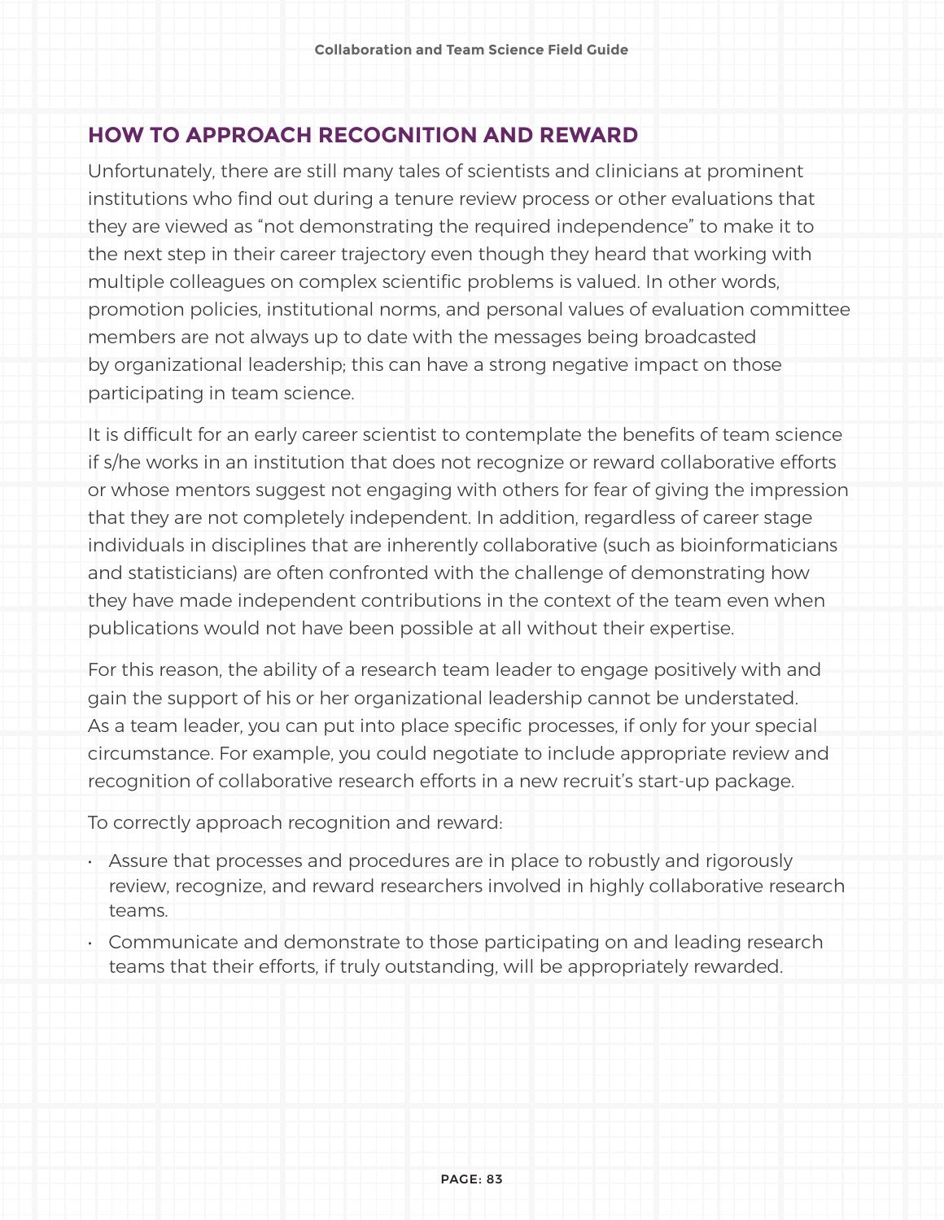## HOW TO APPROACH RECOGNITION AND REWARD

Unfortunately, there are still many tales of scientists and clinicians at prominent institutions who find out during a tenure review process or other evaluations that they are viewed as "not demonstrating the required independence" to make it to the next step in their career trajectory even though they heard that working with multiple colleagues on complex scientific problems is valued. In other words, promotion policies, institutional norms, and personal values of evaluation committee members are not always up to date with the messages being broadcasted by organizational leadership; this can have a strong negative impact on those participating in team science.

It is difficult for an early career scientist to contemplate the benefits of team science if s/he works in an institution that does not recognize or reward collaborative efforts or whose mentors suggest not engaging with others for fear of giving the impression that they are not completely independent. In addition, regardless of career stage individuals in disciplines that are inherently collaborative (such as bioinformaticians and statisticians) are often confronted with the challenge of demonstrating how they have made independent contributions in the context of the team even when publications would not have been possible at all without their expertise.

For this reason, the ability of a research team leader to engage positively with and gain the support of his or her organizational leadership cannot be understated. As a team leader, you can put into place specific processes, if only for your special circumstance. For example, you could negotiate to include appropriate review and recognition of collaborative research efforts in a new recruit's start-up package.

To correctly approach recognition and reward:

- Assure that processes and procedures are in place to robustly and rigorously review, recognize, and reward researchers involved in highly collaborative research teams.
- Communicate and demonstrate to those participating on and leading research teams that their efforts, if truly outstanding, will be appropriately rewarded.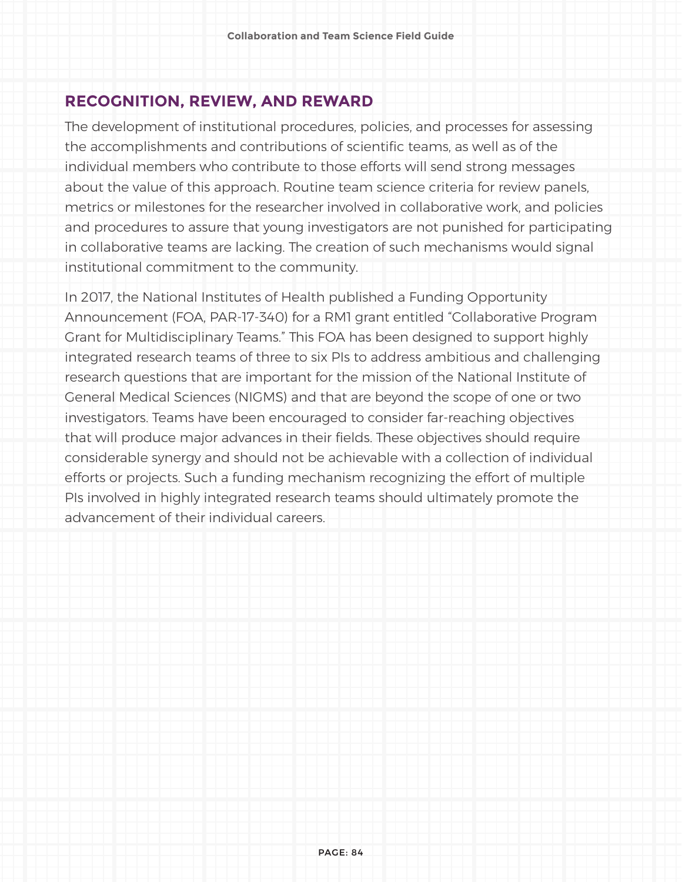## RECOGNITION, REVIEW, AND REWARD

The development of institutional procedures, policies, and processes for assessing the accomplishments and contributions of scientific teams, as well as of the individual members who contribute to those efforts will send strong messages about the value of this approach. Routine team science criteria for review panels, metrics or milestones for the researcher involved in collaborative work, and policies and procedures to assure that young investigators are not punished for participating in collaborative teams are lacking. The creation of such mechanisms would signal institutional commitment to the community.

In 2017, the National Institutes of Health published a Funding Opportunity Announcement (FOA, PAR-17-340) for a RM1 grant entitled "Collaborative Program Grant for Multidisciplinary Teams." This FOA has been designed to support highly integrated research teams of three to six PIs to address ambitious and challenging research questions that are important for the mission of the National Institute of General Medical Sciences (NIGMS) and that are beyond the scope of one or two investigators. Teams have been encouraged to consider far-reaching objectives that will produce major advances in their fields. These objectives should require considerable synergy and should not be achievable with a collection of individual efforts or projects. Such a funding mechanism recognizing the effort of multiple PIs involved in highly integrated research teams should ultimately promote the advancement of their individual careers.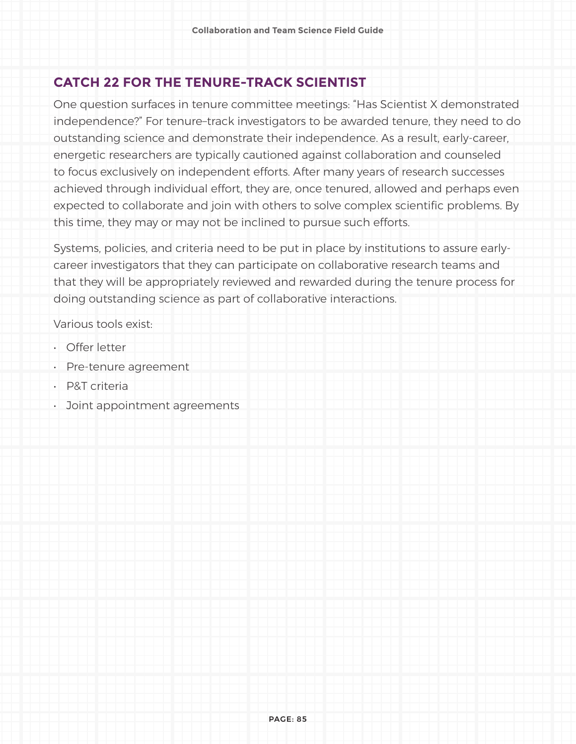## CATCH 22 FOR THE TENURE-TRACK SCIENTIST

One question surfaces in tenure committee meetings: "Has Scientist X demonstrated independence?" For tenure–track investigators to be awarded tenure, they need to do outstanding science and demonstrate their independence. As a result, early-career, energetic researchers are typically cautioned against collaboration and counseled to focus exclusively on independent efforts. After many years of research successes achieved through individual effort, they are, once tenured, allowed and perhaps even expected to collaborate and join with others to solve complex scientific problems. By this time, they may or may not be inclined to pursue such efforts.

Systems, policies, and criteria need to be put in place by institutions to assure early-career investigators that they can participate on collaborative research teams and that they will be appropriately reviewed and rewarded during the tenure process for doing outstanding science as part of collaborative interactions.

Various tools exist:

- Offer letter
- Pre-tenure agreement
- P&T criteria
- Joint appointment agreements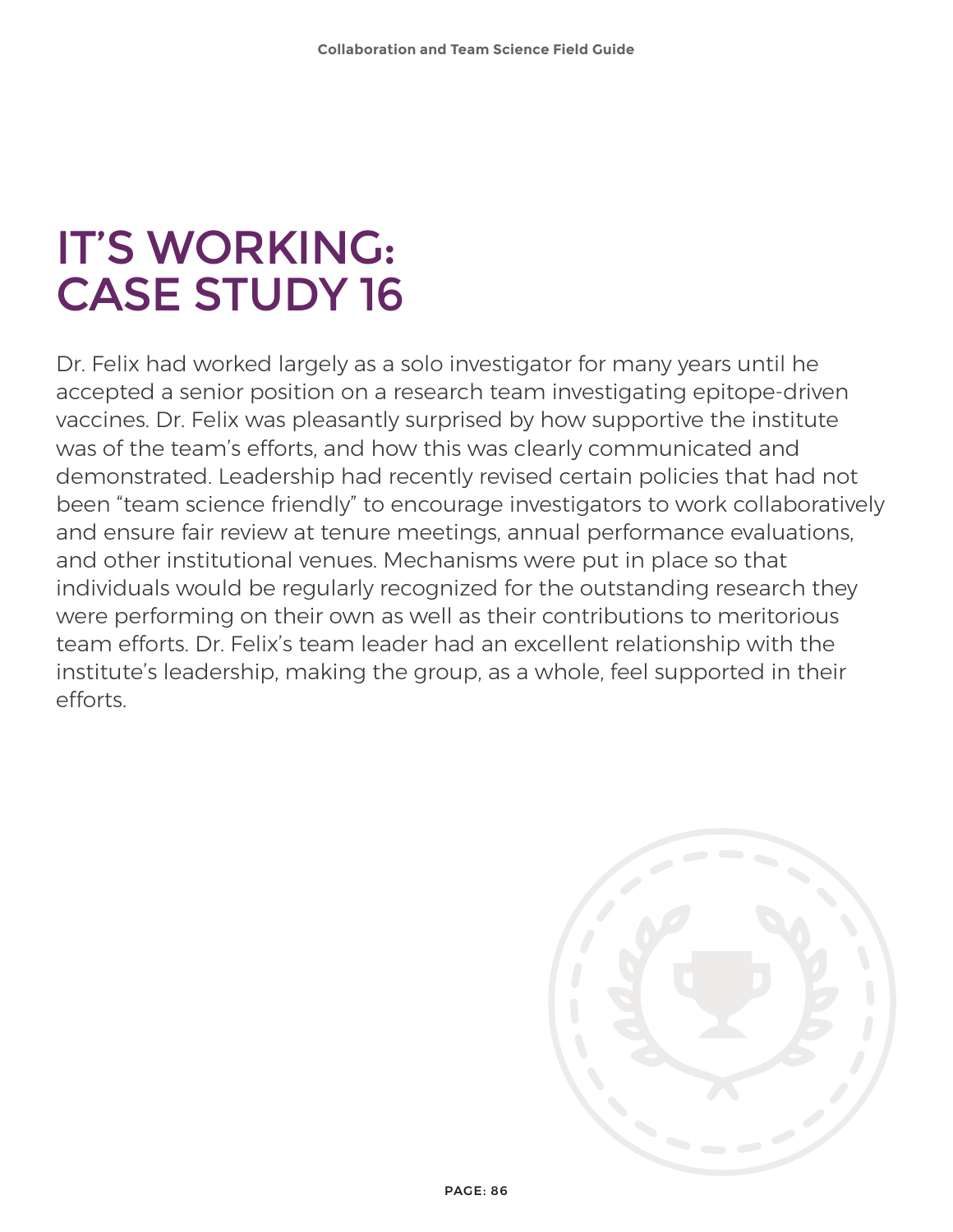# IT'S WORKING: CASE STUDY 16

Dr. Felix had worked largely as a solo investigator for many years until he accepted a senior position on a research team investigating epitope-driven vaccines. Dr. Felix was pleasantly surprised by how supportive the institute was of the team's efforts, and how this was clearly communicated and demonstrated. Leadership had recently revised certain policies that had not been "team science friendly" to encourage investigators to work collaboratively and ensure fair review at tenure meetings, annual performance evaluations, and other institutional venues. Mechanisms were put in place so that individuals would be regularly recognized for the outstanding research they were performing on their own as well as their contributions to meritorious team efforts. Dr. Felix's team leader had an excellent relationship with the institute's leadership, making the group, as a whole, feel supported in their efforts.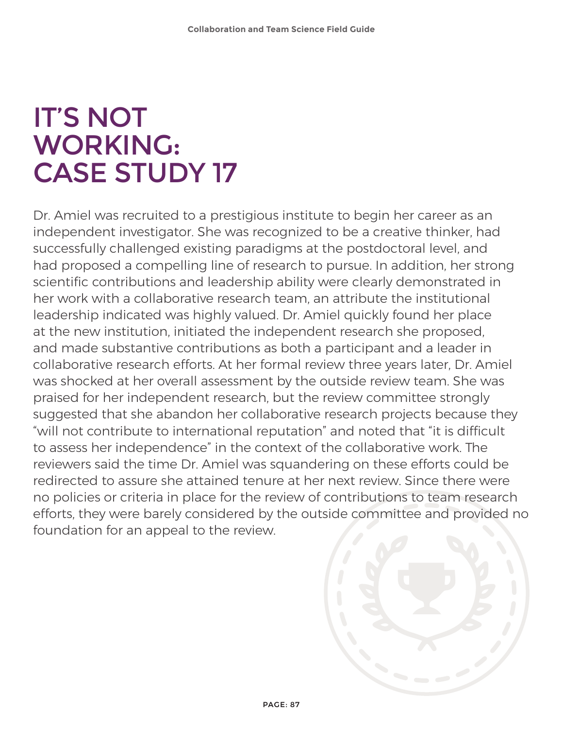# IT'S NOT WORKING: CASE STUDY 17

Dr. Amiel was recruited to a prestigious institute to begin her career as an independent investigator. She was recognized to be a creative thinker, had successfully challenged existing paradigms at the postdoctoral level, and had proposed a compelling line of research to pursue. In addition, her strong scientific contributions and leadership ability were clearly demonstrated in her work with a collaborative research team, an attribute the institutional leadership indicated was highly valued. Dr. Amiel quickly found her place at the new institution, initiated the independent research she proposed, and made substantive contributions as both a participant and a leader in collaborative research efforts. At her formal review three years later, Dr. Amiel was shocked at her overall assessment by the outside review team. She was praised for her independent research, but the review committee strongly suggested that she abandon her collaborative research projects because they "will not contribute to international reputation" and noted that "it is difficult to assess her independence" in the context of the collaborative work. The reviewers said the time Dr. Amiel was squandering on these efforts could be redirected to assure she attained tenure at her next review. Since there were no policies or criteria in place for the review of contributions to team research efforts, they were barely considered by the outside committee and provided no foundation for an appeal to the review.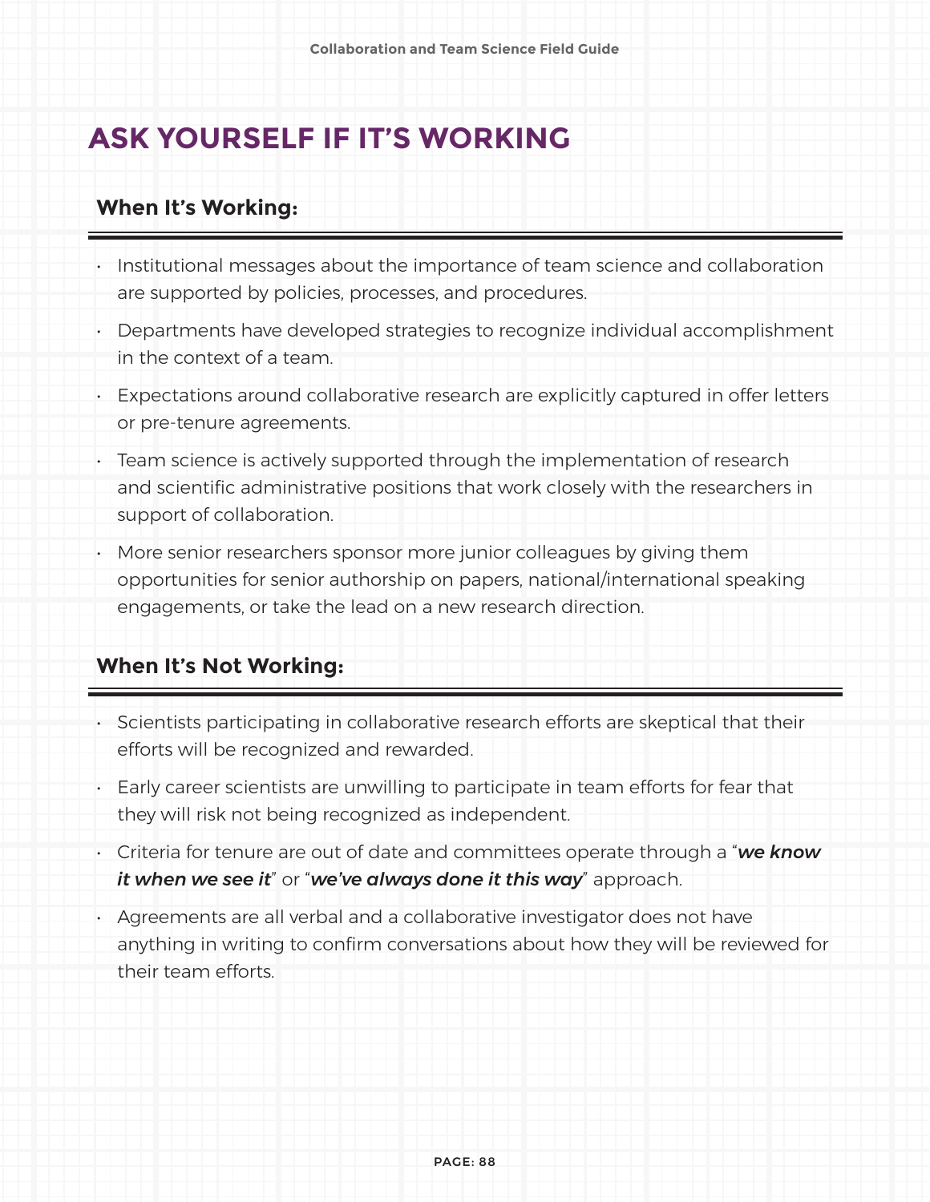# ASK YOURSELF IF IT'S WORKING

### When It's Working:

- Institutional messages about the importance of team science and collaboration are supported by policies, processes, and procedures.
- Departments have developed strategies to recognize individual accomplishment in the context of a team.
- Expectations around collaborative research are explicitly captured in offer letters or pre-tenure agreements.
- Team science is actively supported through the implementation of research and scientific administrative positions that work closely with the researchers in support of collaboration.
- More senior researchers sponsor more junior colleagues by giving them opportunities for senior authorship on papers, national/international speaking engagements, or take the lead on a new research direction.

### When It's Not Working:

- Scientists participating in collaborative research efforts are skeptical that their efforts will be recognized and rewarded.
- Early career scientists are unwilling to participate in team efforts for fear that they will risk not being recognized as independent.
- Criteria for tenure are out of date and committees operate through a "***we know it when we see it***" or "***we've always done it this way***" approach.
- Agreements are all verbal and a collaborative investigator does not have anything in writing to confirm conversations about how they will be reviewed for their team efforts.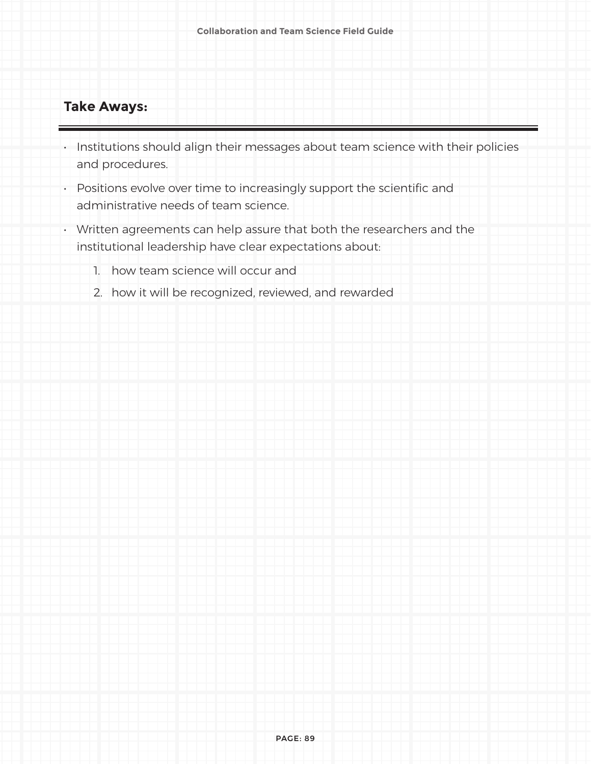## Take Aways:

- Institutions should align their messages about team science with their policies and procedures.
- Positions evolve over time to increasingly support the scientific and administrative needs of team science.
- Written agreements can help assure that both the researchers and the institutional leadership have clear expectations about:
    1. how team science will occur and
    2. how it will be recognized, reviewed, and rewarded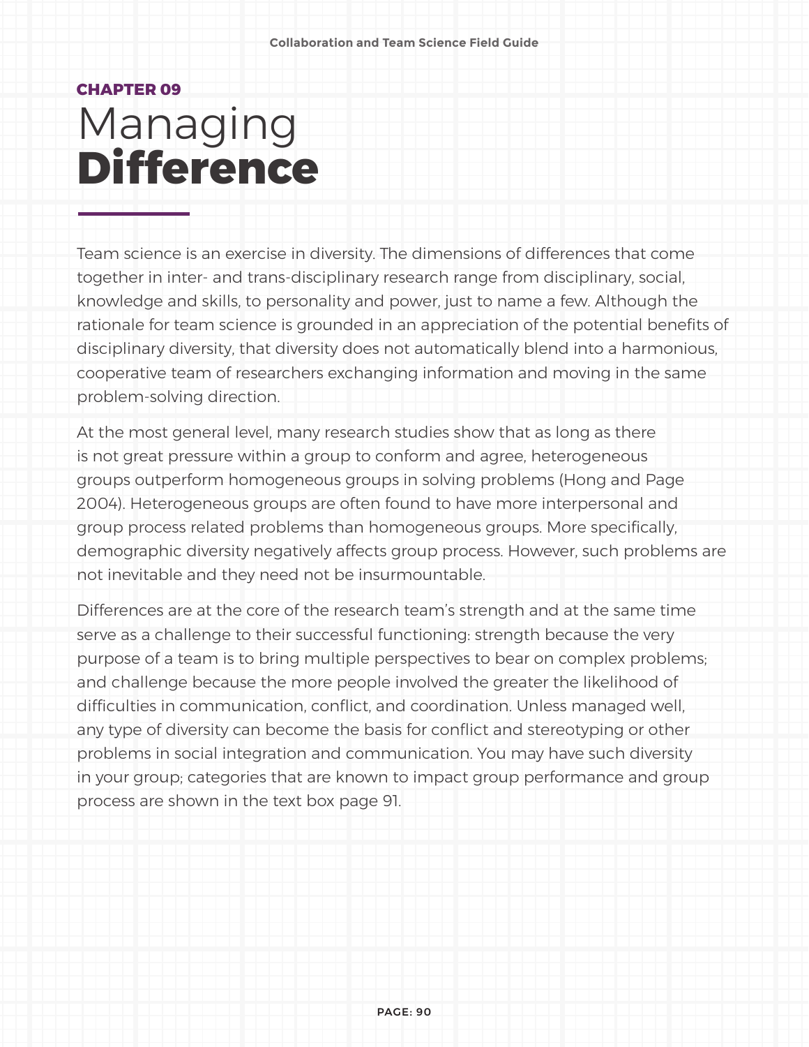CHAPTER 09

# Managing **Difference**

Team science is an exercise in diversity. The dimensions of differences that come together in inter- and trans-disciplinary research range from disciplinary, social, knowledge and skills, to personality and power, just to name a few. Although the rationale for team science is grounded in an appreciation of the potential benefits of disciplinary diversity, that diversity does not automatically blend into a harmonious, cooperative team of researchers exchanging information and moving in the same problem-solving direction.

At the most general level, many research studies show that as long as there is not great pressure within a group to conform and agree, heterogeneous groups outperform homogeneous groups in solving problems (Hong and Page 2004). Heterogeneous groups are often found to have more interpersonal and group process related problems than homogeneous groups. More specifically, demographic diversity negatively affects group process. However, such problems are not inevitable and they need not be insurmountable.

Differences are at the core of the research team's strength and at the same time serve as a challenge to their successful functioning: strength because the very purpose of a team is to bring multiple perspectives to bear on complex problems; and challenge because the more people involved the greater the likelihood of difficulties in communication, conflict, and coordination. Unless managed well, any type of diversity can become the basis for conflict and stereotyping or other problems in social integration and communication. You may have such diversity in your group; categories that are known to impact group performance and group process are shown in the text box page 91.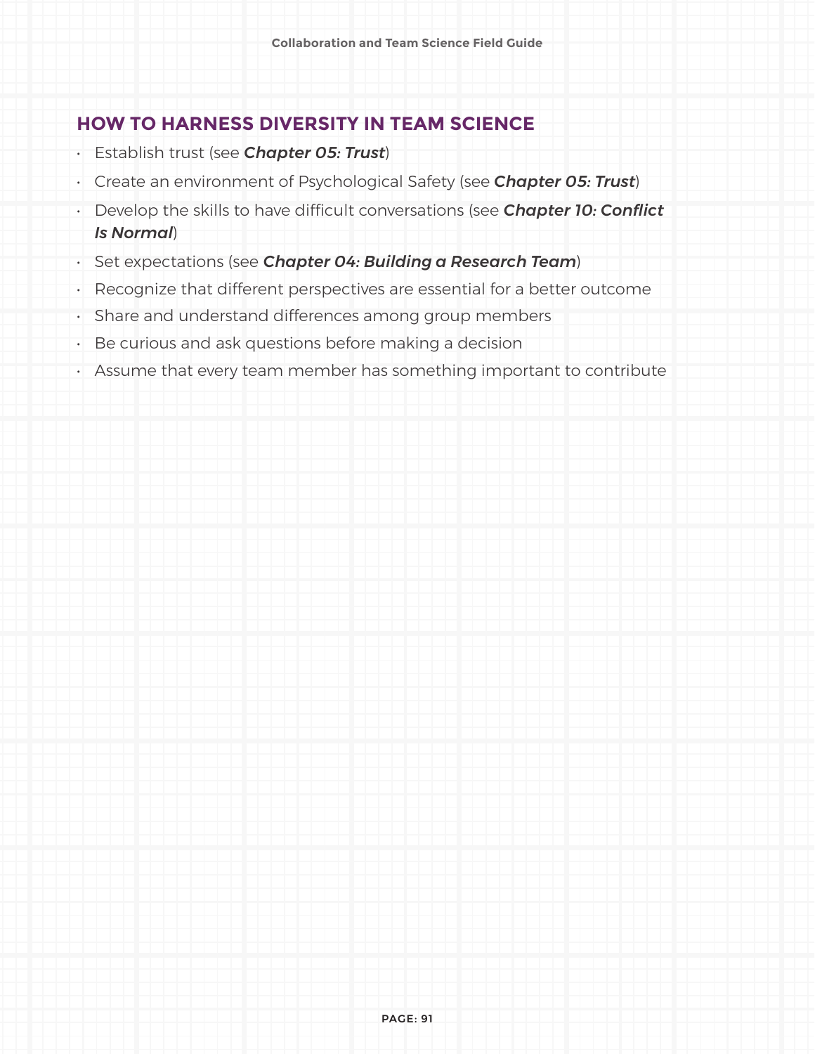## HOW TO HARNESS DIVERSITY IN TEAM SCIENCE

- Establish trust (see ***Chapter 05: Trust***)
- Create an environment of Psychological Safety (see ***Chapter 05: Trust***)
- Develop the skills to have difficult conversations (see ***Chapter 10: Conflict Is Normal***)
- Set expectations (see ***Chapter 04: Building a Research Team***)
- Recognize that different perspectives are essential for a better outcome
- Share and understand differences among group members
- Be curious and ask questions before making a decision
- Assume that every team member has something important to contribute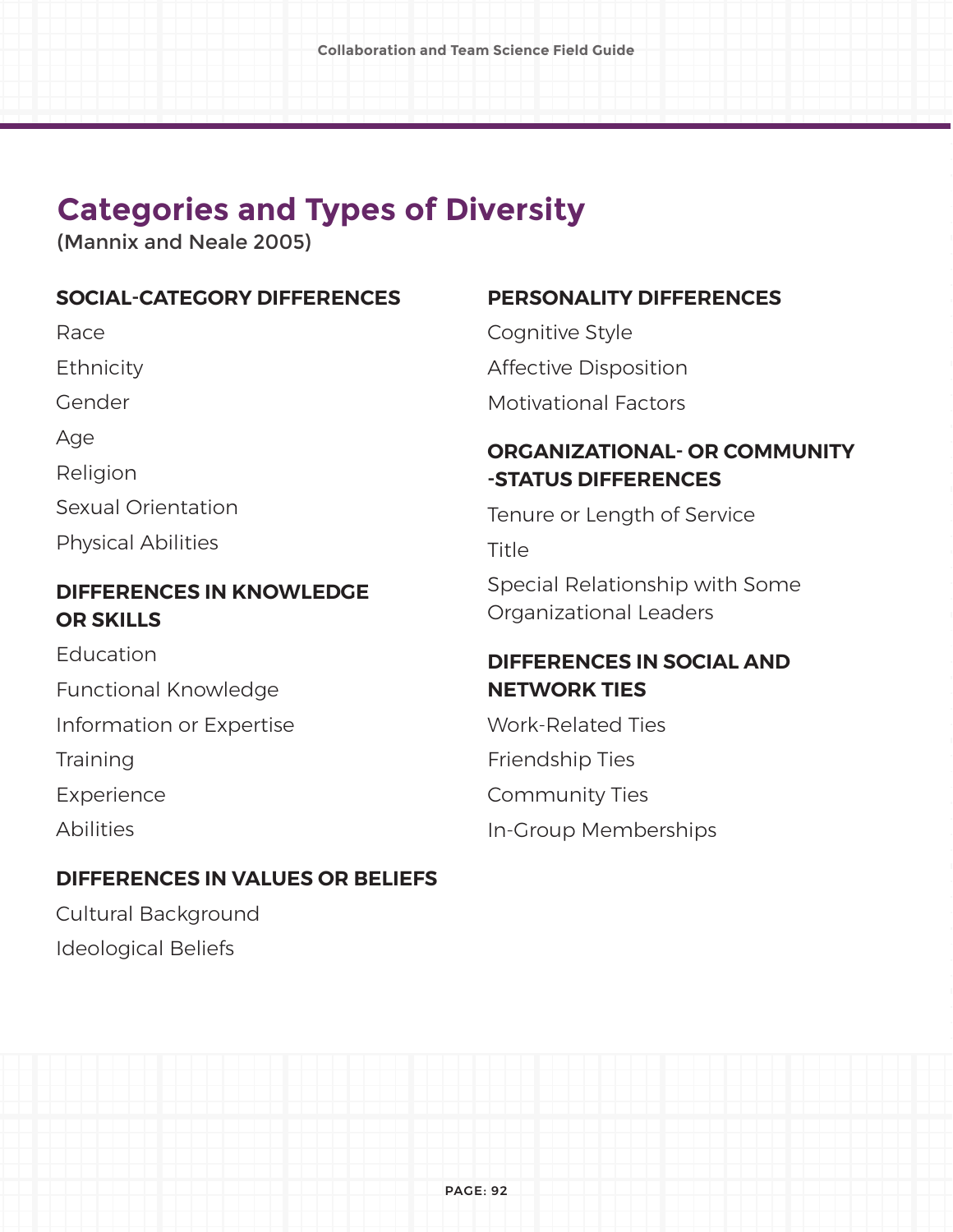## Categories and Types of Diversity

(Mannix and Neale 2005)

### SOCIAL-CATEGORY DIFFERENCES

Race

Ethnicity

Gender

Age

Religion

Sexual Orientation

Physical Abilities

### DIFFERENCES IN KNOWLEDGE OR SKILLS

Education

Functional Knowledge

Information or Expertise

Training

Experience

Abilities

### DIFFERENCES IN VALUES OR BELIEFS

Cultural Background

Ideological Beliefs

### PERSONALITY DIFFERENCES

Cognitive Style

Affective Disposition

Motivational Factors

### ORGANIZATIONAL- OR COMMUNITY -STATUS DIFFERENCES

Tenure or Length of Service

Title

Special Relationship with Some Organizational Leaders

### DIFFERENCES IN SOCIAL AND NETWORK TIES

Work-Related Ties

Friendship Ties

Community Ties

In-Group Memberships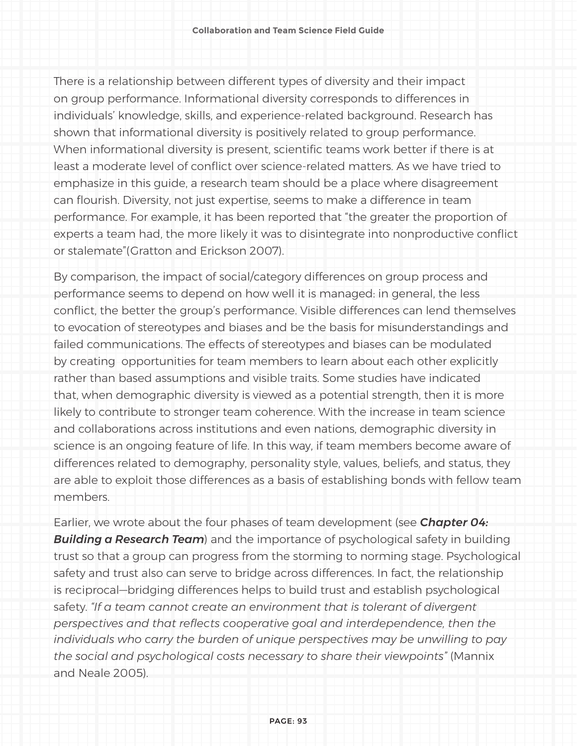There is a relationship between different types of diversity and their impact on group performance. Informational diversity corresponds to differences in individuals' knowledge, skills, and experience-related background. Research has shown that informational diversity is positively related to group performance. When informational diversity is present, scientific teams work better if there is at least a moderate level of conflict over science-related matters. As we have tried to emphasize in this guide, a research team should be a place where disagreement can flourish. Diversity, not just expertise, seems to make a difference in team performance. For example, it has been reported that "the greater the proportion of experts a team had, the more likely it was to disintegrate into nonproductive conflict or stalemate"(Gratton and Erickson 2007).

By comparison, the impact of social/category differences on group process and performance seems to depend on how well it is managed: in general, the less conflict, the better the group's performance. Visible differences can lend themselves to evocation of stereotypes and biases and be the basis for misunderstandings and failed communications. The effects of stereotypes and biases can be modulated by creating opportunities for team members to learn about each other explicitly rather than based assumptions and visible traits. Some studies have indicated that, when demographic diversity is viewed as a potential strength, then it is more likely to contribute to stronger team coherence. With the increase in team science and collaborations across institutions and even nations, demographic diversity in science is an ongoing feature of life. In this way, if team members become aware of differences related to demography, personality style, values, beliefs, and status, they are able to exploit those differences as a basis of establishing bonds with fellow team members.

Earlier, we wrote about the four phases of team development (see ***Chapter 04: Building a Research Team***) and the importance of psychological safety in building trust so that a group can progress from the storming to norming stage. Psychological safety and trust also can serve to bridge across differences. In fact, the relationship is reciprocal—bridging differences helps to build trust and establish psychological safety. *"If a team cannot create an environment that is tolerant of divergent perspectives and that reflects cooperative goal and interdependence, then the individuals who carry the burden of unique perspectives may be unwilling to pay the social and psychological costs necessary to share their viewpoints"* (Mannix and Neale 2005).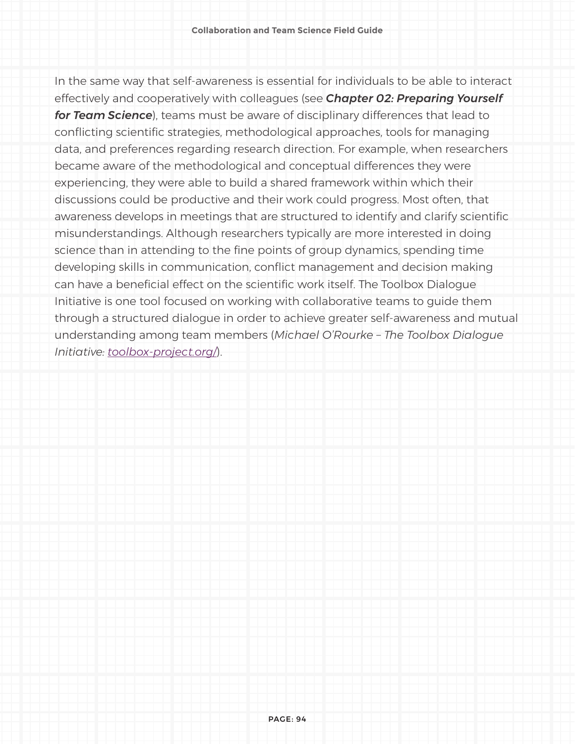In the same way that self-awareness is essential for individuals to be able to interact effectively and cooperatively with colleagues (see ***Chapter 02: Preparing Yourself for Team Science***), teams must be aware of disciplinary differences that lead to conflicting scientific strategies, methodological approaches, tools for managing data, and preferences regarding research direction. For example, when researchers became aware of the methodological and conceptual differences they were experiencing, they were able to build a shared framework within which their discussions could be productive and their work could progress. Most often, that awareness develops in meetings that are structured to identify and clarify scientific misunderstandings. Although researchers typically are more interested in doing science than in attending to the fine points of group dynamics, spending time developing skills in communication, conflict management and decision making can have a beneficial effect on the scientific work itself. The Toolbox Dialogue Initiative is one tool focused on working with collaborative teams to guide them through a structured dialogue in order to achieve greater self-awareness and mutual understanding among team members (*Michael O'Rourke – The Toolbox Dialogue Initiative: toolbox-project.org/*).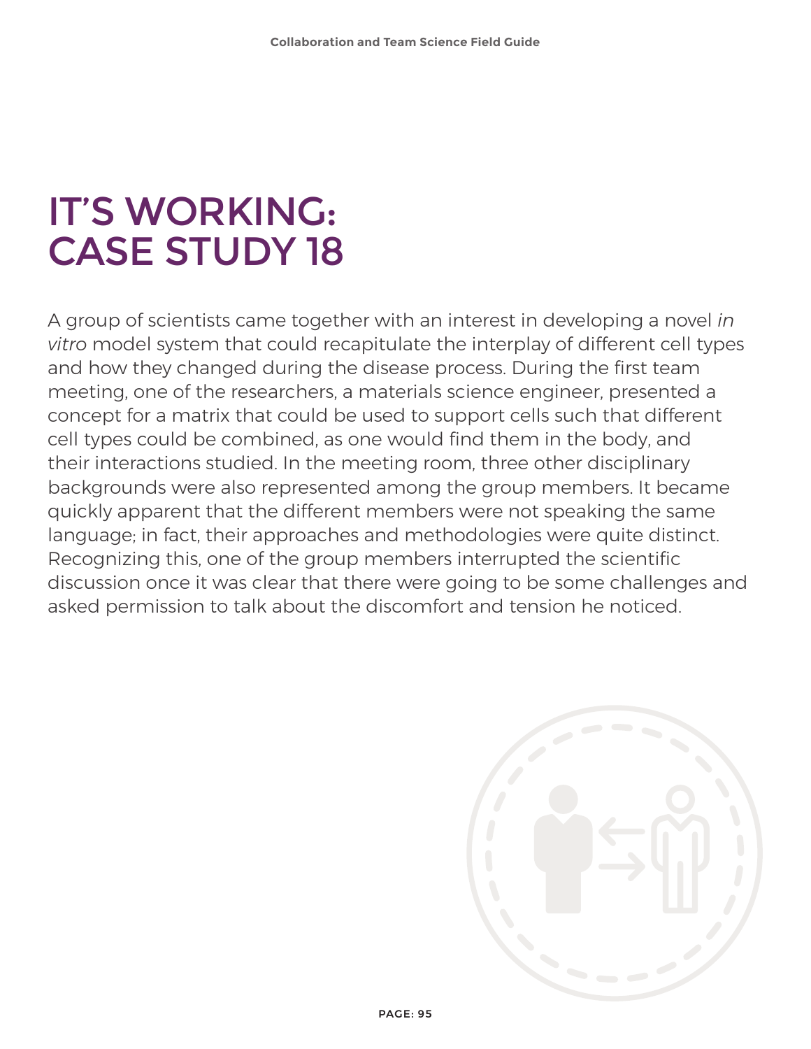# IT'S WORKING: CASE STUDY 18

A group of scientists came together with an interest in developing a novel *in vitro* model system that could recapitulate the interplay of different cell types and how they changed during the disease process. During the first team meeting, one of the researchers, a materials science engineer, presented a concept for a matrix that could be used to support cells such that different cell types could be combined, as one would find them in the body, and their interactions studied. In the meeting room, three other disciplinary backgrounds were also represented among the group members. It became quickly apparent that the different members were not speaking the same language; in fact, their approaches and methodologies were quite distinct. Recognizing this, one of the group members interrupted the scientific discussion once it was clear that there were going to be some challenges and asked permission to talk about the discomfort and tension he noticed.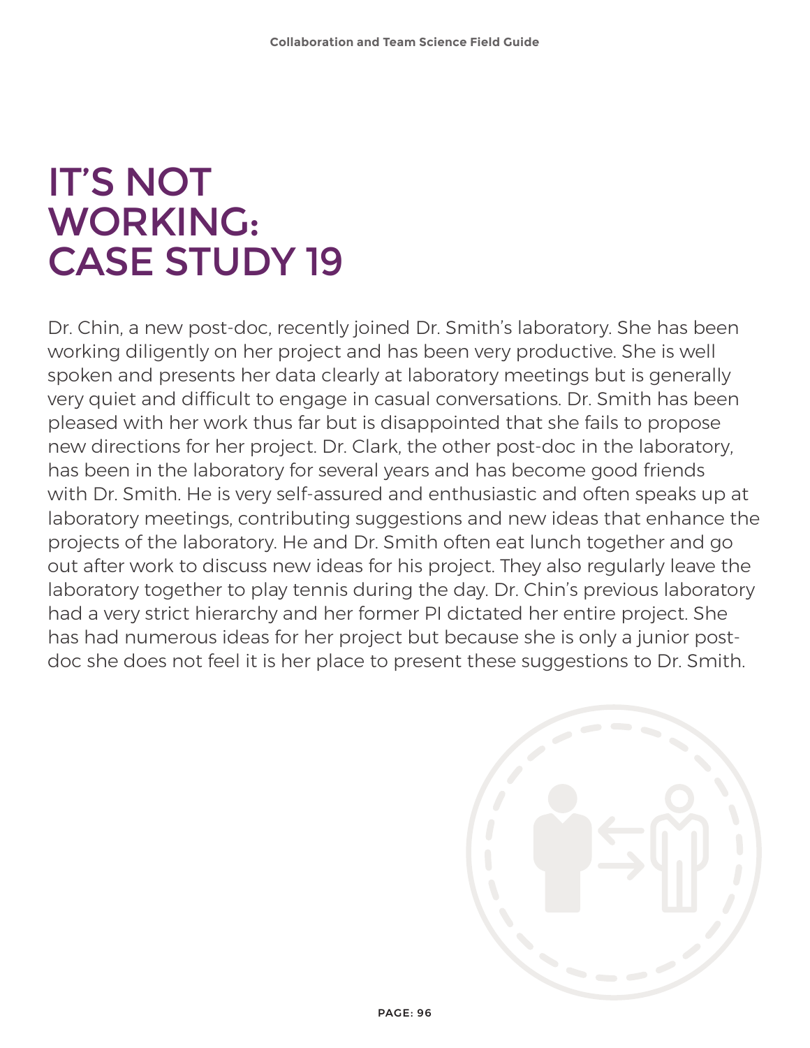# IT'S NOT WORKING: CASE STUDY 19

Dr. Chin, a new post-doc, recently joined Dr. Smith's laboratory. She has been working diligently on her project and has been very productive. She is well spoken and presents her data clearly at laboratory meetings but is generally very quiet and difficult to engage in casual conversations. Dr. Smith has been pleased with her work thus far but is disappointed that she fails to propose new directions for her project. Dr. Clark, the other post-doc in the laboratory, has been in the laboratory for several years and has become good friends with Dr. Smith. He is very self-assured and enthusiastic and often speaks up at laboratory meetings, contributing suggestions and new ideas that enhance the projects of the laboratory. He and Dr. Smith often eat lunch together and go out after work to discuss new ideas for his project. They also regularly leave the laboratory together to play tennis during the day. Dr. Chin's previous laboratory had a very strict hierarchy and her former PI dictated her entire project. She has had numerous ideas for her project but because she is only a junior post-doc she does not feel it is her place to present these suggestions to Dr. Smith.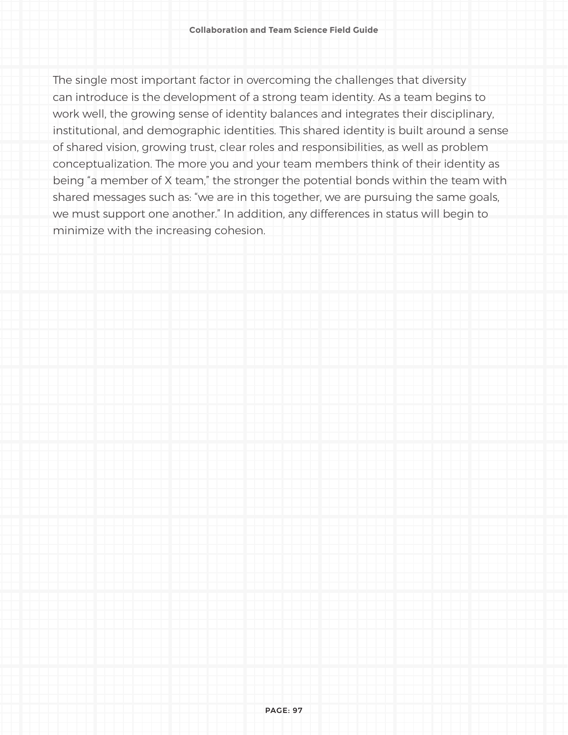The single most important factor in overcoming the challenges that diversity can introduce is the development of a strong team identity. As a team begins to work well, the growing sense of identity balances and integrates their disciplinary, institutional, and demographic identities. This shared identity is built around a sense of shared vision, growing trust, clear roles and responsibilities, as well as problem conceptualization. The more you and your team members think of their identity as being "a member of X team," the stronger the potential bonds within the team with shared messages such as: "we are in this together, we are pursuing the same goals, we must support one another." In addition, any differences in status will begin to minimize with the increasing cohesion.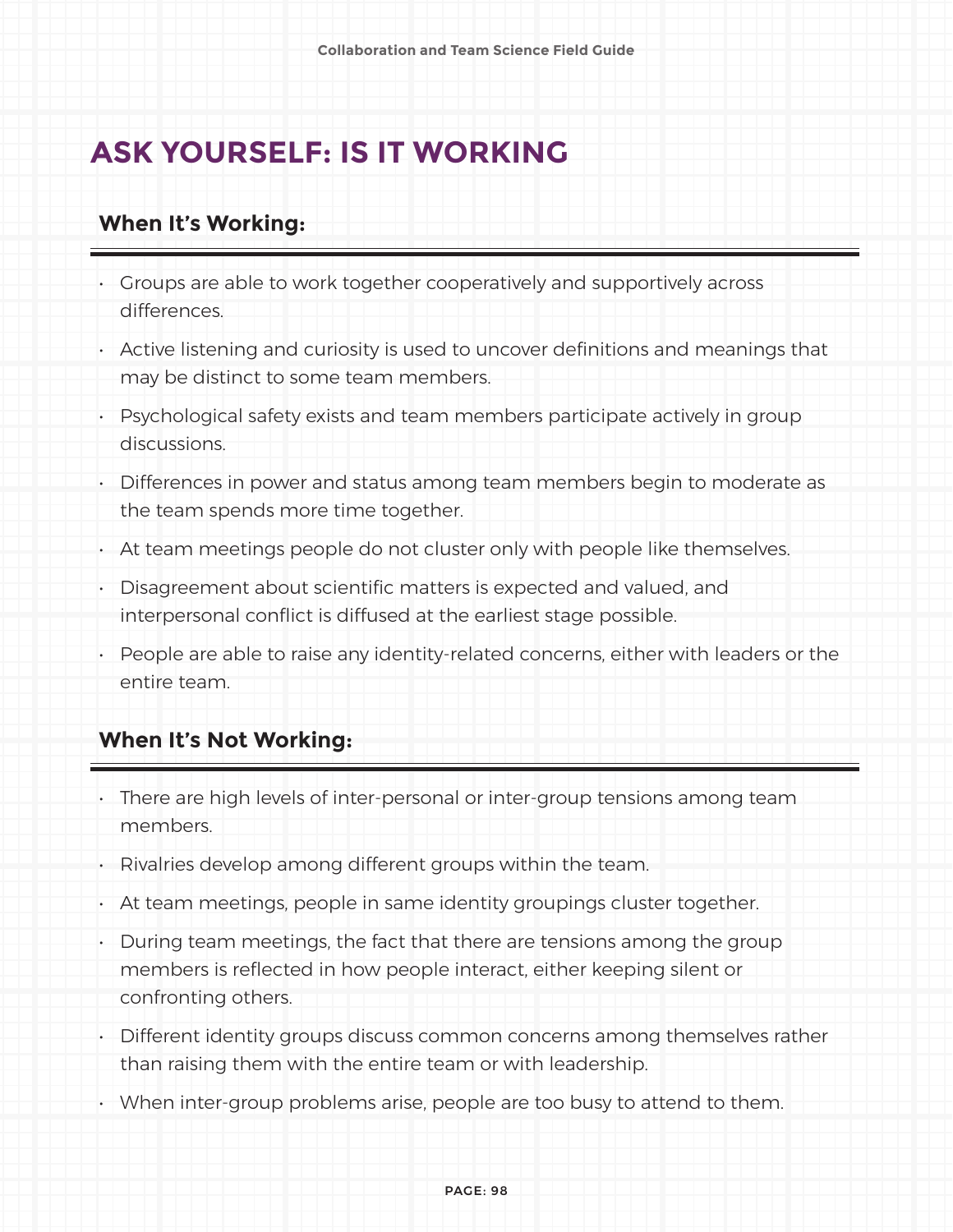# ASK YOURSELF: IS IT WORKING

## When It's Working:

- Groups are able to work together cooperatively and supportively across differences.
- Active listening and curiosity is used to uncover definitions and meanings that may be distinct to some team members.
- Psychological safety exists and team members participate actively in group discussions.
- Differences in power and status among team members begin to moderate as the team spends more time together.
- At team meetings people do not cluster only with people like themselves.
- Disagreement about scientific matters is expected and valued, and interpersonal conflict is diffused at the earliest stage possible.
- People are able to raise any identity-related concerns, either with leaders or the entire team.

## When It's Not Working:

- There are high levels of inter-personal or inter-group tensions among team members.
- Rivalries develop among different groups within the team.
- At team meetings, people in same identity groupings cluster together.
- During team meetings, the fact that there are tensions among the group members is reflected in how people interact, either keeping silent or confronting others.
- Different identity groups discuss common concerns among themselves rather than raising them with the entire team or with leadership.
- When inter-group problems arise, people are too busy to attend to them.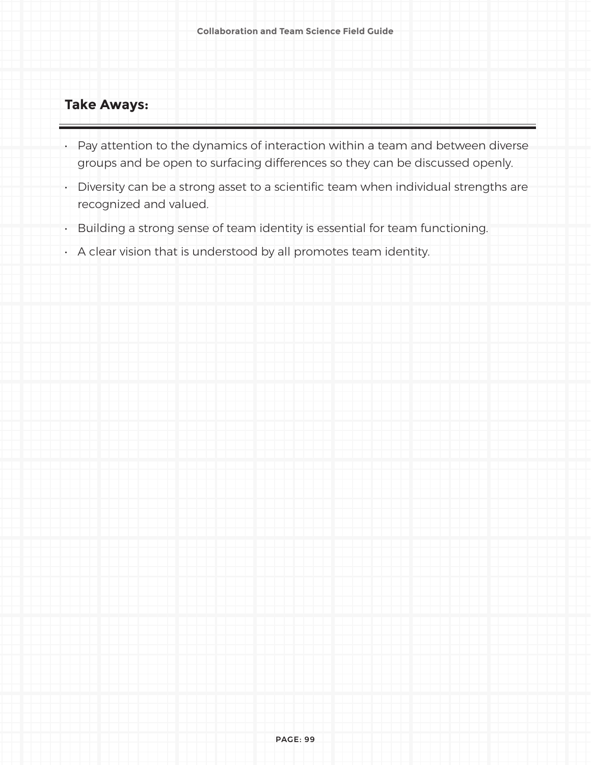## Take Aways:

- Pay attention to the dynamics of interaction within a team and between diverse groups and be open to surfacing differences so they can be discussed openly.
- Diversity can be a strong asset to a scientific team when individual strengths are recognized and valued.
- Building a strong sense of team identity is essential for team functioning.
- A clear vision that is understood by all promotes team identity.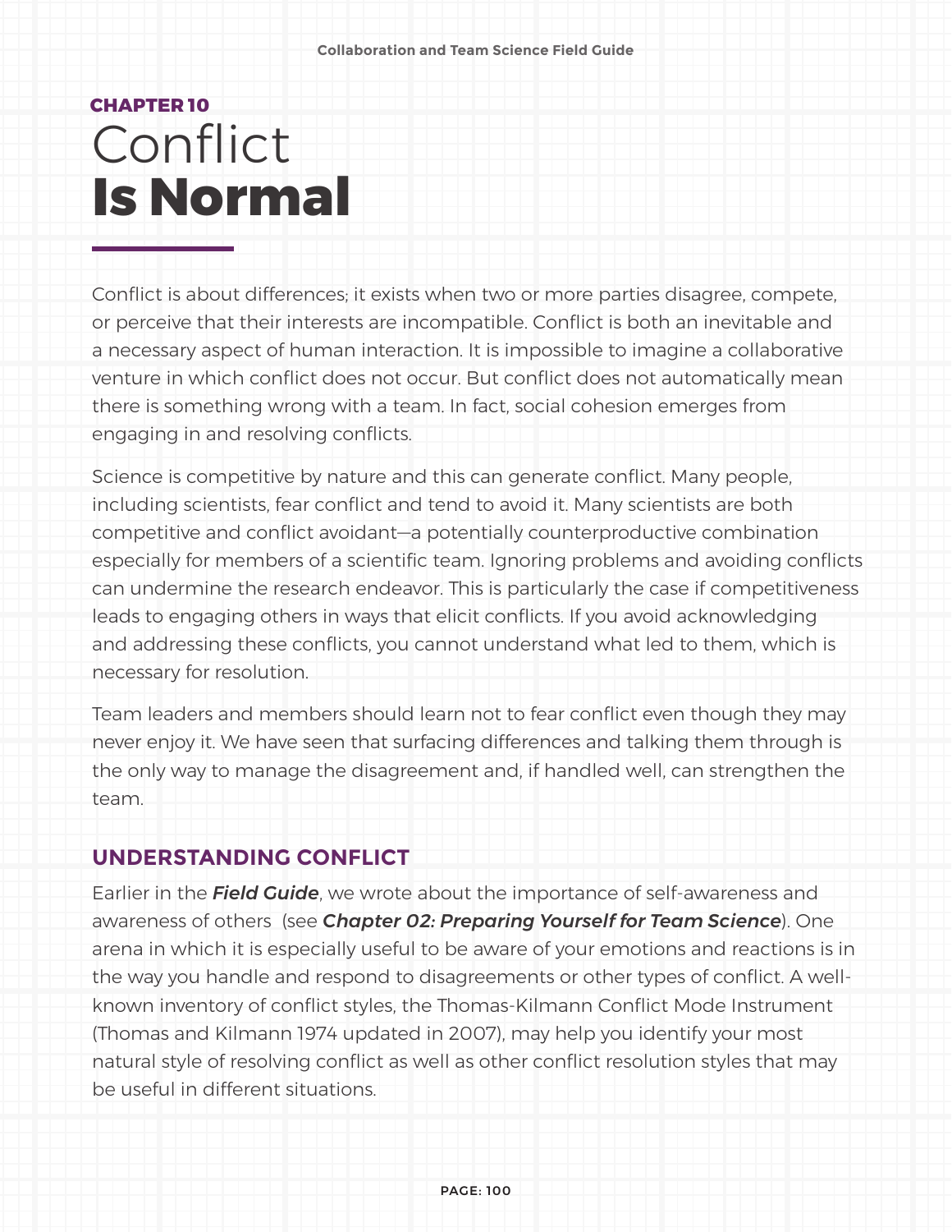**CHAPTER 10**

# Conflict **Is Normal**

Conflict is about differences; it exists when two or more parties disagree, compete, or perceive that their interests are incompatible. Conflict is both an inevitable and a necessary aspect of human interaction. It is impossible to imagine a collaborative venture in which conflict does not occur. But conflict does not automatically mean there is something wrong with a team. In fact, social cohesion emerges from engaging in and resolving conflicts.

Science is competitive by nature and this can generate conflict. Many people, including scientists, fear conflict and tend to avoid it. Many scientists are both competitive and conflict avoidant—a potentially counterproductive combination especially for members of a scientific team. Ignoring problems and avoiding conflicts can undermine the research endeavor. This is particularly the case if competitiveness leads to engaging others in ways that elicit conflicts. If you avoid acknowledging and addressing these conflicts, you cannot understand what led to them, which is necessary for resolution.

Team leaders and members should learn not to fear conflict even though they may never enjoy it. We have seen that surfacing differences and talking them through is the only way to manage the disagreement and, if handled well, can strengthen the team.

## UNDERSTANDING CONFLICT

Earlier in the ***Field Guide***, we wrote about the importance of self-awareness and awareness of others (see ***Chapter 02: Preparing Yourself for Team Science***). One arena in which it is especially useful to be aware of your emotions and reactions is in the way you handle and respond to disagreements or other types of conflict. A well-known inventory of conflict styles, the Thomas-Kilmann Conflict Mode Instrument (Thomas and Kilmann 1974 updated in 2007), may help you identify your most natural style of resolving conflict as well as other conflict resolution styles that may be useful in different situations.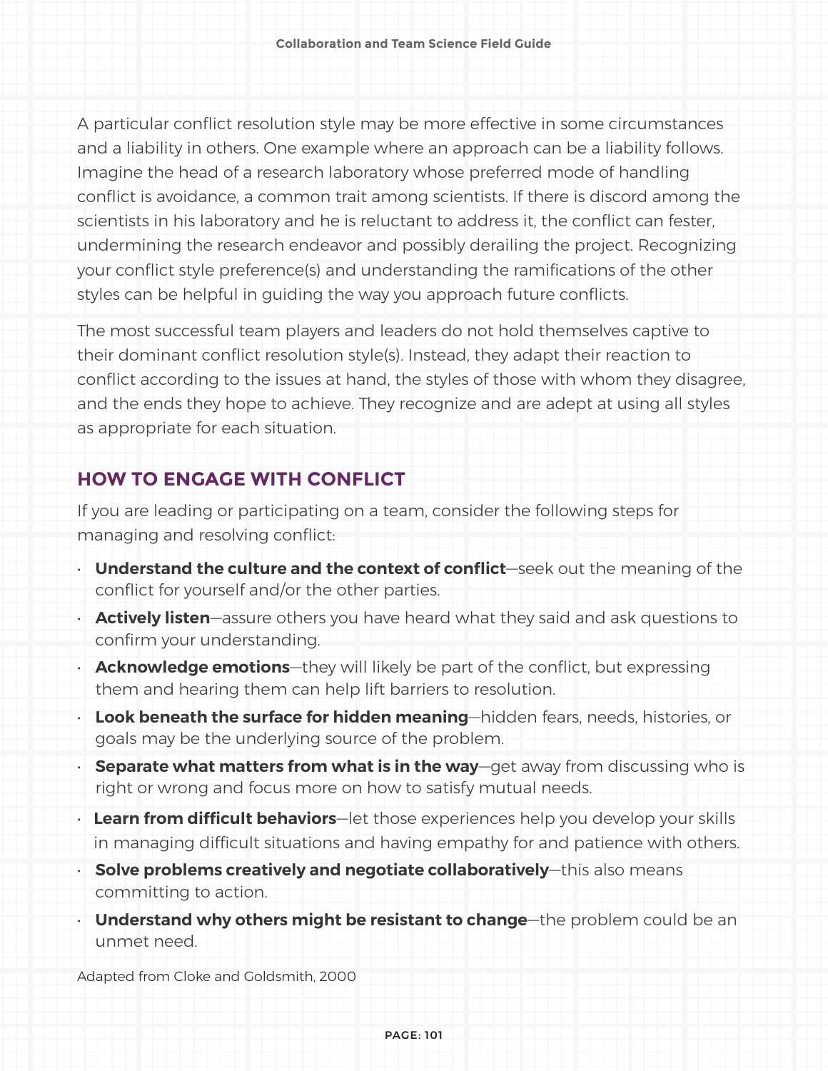A particular conflict resolution style may be more effective in some circumstances and a liability in others. One example where an approach can be a liability follows. Imagine the head of a research laboratory whose preferred mode of handling conflict is avoidance, a common trait among scientists. If there is discord among the scientists in his laboratory and he is reluctant to address it, the conflict can fester, undermining the research endeavor and possibly derailing the project. Recognizing your conflict style preference(s) and understanding the ramifications of the other styles can be helpful in guiding the way you approach future conflicts.

The most successful team players and leaders do not hold themselves captive to their dominant conflict resolution style(s). Instead, they adapt their reaction to conflict according to the issues at hand, the styles of those with whom they disagree, and the ends they hope to achieve. They recognize and are adept at using all styles as appropriate for each situation.

## HOW TO ENGAGE WITH CONFLICT

If you are leading or participating on a team, consider the following steps for managing and resolving conflict:

- **Understand the culture and the context of conflict**—seek out the meaning of the conflict for yourself and/or the other parties.
- **Actively listen**—assure others you have heard what they said and ask questions to confirm your understanding.
- **Acknowledge emotions**—they will likely be part of the conflict, but expressing them and hearing them can help lift barriers to resolution.
- **Look beneath the surface for hidden meaning**—hidden fears, needs, histories, or goals may be the underlying source of the problem.
- **Separate what matters from what is in the way**—get away from discussing who is right or wrong and focus more on how to satisfy mutual needs.
- **Learn from difficult behaviors**—let those experiences help you develop your skills in managing difficult situations and having empathy for and patience with others.
- **Solve problems creatively and negotiate collaboratively**—this also means committing to action.
- **Understand why others might be resistant to change**—the problem could be an unmet need.

Adapted from Cloke and Goldsmith, 2000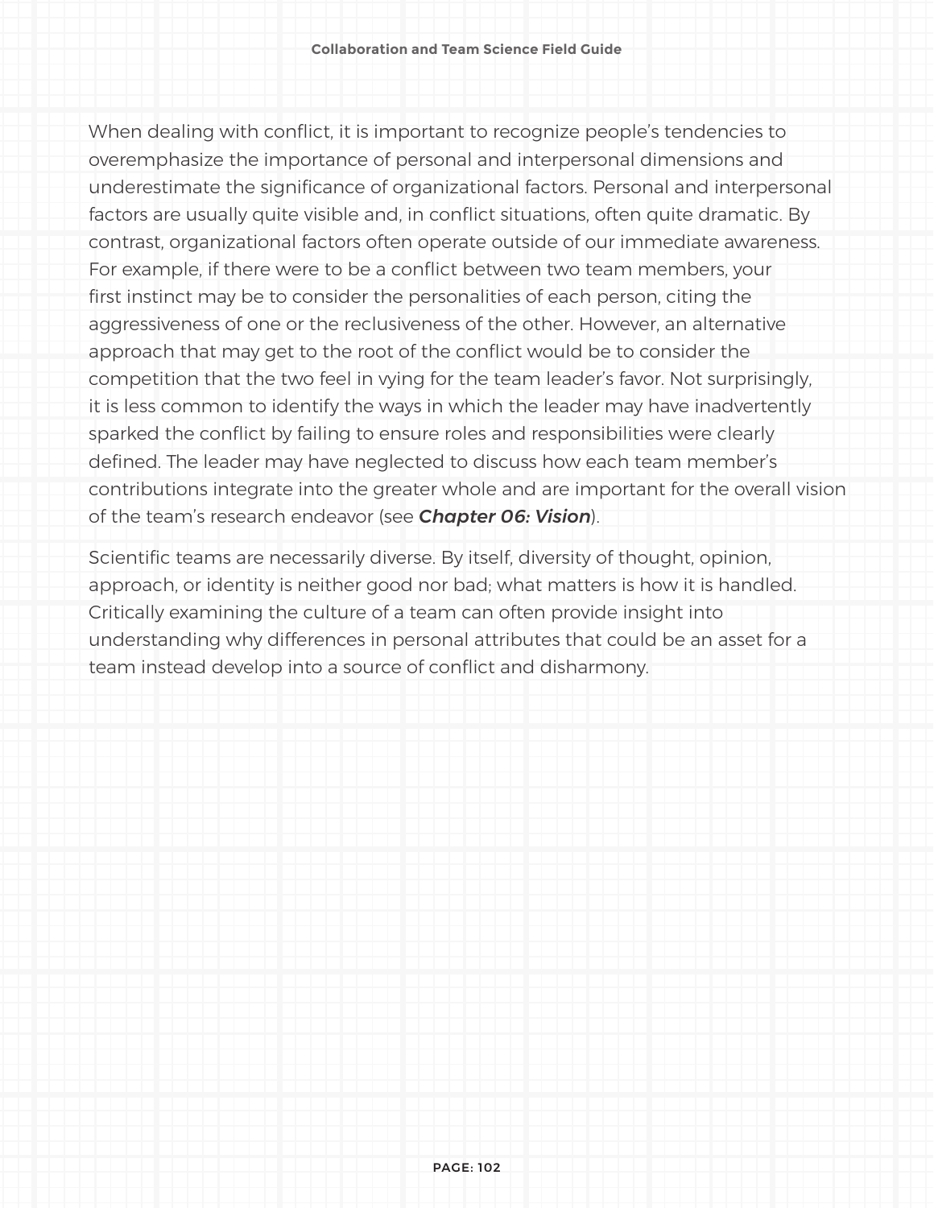When dealing with conflict, it is important to recognize people's tendencies to overemphasize the importance of personal and interpersonal dimensions and underestimate the significance of organizational factors. Personal and interpersonal factors are usually quite visible and, in conflict situations, often quite dramatic. By contrast, organizational factors often operate outside of our immediate awareness. For example, if there were to be a conflict between two team members, your first instinct may be to consider the personalities of each person, citing the aggressiveness of one or the reclusiveness of the other. However, an alternative approach that may get to the root of the conflict would be to consider the competition that the two feel in vying for the team leader's favor. Not surprisingly, it is less common to identify the ways in which the leader may have inadvertently sparked the conflict by failing to ensure roles and responsibilities were clearly defined. The leader may have neglected to discuss how each team member's contributions integrate into the greater whole and are important for the overall vision of the team's research endeavor (see ***Chapter 06: Vision***).

Scientific teams are necessarily diverse. By itself, diversity of thought, opinion, approach, or identity is neither good nor bad; what matters is how it is handled. Critically examining the culture of a team can often provide insight into understanding why differences in personal attributes that could be an asset for a team instead develop into a source of conflict and disharmony.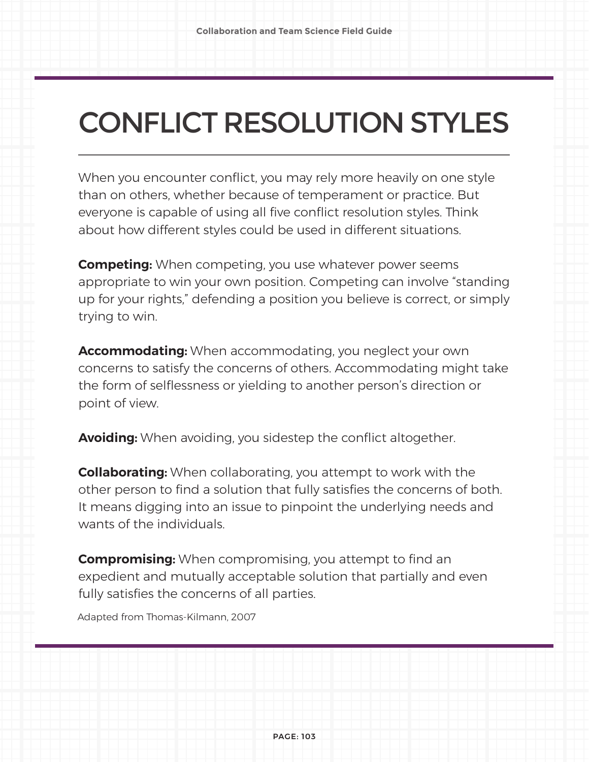# CONFLICT RESOLUTION STYLES

When you encounter conflict, you may rely more heavily on one style than on others, whether because of temperament or practice. But everyone is capable of using all five conflict resolution styles. Think about how different styles could be used in different situations.

**Competing:** When competing, you use whatever power seems appropriate to win your own position. Competing can involve "standing up for your rights," defending a position you believe is correct, or simply trying to win.

**Accommodating:** When accommodating, you neglect your own concerns to satisfy the concerns of others. Accommodating might take the form of selflessness or yielding to another person's direction or point of view.

**Avoiding:** When avoiding, you sidestep the conflict altogether.

**Collaborating:** When collaborating, you attempt to work with the other person to find a solution that fully satisfies the concerns of both. It means digging into an issue to pinpoint the underlying needs and wants of the individuals.

**Compromising:** When compromising, you attempt to find an expedient and mutually acceptable solution that partially and even fully satisfies the concerns of all parties.

Adapted from Thomas-Kilmann, 2007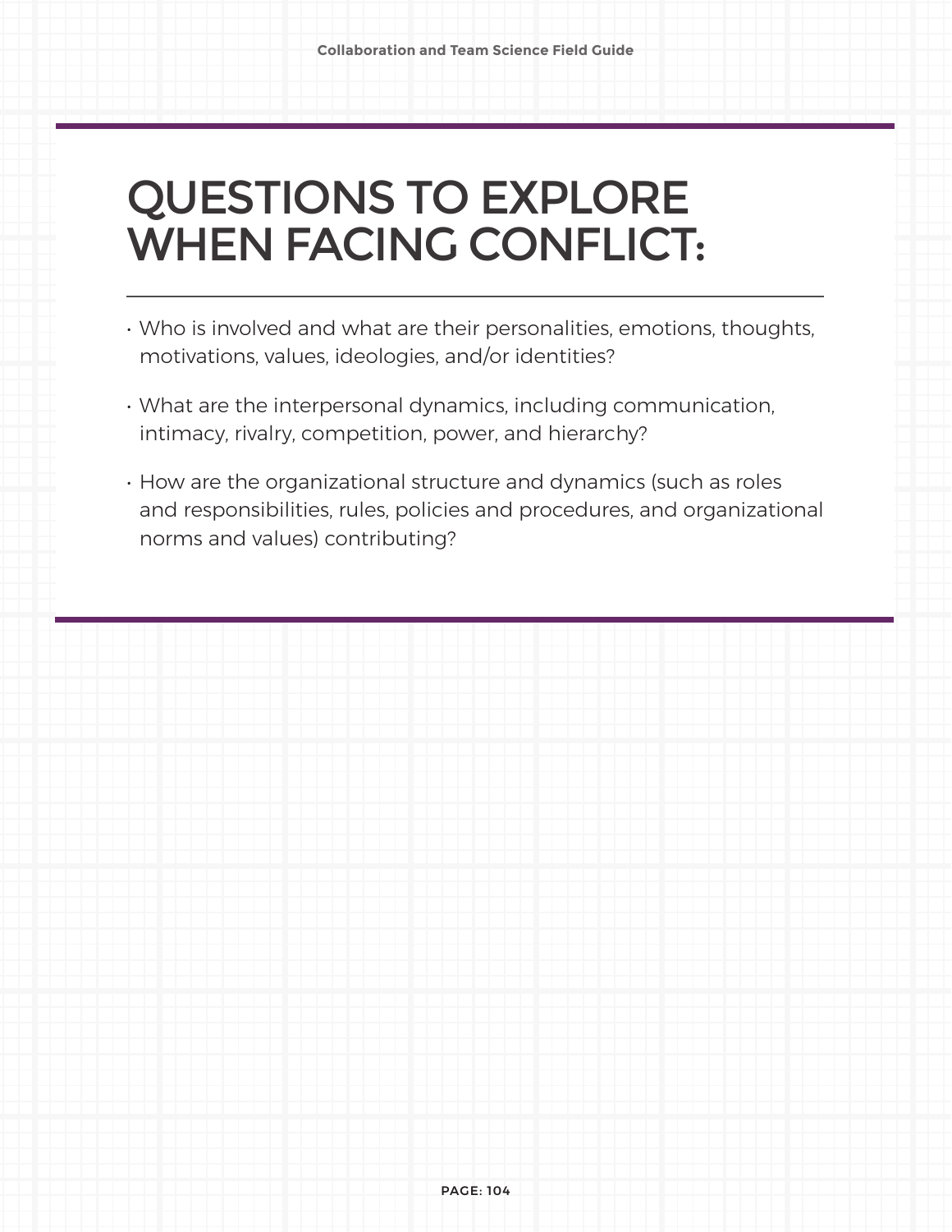# QUESTIONS TO EXPLORE WHEN FACING CONFLICT:

- Who is involved and what are their personalities, emotions, thoughts, motivations, values, ideologies, and/or identities?
- What are the interpersonal dynamics, including communication, intimacy, rivalry, competition, power, and hierarchy?
- How are the organizational structure and dynamics (such as roles and responsibilities, rules, policies and procedures, and organizational norms and values) contributing?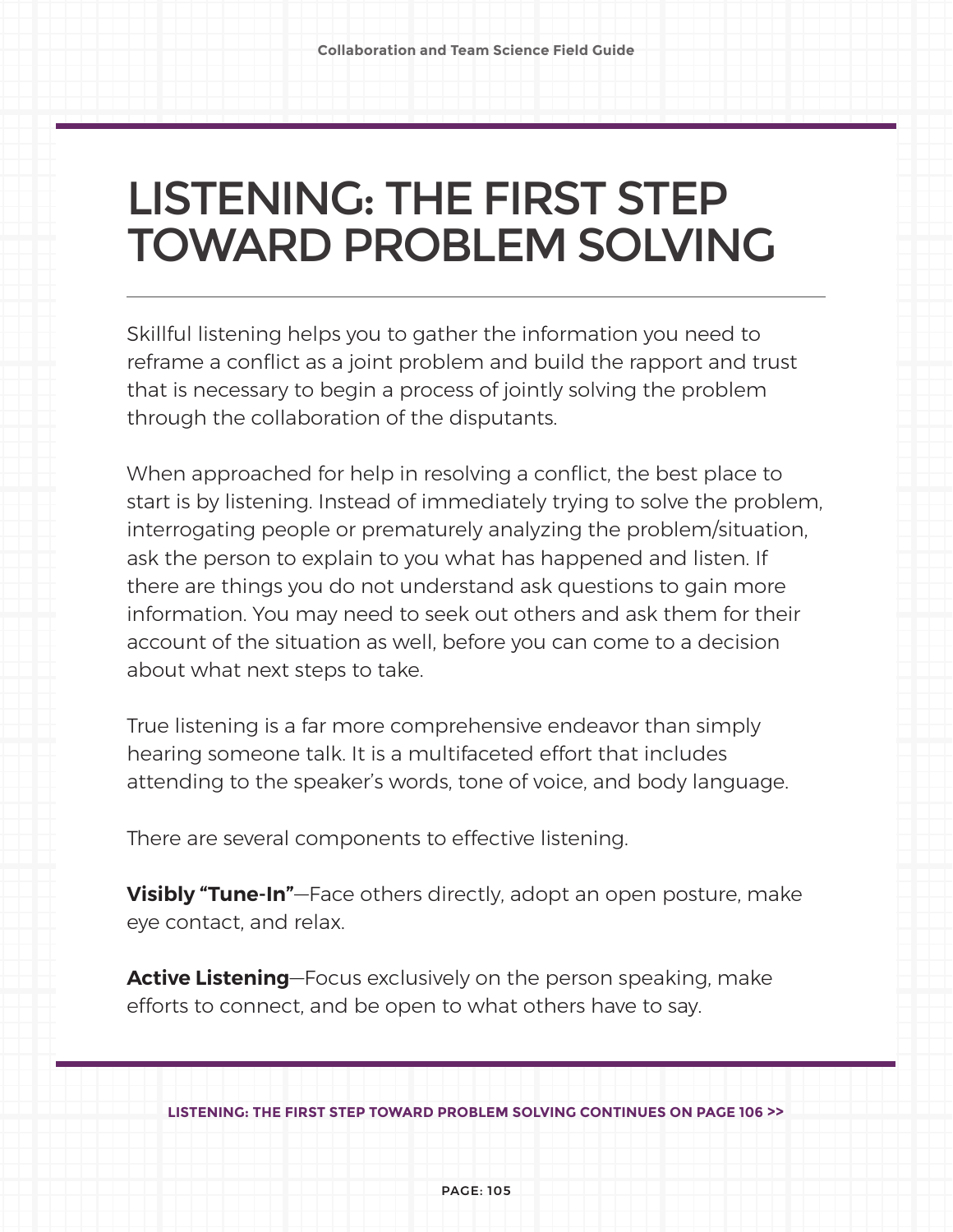# LISTENING: THE FIRST STEP TOWARD PROBLEM SOLVING

Skillful listening helps you to gather the information you need to reframe a conflict as a joint problem and build the rapport and trust that is necessary to begin a process of jointly solving the problem through the collaboration of the disputants.

When approached for help in resolving a conflict, the best place to start is by listening. Instead of immediately trying to solve the problem, interrogating people or prematurely analyzing the problem/situation, ask the person to explain to you what has happened and listen. If there are things you do not understand ask questions to gain more information. You may need to seek out others and ask them for their account of the situation as well, before you can come to a decision about what next steps to take.

True listening is a far more comprehensive endeavor than simply hearing someone talk. It is a multifaceted effort that includes attending to the speaker's words, tone of voice, and body language.

There are several components to effective listening.

**Visibly "Tune-In"**—Face others directly, adopt an open posture, make eye contact, and relax.

**Active Listening**—Focus exclusively on the person speaking, make efforts to connect, and be open to what others have to say.

LISTENING: THE FIRST STEP TOWARD PROBLEM SOLVING CONTINUES ON PAGE 106 >>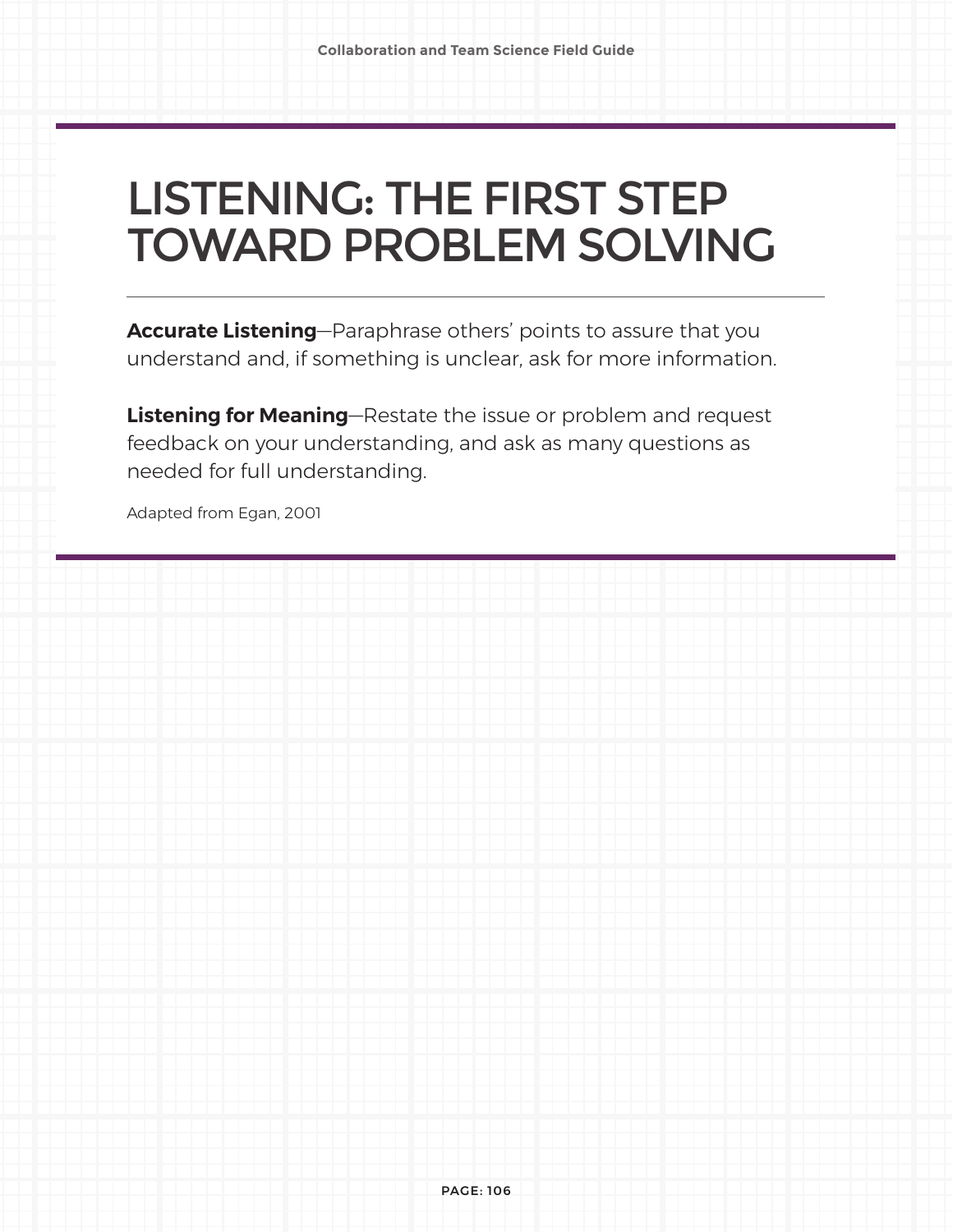# LISTENING: THE FIRST STEP TOWARD PROBLEM SOLVING

**Accurate Listening**—Paraphrase others' points to assure that you understand and, if something is unclear, ask for more information.

**Listening for Meaning**—Restate the issue or problem and request feedback on your understanding, and ask as many questions as needed for full understanding.

Adapted from Egan, 2001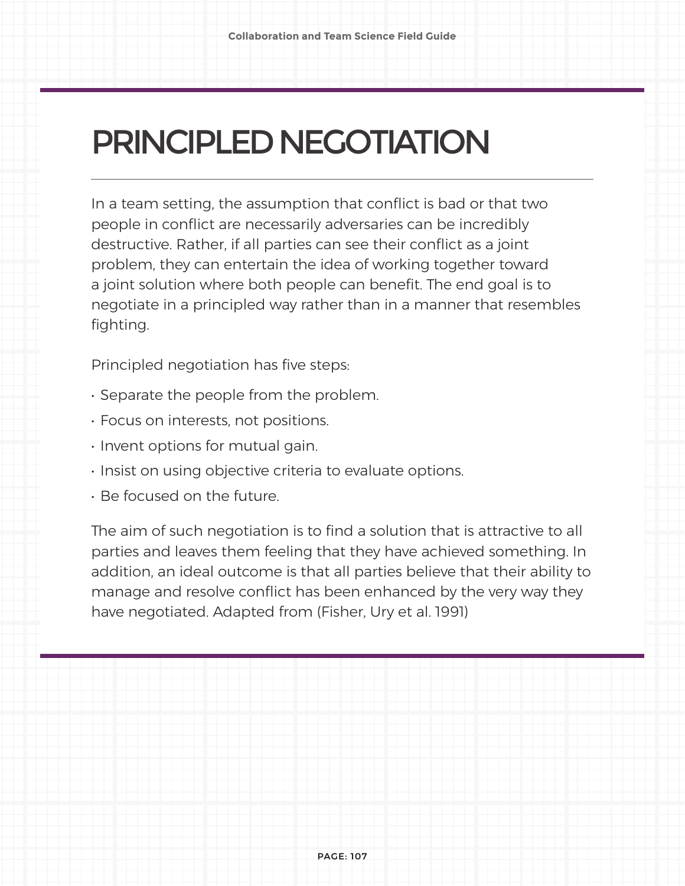# PRINCIPLED NEGOTIATION

In a team setting, the assumption that conflict is bad or that two people in conflict are necessarily adversaries can be incredibly destructive. Rather, if all parties can see their conflict as a joint problem, they can entertain the idea of working together toward a joint solution where both people can benefit. The end goal is to negotiate in a principled way rather than in a manner that resembles fighting.

Principled negotiation has five steps:

- Separate the people from the problem.
- Focus on interests, not positions.
- Invent options for mutual gain.
- Insist on using objective criteria to evaluate options.
- Be focused on the future.

The aim of such negotiation is to find a solution that is attractive to all parties and leaves them feeling that they have achieved something. In addition, an ideal outcome is that all parties believe that their ability to manage and resolve conflict has been enhanced by the very way they have negotiated. Adapted from (Fisher, Ury et al. 1991)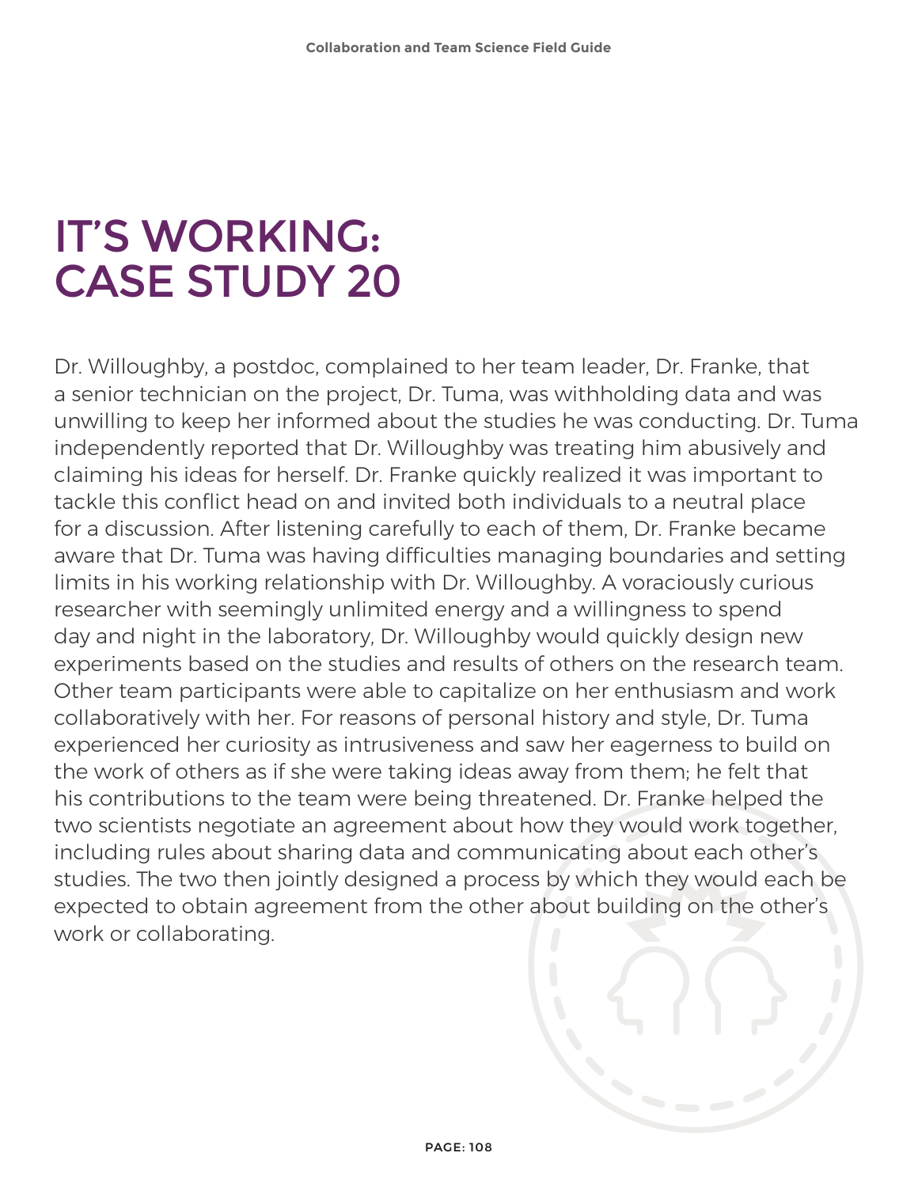# IT'S WORKING: CASE STUDY 20

Dr. Willoughby, a postdoc, complained to her team leader, Dr. Franke, that a senior technician on the project, Dr. Tuma, was withholding data and was unwilling to keep her informed about the studies he was conducting. Dr. Tuma independently reported that Dr. Willoughby was treating him abusively and claiming his ideas for herself. Dr. Franke quickly realized it was important to tackle this conflict head on and invited both individuals to a neutral place for a discussion. After listening carefully to each of them, Dr. Franke became aware that Dr. Tuma was having difficulties managing boundaries and setting limits in his working relationship with Dr. Willoughby. A voraciously curious researcher with seemingly unlimited energy and a willingness to spend day and night in the laboratory, Dr. Willoughby would quickly design new experiments based on the studies and results of others on the research team. Other team participants were able to capitalize on her enthusiasm and work collaboratively with her. For reasons of personal history and style, Dr. Tuma experienced her curiosity as intrusiveness and saw her eagerness to build on the work of others as if she were taking ideas away from them; he felt that his contributions to the team were being threatened. Dr. Franke helped the two scientists negotiate an agreement about how they would work together, including rules about sharing data and communicating about each other's studies. The two then jointly designed a process by which they would each be expected to obtain agreement from the other about building on the other's work or collaborating.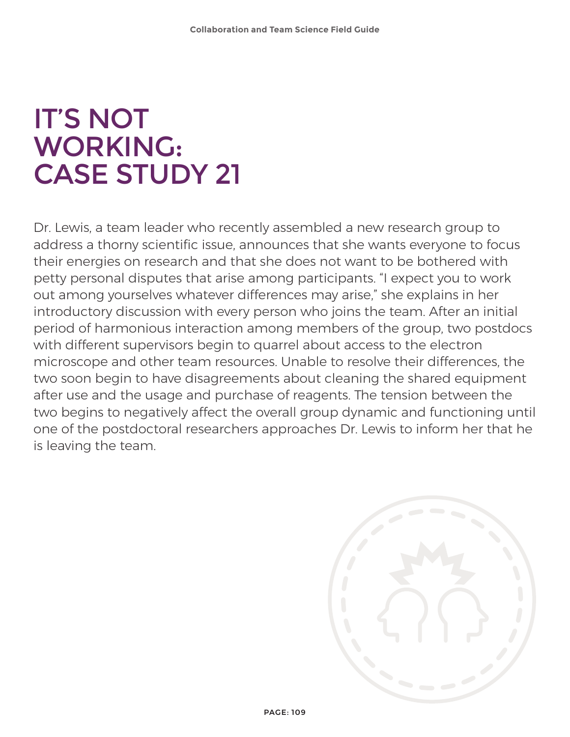# IT'S NOT WORKING: CASE STUDY 21

Dr. Lewis, a team leader who recently assembled a new research group to address a thorny scientific issue, announces that she wants everyone to focus their energies on research and that she does not want to be bothered with petty personal disputes that arise among participants. "I expect you to work out among yourselves whatever differences may arise," she explains in her introductory discussion with every person who joins the team. After an initial period of harmonious interaction among members of the group, two postdocs with different supervisors begin to quarrel about access to the electron microscope and other team resources. Unable to resolve their differences, the two soon begin to have disagreements about cleaning the shared equipment after use and the usage and purchase of reagents. The tension between the two begins to negatively affect the overall group dynamic and functioning until one of the postdoctoral researchers approaches Dr. Lewis to inform her that he is leaving the team.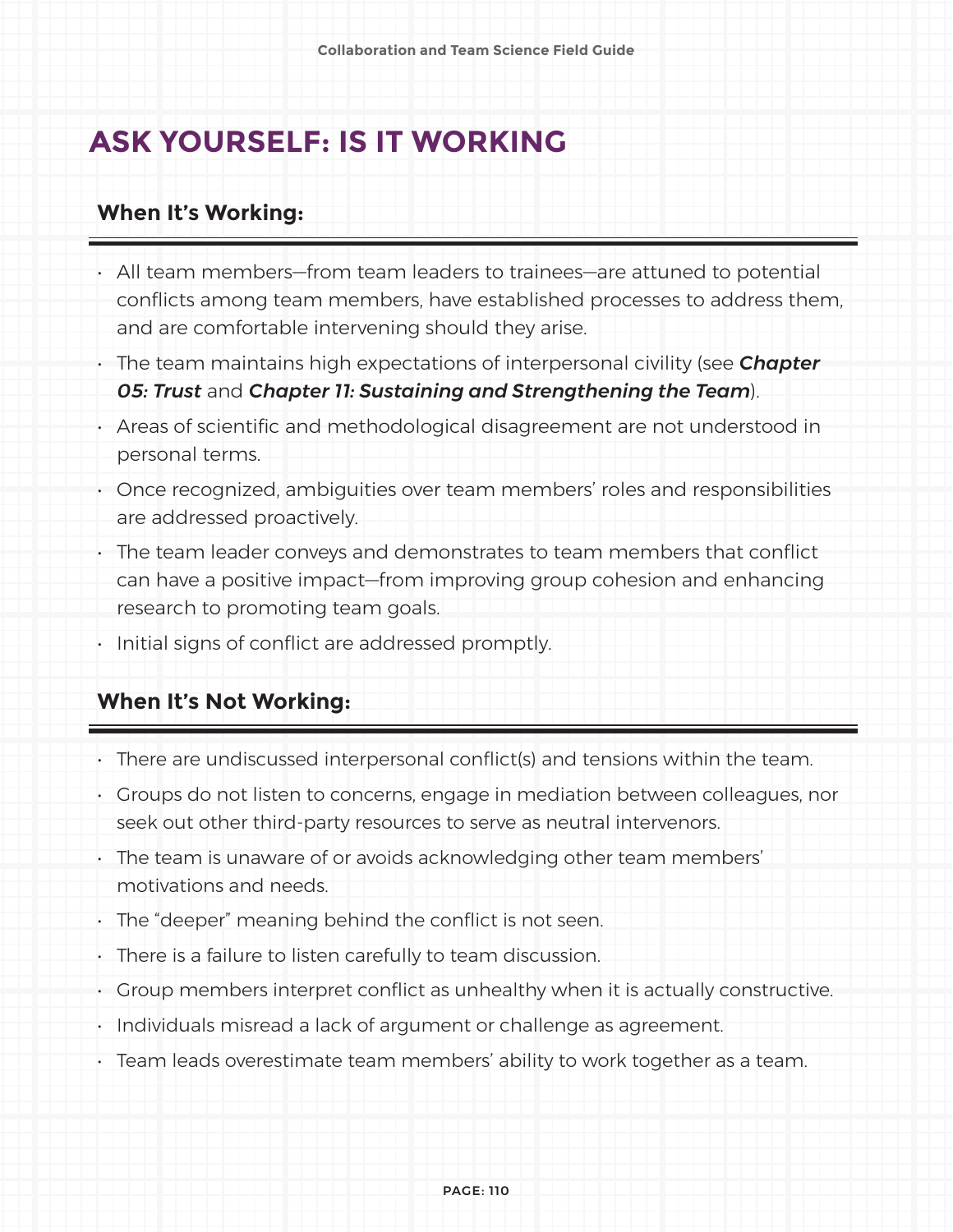# ASK YOURSELF: IS IT WORKING

### When It's Working:

- All team members—from team leaders to trainees—are attuned to potential conflicts among team members, have established processes to address them, and are comfortable intervening should they arise.
- The team maintains high expectations of interpersonal civility (see ***Chapter 05: Trust*** and ***Chapter 11: Sustaining and Strengthening the Team***).
- Areas of scientific and methodological disagreement are not understood in personal terms.
- Once recognized, ambiguities over team members' roles and responsibilities are addressed proactively.
- The team leader conveys and demonstrates to team members that conflict can have a positive impact—from improving group cohesion and enhancing research to promoting team goals.
- Initial signs of conflict are addressed promptly.

### When It's Not Working:

- There are undiscussed interpersonal conflict(s) and tensions within the team.
- Groups do not listen to concerns, engage in mediation between colleagues, nor seek out other third-party resources to serve as neutral intervenors.
- The team is unaware of or avoids acknowledging other team members' motivations and needs.
- The "deeper" meaning behind the conflict is not seen.
- There is a failure to listen carefully to team discussion.
- Group members interpret conflict as unhealthy when it is actually constructive.
- Individuals misread a lack of argument or challenge as agreement.
- Team leads overestimate team members' ability to work together as a team.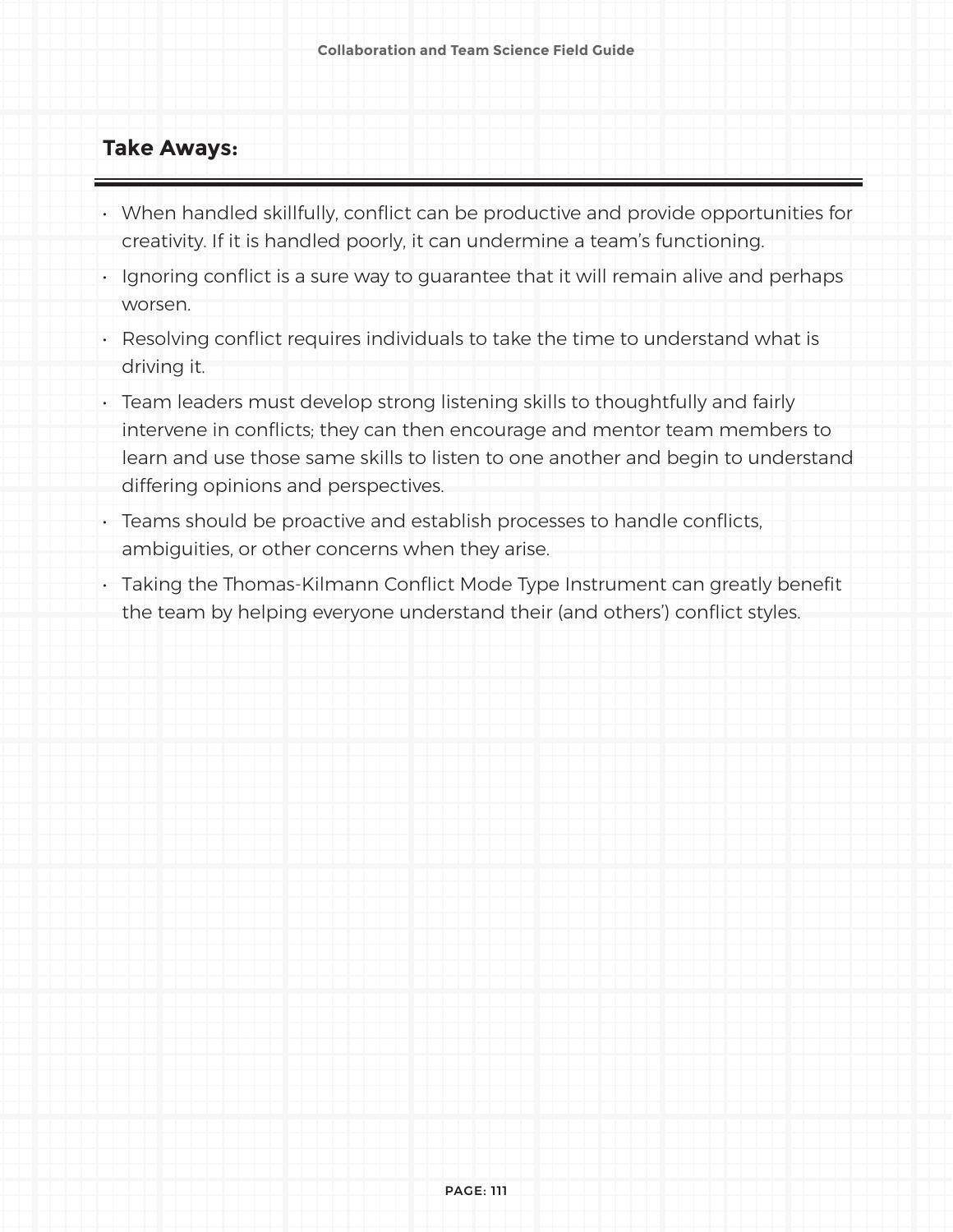## Take Aways:

- When handled skillfully, conflict can be productive and provide opportunities for creativity. If it is handled poorly, it can undermine a team's functioning.
- Ignoring conflict is a sure way to guarantee that it will remain alive and perhaps worsen.
- Resolving conflict requires individuals to take the time to understand what is driving it.
- Team leaders must develop strong listening skills to thoughtfully and fairly intervene in conflicts; they can then encourage and mentor team members to learn and use those same skills to listen to one another and begin to understand differing opinions and perspectives.
- Teams should be proactive and establish processes to handle conflicts, ambiguities, or other concerns when they arise.
- Taking the Thomas-Kilmann Conflict Mode Type Instrument can greatly benefit the team by helping everyone understand their (and others') conflict styles.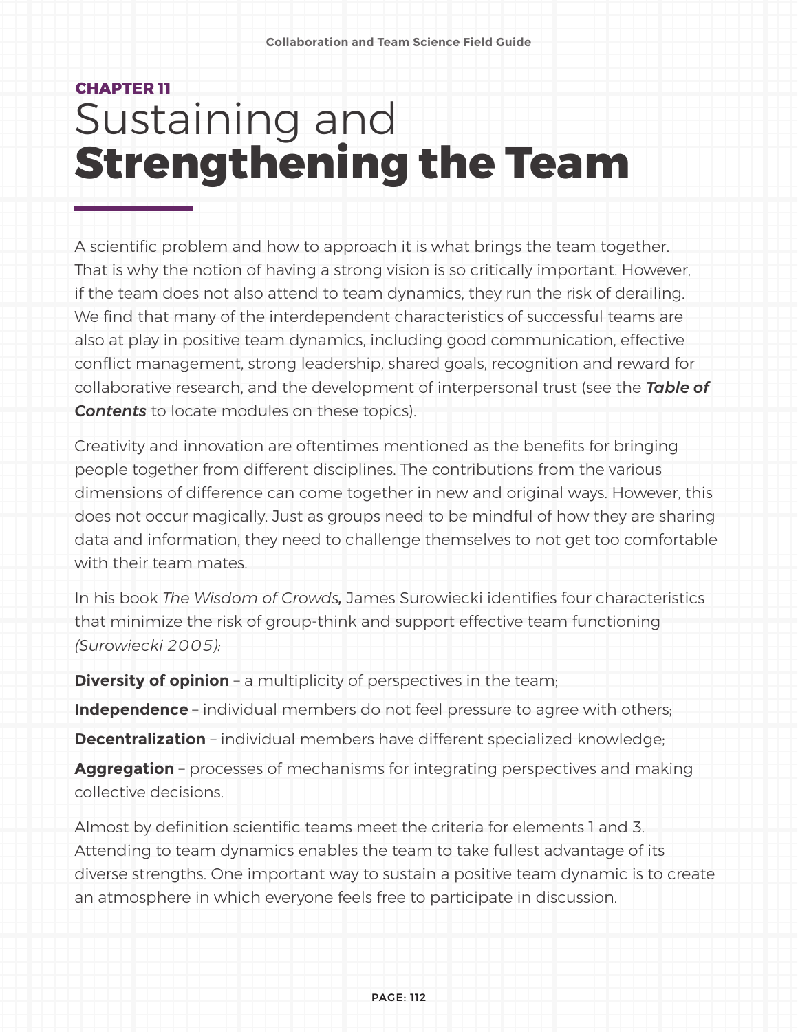CHAPTER 11

# Sustaining and **Strengthening the Team**

A scientific problem and how to approach it is what brings the team together. That is why the notion of having a strong vision is so critically important. However, if the team does not also attend to team dynamics, they run the risk of derailing. We find that many of the interdependent characteristics of successful teams are also at play in positive team dynamics, including good communication, effective conflict management, strong leadership, shared goals, recognition and reward for collaborative research, and the development of interpersonal trust (see the ***Table of Contents*** to locate modules on these topics).

Creativity and innovation are oftentimes mentioned as the benefits for bringing people together from different disciplines. The contributions from the various dimensions of difference can come together in new and original ways. However, this does not occur magically. Just as groups need to be mindful of how they are sharing data and information, they need to challenge themselves to not get too comfortable with their team mates.

In his book *The Wisdom of Crowds,* James Surowiecki identifies four characteristics that minimize the risk of group-think and support effective team functioning *(Surowiecki 2005):*

**Diversity of opinion** – a multiplicity of perspectives in the team;

**Independence** – individual members do not feel pressure to agree with others;

**Decentralization** – individual members have different specialized knowledge;

**Aggregation** – processes of mechanisms for integrating perspectives and making collective decisions.

Almost by definition scientific teams meet the criteria for elements 1 and 3. Attending to team dynamics enables the team to take fullest advantage of its diverse strengths. One important way to sustain a positive team dynamic is to create an atmosphere in which everyone feels free to participate in discussion.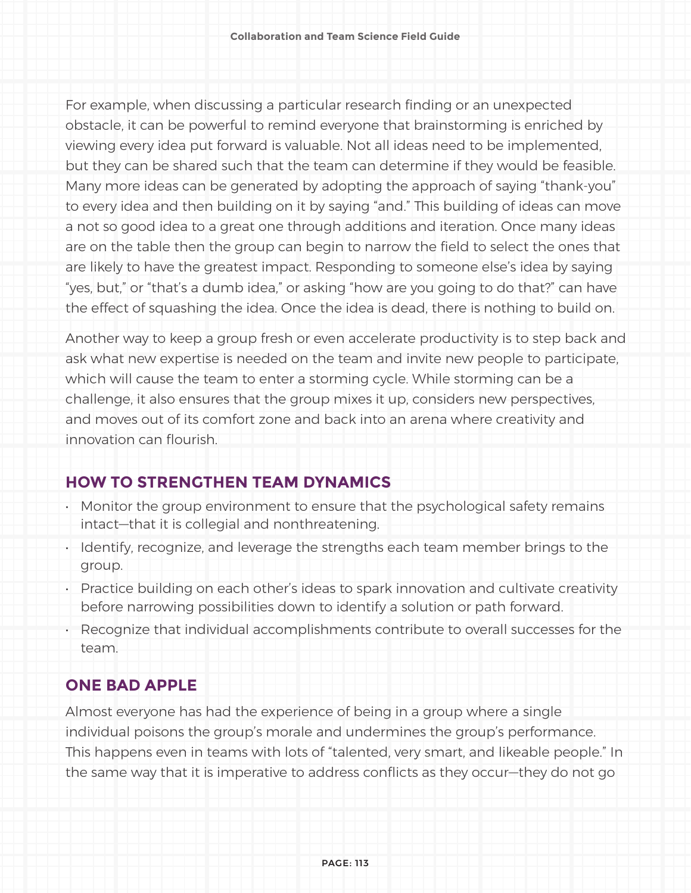For example, when discussing a particular research finding or an unexpected obstacle, it can be powerful to remind everyone that brainstorming is enriched by viewing every idea put forward is valuable. Not all ideas need to be implemented, but they can be shared such that the team can determine if they would be feasible. Many more ideas can be generated by adopting the approach of saying "thank-you" to every idea and then building on it by saying "and." This building of ideas can move a not so good idea to a great one through additions and iteration. Once many ideas are on the table then the group can begin to narrow the field to select the ones that are likely to have the greatest impact. Responding to someone else's idea by saying "yes, but," or "that's a dumb idea," or asking "how are you going to do that?" can have the effect of squashing the idea. Once the idea is dead, there is nothing to build on.

Another way to keep a group fresh or even accelerate productivity is to step back and ask what new expertise is needed on the team and invite new people to participate, which will cause the team to enter a storming cycle. While storming can be a challenge, it also ensures that the group mixes it up, considers new perspectives, and moves out of its comfort zone and back into an arena where creativity and innovation can flourish.

## HOW TO STRENGTHEN TEAM DYNAMICS

- Monitor the group environment to ensure that the psychological safety remains intact—that it is collegial and nonthreatening.
- Identify, recognize, and leverage the strengths each team member brings to the group.
- Practice building on each other's ideas to spark innovation and cultivate creativity before narrowing possibilities down to identify a solution or path forward.
- Recognize that individual accomplishments contribute to overall successes for the team.

## ONE BAD APPLE

Almost everyone has had the experience of being in a group where a single individual poisons the group's morale and undermines the group's performance. This happens even in teams with lots of "talented, very smart, and likeable people." In the same way that it is imperative to address conflicts as they occur—they do not go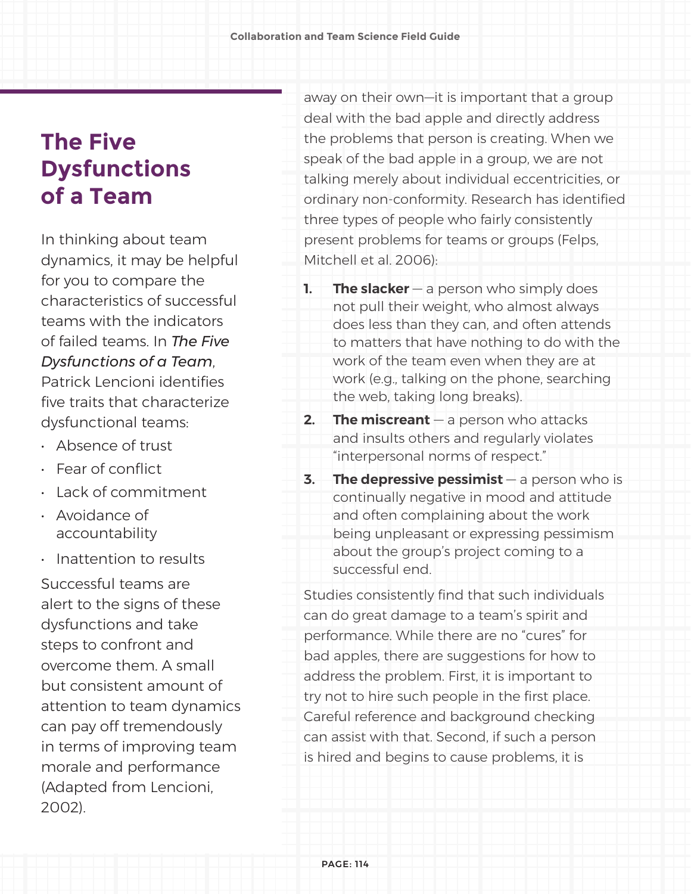## The Five Dysfunctions of a Team

In thinking about team dynamics, it may be helpful for you to compare the characteristics of successful teams with the indicators of failed teams. In *The Five Dysfunctions of a Team*, Patrick Lencioni identifies five traits that characterize dysfunctional teams:

- Absence of trust
- Fear of conflict
- Lack of commitment
- Avoidance of accountability
- Inattention to results

Successful teams are alert to the signs of these dysfunctions and take steps to confront and overcome them. A small but consistent amount of attention to team dynamics can pay off tremendously in terms of improving team morale and performance (Adapted from Lencioni, 2002).

away on their own—it is important that a group deal with the bad apple and directly address the problems that person is creating. When we speak of the bad apple in a group, we are not talking merely about individual eccentricities, or ordinary non-conformity. Research has identified three types of people who fairly consistently present problems for teams or groups (Felps, Mitchell et al. 2006):

1. **The slacker** — a person who simply does not pull their weight, who almost always does less than they can, and often attends to matters that have nothing to do with the work of the team even when they are at work (e.g., talking on the phone, searching the web, taking long breaks).
2. **The miscreant** — a person who attacks and insults others and regularly violates "interpersonal norms of respect."
3. **The depressive pessimist** — a person who is continually negative in mood and attitude and often complaining about the work being unpleasant or expressing pessimism about the group's project coming to a successful end.

Studies consistently find that such individuals can do great damage to a team's spirit and performance. While there are no "cures" for bad apples, there are suggestions for how to address the problem. First, it is important to try not to hire such people in the first place. Careful reference and background checking can assist with that. Second, if such a person is hired and begins to cause problems, it is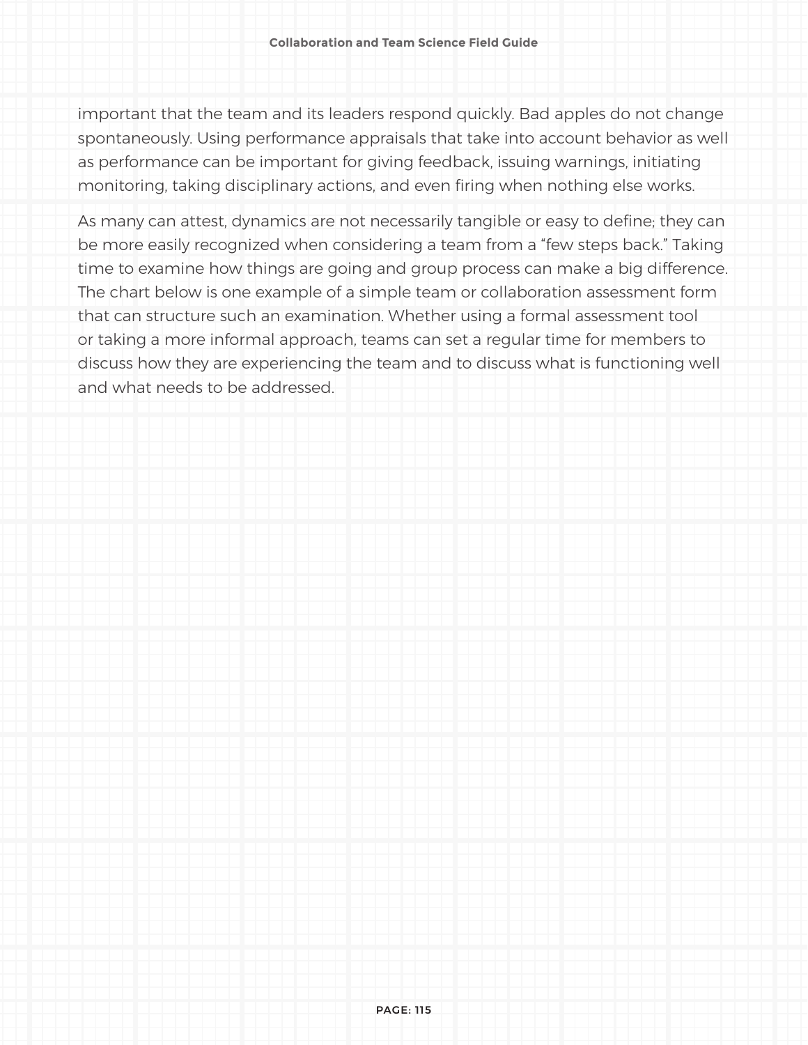important that the team and its leaders respond quickly. Bad apples do not change spontaneously. Using performance appraisals that take into account behavior as well as performance can be important for giving feedback, issuing warnings, initiating monitoring, taking disciplinary actions, and even firing when nothing else works.

As many can attest, dynamics are not necessarily tangible or easy to define; they can be more easily recognized when considering a team from a "few steps back." Taking time to examine how things are going and group process can make a big difference. The chart below is one example of a simple team or collaboration assessment form that can structure such an examination. Whether using a formal assessment tool or taking a more informal approach, teams can set a regular time for members to discuss how they are experiencing the team and to discuss what is functioning well and what needs to be addressed.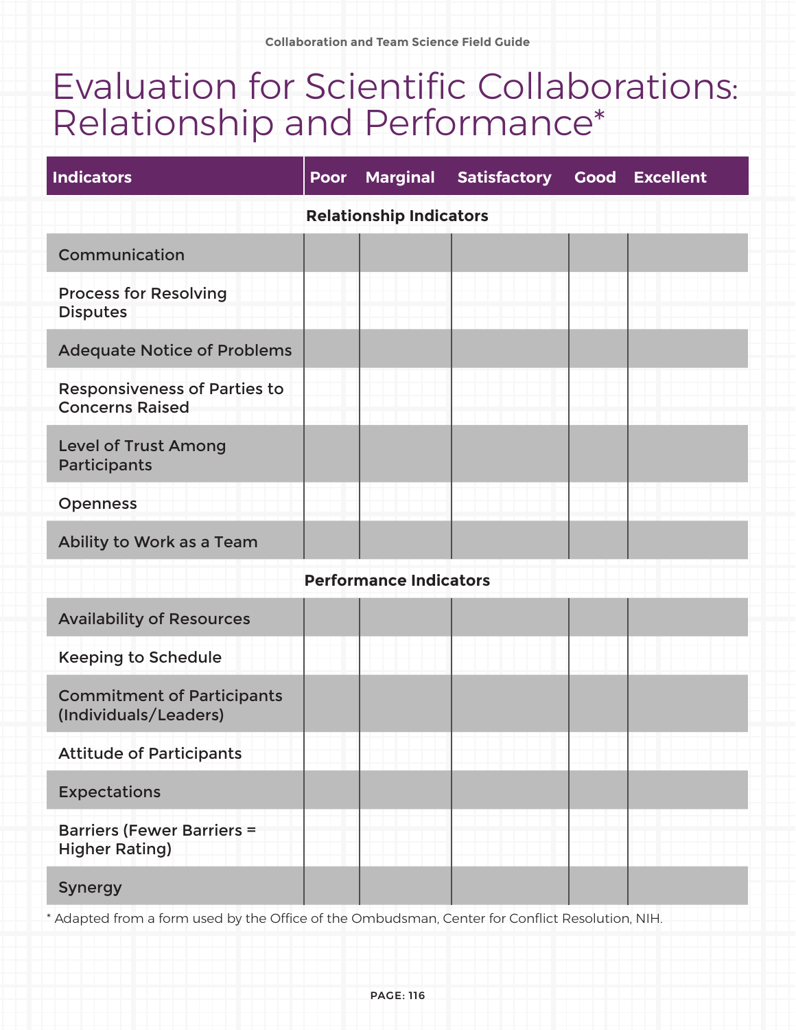# Evaluation for Scientific Collaborations: Relationship and Performance*

| Indicators | Poor | Marginal | Satisfactory | Good | Excellent |
|---|---|---|---|---|---|
| **Relationship Indicators** | | | | | |
| Communication | | | | | |
| Process for Resolving Disputes | | | | | |
| Adequate Notice of Problems | | | | | |
| Responsiveness of Parties to Concerns Raised | | | | | |
| Level of Trust Among Participants | | | | | |
| Openness | | | | | |
| Ability to Work as a Team | | | | | |
| **Performance Indicators** | | | | | |
| Availability of Resources | | | | | |
| Keeping to Schedule | | | | | |
| Commitment of Participants (Individuals/Leaders) | | | | | |
| Attitude of Participants | | | | | |
| Expectations | | | | | |
| Barriers (Fewer Barriers = Higher Rating) | | | | | |
| Synergy | | | | | |

* Adapted from a form used by the Office of the Ombudsman, Center for Conflict Resolution, NIH.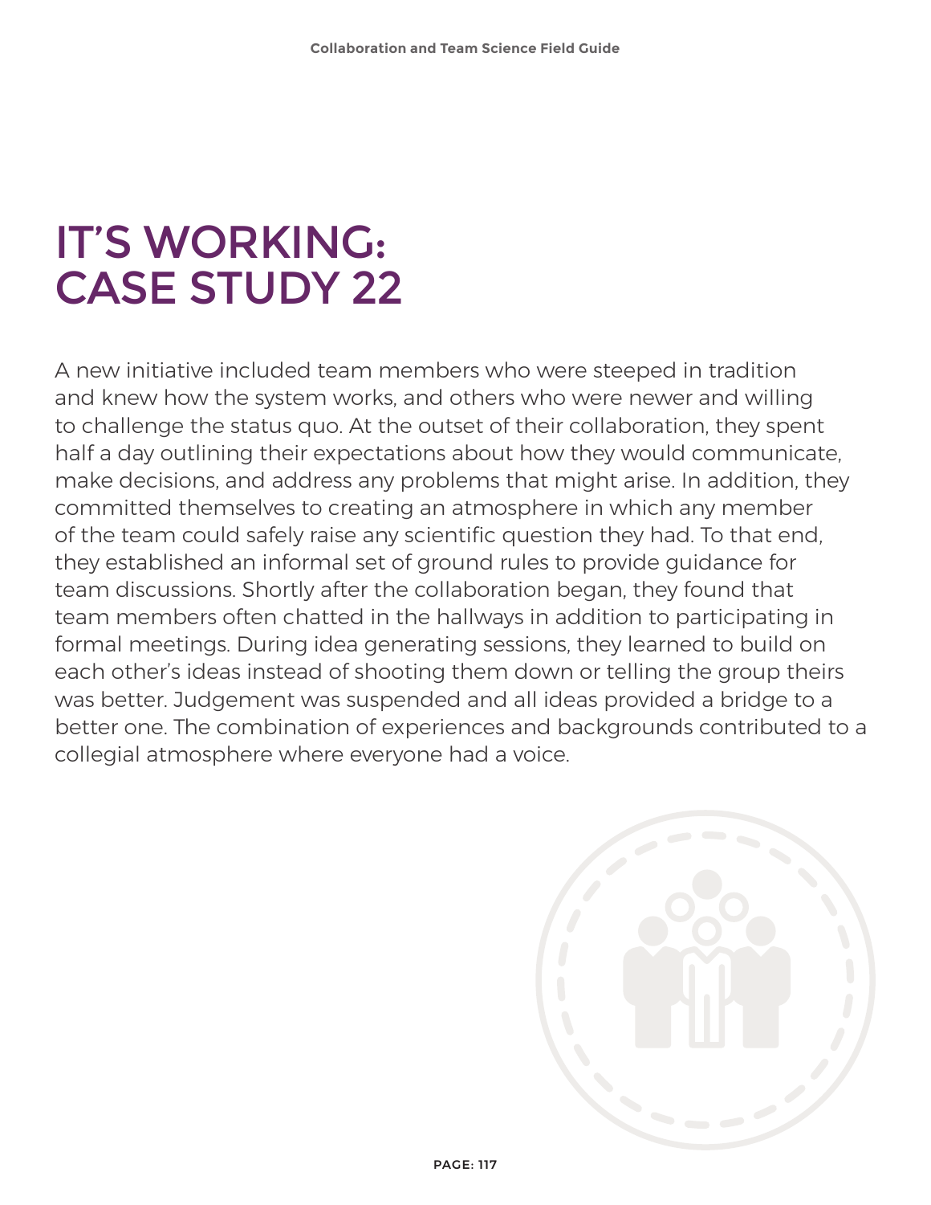# IT'S WORKING: CASE STUDY 22

A new initiative included team members who were steeped in tradition and knew how the system works, and others who were newer and willing to challenge the status quo. At the outset of their collaboration, they spent half a day outlining their expectations about how they would communicate, make decisions, and address any problems that might arise. In addition, they committed themselves to creating an atmosphere in which any member of the team could safely raise any scientific question they had. To that end, they established an informal set of ground rules to provide guidance for team discussions. Shortly after the collaboration began, they found that team members often chatted in the hallways in addition to participating in formal meetings. During idea generating sessions, they learned to build on each other's ideas instead of shooting them down or telling the group theirs was better. Judgement was suspended and all ideas provided a bridge to a better one. The combination of experiences and backgrounds contributed to a collegial atmosphere where everyone had a voice.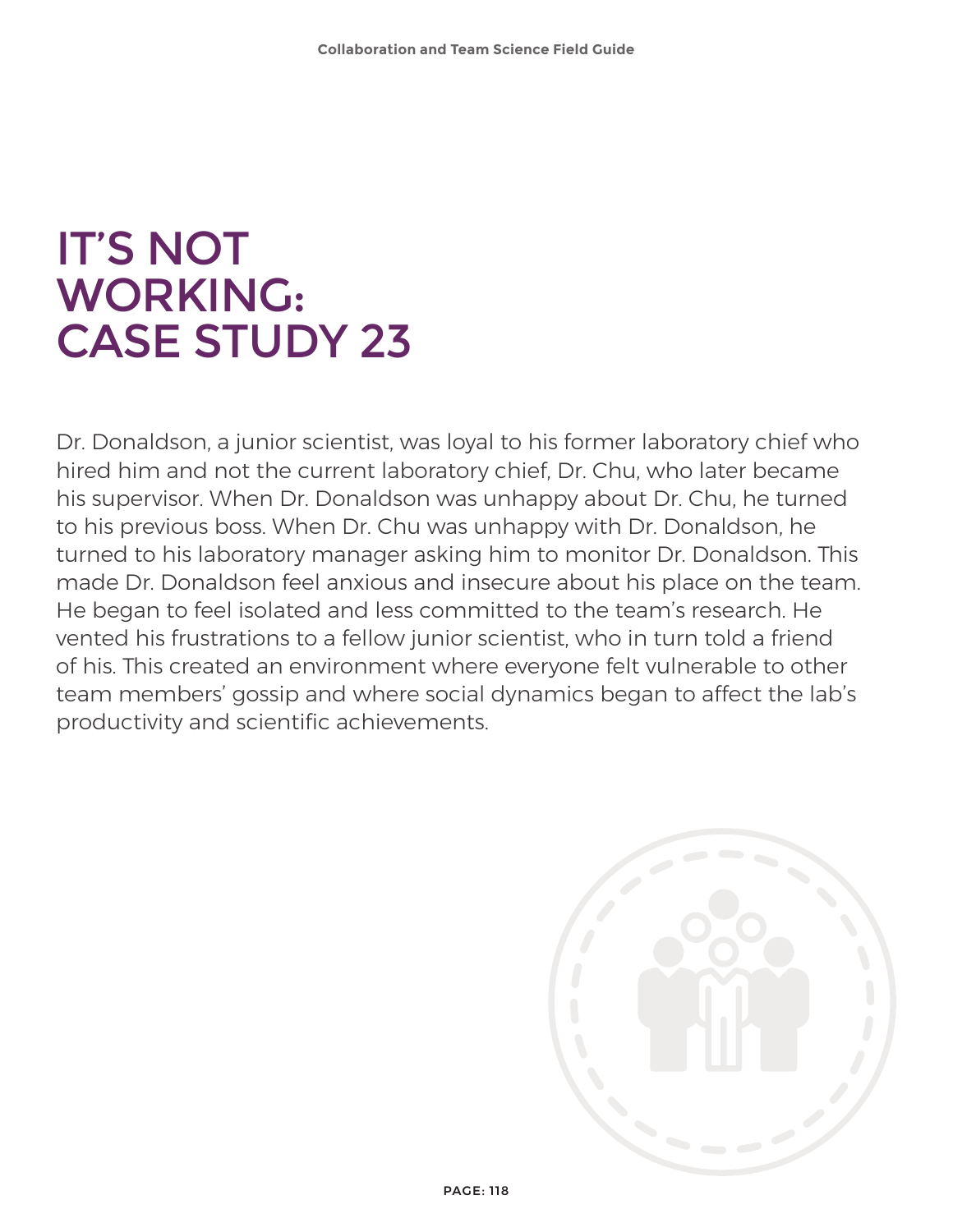# IT'S NOT WORKING: CASE STUDY 23

Dr. Donaldson, a junior scientist, was loyal to his former laboratory chief who hired him and not the current laboratory chief, Dr. Chu, who later became his supervisor. When Dr. Donaldson was unhappy about Dr. Chu, he turned to his previous boss. When Dr. Chu was unhappy with Dr. Donaldson, he turned to his laboratory manager asking him to monitor Dr. Donaldson. This made Dr. Donaldson feel anxious and insecure about his place on the team. He began to feel isolated and less committed to the team's research. He vented his frustrations to a fellow junior scientist, who in turn told a friend of his. This created an environment where everyone felt vulnerable to other team members' gossip and where social dynamics began to affect the lab's productivity and scientific achievements.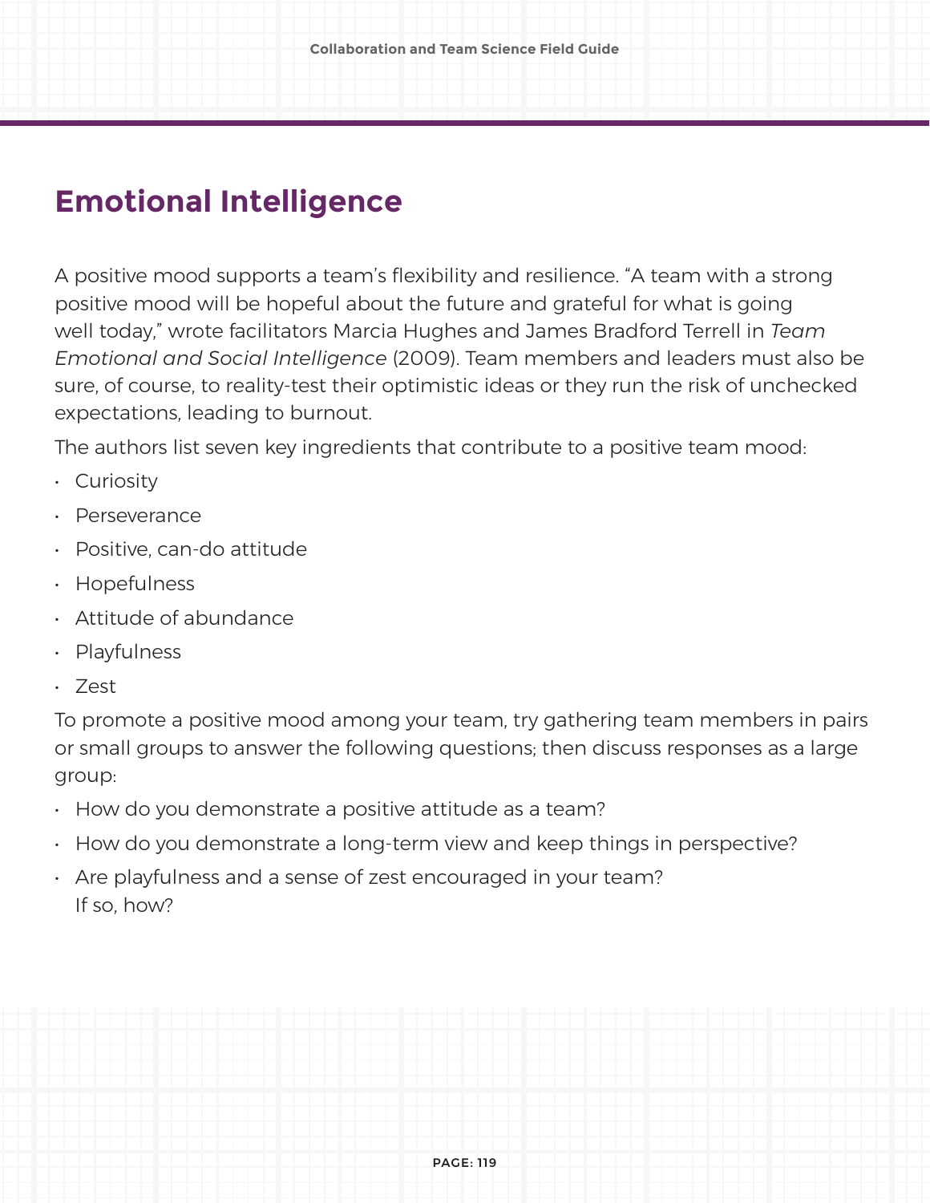## Emotional Intelligence

A positive mood supports a team's flexibility and resilience. "A team with a strong positive mood will be hopeful about the future and grateful for what is going well today," wrote facilitators Marcia Hughes and James Bradford Terrell in *Team Emotional and Social Intelligence* (2009). Team members and leaders must also be sure, of course, to reality-test their optimistic ideas or they run the risk of unchecked expectations, leading to burnout.

The authors list seven key ingredients that contribute to a positive team mood:

- Curiosity
- Perseverance
- Positive, can-do attitude
- Hopefulness
- Attitude of abundance
- Playfulness
- Zest

To promote a positive mood among your team, try gathering team members in pairs or small groups to answer the following questions; then discuss responses as a large group:

- How do you demonstrate a positive attitude as a team?
- How do you demonstrate a long-term view and keep things in perspective?
- Are playfulness and a sense of zest encouraged in your team? If so, how?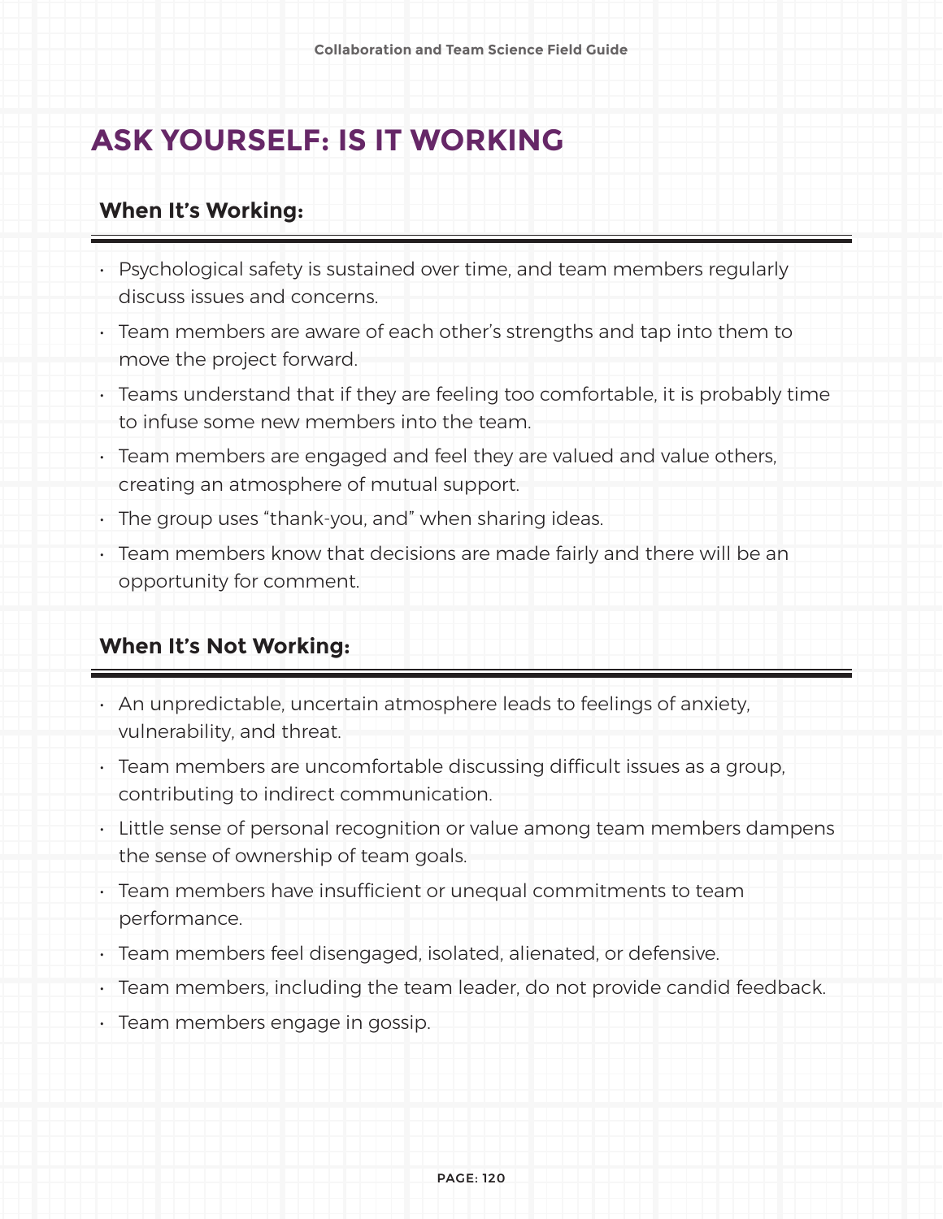# ASK YOURSELF: IS IT WORKING

### When It's Working:

- Psychological safety is sustained over time, and team members regularly discuss issues and concerns.
- Team members are aware of each other's strengths and tap into them to move the project forward.
- Teams understand that if they are feeling too comfortable, it is probably time to infuse some new members into the team.
- Team members are engaged and feel they are valued and value others, creating an atmosphere of mutual support.
- The group uses "thank-you, and" when sharing ideas.
- Team members know that decisions are made fairly and there will be an opportunity for comment.

### When It's Not Working:

- An unpredictable, uncertain atmosphere leads to feelings of anxiety, vulnerability, and threat.
- Team members are uncomfortable discussing difficult issues as a group, contributing to indirect communication.
- Little sense of personal recognition or value among team members dampens the sense of ownership of team goals.
- Team members have insufficient or unequal commitments to team performance.
- Team members feel disengaged, isolated, alienated, or defensive.
- Team members, including the team leader, do not provide candid feedback.
- Team members engage in gossip.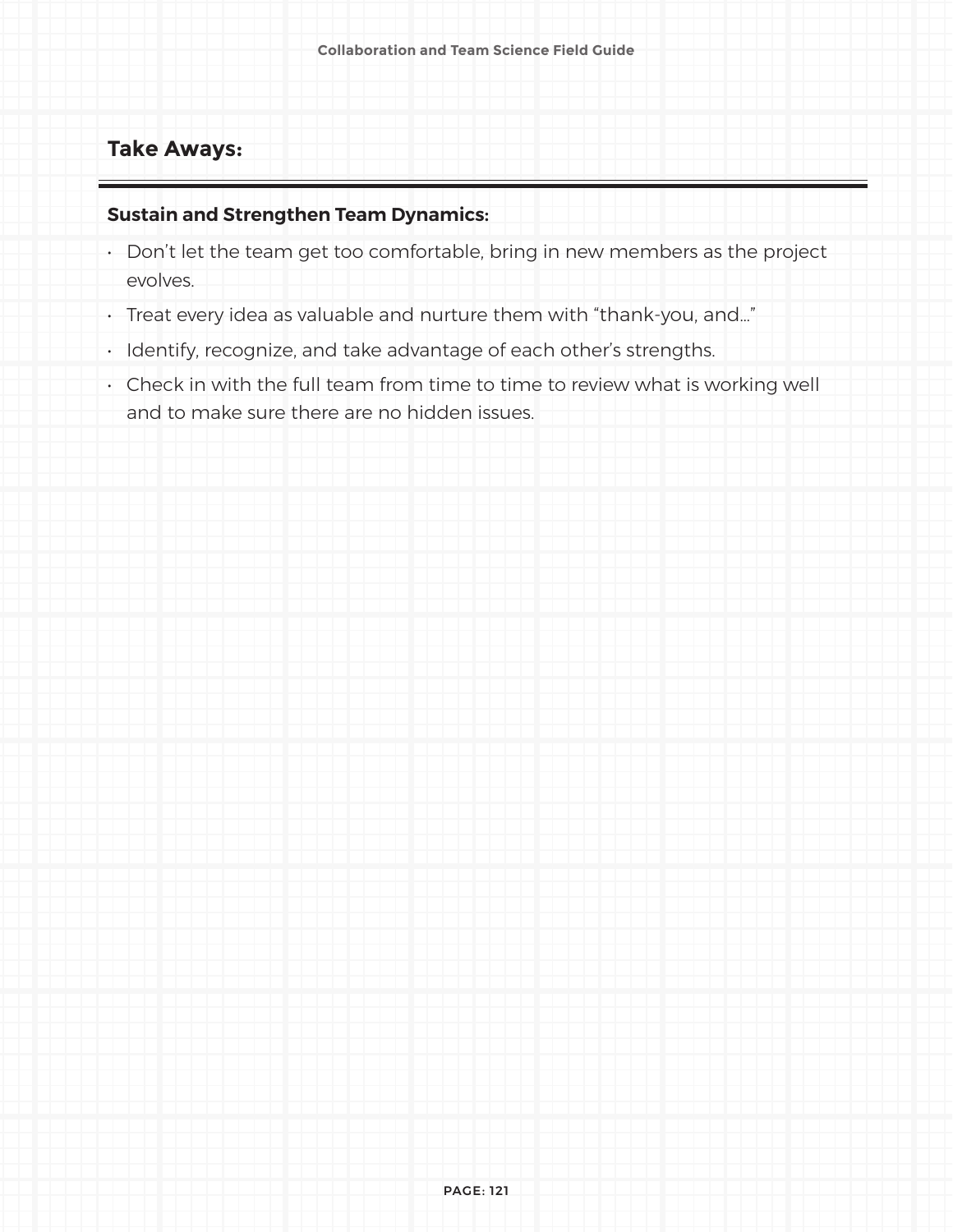## Take Aways:

**Sustain and Strengthen Team Dynamics:**

- Don’t let the team get too comfortable, bring in new members as the project evolves.
- Treat every idea as valuable and nurture them with “thank-you, and…”
- Identify, recognize, and take advantage of each other’s strengths.
- Check in with the full team from time to time to review what is working well and to make sure there are no hidden issues.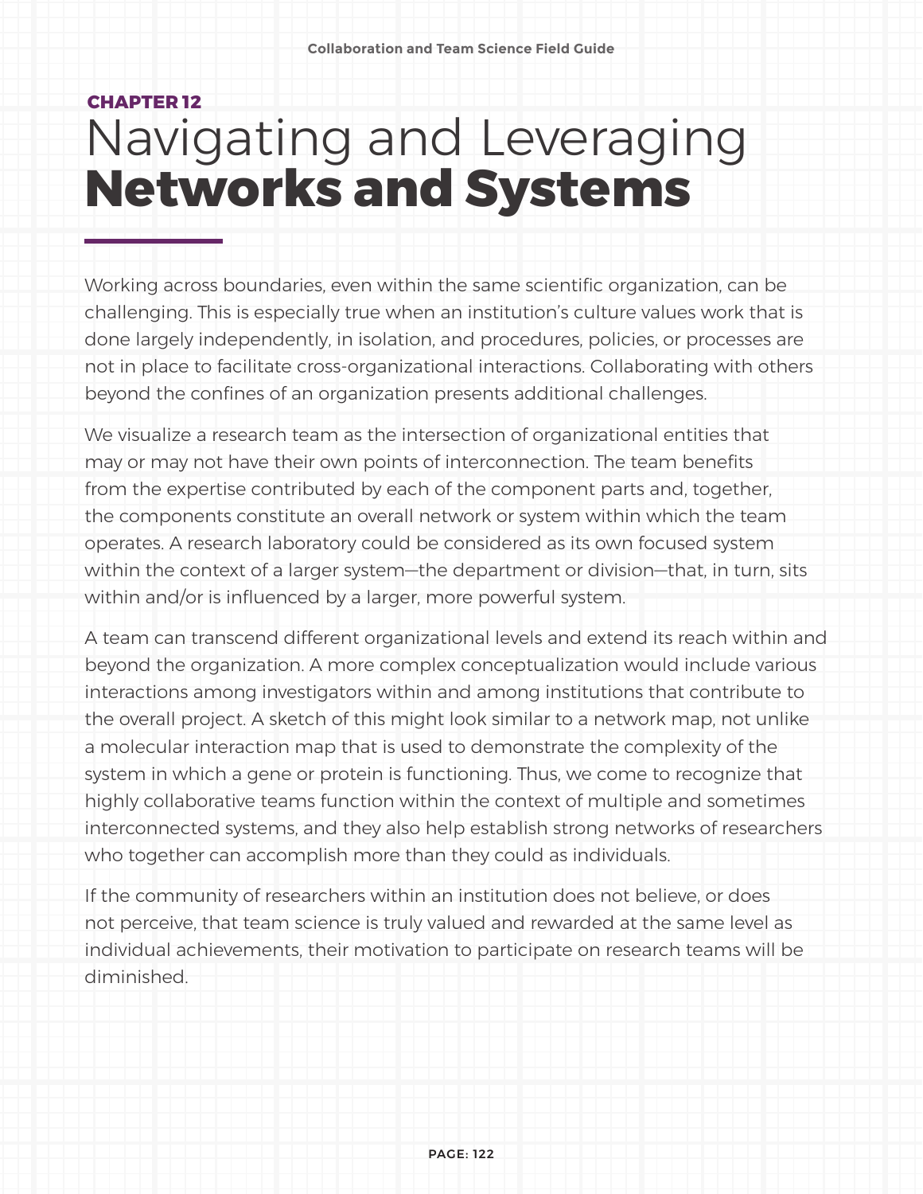CHAPTER 12

# Navigating and Leveraging **Networks and Systems**

Working across boundaries, even within the same scientific organization, can be challenging. This is especially true when an institution's culture values work that is done largely independently, in isolation, and procedures, policies, or processes are not in place to facilitate cross-organizational interactions. Collaborating with others beyond the confines of an organization presents additional challenges.

We visualize a research team as the intersection of organizational entities that may or may not have their own points of interconnection. The team benefits from the expertise contributed by each of the component parts and, together, the components constitute an overall network or system within which the team operates. A research laboratory could be considered as its own focused system within the context of a larger system—the department or division—that, in turn, sits within and/or is influenced by a larger, more powerful system.

A team can transcend different organizational levels and extend its reach within and beyond the organization. A more complex conceptualization would include various interactions among investigators within and among institutions that contribute to the overall project. A sketch of this might look similar to a network map, not unlike a molecular interaction map that is used to demonstrate the complexity of the system in which a gene or protein is functioning. Thus, we come to recognize that highly collaborative teams function within the context of multiple and sometimes interconnected systems, and they also help establish strong networks of researchers who together can accomplish more than they could as individuals.

If the community of researchers within an institution does not believe, or does not perceive, that team science is truly valued and rewarded at the same level as individual achievements, their motivation to participate on research teams will be diminished.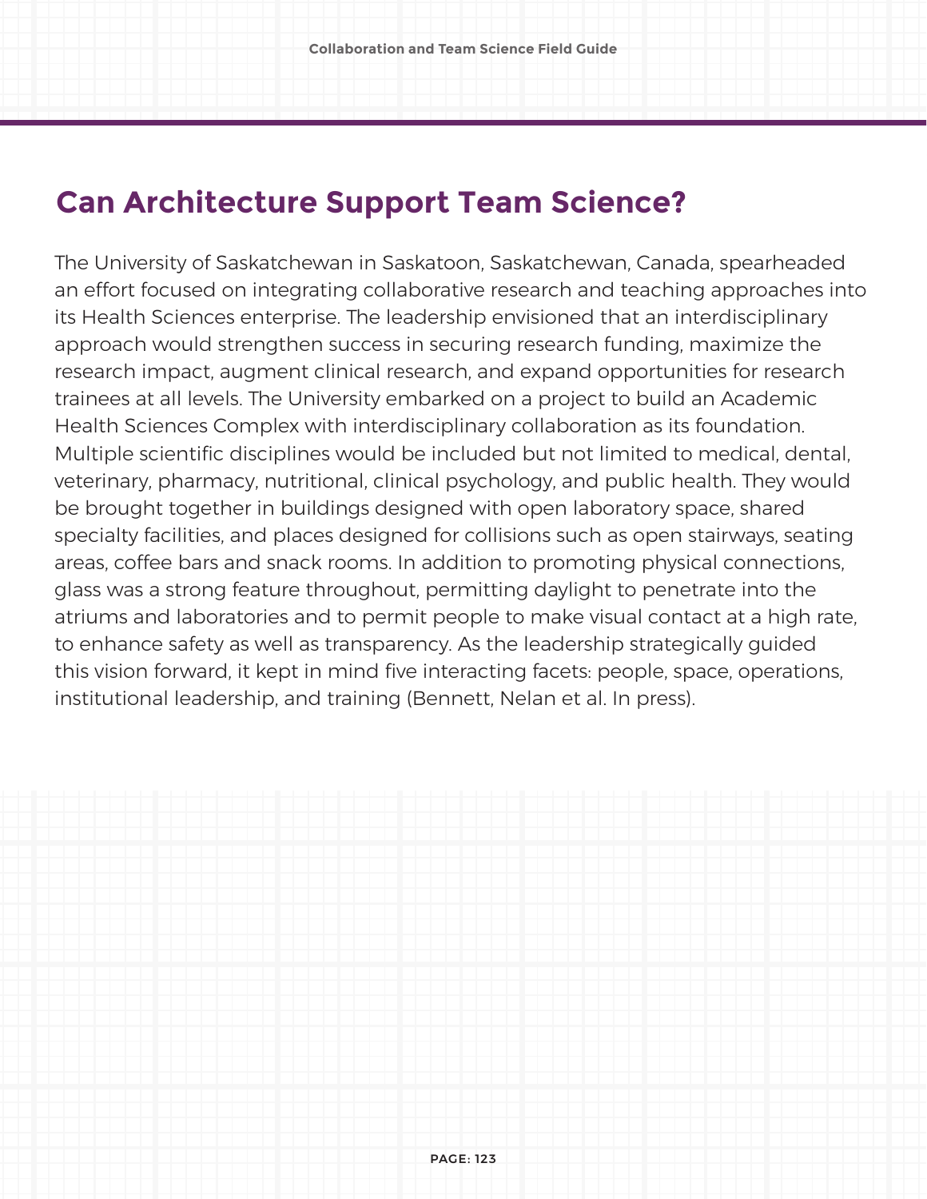## Can Architecture Support Team Science?

The University of Saskatchewan in Saskatoon, Saskatchewan, Canada, spearheaded an effort focused on integrating collaborative research and teaching approaches into its Health Sciences enterprise. The leadership envisioned that an interdisciplinary approach would strengthen success in securing research funding, maximize the research impact, augment clinical research, and expand opportunities for research trainees at all levels. The University embarked on a project to build an Academic Health Sciences Complex with interdisciplinary collaboration as its foundation. Multiple scientific disciplines would be included but not limited to medical, dental, veterinary, pharmacy, nutritional, clinical psychology, and public health. They would be brought together in buildings designed with open laboratory space, shared specialty facilities, and places designed for collisions such as open stairways, seating areas, coffee bars and snack rooms. In addition to promoting physical connections, glass was a strong feature throughout, permitting daylight to penetrate into the atriums and laboratories and to permit people to make visual contact at a high rate, to enhance safety as well as transparency. As the leadership strategically guided this vision forward, it kept in mind five interacting facets: people, space, operations, institutional leadership, and training (Bennett, Nelan et al. In press).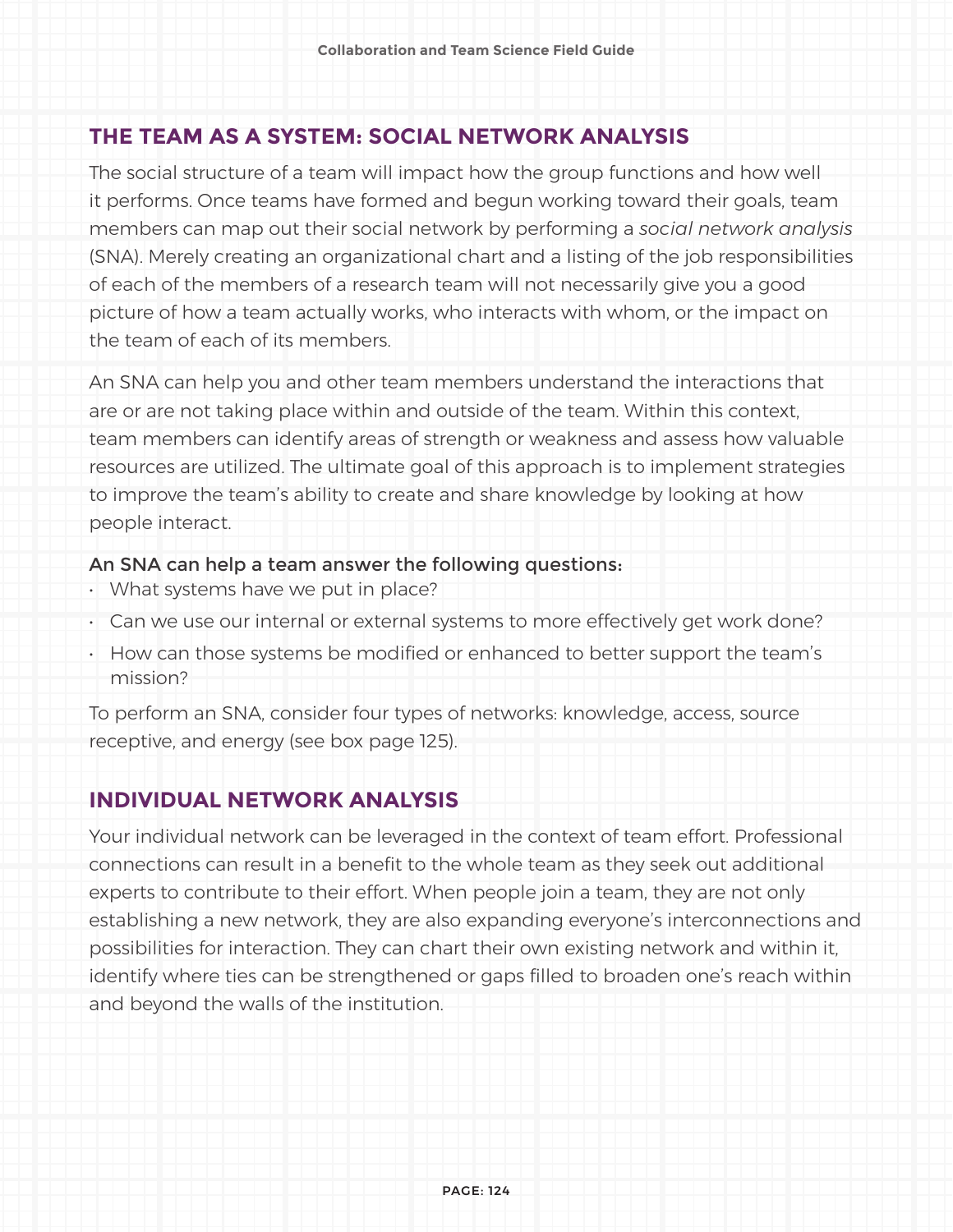## THE TEAM AS A SYSTEM: SOCIAL NETWORK ANALYSIS

The social structure of a team will impact how the group functions and how well it performs. Once teams have formed and begun working toward their goals, team members can map out their social network by performing a *social network analysis* (SNA). Merely creating an organizational chart and a listing of the job responsibilities of each of the members of a research team will not necessarily give you a good picture of how a team actually works, who interacts with whom, or the impact on the team of each of its members.

An SNA can help you and other team members understand the interactions that are or are not taking place within and outside of the team. Within this context, team members can identify areas of strength or weakness and assess how valuable resources are utilized. The ultimate goal of this approach is to implement strategies to improve the team's ability to create and share knowledge by looking at how people interact.

**An SNA can help a team answer the following questions:**

- What systems have we put in place?
- Can we use our internal or external systems to more effectively get work done?
- How can those systems be modified or enhanced to better support the team's mission?

To perform an SNA, consider four types of networks: knowledge, access, source receptive, and energy (see box page 125).

## INDIVIDUAL NETWORK ANALYSIS

Your individual network can be leveraged in the context of team effort. Professional connections can result in a benefit to the whole team as they seek out additional experts to contribute to their effort. When people join a team, they are not only establishing a new network, they are also expanding everyone's interconnections and possibilities for interaction. They can chart their own existing network and within it, identify where ties can be strengthened or gaps filled to broaden one's reach within and beyond the walls of the institution.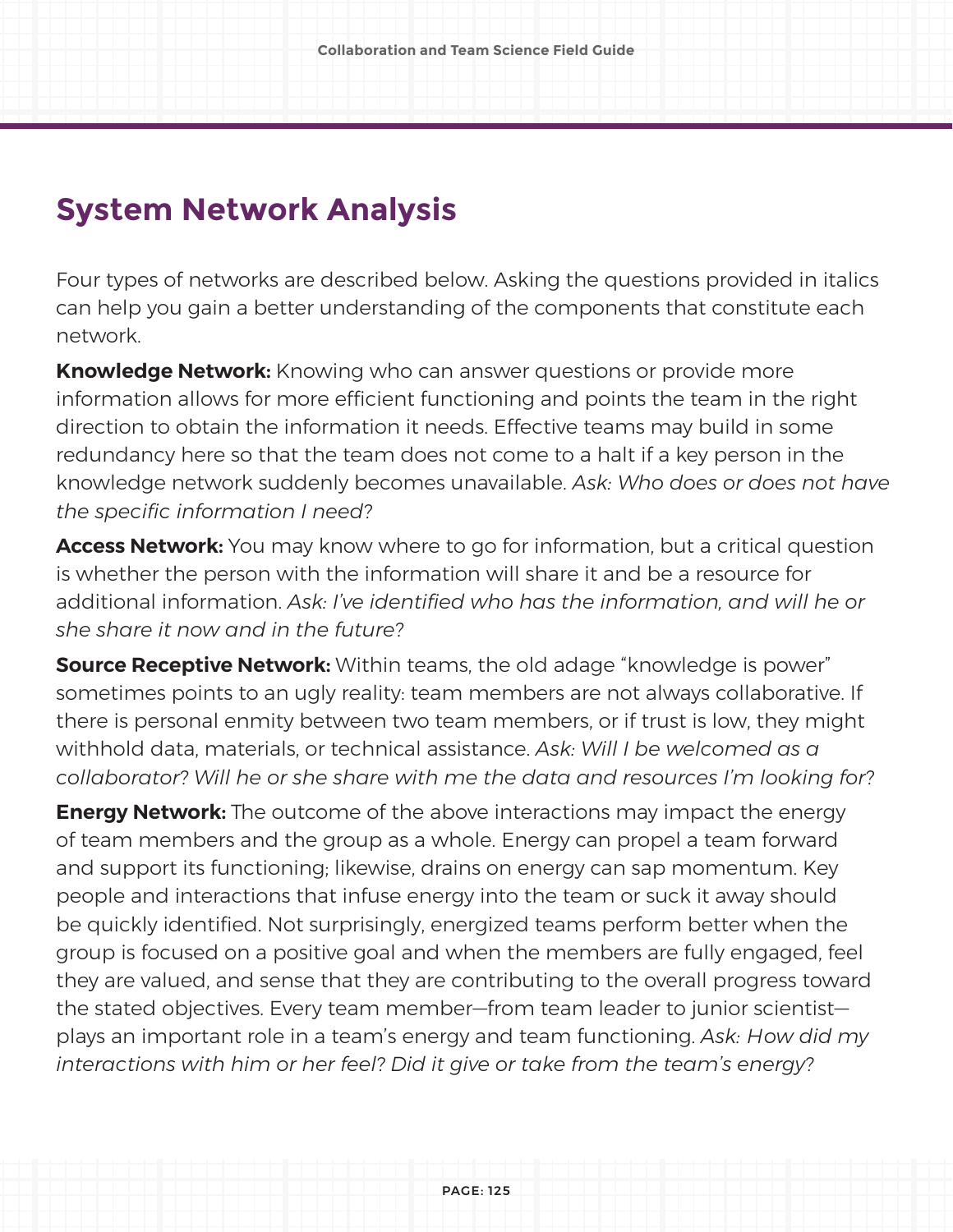# System Network Analysis

Four types of networks are described below. Asking the questions provided in italics can help you gain a better understanding of the components that constitute each network.

**Knowledge Network:** Knowing who can answer questions or provide more information allows for more efficient functioning and points the team in the right direction to obtain the information it needs. Effective teams may build in some redundancy here so that the team does not come to a halt if a key person in the knowledge network suddenly becomes unavailable. *Ask: Who does or does not have the specific information I need?*

**Access Network:** You may know where to go for information, but a critical question is whether the person with the information will share it and be a resource for additional information. *Ask: I've identified who has the information, and will he or she share it now and in the future?*

**Source Receptive Network:** Within teams, the old adage "knowledge is power" sometimes points to an ugly reality: team members are not always collaborative. If there is personal enmity between two team members, or if trust is low, they might withhold data, materials, or technical assistance. *Ask: Will I be welcomed as a collaborator? Will he or she share with me the data and resources I'm looking for?*

**Energy Network:** The outcome of the above interactions may impact the energy of team members and the group as a whole. Energy can propel a team forward and support its functioning; likewise, drains on energy can sap momentum. Key people and interactions that infuse energy into the team or suck it away should be quickly identified. Not surprisingly, energized teams perform better when the group is focused on a positive goal and when the members are fully engaged, feel they are valued, and sense that they are contributing to the overall progress toward the stated objectives. Every team member—from team leader to junior scientist—plays an important role in a team's energy and team functioning. *Ask: How did my interactions with him or her feel? Did it give or take from the team's energy?*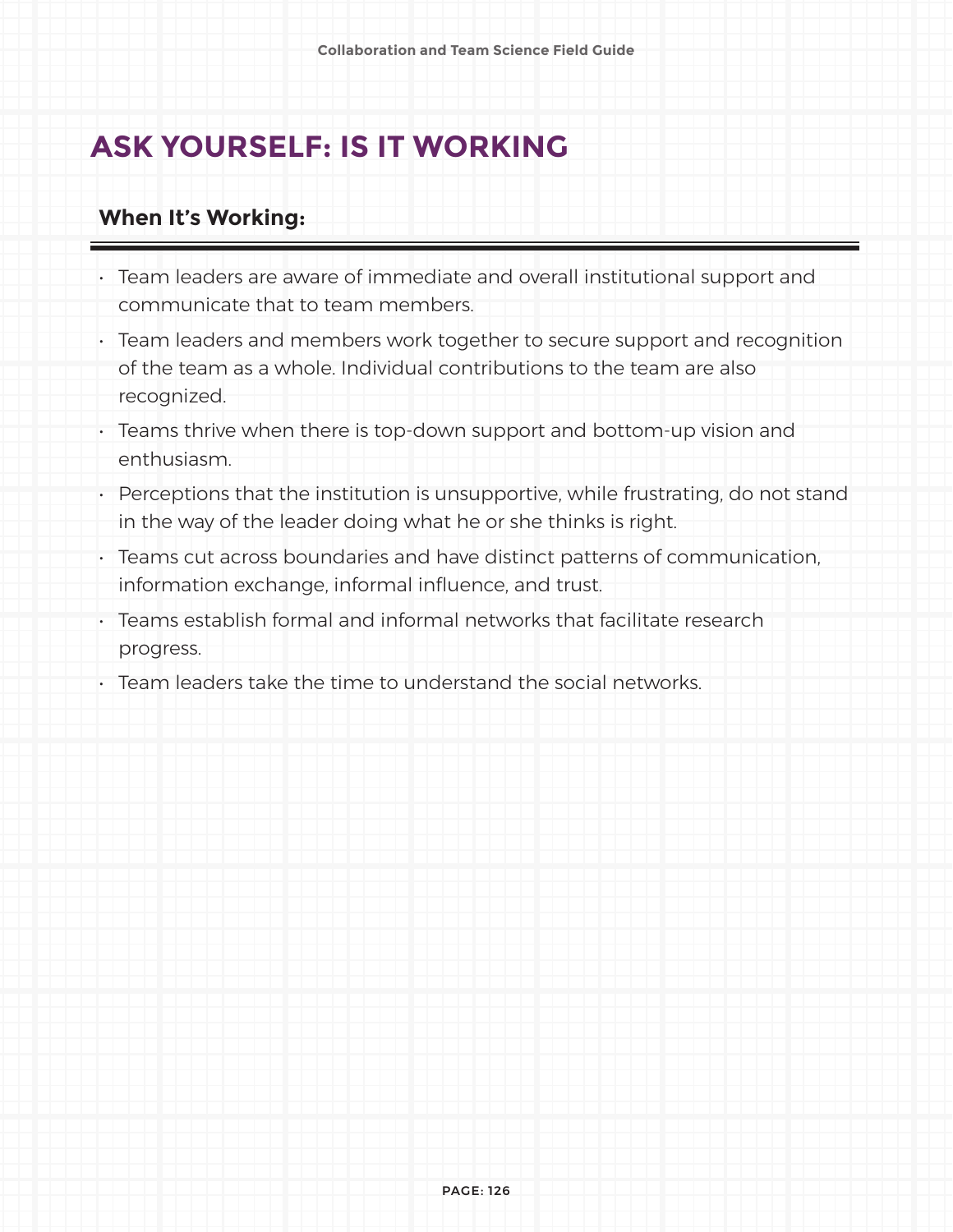# ASK YOURSELF: IS IT WORKING

### When It's Working:

- Team leaders are aware of immediate and overall institutional support and communicate that to team members.
- Team leaders and members work together to secure support and recognition of the team as a whole. Individual contributions to the team are also recognized.
- Teams thrive when there is top-down support and bottom-up vision and enthusiasm.
- Perceptions that the institution is unsupportive, while frustrating, do not stand in the way of the leader doing what he or she thinks is right.
- Teams cut across boundaries and have distinct patterns of communication, information exchange, informal influence, and trust.
- Teams establish formal and informal networks that facilitate research progress.
- Team leaders take the time to understand the social networks.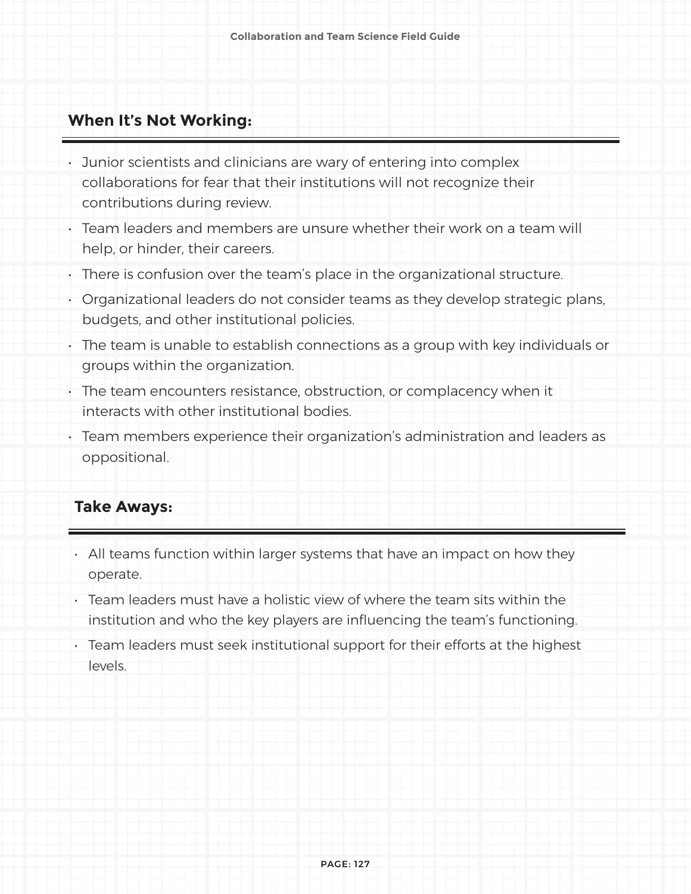## When It's Not Working:

- Junior scientists and clinicians are wary of entering into complex collaborations for fear that their institutions will not recognize their contributions during review.
- Team leaders and members are unsure whether their work on a team will help, or hinder, their careers.
- There is confusion over the team's place in the organizational structure.
- Organizational leaders do not consider teams as they develop strategic plans, budgets, and other institutional policies.
- The team is unable to establish connections as a group with key individuals or groups within the organization.
- The team encounters resistance, obstruction, or complacency when it interacts with other institutional bodies.
- Team members experience their organization's administration and leaders as oppositional.

## Take Aways:

- All teams function within larger systems that have an impact on how they operate.
- Team leaders must have a holistic view of where the team sits within the institution and who the key players are influencing the team's functioning.
- Team leaders must seek institutional support for their efforts at the highest levels.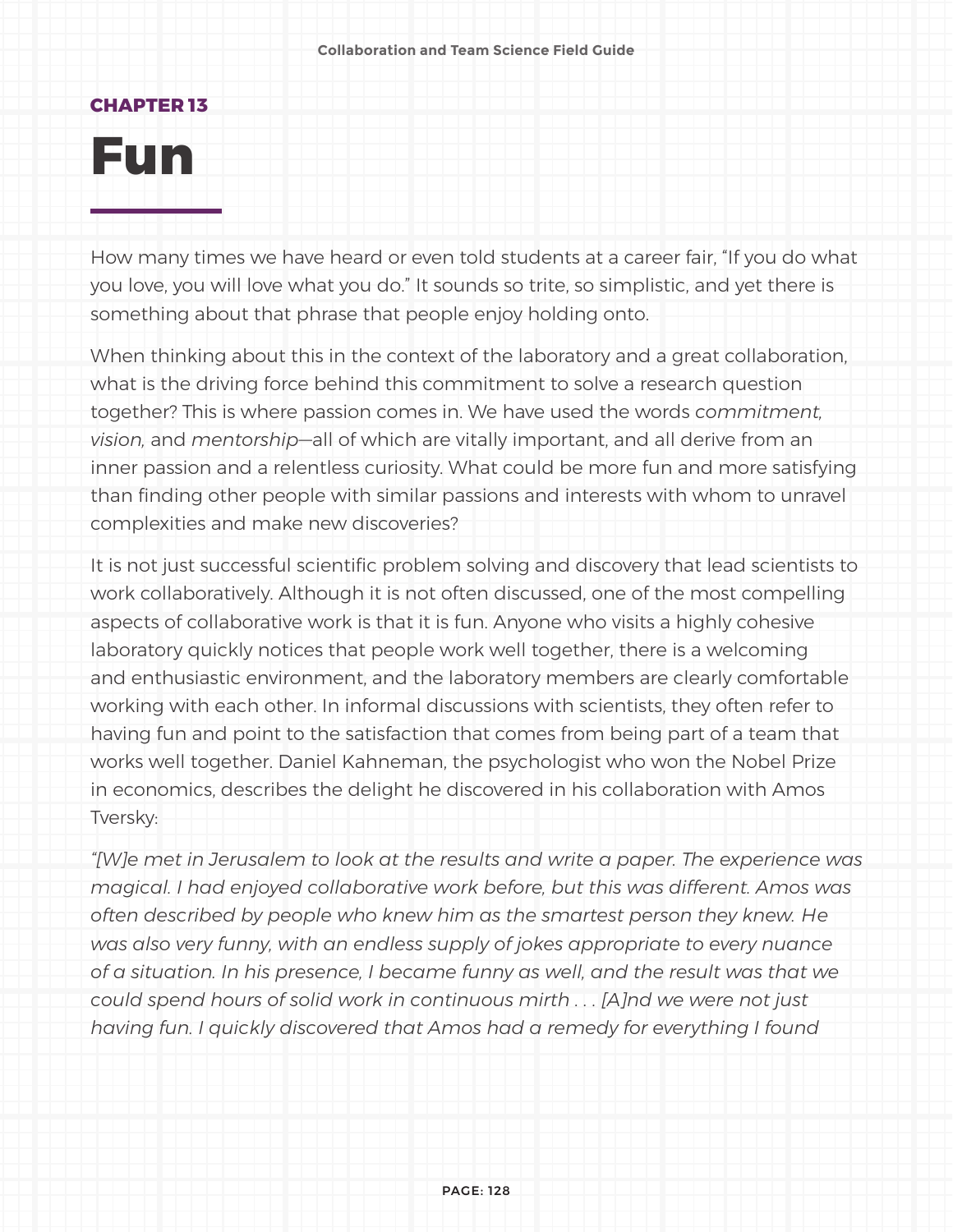CHAPTER 13

# Fun

How many times we have heard or even told students at a career fair, “If you do what you love, you will love what you do.” It sounds so trite, so simplistic, and yet there is something about that phrase that people enjoy holding onto.

When thinking about this in the context of the laboratory and a great collaboration, what is the driving force behind this commitment to solve a research question together? This is where passion comes in. We have used the words *commitment, vision,* and *mentorship*—all of which are vitally important, and all derive from an inner passion and a relentless curiosity. What could be more fun and more satisfying than finding other people with similar passions and interests with whom to unravel complexities and make new discoveries?

It is not just successful scientific problem solving and discovery that lead scientists to work collaboratively. Although it is not often discussed, one of the most compelling aspects of collaborative work is that it is fun. Anyone who visits a highly cohesive laboratory quickly notices that people work well together, there is a welcoming and enthusiastic environment, and the laboratory members are clearly comfortable working with each other. In informal discussions with scientists, they often refer to having fun and point to the satisfaction that comes from being part of a team that works well together. Daniel Kahneman, the psychologist who won the Nobel Prize in economics, describes the delight he discovered in his collaboration with Amos Tversky:

*“[W]e met in Jerusalem to look at the results and write a paper. The experience was magical. I had enjoyed collaborative work before, but this was different. Amos was often described by people who knew him as the smartest person they knew. He was also very funny, with an endless supply of jokes appropriate to every nuance of a situation. In his presence, I became funny as well, and the result was that we could spend hours of solid work in continuous mirth . . . [A]nd we were not just having fun. I quickly discovered that Amos had a remedy for everything I found*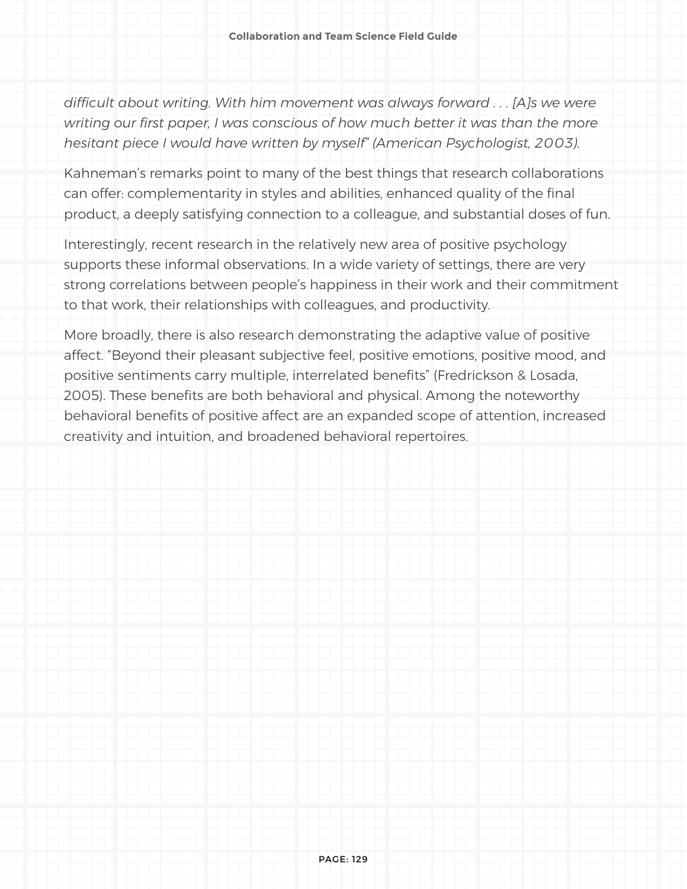*difficult about writing. With him movement was always forward . . . [A]s we were writing our first paper, I was conscious of how much better it was than the more hesitant piece I would have written by myself" (American Psychologist, 2003).*

Kahneman's remarks point to many of the best things that research collaborations can offer: complementarity in styles and abilities, enhanced quality of the final product, a deeply satisfying connection to a colleague, and substantial doses of fun.

Interestingly, recent research in the relatively new area of positive psychology supports these informal observations. In a wide variety of settings, there are very strong correlations between people's happiness in their work and their commitment to that work, their relationships with colleagues, and productivity.

More broadly, there is also research demonstrating the adaptive value of positive affect. "Beyond their pleasant subjective feel, positive emotions, positive mood, and positive sentiments carry multiple, interrelated benefits" (Fredrickson & Losada, 2005). These benefits are both behavioral and physical. Among the noteworthy behavioral benefits of positive affect are an expanded scope of attention, increased creativity and intuition, and broadened behavioral repertoires.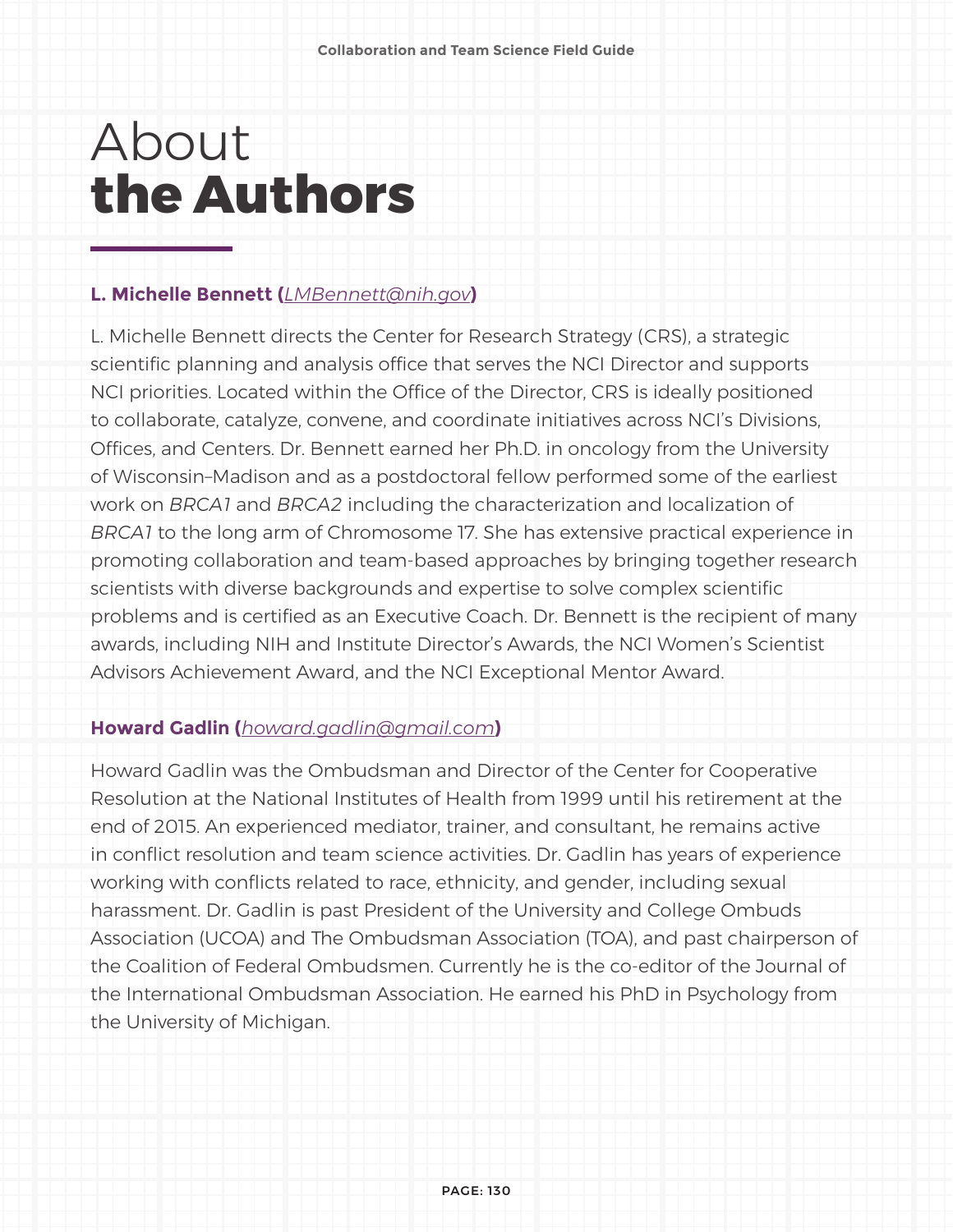# About **the Authors**

**L. Michelle Bennett (*LMBennett@nih.gov*)**

L. Michelle Bennett directs the Center for Research Strategy (CRS), a strategic scientific planning and analysis office that serves the NCI Director and supports NCI priorities. Located within the Office of the Director, CRS is ideally positioned to collaborate, catalyze, convene, and coordinate initiatives across NCI's Divisions, Offices, and Centers. Dr. Bennett earned her Ph.D. in oncology from the University of Wisconsin–Madison and as a postdoctoral fellow performed some of the earliest work on *BRCA1* and *BRCA2* including the characterization and localization of *BRCA1* to the long arm of Chromosome 17. She has extensive practical experience in promoting collaboration and team-based approaches by bringing together research scientists with diverse backgrounds and expertise to solve complex scientific problems and is certified as an Executive Coach. Dr. Bennett is the recipient of many awards, including NIH and Institute Director's Awards, the NCI Women's Scientist Advisors Achievement Award, and the NCI Exceptional Mentor Award.

**Howard Gadlin (*howard.gadlin@gmail.com*)**

Howard Gadlin was the Ombudsman and Director of the Center for Cooperative Resolution at the National Institutes of Health from 1999 until his retirement at the end of 2015. An experienced mediator, trainer, and consultant, he remains active in conflict resolution and team science activities. Dr. Gadlin has years of experience working with conflicts related to race, ethnicity, and gender, including sexual harassment. Dr. Gadlin is past President of the University and College Ombuds Association (UCOA) and The Ombudsman Association (TOA), and past chairperson of the Coalition of Federal Ombudsmen. Currently he is the co-editor of the Journal of the International Ombudsman Association. He earned his PhD in Psychology from the University of Michigan.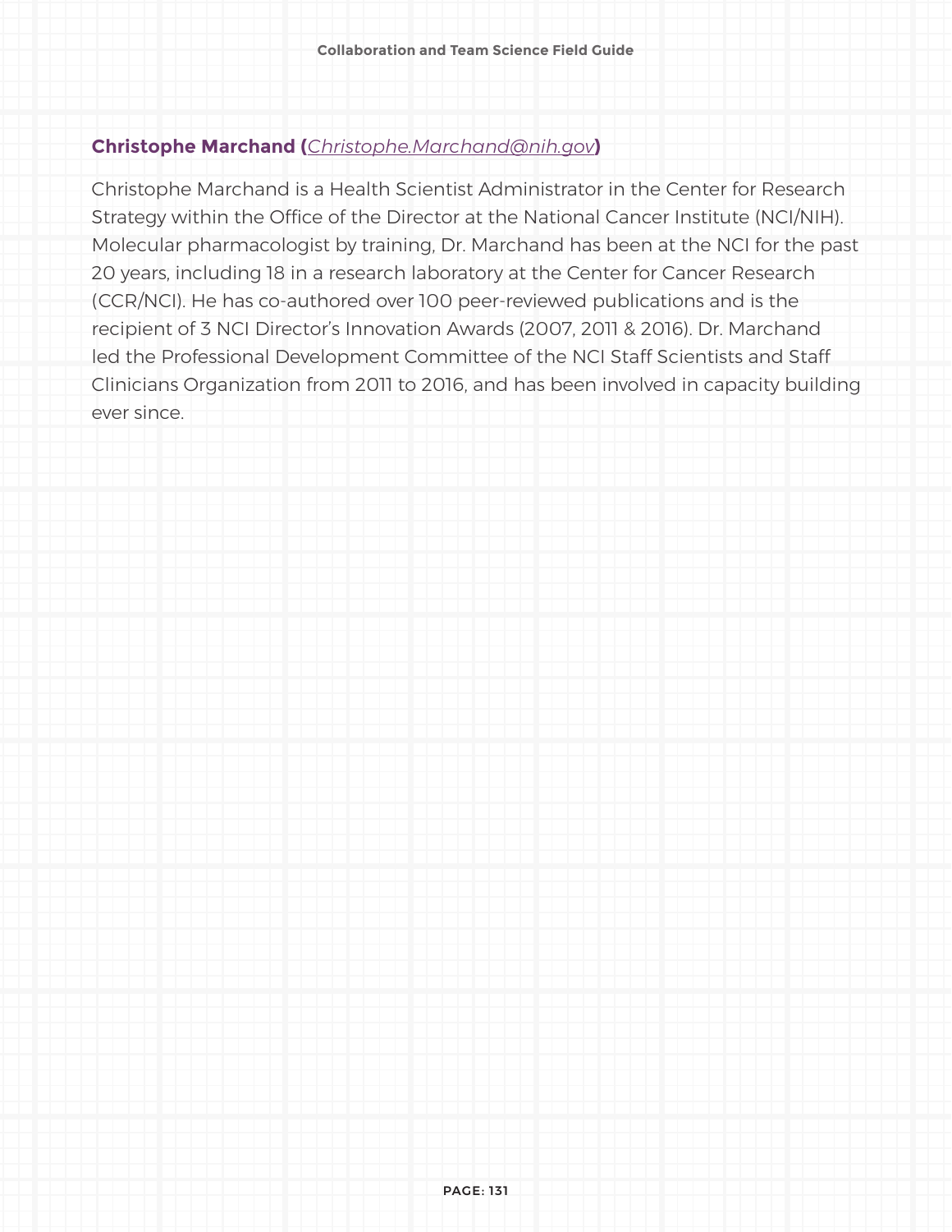**Christophe Marchand (*Christophe.Marchand@nih.gov*)**

Christophe Marchand is a Health Scientist Administrator in the Center for Research Strategy within the Office of the Director at the National Cancer Institute (NCI/NIH). Molecular pharmacologist by training, Dr. Marchand has been at the NCI for the past 20 years, including 18 in a research laboratory at the Center for Cancer Research (CCR/NCI). He has co-authored over 100 peer-reviewed publications and is the recipient of 3 NCI Director's Innovation Awards (2007, 2011 & 2016). Dr. Marchand led the Professional Development Committee of the NCI Staff Scientists and Staff Clinicians Organization from 2011 to 2016, and has been involved in capacity building ever since.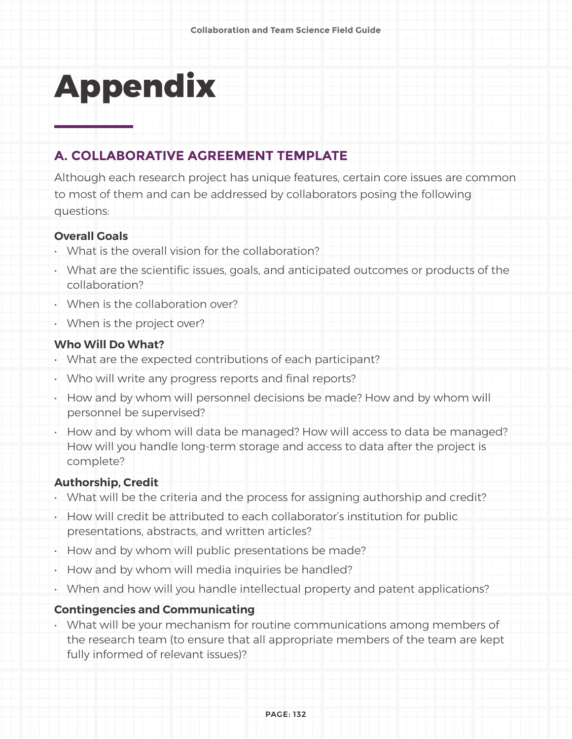# Appendix

## A. COLLABORATIVE AGREEMENT TEMPLATE

Although each research project has unique features, certain core issues are common to most of them and can be addressed by collaborators posing the following questions:

**Overall Goals**

- What is the overall vision for the collaboration?
- What are the scientific issues, goals, and anticipated outcomes or products of the collaboration?
- When is the collaboration over?
- When is the project over?

**Who Will Do What?**

- What are the expected contributions of each participant?
- Who will write any progress reports and final reports?
- How and by whom will personnel decisions be made? How and by whom will personnel be supervised?
- How and by whom will data be managed? How will access to data be managed? How will you handle long-term storage and access to data after the project is complete?

**Authorship, Credit**

- What will be the criteria and the process for assigning authorship and credit?
- How will credit be attributed to each collaborator's institution for public presentations, abstracts, and written articles?
- How and by whom will public presentations be made?
- How and by whom will media inquiries be handled?
- When and how will you handle intellectual property and patent applications?

**Contingencies and Communicating**

- What will be your mechanism for routine communications among members of the research team (to ensure that all appropriate members of the team are kept fully informed of relevant issues)?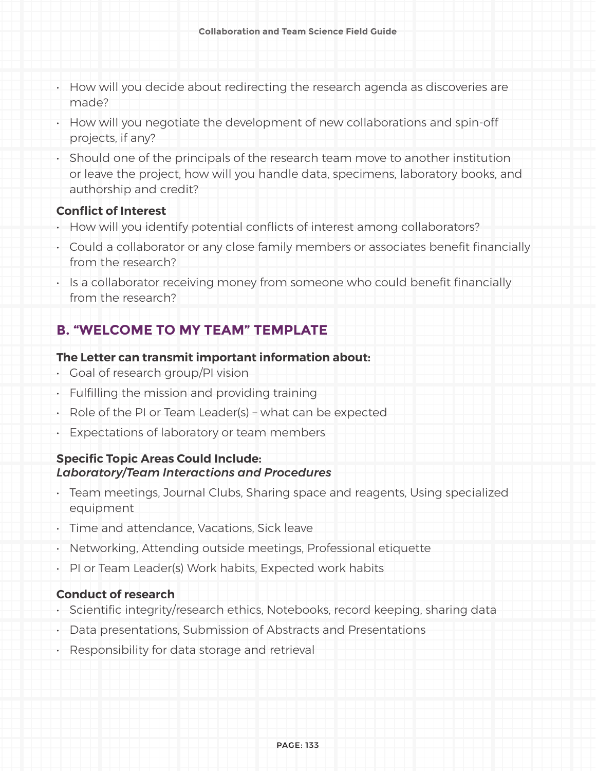- How will you decide about redirecting the research agenda as discoveries are made?
- How will you negotiate the development of new collaborations and spin-off projects, if any?
- Should one of the principals of the research team move to another institution or leave the project, how will you handle data, specimens, laboratory books, and authorship and credit?

**Conflict of Interest**

- How will you identify potential conflicts of interest among collaborators?
- Could a collaborator or any close family members or associates benefit financially from the research?
- Is a collaborator receiving money from someone who could benefit financially from the research?

## B. "WELCOME TO MY TEAM" TEMPLATE

**The Letter can transmit important information about:**

- Goal of research group/PI vision
- Fulfilling the mission and providing training
- Role of the PI or Team Leader(s) – what can be expected
- Expectations of laboratory or team members

**Specific Topic Areas Could Include:**
***Laboratory/Team Interactions and Procedures***

- Team meetings, Journal Clubs, Sharing space and reagents, Using specialized equipment
- Time and attendance, Vacations, Sick leave
- Networking, Attending outside meetings, Professional etiquette
- PI or Team Leader(s) Work habits, Expected work habits

**Conduct of research**

- Scientific integrity/research ethics, Notebooks, record keeping, sharing data
- Data presentations, Submission of Abstracts and Presentations
- Responsibility for data storage and retrieval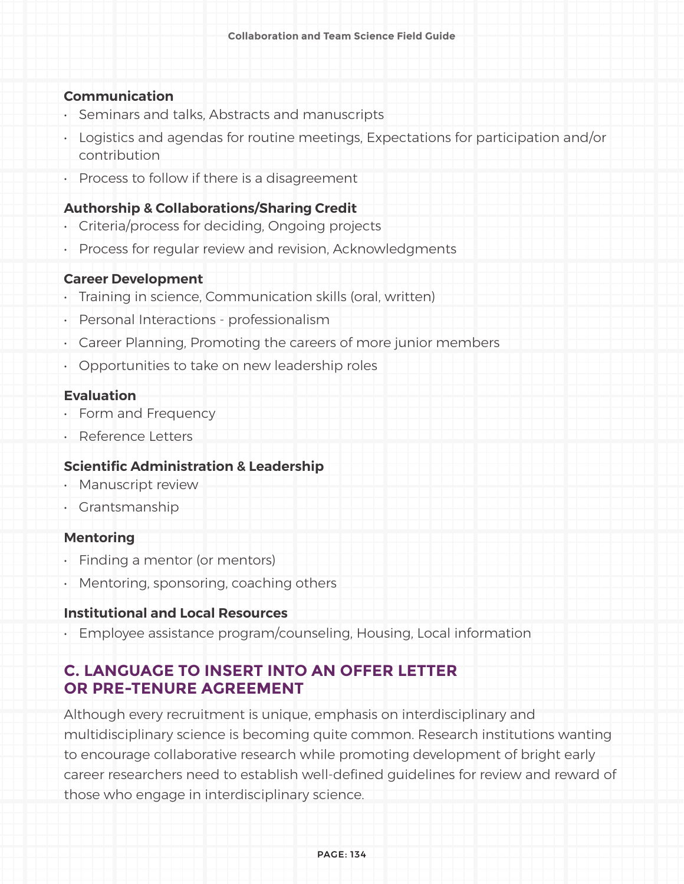**Communication**

- Seminars and talks, Abstracts and manuscripts
- Logistics and agendas for routine meetings, Expectations for participation and/or contribution
- Process to follow if there is a disagreement

**Authorship & Collaborations/Sharing Credit**

- Criteria/process for deciding, Ongoing projects
- Process for regular review and revision, Acknowledgments

**Career Development**

- Training in science, Communication skills (oral, written)
- Personal Interactions - professionalism
- Career Planning, Promoting the careers of more junior members
- Opportunities to take on new leadership roles

**Evaluation**

- Form and Frequency
- Reference Letters

**Scientific Administration & Leadership**

- Manuscript review
- Grantsmanship

**Mentoring**

- Finding a mentor (or mentors)
- Mentoring, sponsoring, coaching others

**Institutional and Local Resources**

- Employee assistance program/counseling, Housing, Local information

## C. LANGUAGE TO INSERT INTO AN OFFER LETTER OR PRE-TENURE AGREEMENT

Although every recruitment is unique, emphasis on interdisciplinary and multidisciplinary science is becoming quite common. Research institutions wanting to encourage collaborative research while promoting development of bright early career researchers need to establish well-defined guidelines for review and reward of those who engage in interdisciplinary science.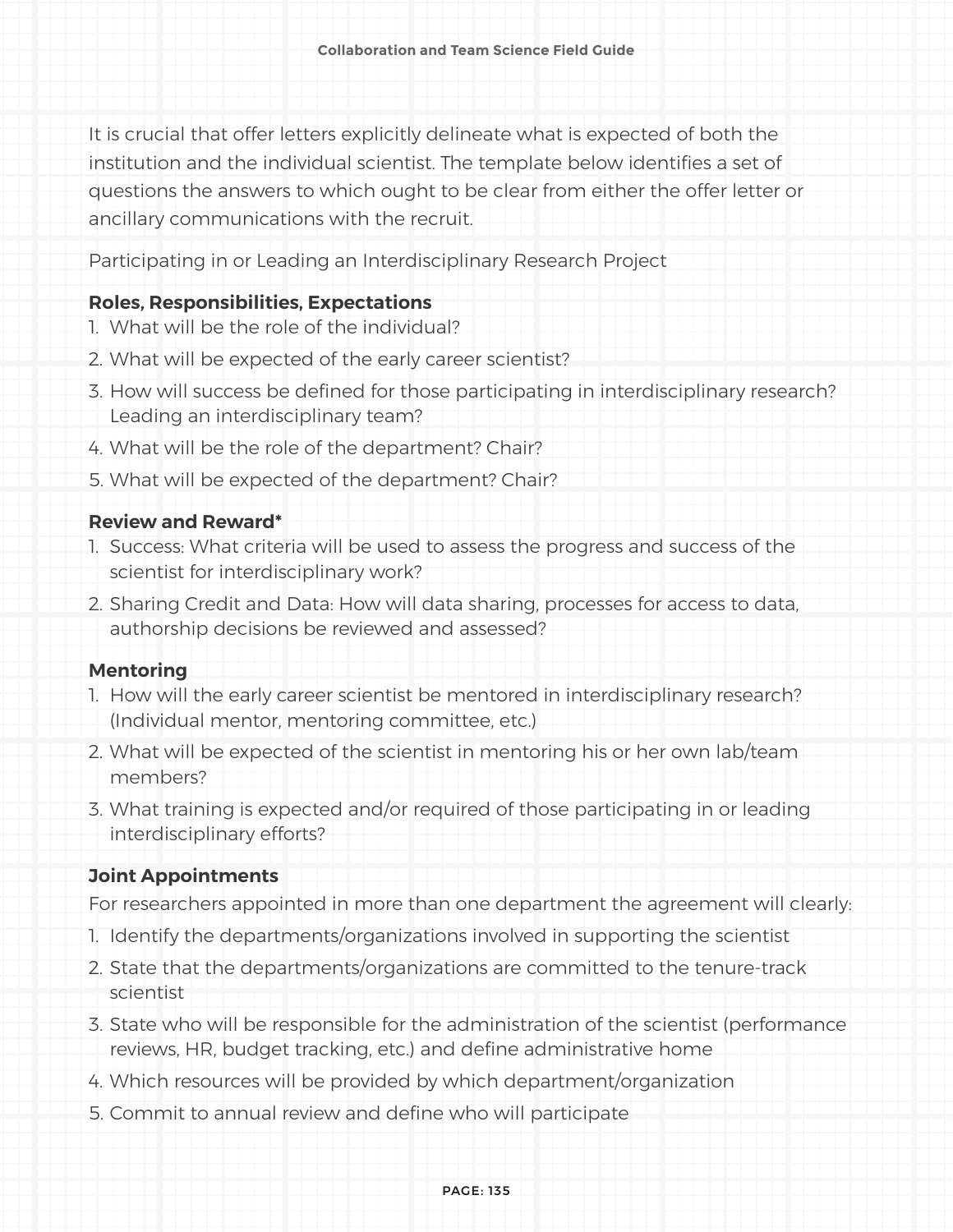It is crucial that offer letters explicitly delineate what is expected of both the institution and the individual scientist. The template below identifies a set of questions the answers to which ought to be clear from either the offer letter or ancillary communications with the recruit.

Participating in or Leading an Interdisciplinary Research Project

**Roles, Responsibilities, Expectations**

1. What will be the role of the individual?
2. What will be expected of the early career scientist?
3. How will success be defined for those participating in interdisciplinary research? Leading an interdisciplinary team?
4. What will be the role of the department? Chair?
5. What will be expected of the department? Chair?

**Review and Reward***

1. Success: What criteria will be used to assess the progress and success of the scientist for interdisciplinary work?
2. Sharing Credit and Data: How will data sharing, processes for access to data, authorship decisions be reviewed and assessed?

**Mentoring**

1. How will the early career scientist be mentored in interdisciplinary research? (Individual mentor, mentoring committee, etc.)
2. What will be expected of the scientist in mentoring his or her own lab/team members?
3. What training is expected and/or required of those participating in or leading interdisciplinary efforts?

**Joint Appointments**

For researchers appointed in more than one department the agreement will clearly:

1. Identify the departments/organizations involved in supporting the scientist
2. State that the departments/organizations are committed to the tenure-track scientist
3. State who will be responsible for the administration of the scientist (performance reviews, HR, budget tracking, etc.) and define administrative home
4. Which resources will be provided by which department/organization
5. Commit to annual review and define who will participate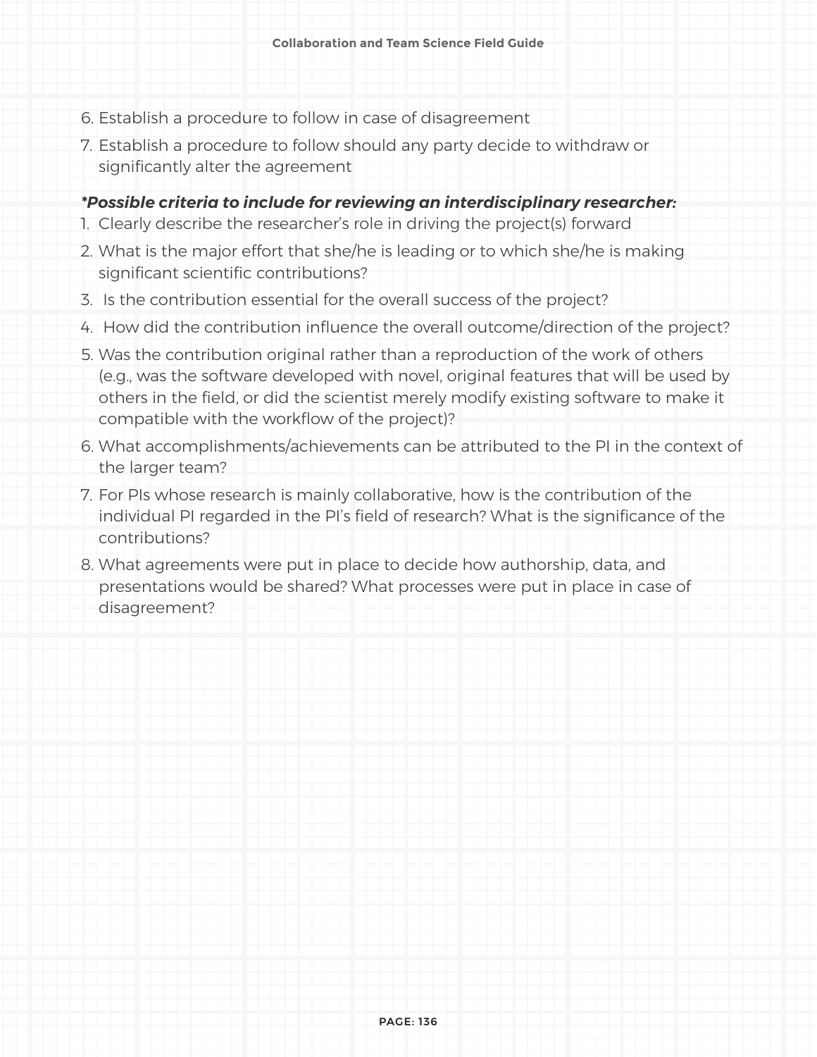6. Establish a procedure to follow in case of disagreement
7. Establish a procedure to follow should any party decide to withdraw or significantly alter the agreement

***Possible criteria to include for reviewing an interdisciplinary researcher:**

1. Clearly describe the researcher's role in driving the project(s) forward
2. What is the major effort that she/he is leading or to which she/he is making significant scientific contributions?
3. Is the contribution essential for the overall success of the project?
4. How did the contribution influence the overall outcome/direction of the project?
5. Was the contribution original rather than a reproduction of the work of others (e.g., was the software developed with novel, original features that will be used by others in the field, or did the scientist merely modify existing software to make it compatible with the workflow of the project)?
6. What accomplishments/achievements can be attributed to the PI in the context of the larger team?
7. For PIs whose research is mainly collaborative, how is the contribution of the individual PI regarded in the PI's field of research? What is the significance of the contributions?
8. What agreements were put in place to decide how authorship, data, and presentations would be shared? What processes were put in place in case of disagreement?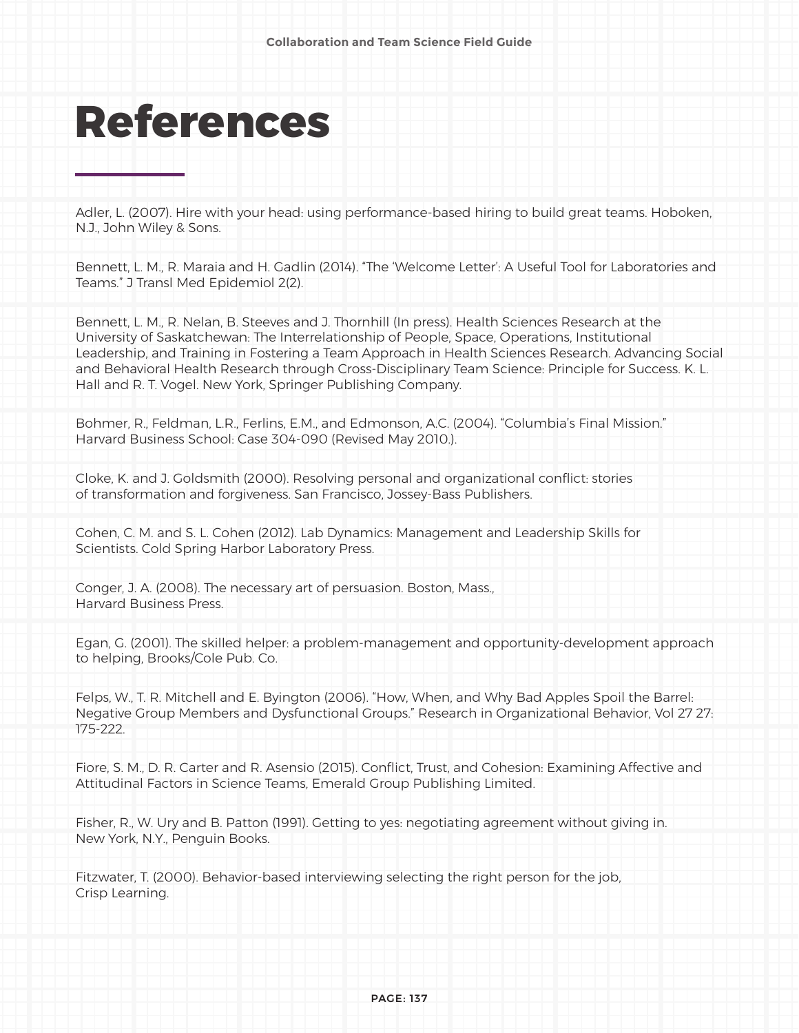# References

Adler, L. (2007). Hire with your head: using performance-based hiring to build great teams. Hoboken, N.J., John Wiley & Sons.

Bennett, L. M., R. Maraia and H. Gadlin (2014). "The 'Welcome Letter': A Useful Tool for Laboratories and Teams." J Transl Med Epidemiol 2(2).

Bennett, L. M., R. Nelan, B. Steeves and J. Thornhill (In press). Health Sciences Research at the University of Saskatchewan: The Interrelationship of People, Space, Operations, Institutional Leadership, and Training in Fostering a Team Approach in Health Sciences Research. Advancing Social and Behavioral Health Research through Cross-Disciplinary Team Science: Principle for Success. K. L. Hall and R. T. Vogel. New York, Springer Publishing Company.

Bohmer, R., Feldman, L.R., Ferlins, E.M., and Edmonson, A.C. (2004). "Columbia's Final Mission." Harvard Business School: Case 304-090 (Revised May 2010.).

Cloke, K. and J. Goldsmith (2000). Resolving personal and organizational conflict: stories of transformation and forgiveness. San Francisco, Jossey-Bass Publishers.

Cohen, C. M. and S. L. Cohen (2012). Lab Dynamics: Management and Leadership Skills for Scientists. Cold Spring Harbor Laboratory Press.

Conger, J. A. (2008). The necessary art of persuasion. Boston, Mass., Harvard Business Press.

Egan, G. (2001). The skilled helper: a problem-management and opportunity-development approach to helping, Brooks/Cole Pub. Co.

Felps, W., T. R. Mitchell and E. Byington (2006). "How, When, and Why Bad Apples Spoil the Barrel: Negative Group Members and Dysfunctional Groups." Research in Organizational Behavior, Vol 27 27: 175-222.

Fiore, S. M., D. R. Carter and R. Asensio (2015). Conflict, Trust, and Cohesion: Examining Affective and Attitudinal Factors in Science Teams, Emerald Group Publishing Limited.

Fisher, R., W. Ury and B. Patton (1991). Getting to yes: negotiating agreement without giving in. New York, N.Y., Penguin Books.

Fitzwater, T. (2000). Behavior-based interviewing selecting the right person for the job, Crisp Learning.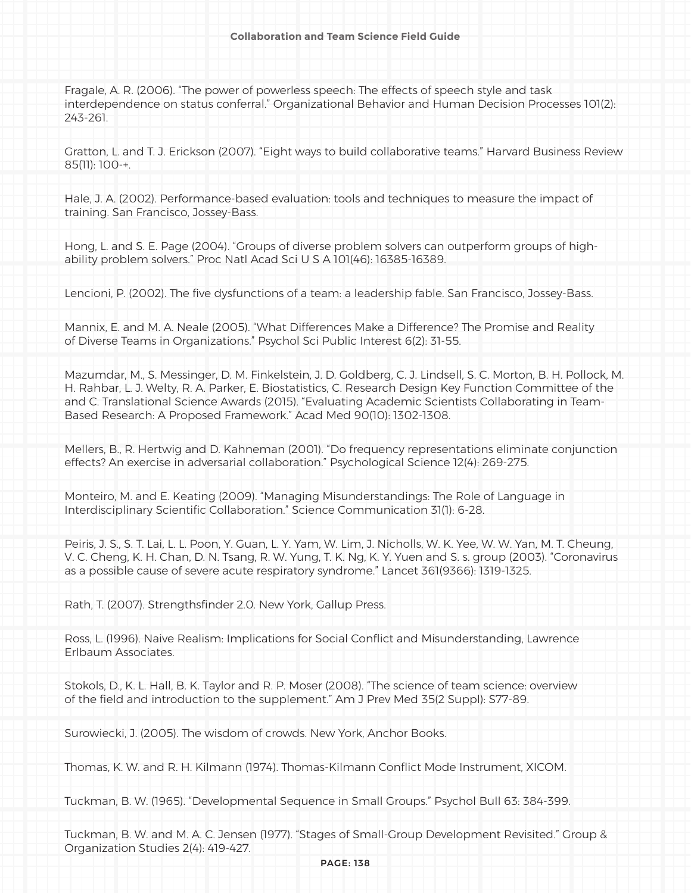Fragale, A. R. (2006). “The power of powerless speech: The effects of speech style and task interdependence on status conferral.” Organizational Behavior and Human Decision Processes 101(2): 243-261.

Gratton, L. and T. J. Erickson (2007). “Eight ways to build collaborative teams.” Harvard Business Review 85(11): 100-+.

Hale, J. A. (2002). Performance-based evaluation: tools and techniques to measure the impact of training. San Francisco, Jossey-Bass.

Hong, L. and S. E. Page (2004). “Groups of diverse problem solvers can outperform groups of high-ability problem solvers.” Proc Natl Acad Sci U S A 101(46): 16385-16389.

Lencioni, P. (2002). The five dysfunctions of a team: a leadership fable. San Francisco, Jossey-Bass.

Mannix, E. and M. A. Neale (2005). “What Differences Make a Difference? The Promise and Reality of Diverse Teams in Organizations.” Psychol Sci Public Interest 6(2): 31-55.

Mazumdar, M., S. Messinger, D. M. Finkelstein, J. D. Goldberg, C. J. Lindsell, S. C. Morton, B. H. Pollock, M. H. Rahbar, L. J. Welty, R. A. Parker, E. Biostatistics, C. Research Design Key Function Committee of the and C. Translational Science Awards (2015). “Evaluating Academic Scientists Collaborating in Team-Based Research: A Proposed Framework.” Acad Med 90(10): 1302-1308.

Mellers, B., R. Hertwig and D. Kahneman (2001). “Do frequency representations eliminate conjunction effects? An exercise in adversarial collaboration.” Psychological Science 12(4): 269-275.

Monteiro, M. and E. Keating (2009). “Managing Misunderstandings: The Role of Language in Interdisciplinary Scientific Collaboration.” Science Communication 31(1): 6-28.

Peiris, J. S., S. T. Lai, L. L. Poon, Y. Guan, L. Y. Yam, W. Lim, J. Nicholls, W. K. Yee, W. W. Yan, M. T. Cheung, V. C. Cheng, K. H. Chan, D. N. Tsang, R. W. Yung, T. K. Ng, K. Y. Yuen and S. s. group (2003). “Coronavirus as a possible cause of severe acute respiratory syndrome.” Lancet 361(9366): 1319-1325.

Rath, T. (2007). Strengthsfinder 2.0. New York, Gallup Press.

Ross, L. (1996). Naive Realism: Implications for Social Conflict and Misunderstanding, Lawrence Erlbaum Associates.

Stokols, D., K. L. Hall, B. K. Taylor and R. P. Moser (2008). “The science of team science: overview of the field and introduction to the supplement.” Am J Prev Med 35(2 Suppl): S77-89.

Surowiecki, J. (2005). The wisdom of crowds. New York, Anchor Books.

Thomas, K. W. and R. H. Kilmann (1974). Thomas-Kilmann Conflict Mode Instrument, XICOM.

Tuckman, B. W. (1965). “Developmental Sequence in Small Groups.” Psychol Bull 63: 384-399.

Tuckman, B. W. and M. A. C. Jensen (1977). “Stages of Small-Group Development Revisited.” Group & Organization Studies 2(4): 419-427.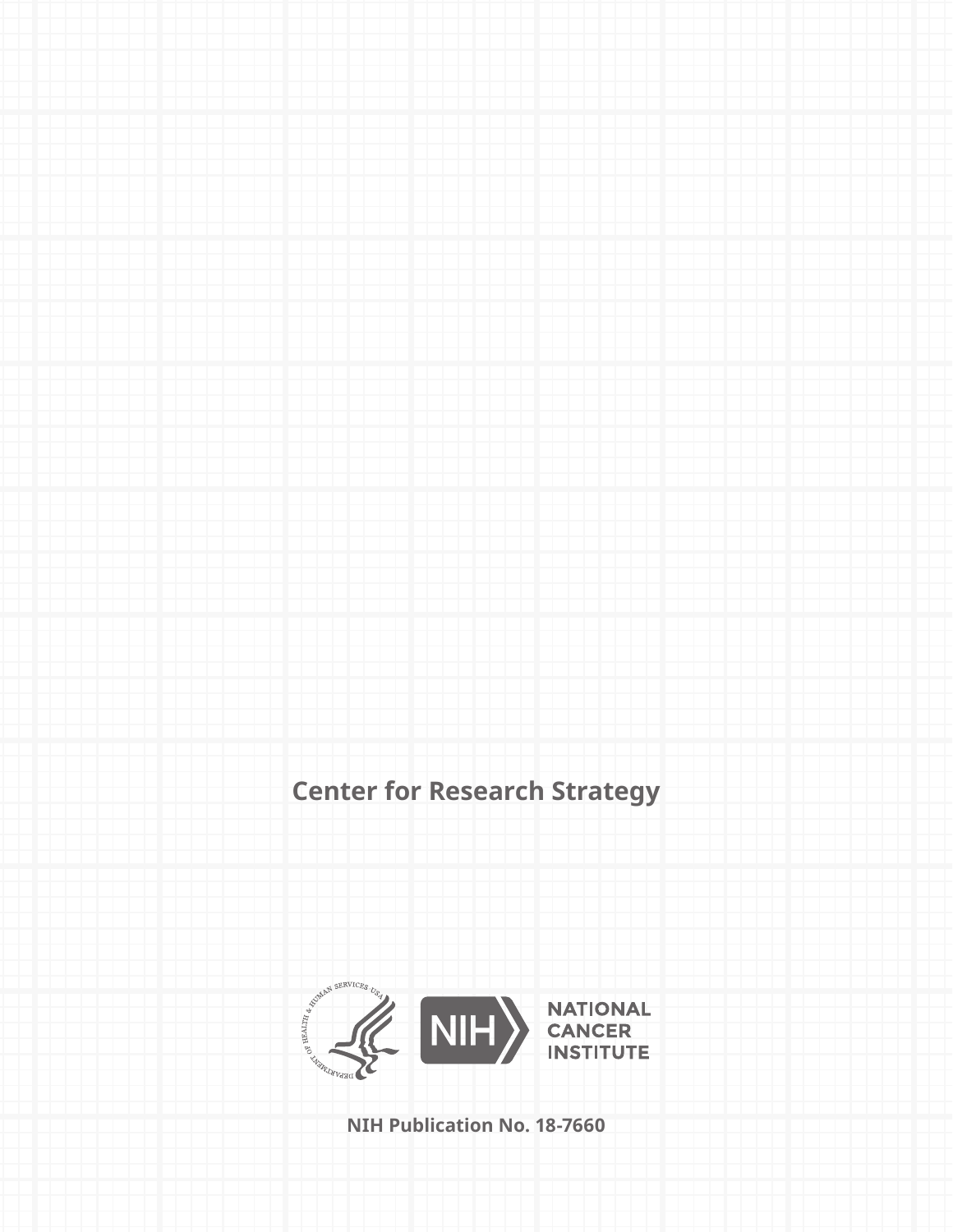**Center for Research Strategy**

NATIONAL CANCER INSTITUTE

**NIH Publication No. 18-7660**